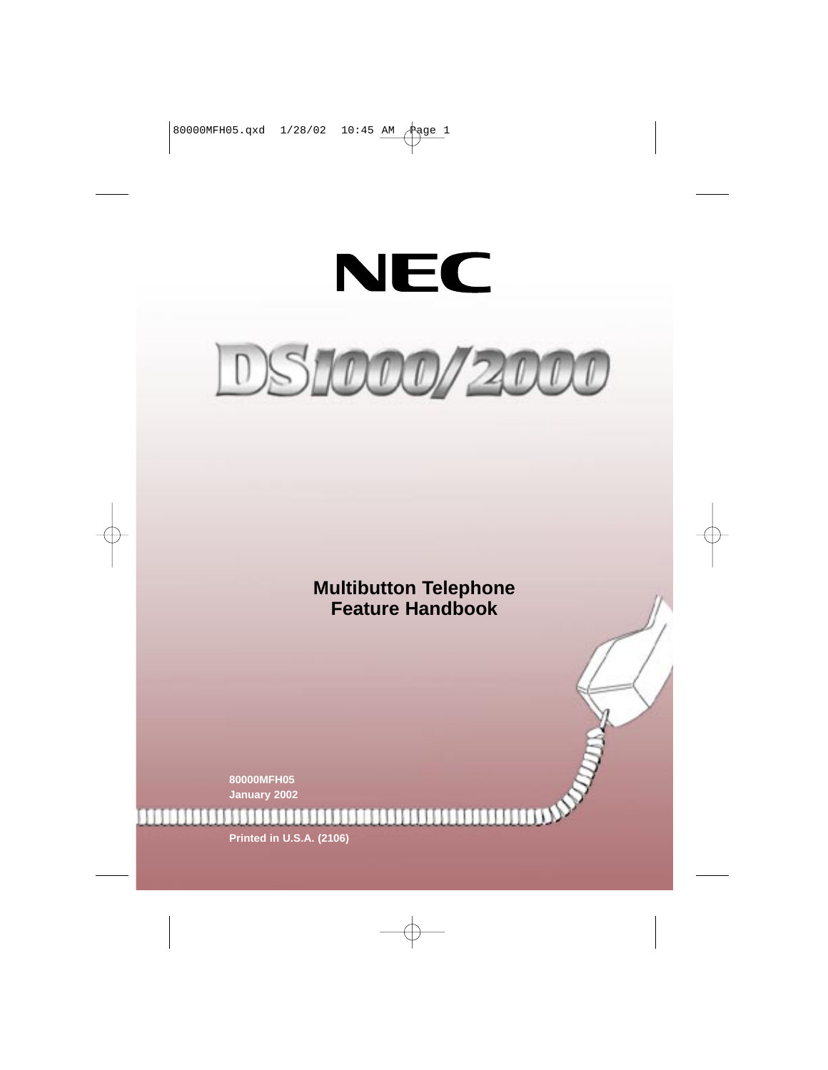# NEC

# DS1000/2000

## Multibutton Telephone Feature Handbook

80000MFH05
January 2002

Printed in U.S.A. (2106)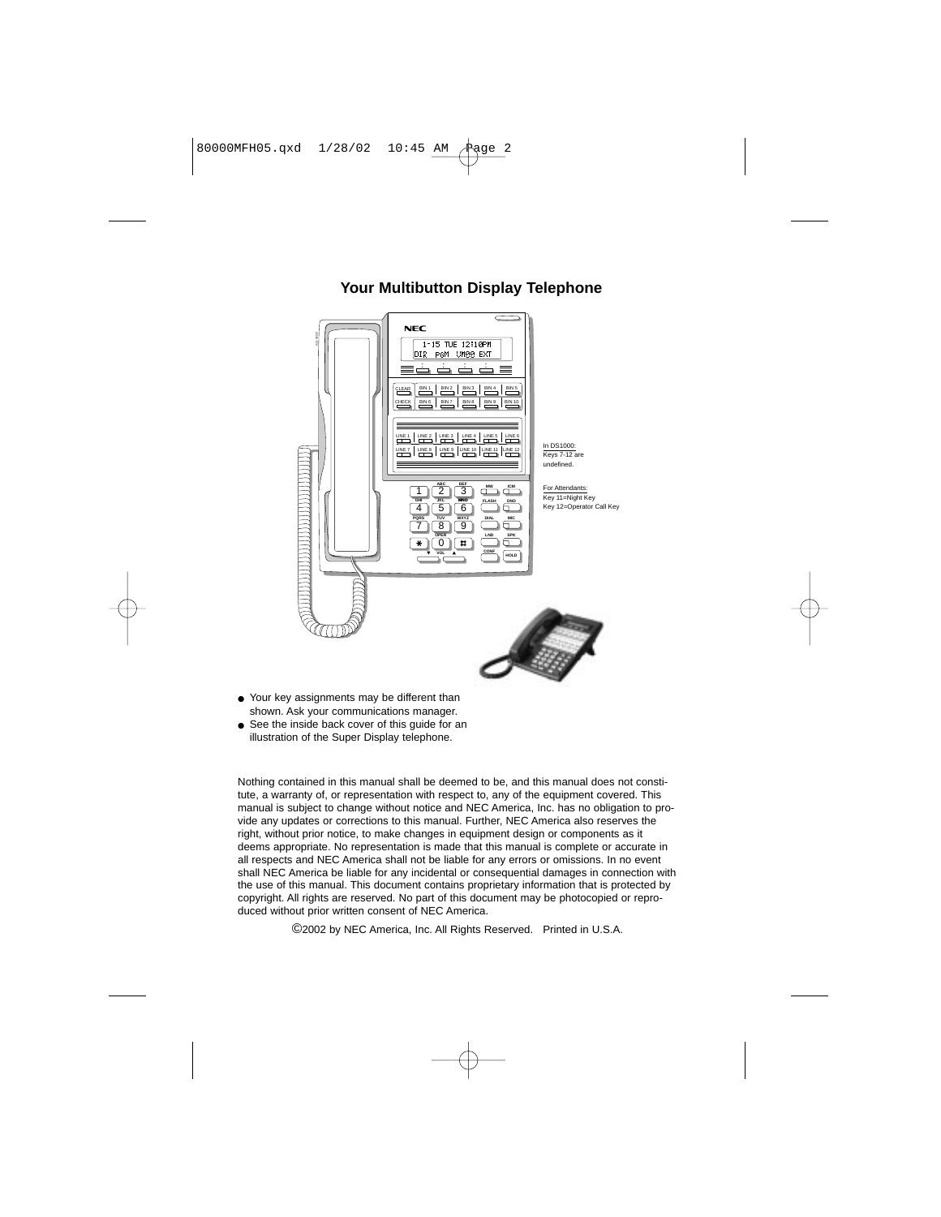# Your Multibutton Display Telephone

In DS1000:
Keys 7-12 are undefined.

For Attendants:
Key 11=Night Key
Key 12=Operator Call Key

- Your key assignments may be different than shown. Ask your communications manager.
- See the inside back cover of this guide for an illustration of the Super Display telephone.

Nothing contained in this manual shall be deemed to be, and this manual does not constitute, a warranty of, or representation with respect to, any of the equipment covered. This manual is subject to change without notice and NEC America, Inc. has no obligation to provide any updates or corrections to this manual. Further, NEC America also reserves the right, without prior notice, to make changes in equipment design or components as it deems appropriate. No representation is made that this manual is complete or accurate in all respects and NEC America shall not be liable for any errors or omissions. In no event shall NEC America be liable for any incidental or consequential damages in connection with the use of this manual. This document contains proprietary information that is protected by copyright. All rights are reserved. No part of this document may be photocopied or reproduced without prior written consent of NEC America.

©2002 by NEC America, Inc. All Rights Reserved. Printed in U.S.A.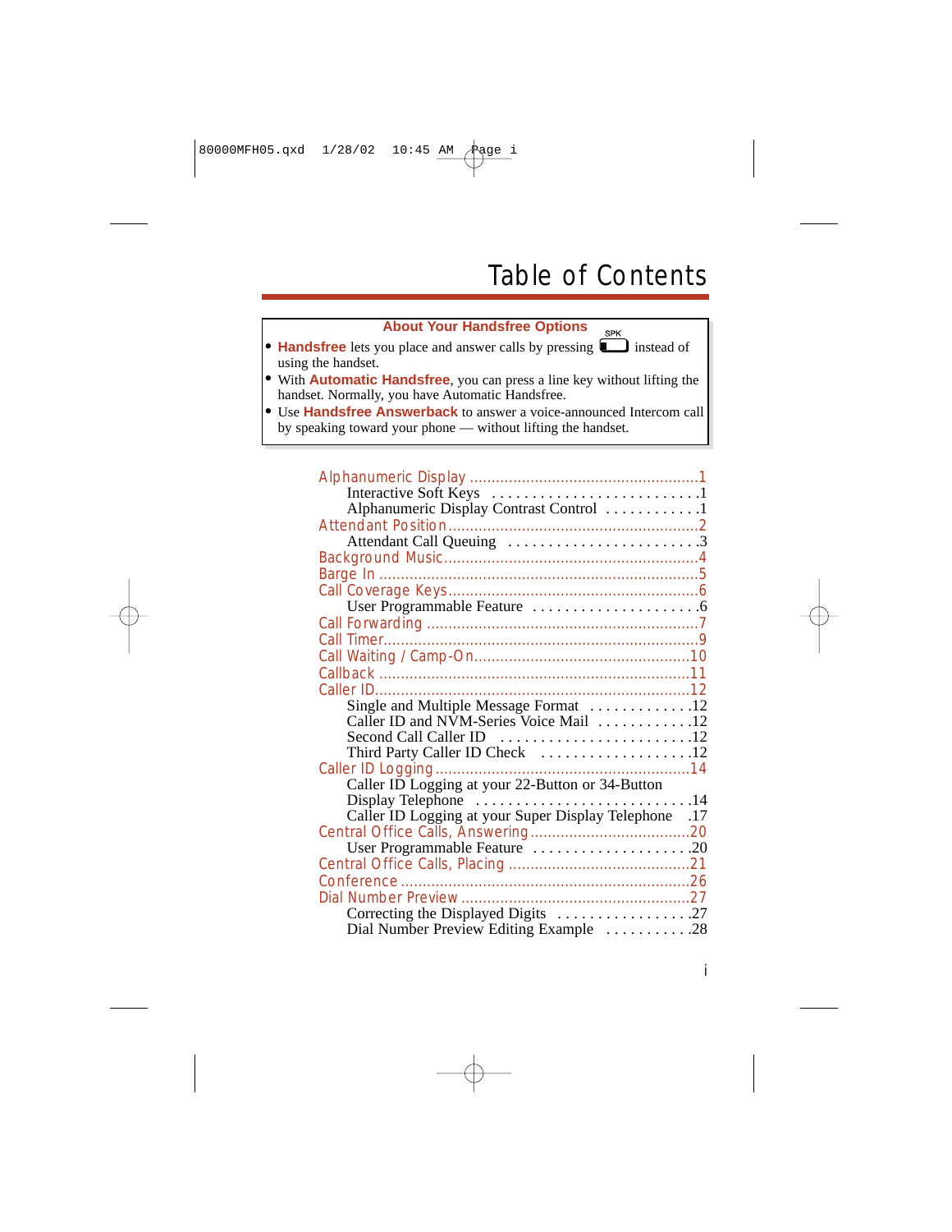# Table of Contents

**About Your Handsfree Options**

- **Handsfree** lets you place and answer calls by pressing SPK instead of using the handset.
- With **Automatic Handsfree**, you can press a line key without lifting the handset. Normally, you have Automatic Handsfree.
- Use **Handsfree Answerback** to answer a voice-announced Intercom call by speaking toward your phone — without lifting the handset.

Alphanumeric Display ....................................................1
- Interactive Soft Keys ..........................1
- Alphanumeric Display Contrast Control ............1

Attendant Position....................................................2
- Attendant Call Queuing ........................3

Background Music....................................................4

Barge In ....................................................5

Call Coverage Keys....................................................6
- User Programmable Feature ....................6

Call Forwarding ....................................................7

Call Timer....................................................9

Call Waiting / Camp-On....................................................10

Callback ....................................................11

Caller ID....................................................12
- Single and Multiple Message Format .............12
- Caller ID and NVM-Series Voice Mail ............12
- Second Call Caller ID ........................12
- Third Party Caller ID Check ...................12

Caller ID Logging....................................................14
- Caller ID Logging at your 22-Button or 34-Button Display Telephone ..........................14
- Caller ID Logging at your Super Display Telephone .17

Central Office Calls, Answering....................................................20
- User Programmable Feature ...................20

Central Office Calls, Placing ....................................................21

Conference ....................................................26

Dial Number Preview ....................................................27
- Correcting the Displayed Digits .................27
- Dial Number Preview Editing Example ...........28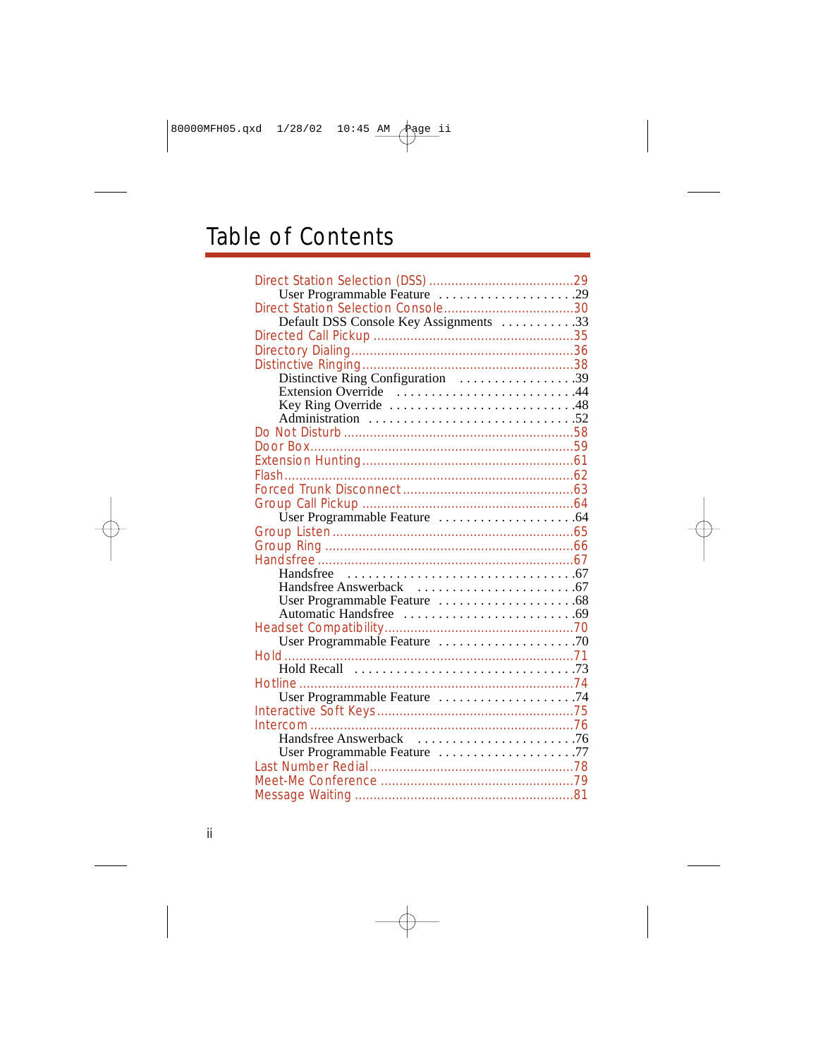# Table of Contents

- Direct Station Selection (DSS) .......................................29
    - User Programmable Feature . . . . . . . . . . . . . . . . . . . .29
- Direct Station Selection Console..................................30
    - Default DSS Console Key Assignments . . . . . . . . . . .33
- Directed Call Pickup ......................................................35
- Directory Dialing............................................................36
- Distinctive Ringing.........................................................38
    - Distinctive Ring Configuration . . . . . . . . . . . . . . . . .39
    - Extension Override . . . . . . . . . . . . . . . . . . . . . . . . . .44
    - Key Ring Override . . . . . . . . . . . . . . . . . . . . . . . . . .48
    - Administration . . . . . . . . . . . . . . . . . . . . . . . . . . . . .52
- Do Not Disturb ..............................................................58
- Door Box.......................................................................59
- Extension Hunting.........................................................61
- Flash.............................................................................62
- Forced Trunk Disconnect..............................................63
- Group Call Pickup .........................................................64
    - User Programmable Feature . . . . . . . . . . . . . . . . . . . .64
- Group Listen.................................................................65
- Group Ring ...................................................................66
- Handsfree .....................................................................67
    - Handsfree . . . . . . . . . . . . . . . . . . . . . . . . . . . . . . . .67
    - Handsfree Answerback . . . . . . . . . . . . . . . . . . . . . . .67
    - User Programmable Feature . . . . . . . . . . . . . . . . . . . .68
    - Automatic Handsfree . . . . . . . . . . . . . . . . . . . . . . . . .69
- Headset Compatibility...................................................70
    - User Programmable Feature . . . . . . . . . . . . . . . . . . . .70
- Hold .............................................................................71
    - Hold Recall . . . . . . . . . . . . . . . . . . . . . . . . . . . . . . .73
- Hotline .........................................................................74
    - User Programmable Feature . . . . . . . . . . . . . . . . . . . .74
- Interactive Soft Keys.....................................................75
- Intercom .......................................................................76
    - Handsfree Answerback . . . . . . . . . . . . . . . . . . . . . . .76
    - User Programmable Feature . . . . . . . . . . . . . . . . . . . .77
- Last Number Redial.......................................................78
- Meet-Me Conference ....................................................79
- Message Waiting ...........................................................81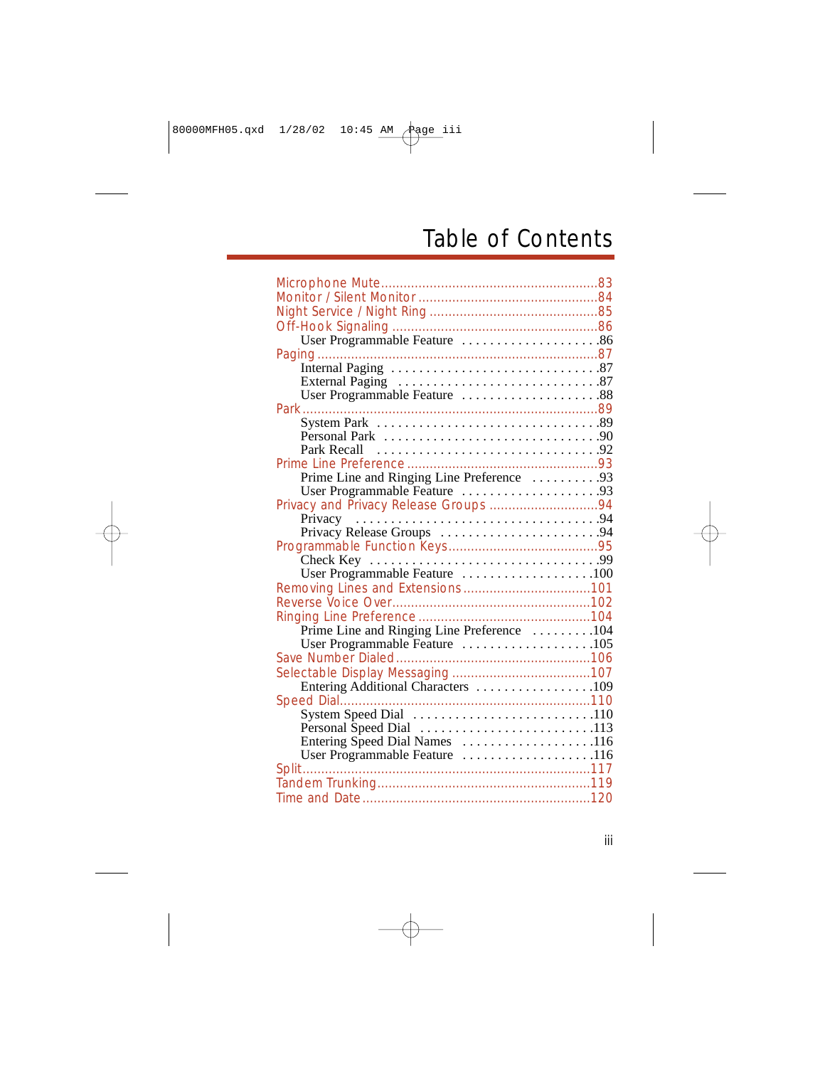# Table of Contents

Microphone Mute ..........83
Monitor / Silent Monitor ..........84
Night Service / Night Ring ..........85
Off-Hook Signaling ..........86
- User Programmable Feature . . . . . . . . . .86

Paging ..........87
- Internal Paging . . . . . . . . . .87
- External Paging . . . . . . . . . .87
- User Programmable Feature . . . . . . . . . .88

Park ..........89
- System Park . . . . . . . . . .89
- Personal Park . . . . . . . . . .90
- Park Recall . . . . . . . . . .92

Prime Line Preference ..........93
- Prime Line and Ringing Line Preference . . . . . . . . . .93
- User Programmable Feature . . . . . . . . . .93

Privacy and Privacy Release Groups ..........94
- Privacy . . . . . . . . . .94
- Privacy Release Groups . . . . . . . . . .94

Programmable Function Keys ..........95
- Check Key . . . . . . . . . .99
- User Programmable Feature . . . . . . . . . .100

Removing Lines and Extensions ..........101
Reverse Voice Over ..........102
Ringing Line Preference ..........104
- Prime Line and Ringing Line Preference . . . . . . . . . .104
- User Programmable Feature . . . . . . . . . .105

Save Number Dialed ..........106
Selectable Display Messaging ..........107
- Entering Additional Characters . . . . . . . . . .109

Speed Dial ..........110
- System Speed Dial . . . . . . . . . .110
- Personal Speed Dial . . . . . . . . . .113
- Entering Speed Dial Names . . . . . . . . . .116
- User Programmable Feature . . . . . . . . . .116

Split ..........117
Tandem Trunking ..........119
Time and Date ..........120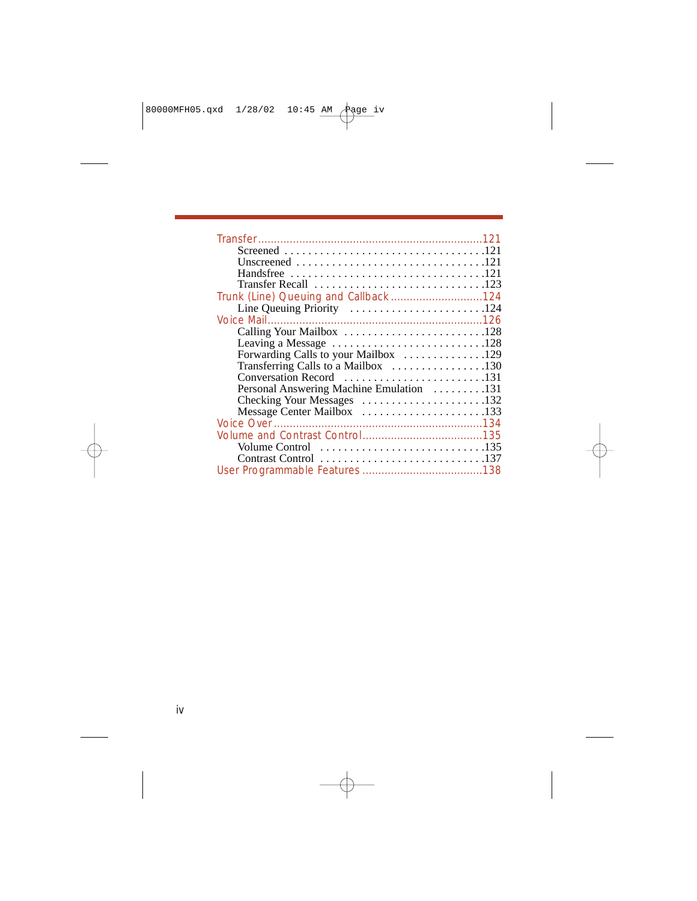Transfer ........................................................ 121

- Screened ................................ 121
- Unscreened ................................ 121
- Handsfree ................................ 121
- Transfer Recall ................................ 123

Trunk (Line) Queuing and Callback ................................ 124

- Line Queuing Priority ................................ 124

Voice Mail ........................................................ 126

- Calling Your Mailbox ................................ 128
- Leaving a Message ................................ 128
- Forwarding Calls to your Mailbox ................................ 129
- Transferring Calls to a Mailbox ................................ 130
- Conversation Record ................................ 131
- Personal Answering Machine Emulation ................................ 131
- Checking Your Messages ................................ 132
- Message Center Mailbox ................................ 133

Voice Over ........................................................ 134

Volume and Contrast Control ................................ 135

- Volume Control ................................ 135
- Contrast Control ................................ 137

User Programmable Features ................................ 138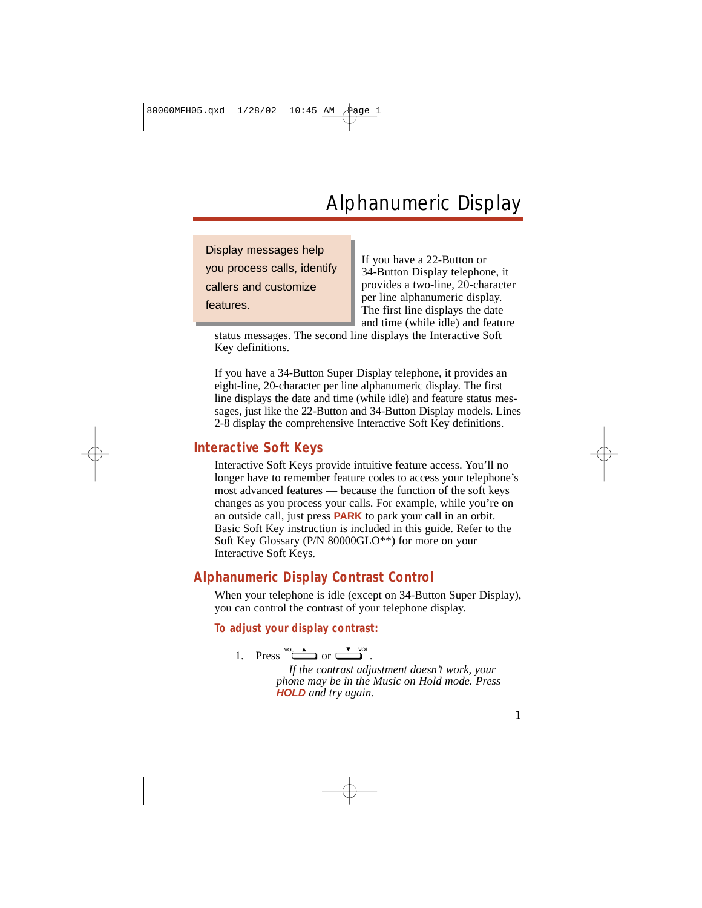# Alphanumeric Display

> Display messages help you process calls, identify callers and customize features.

If you have a 22-Button or 34-Button Display telephone, it provides a two-line, 20-character per line alphanumeric display. The first line displays the date and time (while idle) and feature status messages. The second line displays the Interactive Soft Key definitions.

If you have a 34-Button Super Display telephone, it provides an eight-line, 20-character per line alphanumeric display. The first line displays the date and time (while idle) and feature status messages, just like the 22-Button and 34-Button Display models. Lines 2-8 display the comprehensive Interactive Soft Key definitions.

## Interactive Soft Keys

Interactive Soft Keys provide intuitive feature access. You'll no longer have to remember feature codes to access your telephone's most advanced features — because the function of the soft keys changes as you process your calls. For example, while you're on an outside call, just press **PARK** to park your call in an orbit. Basic Soft Key instruction is included in this guide. Refer to the Soft Key Glossary (P/N 80000GLO**) for more on your Interactive Soft Keys.

## Alphanumeric Display Contrast Control

When your telephone is idle (except on 34-Button Super Display), you can control the contrast of your telephone display.

### To adjust your display contrast:

1. Press VOL ▲ or ▼ VOL.

   *If the contrast adjustment doesn't work, your phone may be in the Music on Hold mode. Press* ***HOLD*** *and try again.*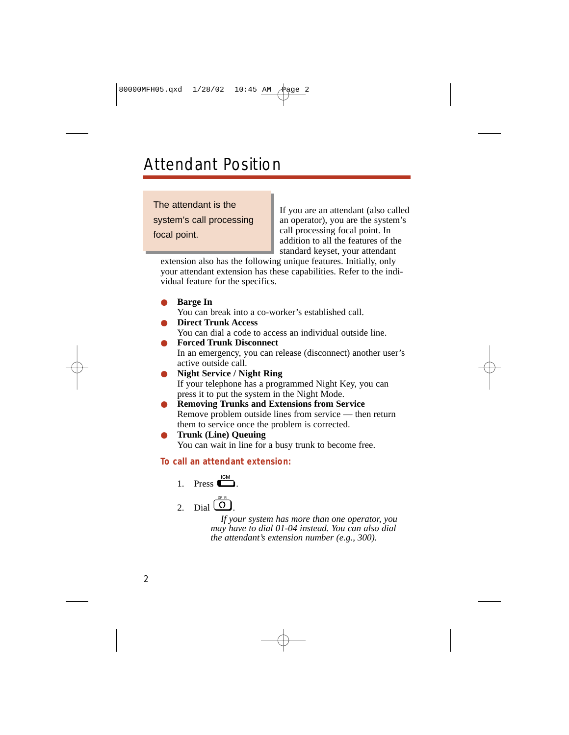# Attendant Position

The attendant is the system's call processing focal point.

If you are an attendant (also called an operator), you are the system's call processing focal point. In addition to all the features of the standard keyset, your attendant extension also has the following unique features. Initially, only your attendant extension has these capabilities. Refer to the individual feature for the specifics.

- **Barge In**
  You can break into a co-worker's established call.
- **Direct Trunk Access**
  You can dial a code to access an individual outside line.
- **Forced Trunk Disconnect**
  In an emergency, you can release (disconnect) another user's active outside call.
- **Night Service / Night Ring**
  If your telephone has a programmed Night Key, you can press it to put the system in the Night Mode.
- **Removing Trunks and Extensions from Service**
  Remove problem outside lines from service — then return them to service once the problem is corrected.
- **Trunk (Line) Queuing**
  You can wait in line for a busy trunk to become free.

**To call an attendant extension:**

1. Press ICM.
2. Dial 0 (OPR).

   *If your system has more than one operator, you may have to dial 01-04 instead. You can also dial the attendant's extension number (e.g., 300).*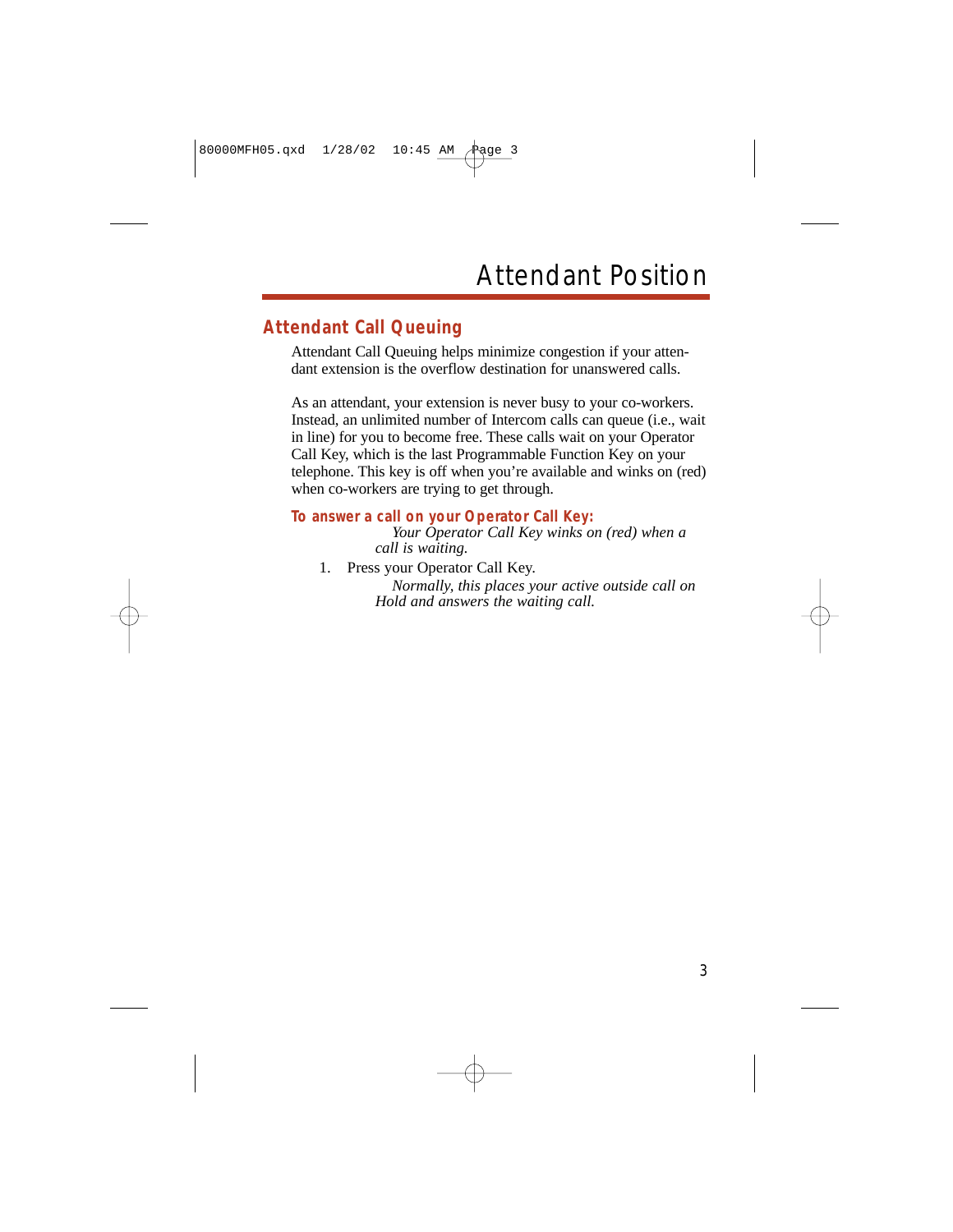# Attendant Position

## Attendant Call Queuing

Attendant Call Queuing helps minimize congestion if your attendant extension is the overflow destination for unanswered calls.

As an attendant, your extension is never busy to your co-workers. Instead, an unlimited number of Intercom calls can queue (i.e., wait in line) for you to become free. These calls wait on your Operator Call Key, which is the last Programmable Function Key on your telephone. This key is off when you're available and winks on (red) when co-workers are trying to get through.

### To answer a call on your Operator Call Key:

*Your Operator Call Key winks on (red) when a call is waiting.*

1. Press your Operator Call Key.

   *Normally, this places your active outside call on Hold and answers the waiting call.*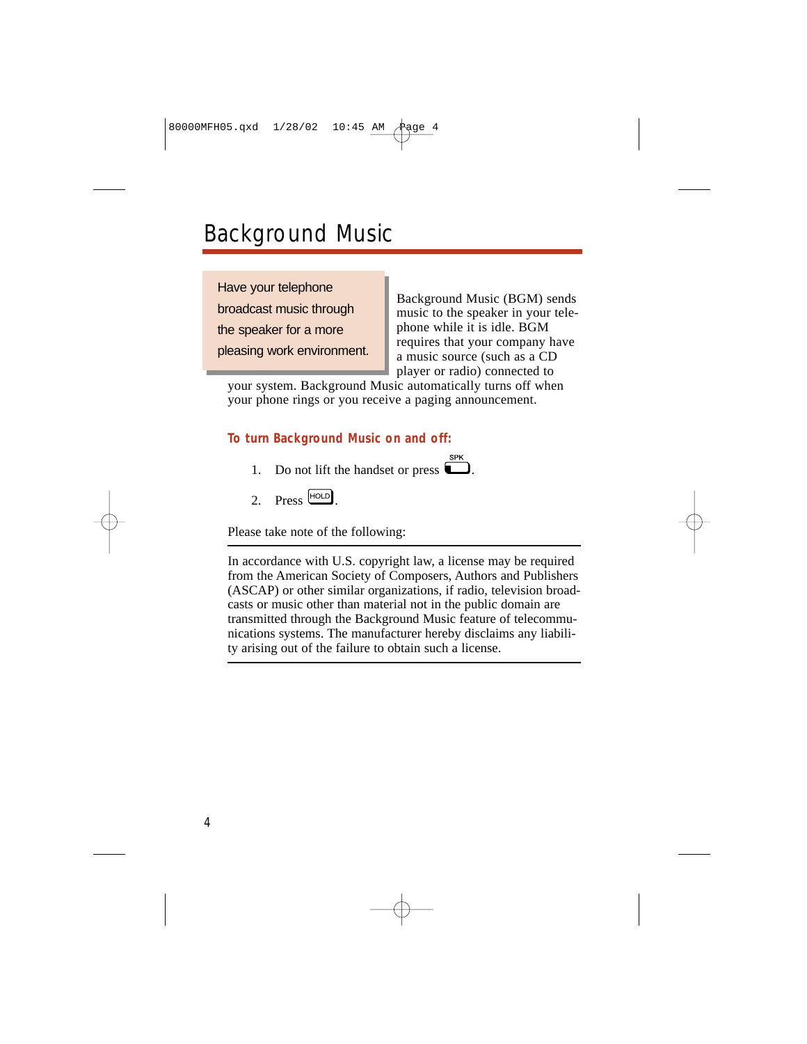# Background Music

> Have your telephone broadcast music through the speaker for a more pleasing work environment.

Background Music (BGM) sends music to the speaker in your telephone while it is idle. BGM requires that your company have a music source (such as a CD player or radio) connected to your system. Background Music automatically turns off when your phone rings or you receive a paging announcement.

### To turn Background Music on and off:

1. Do not lift the handset or press SPK.
2. Press HOLD.

Please take note of the following:

---

In accordance with U.S. copyright law, a license may be required from the American Society of Composers, Authors and Publishers (ASCAP) or other similar organizations, if radio, television broadcasts or music other than material not in the public domain are transmitted through the Background Music feature of telecommunications systems. The manufacturer hereby disclaims any liability arising out of the failure to obtain such a license.

---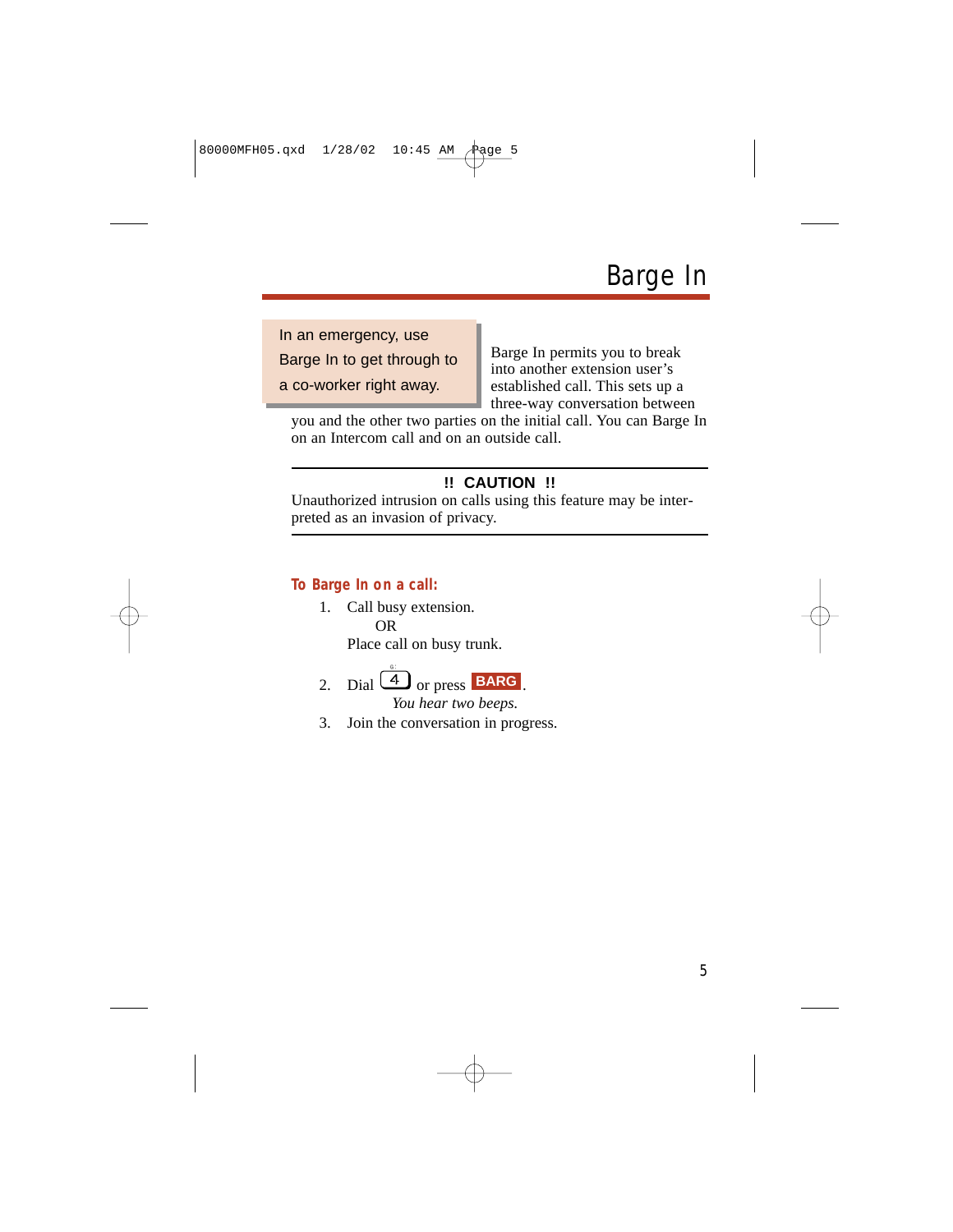# Barge In

> In an emergency, use Barge In to get through to a co-worker right away.

Barge In permits you to break into another extension user's established call. This sets up a three-way conversation between you and the other two parties on the initial call. You can Barge In on an Intercom call and on an outside call.

---

**!! CAUTION !!**

Unauthorized intrusion on calls using this feature may be interpreted as an invasion of privacy.

---

### To Barge In on a call:

1. Call busy extension.
   OR
   Place call on busy trunk.

2. Dial 4 or press **BARG**.
   *You hear two beeps.*

3. Join the conversation in progress.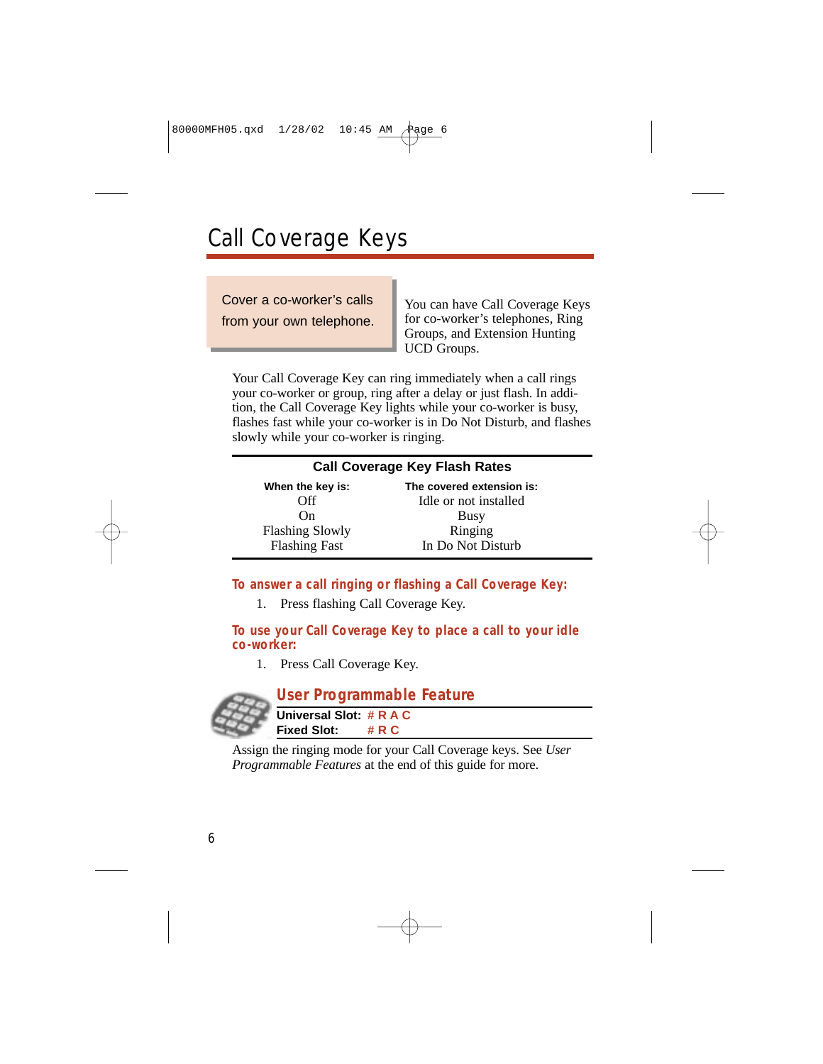# Call Coverage Keys

Cover a co-worker's calls from your own telephone.

You can have Call Coverage Keys for co-worker's telephones, Ring Groups, and Extension Hunting UCD Groups.

Your Call Coverage Key can ring immediately when a call rings your co-worker or group, ring after a delay or just flash. In addition, the Call Coverage Key lights while your co-worker is busy, flashes fast while your co-worker is in Do Not Disturb, and flashes slowly while your co-worker is ringing.

**Call Coverage Key Flash Rates**

| When the key is: | The covered extension is: |
|---|---|
| Off | Idle or not installed |
| On | Busy |
| Flashing Slowly | Ringing |
| Flashing Fast | In Do Not Disturb |

### To answer a call ringing or flashing a Call Coverage Key:

1. Press flashing Call Coverage Key.

### To use your Call Coverage Key to place a call to your idle co-worker:

1. Press Call Coverage Key.

### User Programmable Feature

**Universal Slot:** # R A C
**Fixed Slot:** # R C

Assign the ringing mode for your Call Coverage keys. See *User Programmable Features* at the end of this guide for more.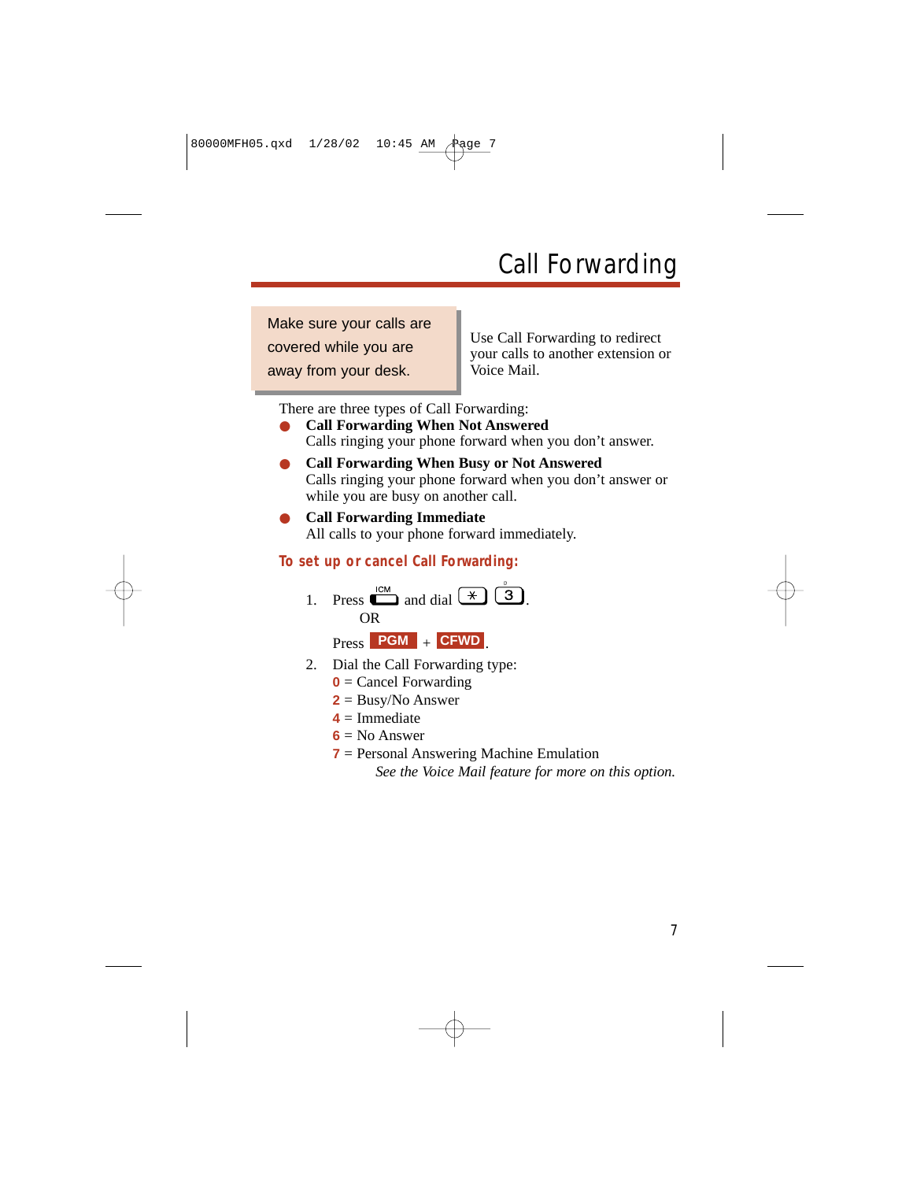# Call Forwarding

Make sure your calls are covered while you are away from your desk.

Use Call Forwarding to redirect your calls to another extension or Voice Mail.

There are three types of Call Forwarding:

- **Call Forwarding When Not Answered**
  Calls ringing your phone forward when you don't answer.
- **Call Forwarding When Busy or Not Answered**
  Calls ringing your phone forward when you don't answer or while you are busy on another call.
- **Call Forwarding Immediate**
  All calls to your phone forward immediately.

### To set up or cancel Call Forwarding:

1. Press ICM and dial * 3.
   OR
   Press **PGM** + **CFWD**.
2. Dial the Call Forwarding type:
   **0** = Cancel Forwarding
   **2** = Busy/No Answer
   **4** = Immediate
   **6** = No Answer
   **7** = Personal Answering Machine Emulation
   *See the Voice Mail feature for more on this option.*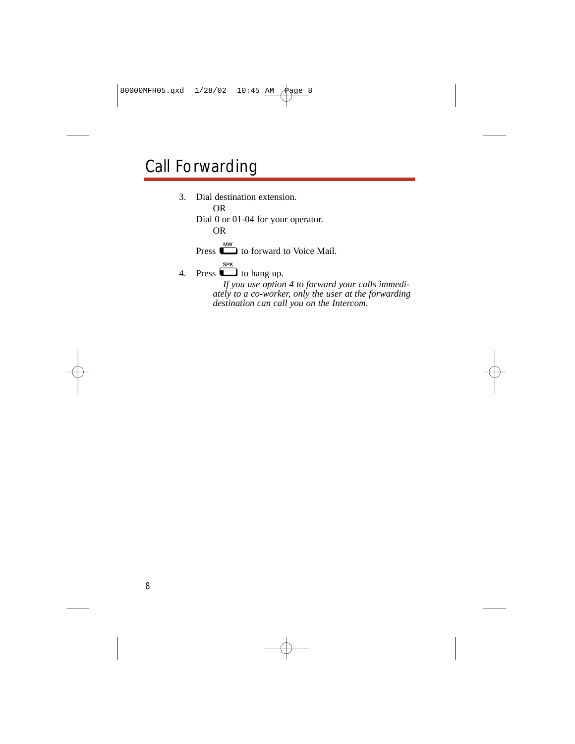# Call Forwarding

3. Dial destination extension.

   OR

   Dial 0 or 01-04 for your operator.

   OR

   Press MW to forward to Voice Mail.

4. Press SPK to hang up.

   *If you use option 4 to forward your calls immediately to a co-worker, only the user at the forwarding destination can call you on the Intercom.*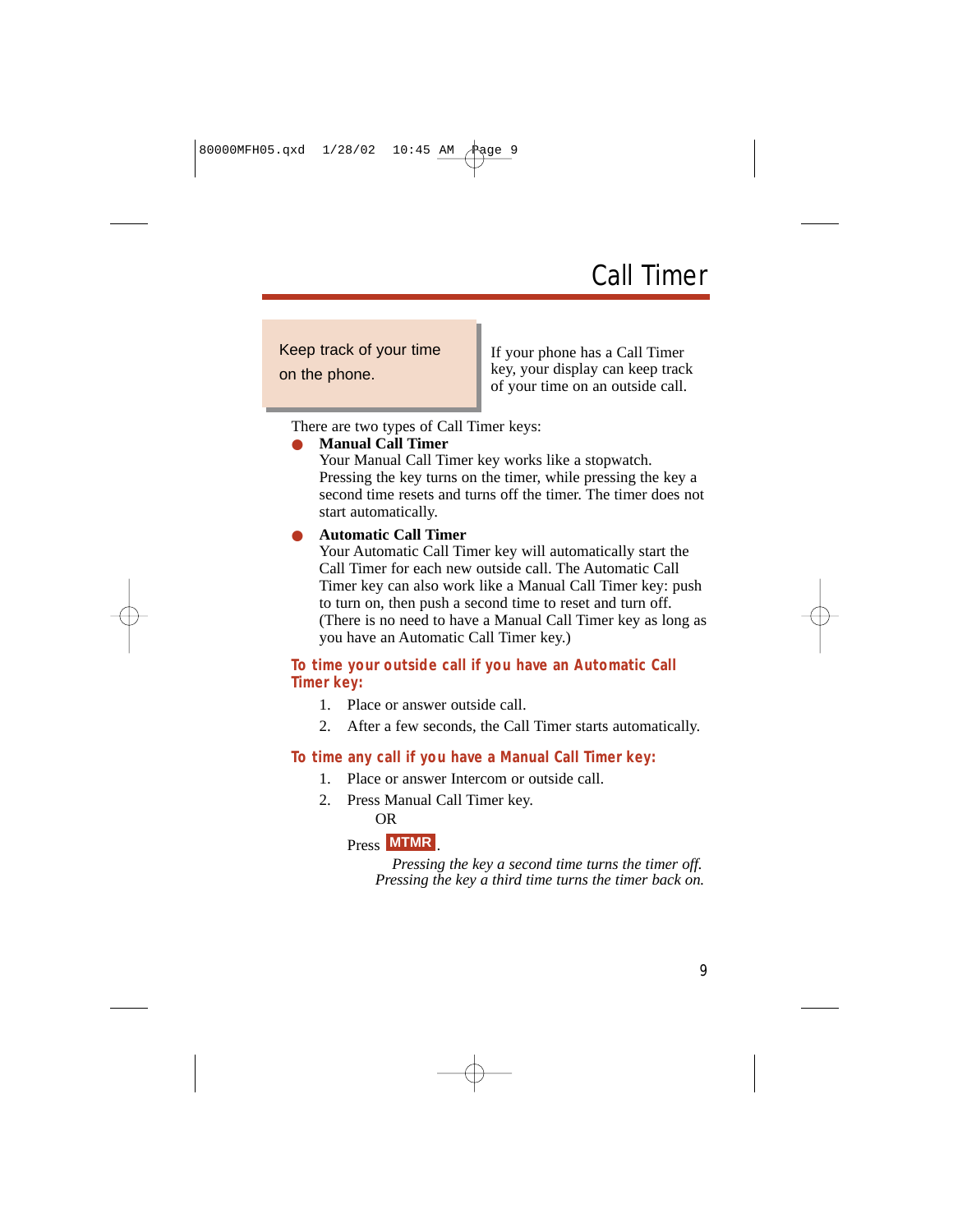# Call Timer

Keep track of your time on the phone.

If your phone has a Call Timer key, your display can keep track of your time on an outside call.

There are two types of Call Timer keys:

- **Manual Call Timer**
  Your Manual Call Timer key works like a stopwatch. Pressing the key turns on the timer, while pressing the key a second time resets and turns off the timer. The timer does not start automatically.
- **Automatic Call Timer**
  Your Automatic Call Timer key will automatically start the Call Timer for each new outside call. The Automatic Call Timer key can also work like a Manual Call Timer key: push to turn on, then push a second time to reset and turn off. (There is no need to have a Manual Call Timer key as long as you have an Automatic Call Timer key.)

### To time your outside call if you have an Automatic Call Timer key:

1. Place or answer outside call.
2. After a few seconds, the Call Timer starts automatically.

### To time any call if you have a Manual Call Timer key:

1. Place or answer Intercom or outside call.
2. Press Manual Call Timer key.

   OR

   Press **MTMR**.

   *Pressing the key a second time turns the timer off. Pressing the key a third time turns the timer back on.*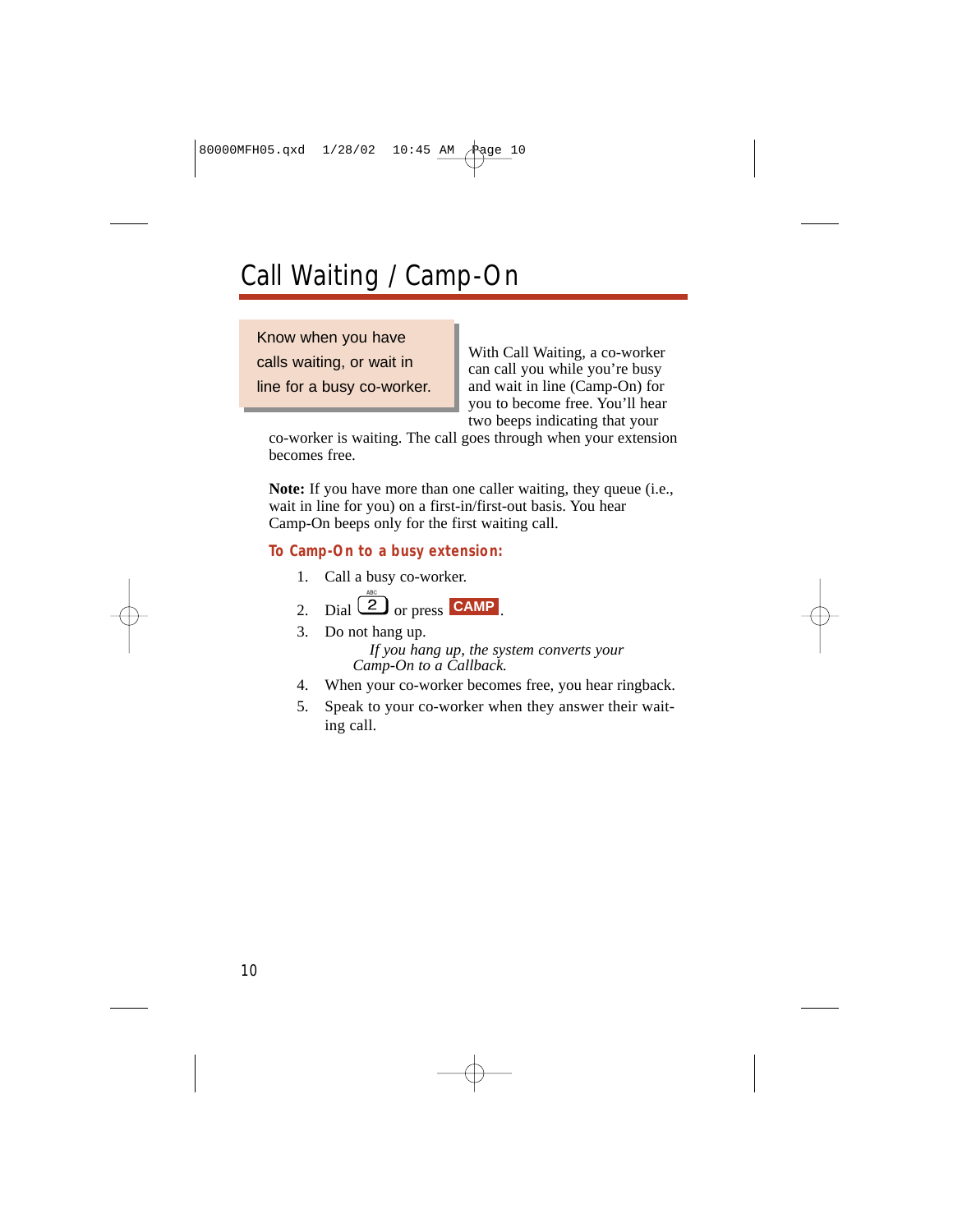# Call Waiting / Camp-On

Know when you have calls waiting, or wait in line for a busy co-worker.

With Call Waiting, a co-worker can call you while you're busy and wait in line (Camp-On) for you to become free. You'll hear two beeps indicating that your co-worker is waiting. The call goes through when your extension becomes free.

**Note:** If you have more than one caller waiting, they queue (i.e., wait in line for you) on a first-in/first-out basis. You hear Camp-On beeps only for the first waiting call.

### To Camp-On to a busy extension:

1. Call a busy co-worker.
2. Dial 2 or press CAMP.
3. Do not hang up.

   *If you hang up, the system converts your Camp-On to a Callback.*
4. When your co-worker becomes free, you hear ringback.
5. Speak to your co-worker when they answer their waiting call.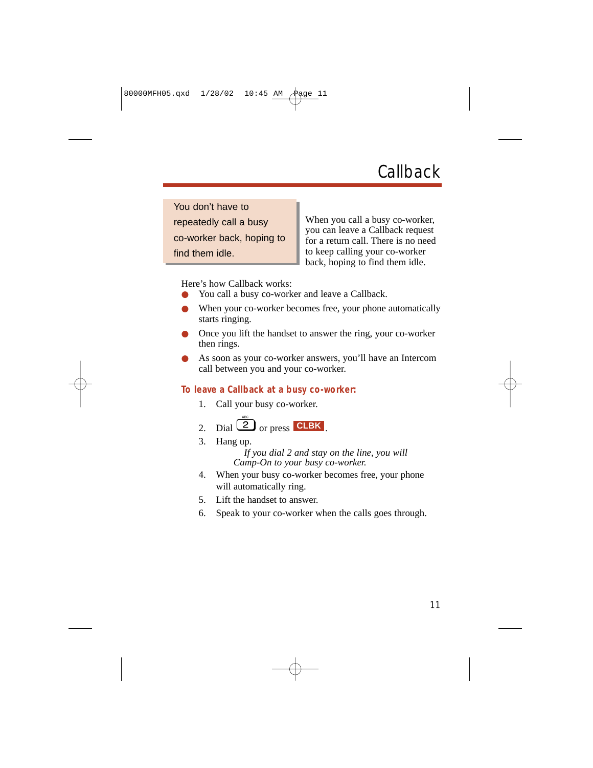# Callback

> You don't have to repeatedly call a busy co-worker back, hoping to find them idle.

When you call a busy co-worker, you can leave a Callback request for a return call. There is no need to keep calling your co-worker back, hoping to find them idle.

Here's how Callback works:

- You call a busy co-worker and leave a Callback.
- When your co-worker becomes free, your phone automatically starts ringing.
- Once you lift the handset to answer the ring, your co-worker then rings.
- As soon as your co-worker answers, you'll have an Intercom call between you and your co-worker.

### To leave a Callback at a busy co-worker:

1. Call your busy co-worker.
2. Dial **2** or press **CLBK**.
3. Hang up.

   *If you dial 2 and stay on the line, you will Camp-On to your busy co-worker.*
4. When your busy co-worker becomes free, your phone will automatically ring.
5. Lift the handset to answer.
6. Speak to your co-worker when the calls goes through.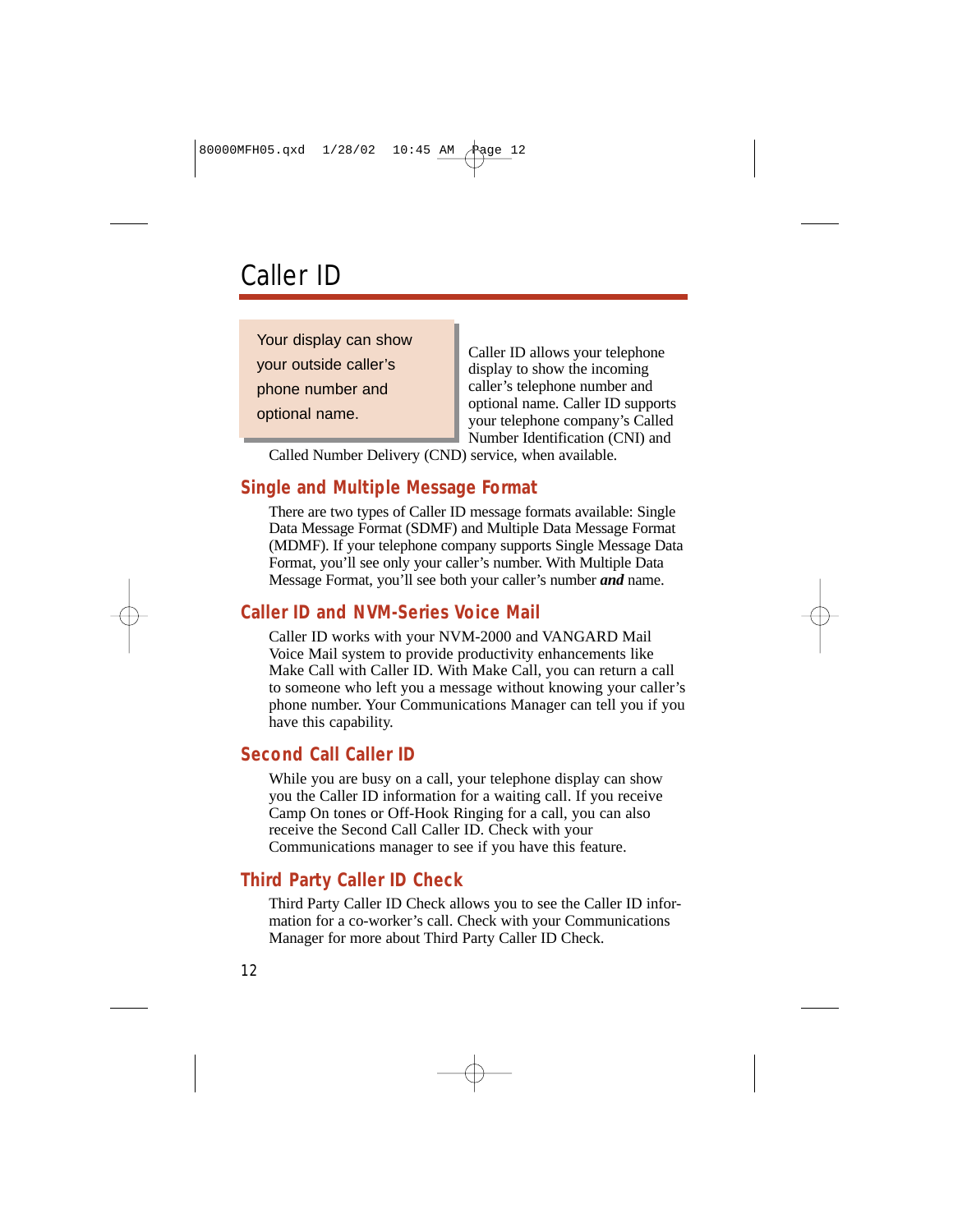# Caller ID

> Your display can show your outside caller's phone number and optional name.

Caller ID allows your telephone display to show the incoming caller's telephone number and optional name. Caller ID supports your telephone company's Called Number Identification (CNI) and Called Number Delivery (CND) service, when available.

## Single and Multiple Message Format

There are two types of Caller ID message formats available: Single Data Message Format (SDMF) and Multiple Data Message Format (MDMF). If your telephone company supports Single Message Data Format, you'll see only your caller's number. With Multiple Data Message Format, you'll see both your caller's number ***and*** name.

## Caller ID and NVM-Series Voice Mail

Caller ID works with your NVM-2000 and VANGARD Mail Voice Mail system to provide productivity enhancements like Make Call with Caller ID. With Make Call, you can return a call to someone who left you a message without knowing your caller's phone number. Your Communications Manager can tell you if you have this capability.

## Second Call Caller ID

While you are busy on a call, your telephone display can show you the Caller ID information for a waiting call. If you receive Camp On tones or Off-Hook Ringing for a call, you can also receive the Second Call Caller ID. Check with your Communications manager to see if you have this feature.

## Third Party Caller ID Check

Third Party Caller ID Check allows you to see the Caller ID information for a co-worker's call. Check with your Communications Manager for more about Third Party Caller ID Check.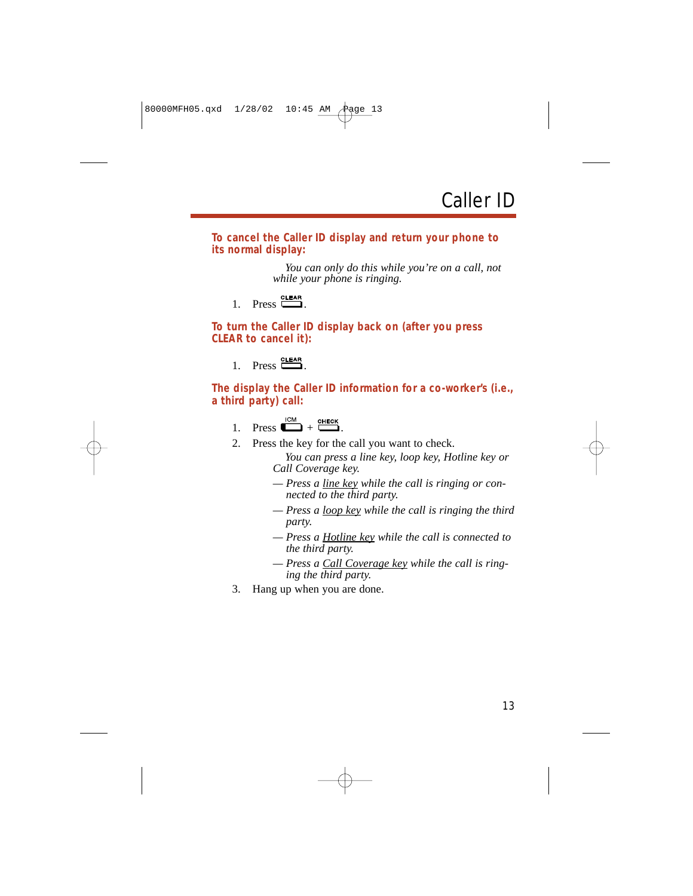# Caller ID

### To cancel the Caller ID display and return your phone to its normal display:

*You can only do this while you're on a call, not while your phone is ringing.*

1. Press CLEAR.

### To turn the Caller ID display back on (after you press CLEAR to cancel it):

1. Press CLEAR.

### The display the Caller ID information for a co-worker's (i.e., a third party) call:

1. Press ICM + CHECK.
2. Press the key for the call you want to check.

   *You can press a line key, loop key, Hotline key or Call Coverage key.*

   — *Press a* *line key* *while the call is ringing or connected to the third party.*

   — *Press a* *loop key* *while the call is ringing the third party.*

   — *Press a* *Hotline key* *while the call is connected to the third party.*

   — *Press a* *Call Coverage key* *while the call is ringing the third party.*
3. Hang up when you are done.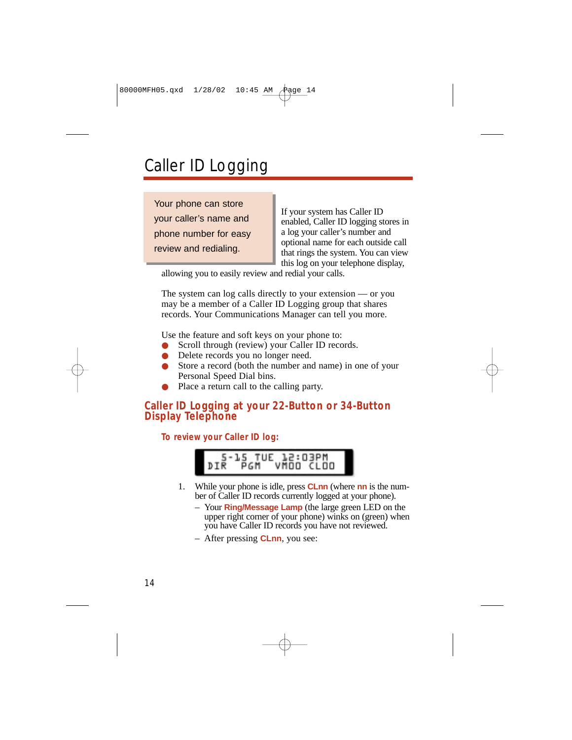# Caller ID Logging

> Your phone can store your caller's name and phone number for easy review and redialing.

If your system has Caller ID enabled, Caller ID logging stores in a log your caller's number and optional name for each outside call that rings the system. You can view this log on your telephone display, allowing you to easily review and redial your calls.

The system can log calls directly to your extension — or you may be a member of a Caller ID Logging group that shares records. Your Communications Manager can tell you more.

Use the feature and soft keys on your phone to:

- Scroll through (review) your Caller ID records.
- Delete records you no longer need.
- Store a record (both the number and name) in one of your Personal Speed Dial bins.
- Place a return call to the calling party.

## Caller ID Logging at your 22-Button or 34-Button Display Telephone

### To review your Caller ID log:

```
  5-15 TUE 12:03PM
DIR   PGM   VM00  CL00
```

1. While your phone is idle, press **CLnn** (where **nn** is the number of Caller ID records currently logged at your phone).
   - Your **Ring/Message Lamp** (the large green LED on the upper right corner of your phone) winks on (green) when you have Caller ID records you have not reviewed.
   - After pressing **CLnn**, you see: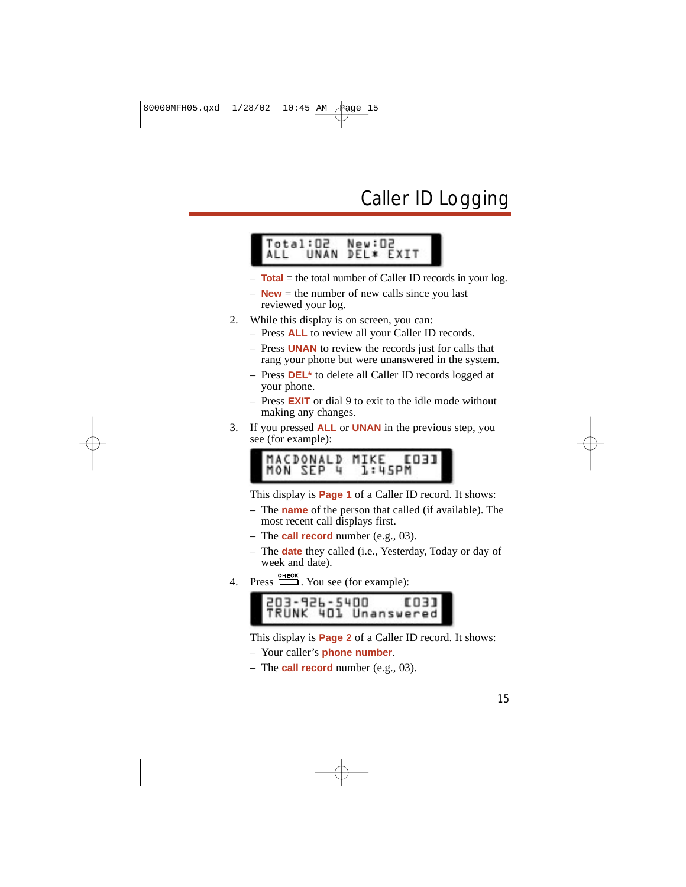# Caller ID Logging

```
Total:02   New:02
ALL   UNAN  DEL*  EXIT
```

– **Total** = the total number of Caller ID records in your log.

– **New** = the number of new calls since you last reviewed your log.

2. While this display is on screen, you can:
   - Press **ALL** to review all your Caller ID records.
   - Press **UNAN** to review the records just for calls that rang your phone but were unanswered in the system.
   - Press **DEL*** to delete all Caller ID records logged at your phone.
   - Press **EXIT** or dial 9 to exit to the idle mode without making any changes.

3. If you pressed **ALL** or **UNAN** in the previous step, you see (for example):

```
MACDONALD MIKE   [03]
MON  SEP  4   1:45PM
```

This display is **Page 1** of a Caller ID record. It shows:

– The **name** of the person that called (if available). The most recent call displays first.

– The **call record** number (e.g., 03).

– The **date** they called (i.e., Yesterday, Today or day of week and date).

4. Press CHECK. You see (for example):

```
203-926-5400      [03]
TRUNK  401  Unanswered
```

This display is **Page 2** of a Caller ID record. It shows:

– Your caller's **phone number**.

– The **call record** number (e.g., 03).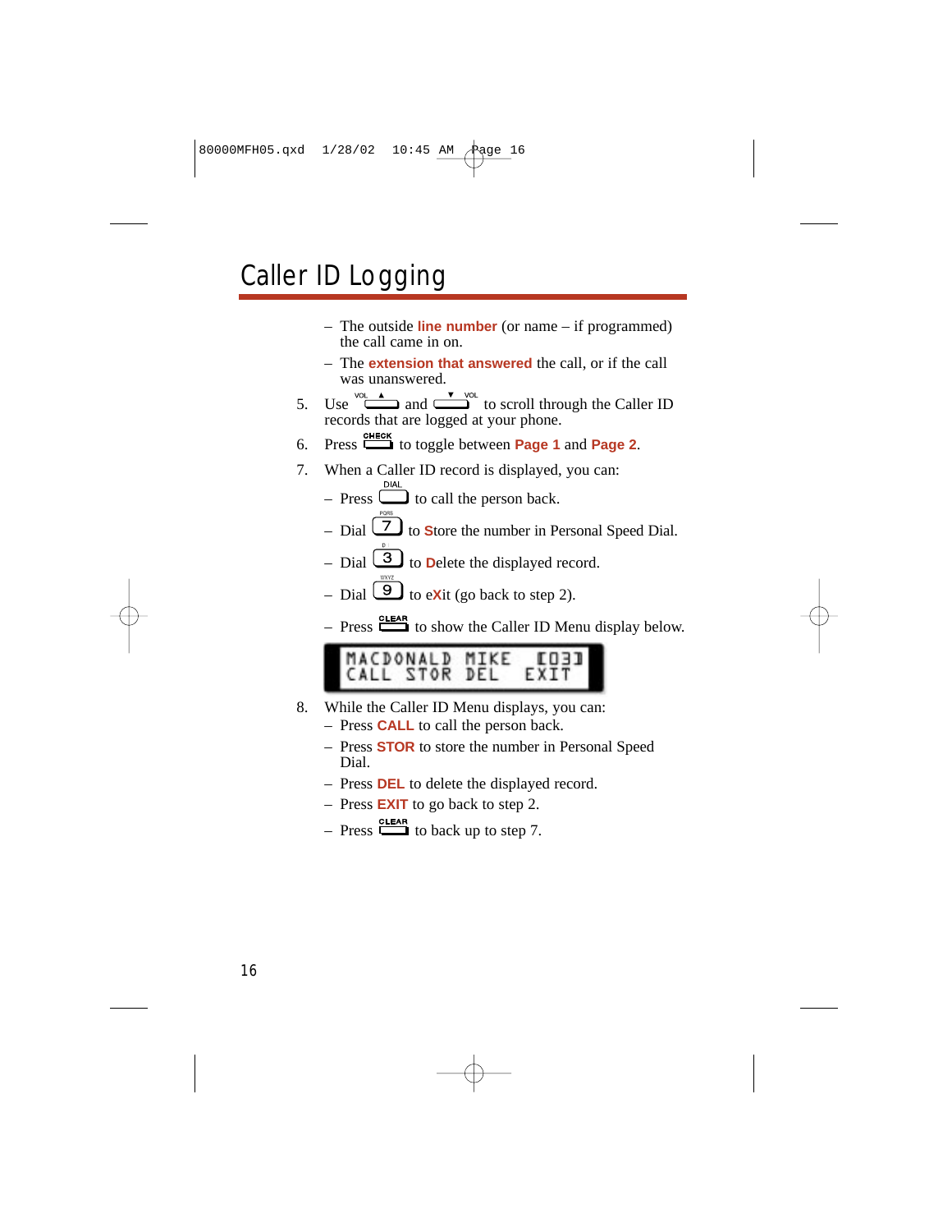# Caller ID Logging

- The outside **line number** (or name – if programmed) the call came in on.
- The **extension that answered** the call, or if the call was unanswered.

5. Use VOL ▲ and ▼ VOL to scroll through the Caller ID records that are logged at your phone.
6. Press CHECK to toggle between **Page 1** and **Page 2**.
7. When a Caller ID record is displayed, you can:
   - Press DIAL to call the person back.
   - Dial 7 to **S**tore the number in Personal Speed Dial.
   - Dial 3 to **D**elete the displayed record.
   - Dial 9 to e**X**it (go back to step 2).
   - Press CLEAR to show the Caller ID Menu display below.

```
MACDONALD MIKE   [03]
CALL  STOR  DEL  EXIT
```

8. While the Caller ID Menu displays, you can:
   - Press **CALL** to call the person back.
   - Press **STOR** to store the number in Personal Speed Dial.
   - Press **DEL** to delete the displayed record.
   - Press **EXIT** to go back to step 2.
   - Press CLEAR to back up to step 7.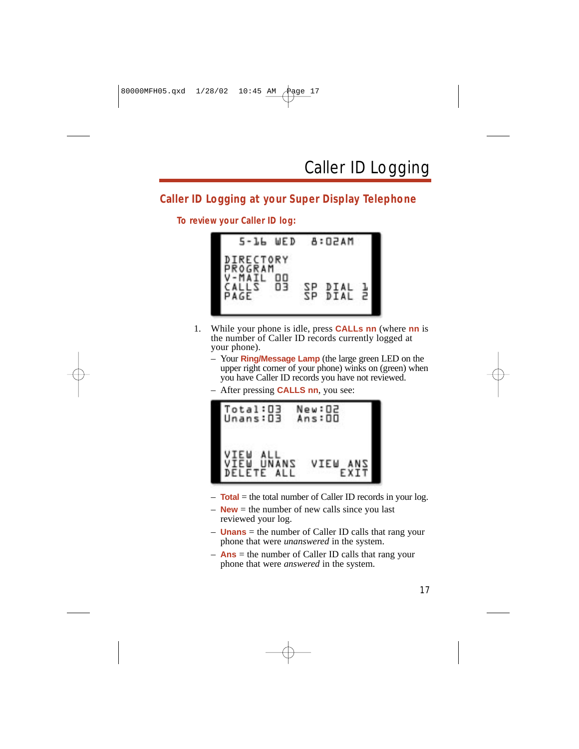# Caller ID Logging

## Caller ID Logging at your Super Display Telephone

### To review your Caller ID log:

```
  5-16 WED      8:02AM

DIRECTORY
PROGRAM
V-MAIL  00
CALLS   03     SP DIAL 1
PAGE           SP DIAL 2
```

1. While your phone is idle, press **CALLs nn** (where **nn** is the number of Caller ID records currently logged at your phone).
   - Your **Ring/Message Lamp** (the large green LED on the upper right corner of your phone) winks on (green) when you have Caller ID records you have not reviewed.
   - After pressing **CALLS nn**, you see:

```
Total:03   New:02
Unans:03   Ans:00


VIEW ALL
VIEW UNANS     VIEW ANS
DELETE ALL         EXIT
```

   - **Total** = the total number of Caller ID records in your log.
   - **New** = the number of new calls since you last reviewed your log.
   - **Unans** = the number of Caller ID calls that rang your phone that were *unanswered* in the system.
   - **Ans** = the number of Caller ID calls that rang your phone that were *answered* in the system.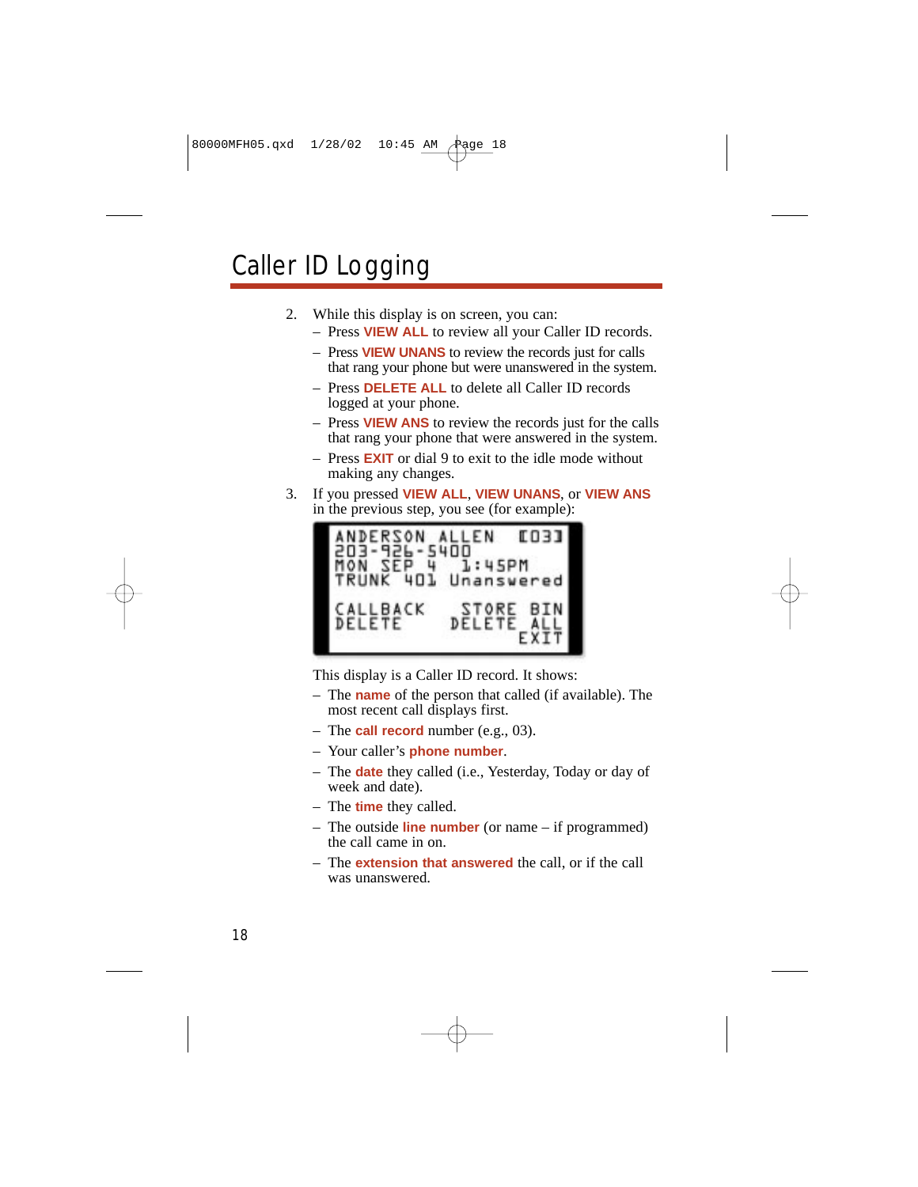# Caller ID Logging

2. While this display is on screen, you can:
   - Press **VIEW ALL** to review all your Caller ID records.
   - Press **VIEW UNANS** to review the records just for calls that rang your phone but were unanswered in the system.
   - Press **DELETE ALL** to delete all Caller ID records logged at your phone.
   - Press **VIEW ANS** to review the records just for the calls that rang your phone that were answered in the system.
   - Press **EXIT** or dial 9 to exit to the idle mode without making any changes.

3. If you pressed **VIEW ALL**, **VIEW UNANS**, or **VIEW ANS** in the previous step, you see (for example):

```
ANDERSON ALLEN    [03]
203-926-5400
MON SEP 4   1:45PM
TRUNK 401 Unanswered

CALLBACK     STORE BIN
DELETE      DELETE ALL
                  EXIT
```

   This display is a Caller ID record. It shows:
   - The **name** of the person that called (if available). The most recent call displays first.
   - The **call record** number (e.g., 03).
   - Your caller's **phone number**.
   - The **date** they called (i.e., Yesterday, Today or day of week and date).
   - The **time** they called.
   - The outside **line number** (or name – if programmed) the call came in on.
   - The **extension that answered** the call, or if the call was unanswered.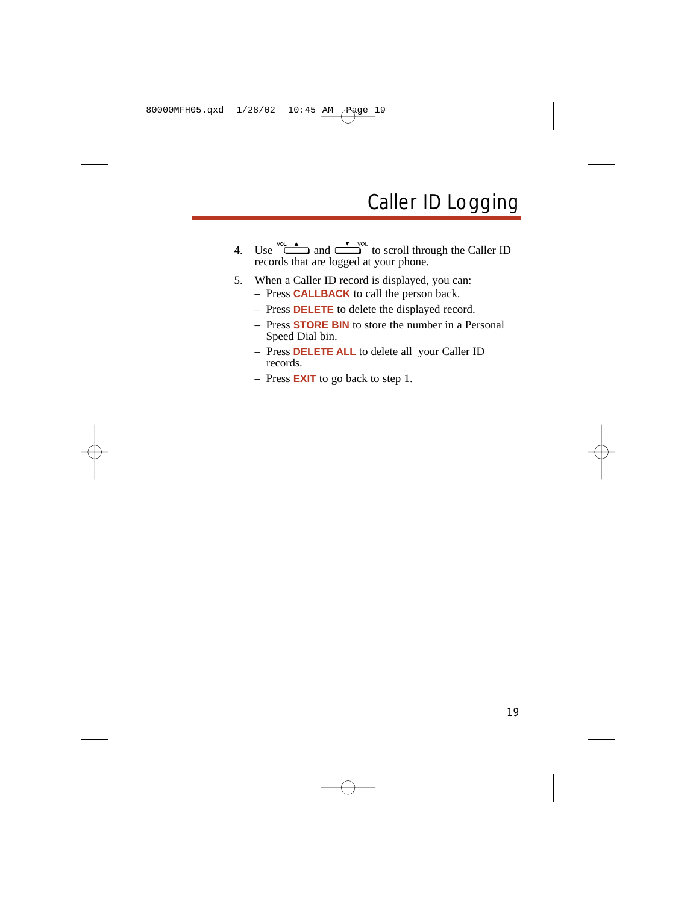# Caller ID Logging

4. Use VOL ▲ and ▼ VOL to scroll through the Caller ID records that are logged at your phone.

5. When a Caller ID record is displayed, you can:
   - Press **CALLBACK** to call the person back.
   - Press **DELETE** to delete the displayed record.
   - Press **STORE BIN** to store the number in a Personal Speed Dial bin.
   - Press **DELETE ALL** to delete all your Caller ID records.
   - Press **EXIT** to go back to step 1.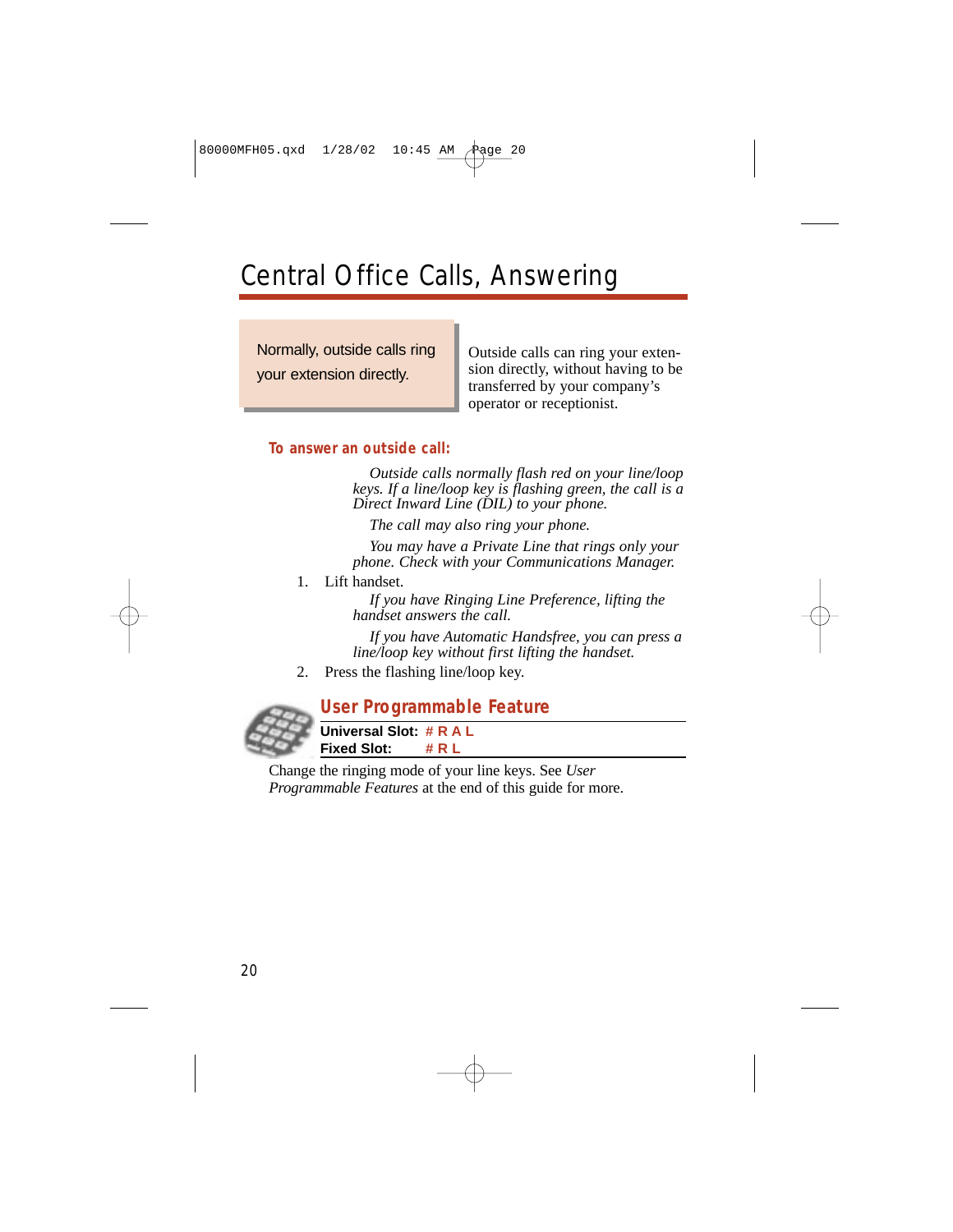# Central Office Calls, Answering

Normally, outside calls ring your extension directly.

Outside calls can ring your extension directly, without having to be transferred by your company's operator or receptionist.

### To answer an outside call:

*Outside calls normally flash red on your line/loop keys. If a line/loop key is flashing green, the call is a Direct Inward Line (DIL) to your phone.*

*The call may also ring your phone.*

*You may have a Private Line that rings only your phone. Check with your Communications Manager.*

1. Lift handset.

   *If you have Ringing Line Preference, lifting the handset answers the call.*

   *If you have Automatic Handsfree, you can press a line/loop key without first lifting the handset.*

2. Press the flashing line/loop key.

### User Programmable Feature

**Universal Slot:** # R A L
**Fixed Slot:** # R L

Change the ringing mode of your line keys. See *User Programmable Features* at the end of this guide for more.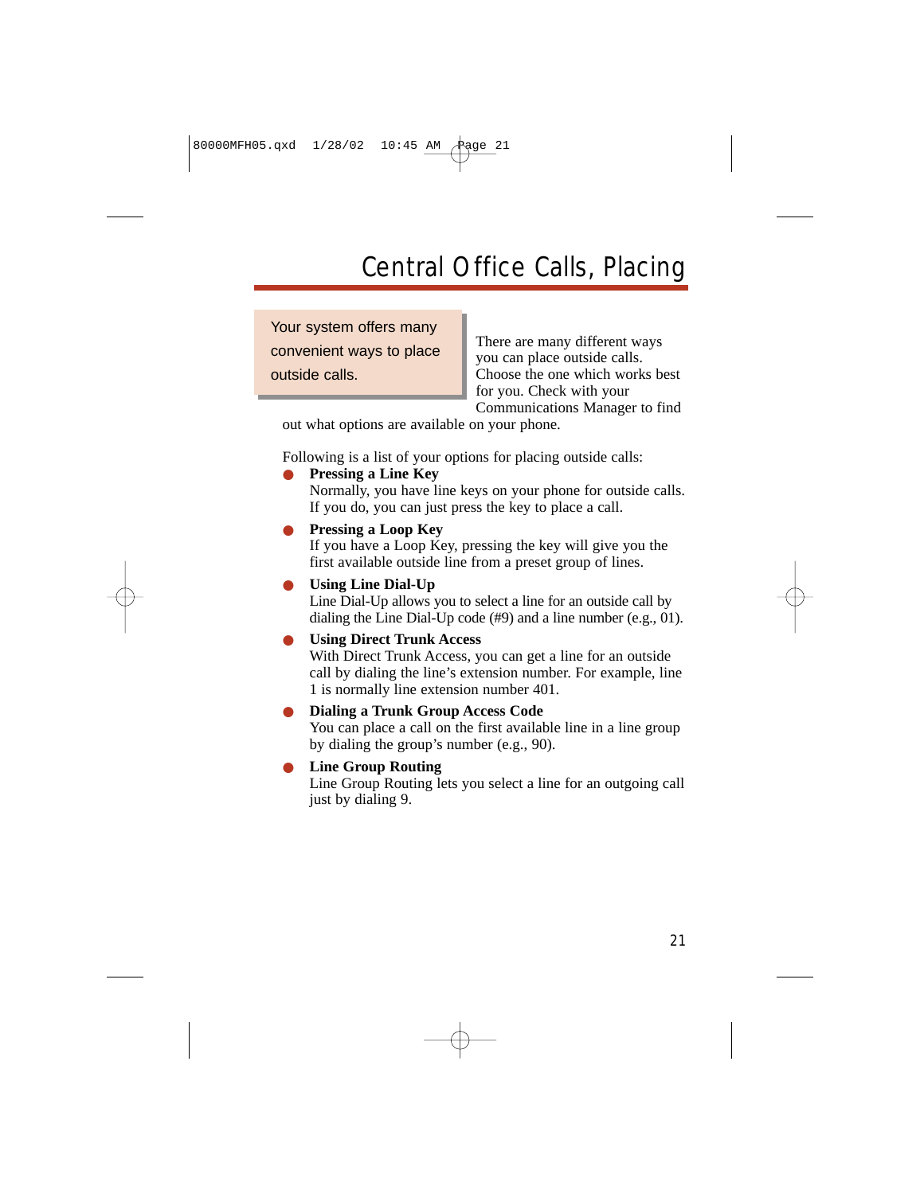# Central Office Calls, Placing

Your system offers many convenient ways to place outside calls.

There are many different ways you can place outside calls. Choose the one which works best for you. Check with your Communications Manager to find out what options are available on your phone.

Following is a list of your options for placing outside calls:

- **Pressing a Line Key**
  Normally, you have line keys on your phone for outside calls. If you do, you can just press the key to place a call.
- **Pressing a Loop Key**
  If you have a Loop Key, pressing the key will give you the first available outside line from a preset group of lines.
- **Using Line Dial-Up**
  Line Dial-Up allows you to select a line for an outside call by dialing the Line Dial-Up code (#9) and a line number (e.g., 01).
- **Using Direct Trunk Access**
  With Direct Trunk Access, you can get a line for an outside call by dialing the line's extension number. For example, line 1 is normally line extension number 401.
- **Dialing a Trunk Group Access Code**
  You can place a call on the first available line in a line group by dialing the group's number (e.g., 90).
- **Line Group Routing**
  Line Group Routing lets you select a line for an outgoing call just by dialing 9.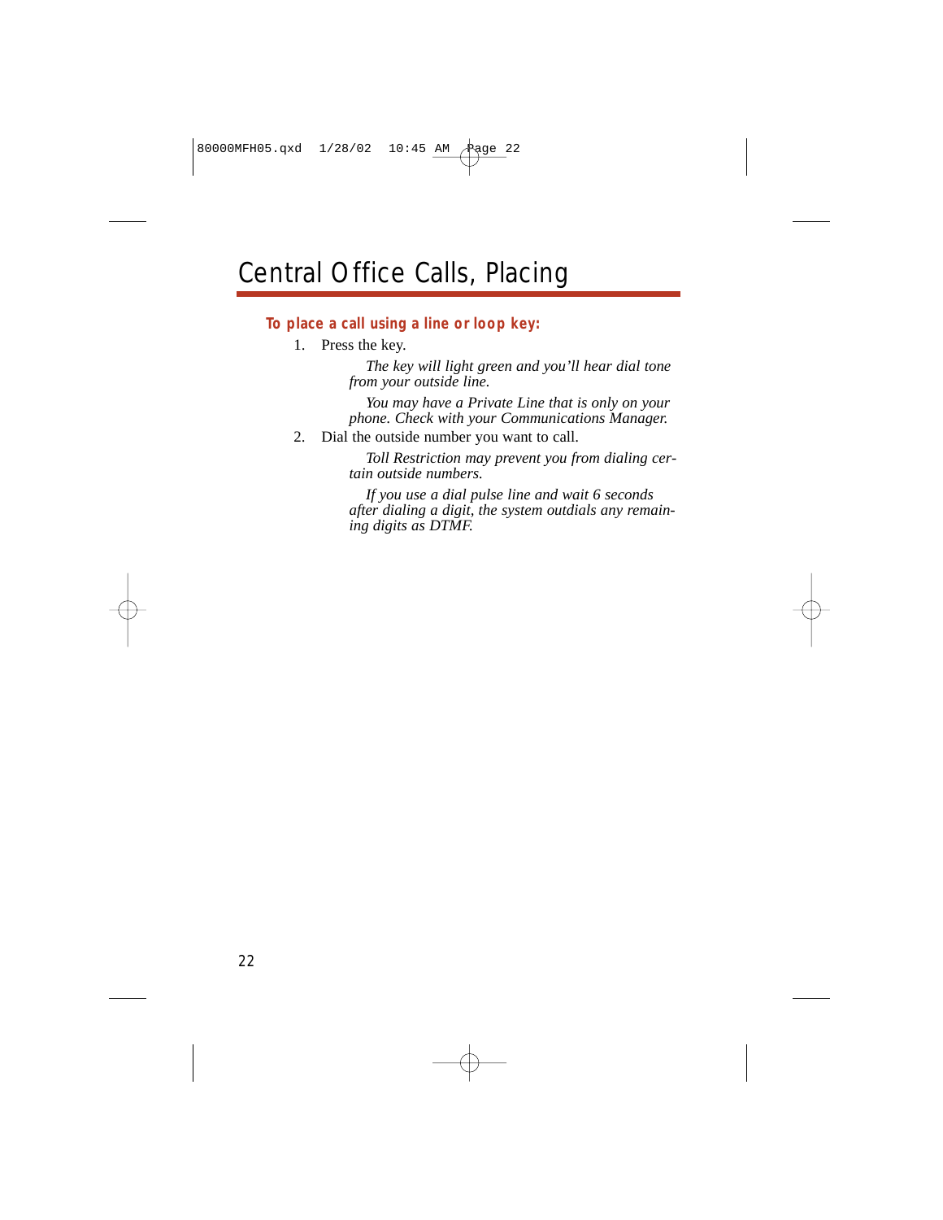# Central Office Calls, Placing

**To place a call using a line or loop key:**

1. Press the key.

   *The key will light green and you'll hear dial tone from your outside line.*

   *You may have a Private Line that is only on your phone. Check with your Communications Manager.*

2. Dial the outside number you want to call.

   *Toll Restriction may prevent you from dialing certain outside numbers.*

   *If you use a dial pulse line and wait 6 seconds after dialing a digit, the system outdials any remaining digits as DTMF.*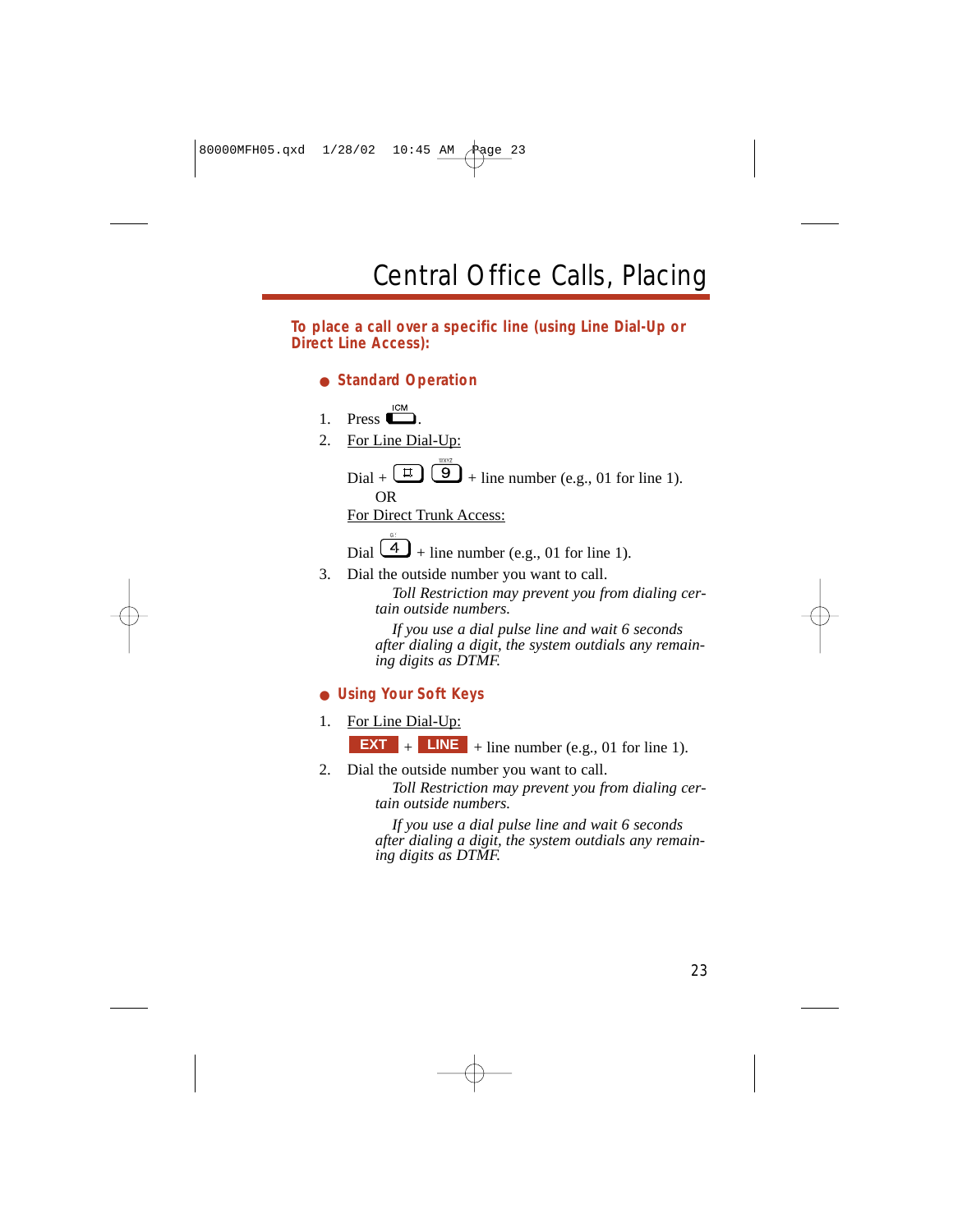# Central Office Calls, Placing

**To place a call over a specific line (using Line Dial-Up or Direct Line Access):**

## ● Standard Operation

1. Press ICM.
2. For Line Dial-Up:

   Dial + # 9 + line number (e.g., 01 for line 1).

   OR

   For Direct Trunk Access:

   Dial 4 + line number (e.g., 01 for line 1).

3. Dial the outside number you want to call.

   *Toll Restriction may prevent you from dialing certain outside numbers.*

   *If you use a dial pulse line and wait 6 seconds after dialing a digit, the system outdials any remaining digits as DTMF.*

## ● Using Your Soft Keys

1. For Line Dial-Up:

   EXT + LINE + line number (e.g., 01 for line 1).

2. Dial the outside number you want to call.

   *Toll Restriction may prevent you from dialing certain outside numbers.*

   *If you use a dial pulse line and wait 6 seconds after dialing a digit, the system outdials any remaining digits as DTMF.*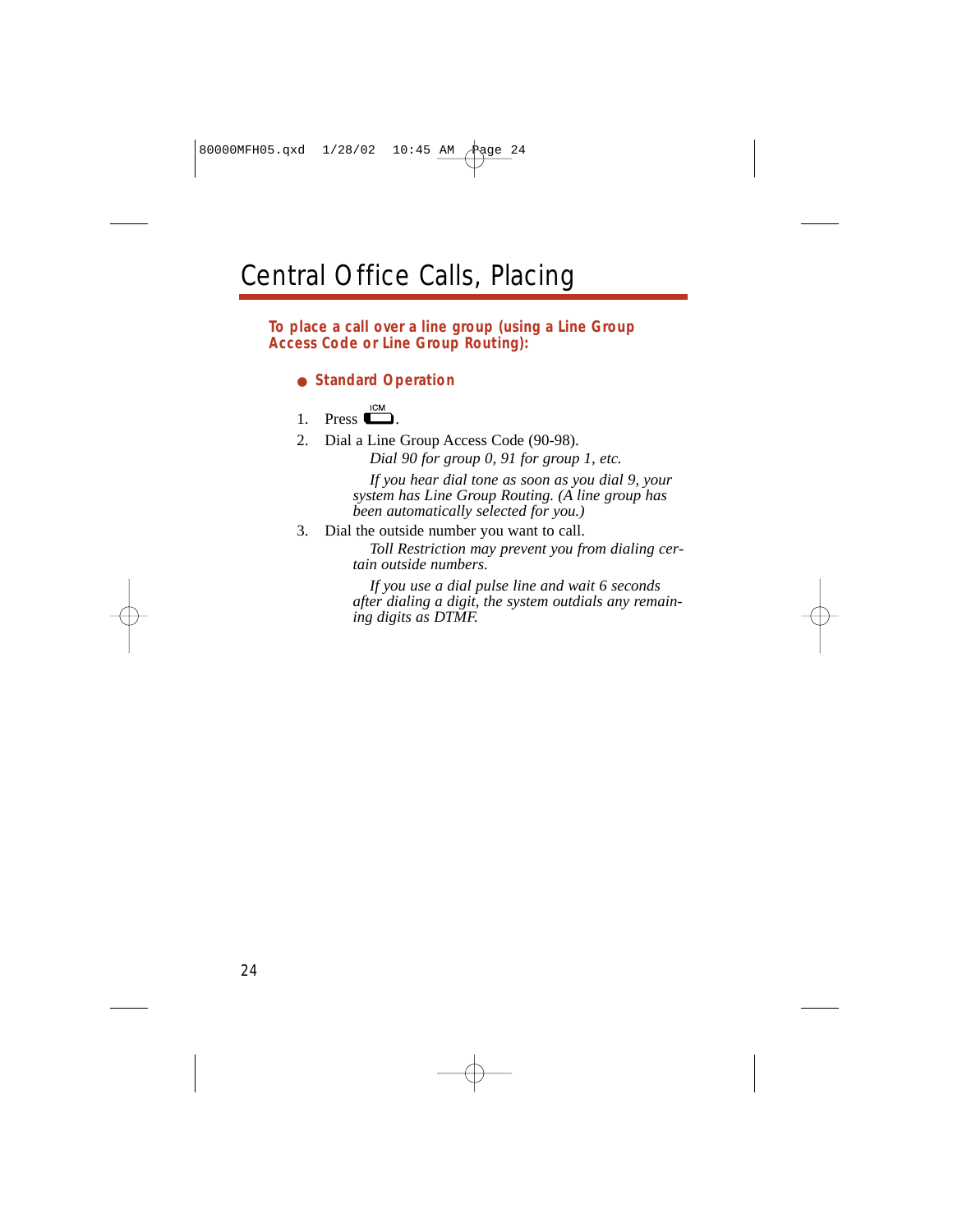# Central Office Calls, Placing

**To place a call over a line group (using a Line Group Access Code or Line Group Routing):**

- **Standard Operation**

1. Press ICM.
2. Dial a Line Group Access Code (90-98).

   *Dial 90 for group 0, 91 for group 1, etc.*

   *If you hear dial tone as soon as you dial 9, your system has Line Group Routing. (A line group has been automatically selected for you.)*

3. Dial the outside number you want to call.

   *Toll Restriction may prevent you from dialing certain outside numbers.*

   *If you use a dial pulse line and wait 6 seconds after dialing a digit, the system outdials any remaining digits as DTMF.*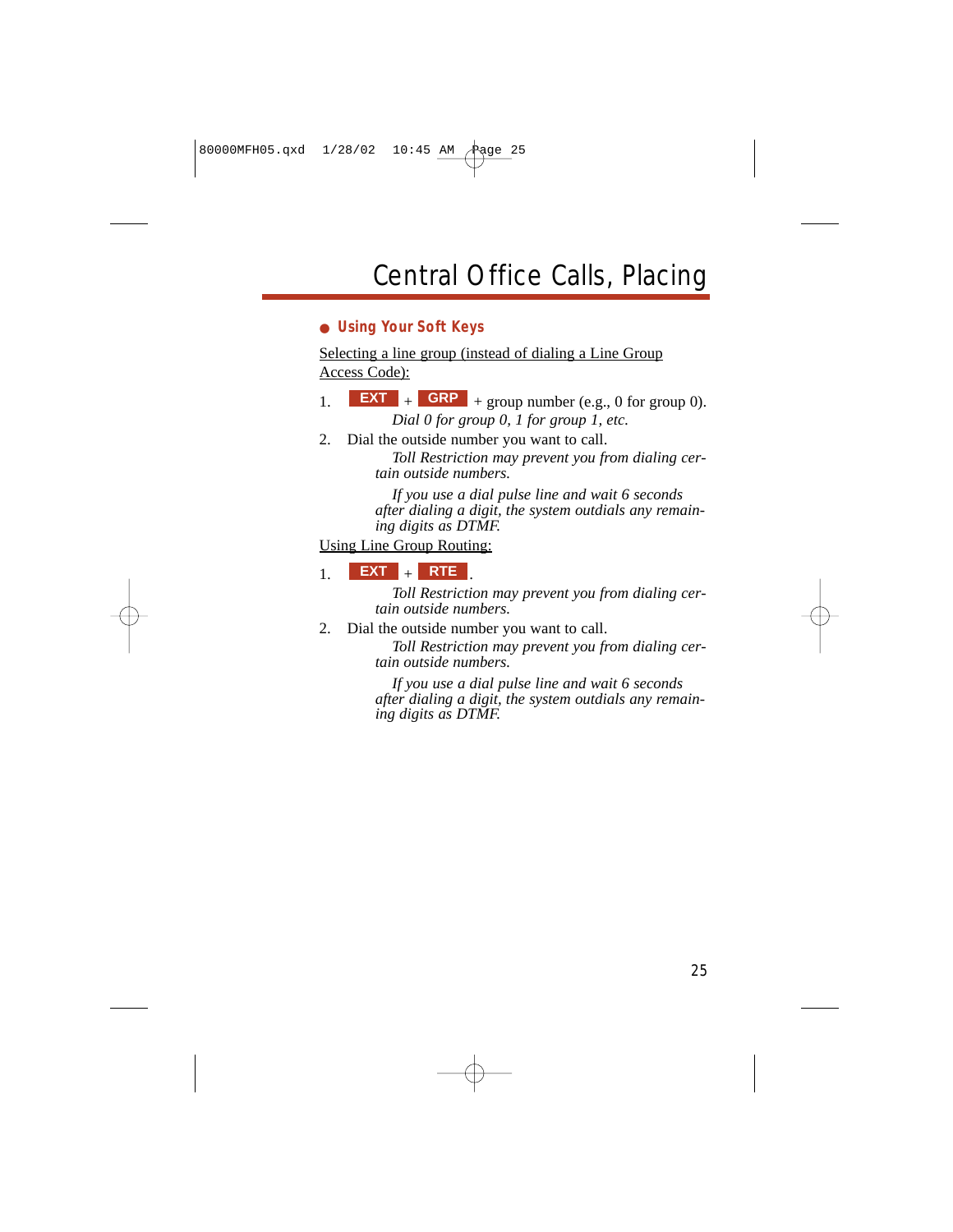# Central Office Calls, Placing

## Using Your Soft Keys

Selecting a line group (instead of dialing a Line Group Access Code):

1. **EXT** + **GRP** + group number (e.g., 0 for group 0).

   *Dial 0 for group 0, 1 for group 1, etc.*

2. Dial the outside number you want to call.

   *Toll Restriction may prevent you from dialing certain outside numbers.*

   *If you use a dial pulse line and wait 6 seconds after dialing a digit, the system outdials any remaining digits as DTMF.*

Using Line Group Routing:

1. **EXT** + **RTE**.

   *Toll Restriction may prevent you from dialing certain outside numbers.*

2. Dial the outside number you want to call.

   *Toll Restriction may prevent you from dialing certain outside numbers.*

   *If you use a dial pulse line and wait 6 seconds after dialing a digit, the system outdials any remaining digits as DTMF.*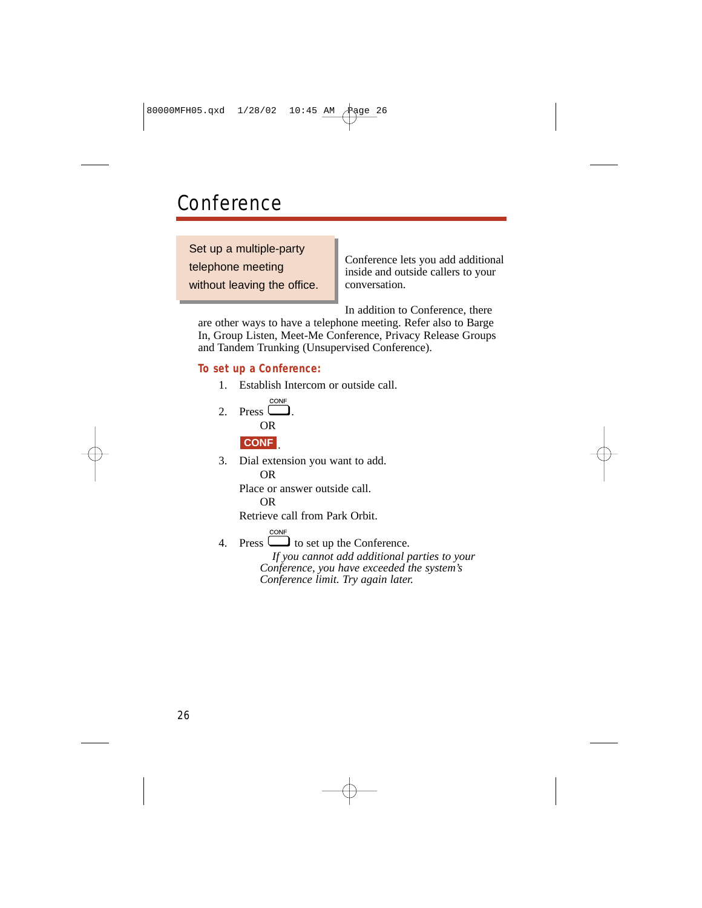# Conference

Set up a multiple-party telephone meeting without leaving the office.

Conference lets you add additional inside and outside callers to your conversation.

In addition to Conference, there are other ways to have a telephone meeting. Refer also to Barge In, Group Listen, Meet-Me Conference, Privacy Release Groups and Tandem Trunking (Unsupervised Conference).

**To set up a Conference:**

1. Establish Intercom or outside call.
2. Press CONF.
   OR
   CONF.
3. Dial extension you want to add.
   OR
   Place or answer outside call.
   OR
   Retrieve call from Park Orbit.
4. Press CONF to set up the Conference.
   *If you cannot add additional parties to your Conference, you have exceeded the system's Conference limit. Try again later.*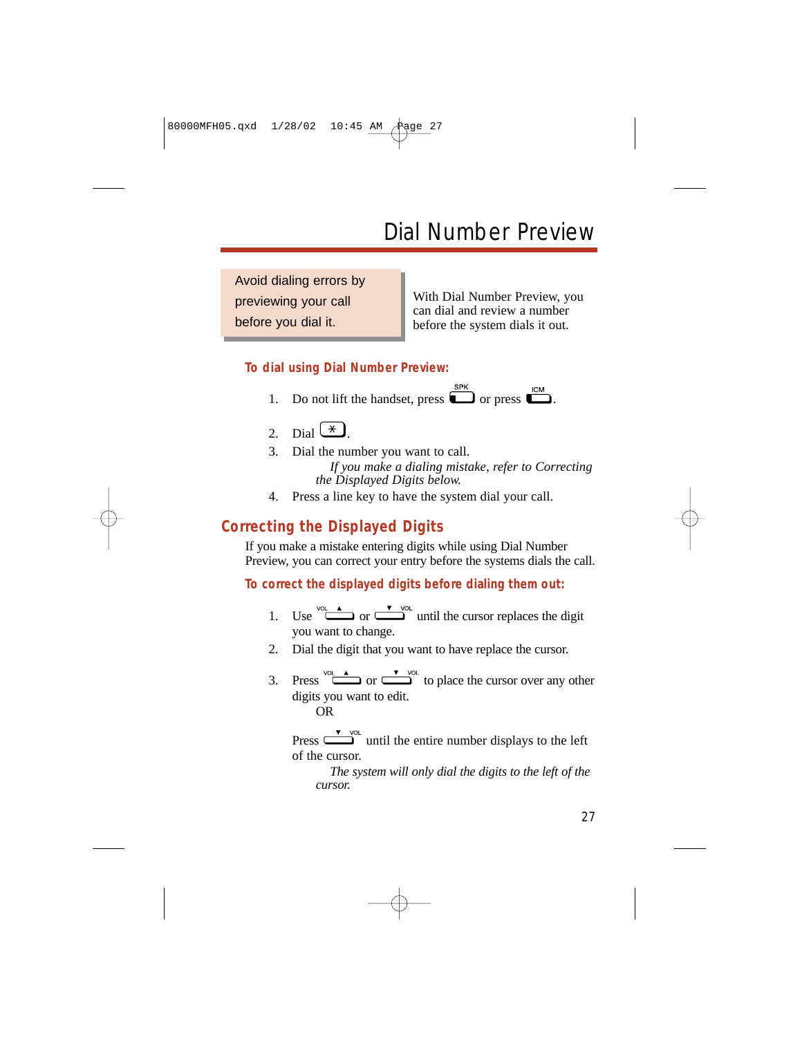# Dial Number Preview

Avoid dialing errors by previewing your call before you dial it.

With Dial Number Preview, you can dial and review a number before the system dials it out.

### To dial using Dial Number Preview:

1. Do not lift the handset, press SPK or press ICM.
2. Dial *.
3. Dial the number you want to call.

   *If you make a dialing mistake, refer to Correcting the Displayed Digits below.*
4. Press a line key to have the system dial your call.

## Correcting the Displayed Digits

If you make a mistake entering digits while using Dial Number Preview, you can correct your entry before the systems dials the call.

### To correct the displayed digits before dialing them out:

1. Use VOL ▲ or ▼ VOL until the cursor replaces the digit you want to change.
2. Dial the digit that you want to have replace the cursor.
3. Press VOL ▲ or ▼ VOL to place the cursor over any other digits you want to edit.

   OR

   Press ▼ VOL until the entire number displays to the left of the cursor.

   *The system will only dial the digits to the left of the cursor.*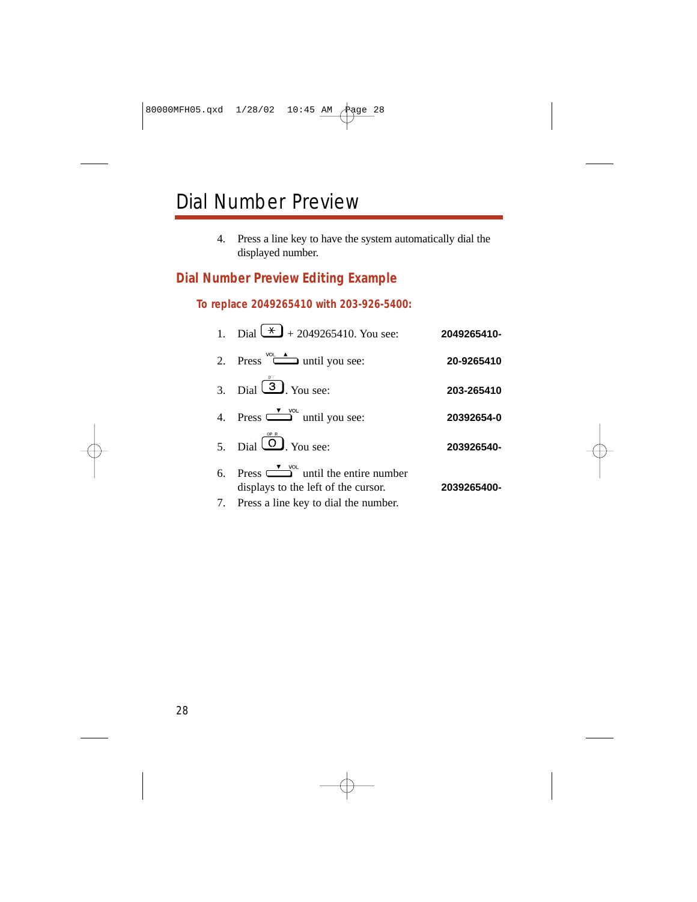# Dial Number Preview

4. Press a line key to have the system automatically dial the displayed number.

## Dial Number Preview Editing Example

### To replace 2049265410 with 203-926-5400:

| | | |
|---|---|---|
| 1. | Dial [*] + 2049265410. You see: | **2049265410-** |
| 2. | Press [VOL ▲] until you see: | **20-9265410** |
| 3. | Dial [3]. You see: | **203-265410** |
| 4. | Press [▼ VOL] until you see: | **20392654-0** |
| 5. | Dial [0]. You see: | **203926540-** |
| 6. | Press [▼ VOL] until the entire number displays to the left of the cursor. | **2039265400-** |
| 7. | Press a line key to dial the number. | |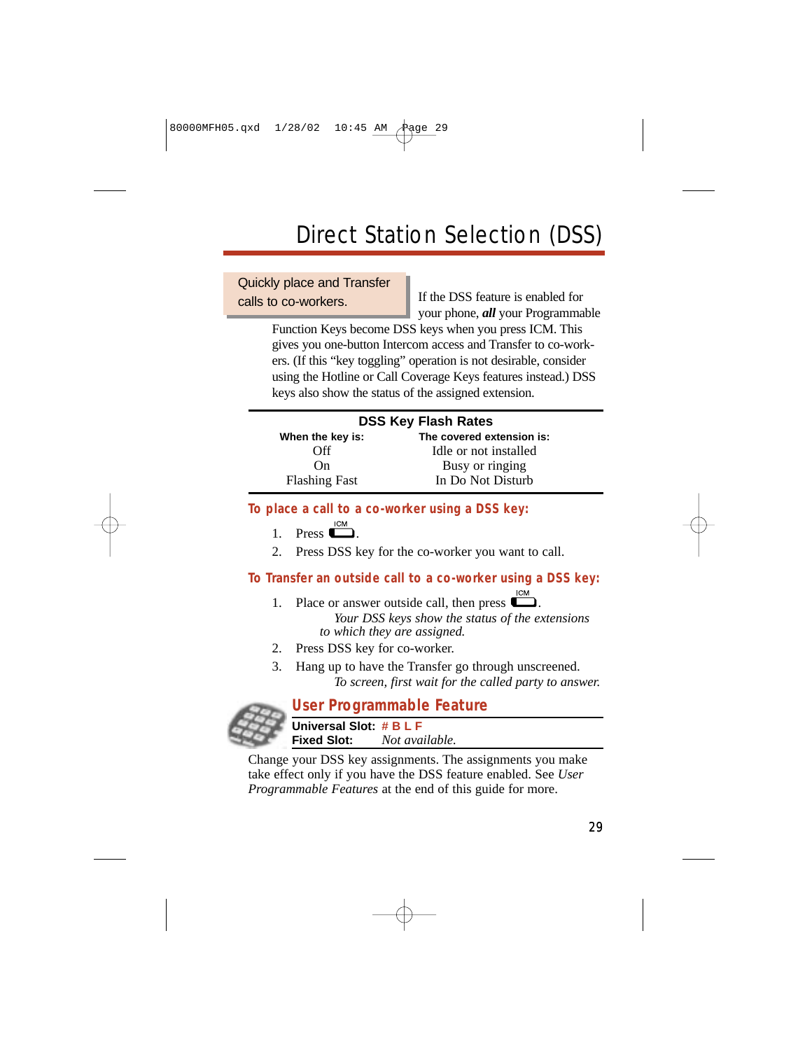# Direct Station Selection (DSS)

Quickly place and Transfer calls to co-workers.

If the DSS feature is enabled for your phone, ***all*** your Programmable Function Keys become DSS keys when you press ICM. This gives you one-button Intercom access and Transfer to co-workers. (If this "key toggling" operation is not desirable, consider using the Hotline or Call Coverage Keys features instead.) DSS keys also show the status of the assigned extension.

**DSS Key Flash Rates**

| When the key is: | The covered extension is: |
|---|---|
| Off | Idle or not installed |
| On | Busy or ringing |
| Flashing Fast | In Do Not Disturb |

### To place a call to a co-worker using a DSS key:

1. Press ICM.
2. Press DSS key for the co-worker you want to call.

### To Transfer an outside call to a co-worker using a DSS key:

1. Place or answer outside call, then press ICM.
   *Your DSS keys show the status of the extensions to which they are assigned.*
2. Press DSS key for co-worker.
3. Hang up to have the Transfer go through unscreened.
   *To screen, first wait for the called party to answer.*

## User Programmable Feature

**Universal Slot:** # B L F
**Fixed Slot:** *Not available.*

Change your DSS key assignments. The assignments you make take effect only if you have the DSS feature enabled. See *User Programmable Features* at the end of this guide for more.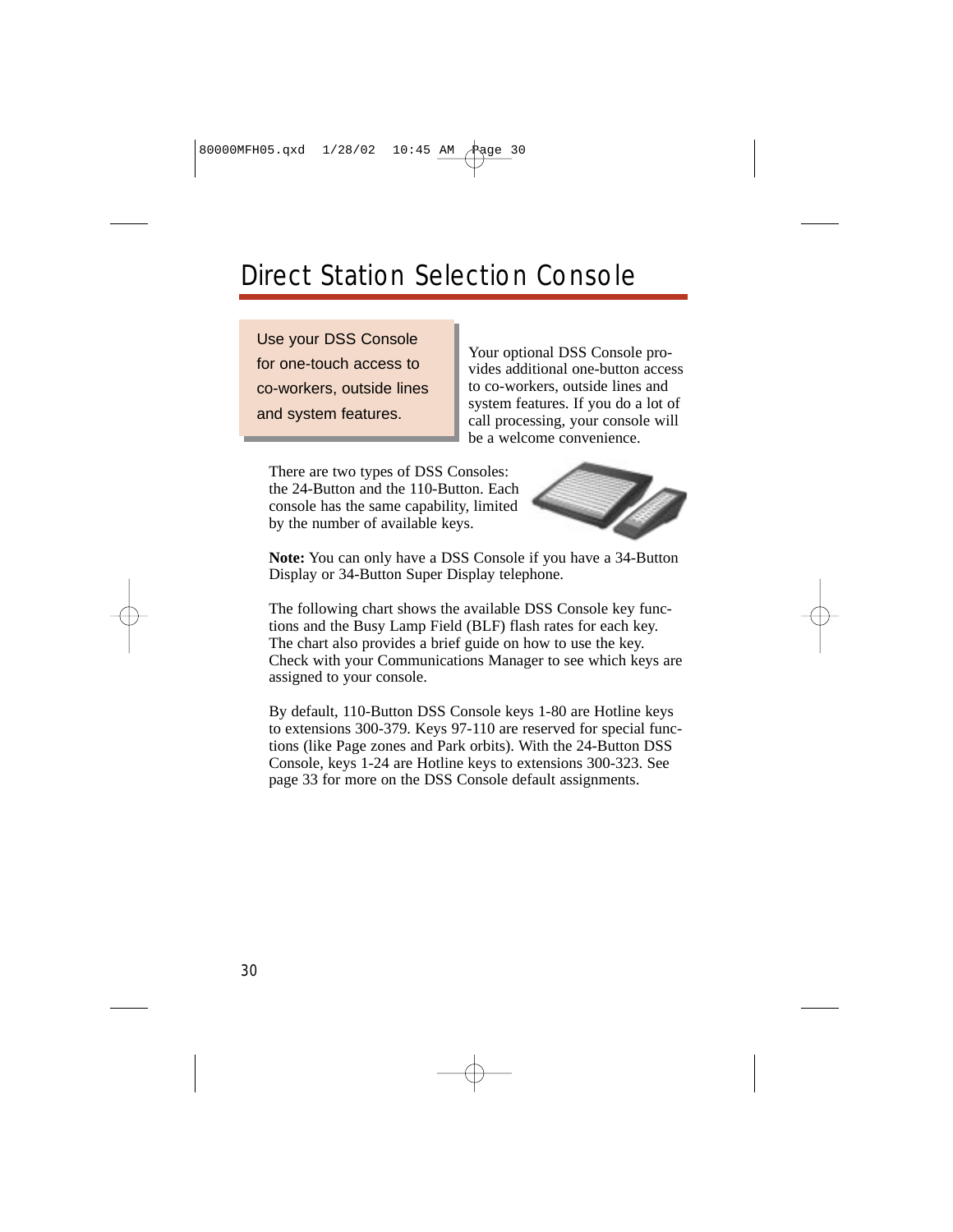# Direct Station Selection Console

Use your DSS Console for one-touch access to co-workers, outside lines and system features.

Your optional DSS Console provides additional one-button access to co-workers, outside lines and system features. If you do a lot of call processing, your console will be a welcome convenience.

There are two types of DSS Consoles: the 24-Button and the 110-Button. Each console has the same capability, limited by the number of available keys.

**Note:** You can only have a DSS Console if you have a 34-Button Display or 34-Button Super Display telephone.

The following chart shows the available DSS Console key functions and the Busy Lamp Field (BLF) flash rates for each key. The chart also provides a brief guide on how to use the key. Check with your Communications Manager to see which keys are assigned to your console.

By default, 110-Button DSS Console keys 1-80 are Hotline keys to extensions 300-379. Keys 97-110 are reserved for special functions (like Page zones and Park orbits). With the 24-Button DSS Console, keys 1-24 are Hotline keys to extensions 300-323. See page 33 for more on the DSS Console default assignments.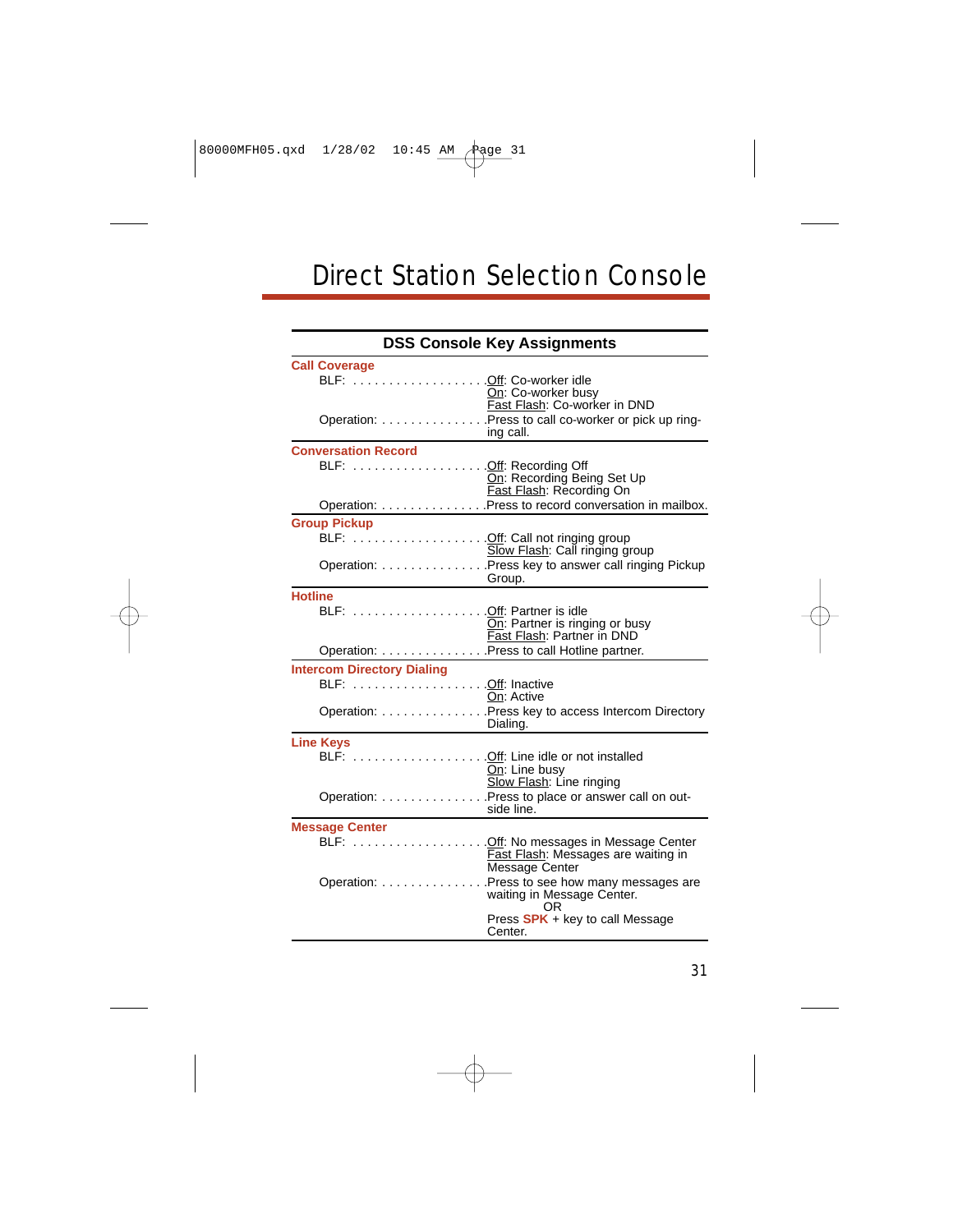# Direct Station Selection Console

## DSS Console Key Assignments

### Call Coverage

BLF: . . . . . . . . . . . . . . . . . . . .Off: Co-worker idle
On: Co-worker busy
Fast Flash: Co-worker in DND

Operation: . . . . . . . . . . . . . . .Press to call co-worker or pick up ringing call.

### Conversation Record

BLF: . . . . . . . . . . . . . . . . . . . .Off: Recording Off
On: Recording Being Set Up
Fast Flash: Recording On

Operation: . . . . . . . . . . . . . . .Press to record conversation in mailbox.

### Group Pickup

BLF: . . . . . . . . . . . . . . . . . . . .Off: Call not ringing group
Slow Flash: Call ringing group

Operation: . . . . . . . . . . . . . . .Press key to answer call ringing Pickup Group.

### Hotline

BLF: . . . . . . . . . . . . . . . . . . . .Off: Partner is idle
On: Partner is ringing or busy
Fast Flash: Partner in DND

Operation: . . . . . . . . . . . . . . .Press to call Hotline partner.

### Intercom Directory Dialing

BLF: . . . . . . . . . . . . . . . . . . . .Off: Inactive
On: Active

Operation: . . . . . . . . . . . . . . .Press key to access Intercom Directory Dialing.

### Line Keys

BLF: . . . . . . . . . . . . . . . . . . . .Off: Line idle or not installed
On: Line busy
Slow Flash: Line ringing

Operation: . . . . . . . . . . . . . . .Press to place or answer call on outside line.

### Message Center

BLF: . . . . . . . . . . . . . . . . . . . .Off: No messages in Message Center
Fast Flash: Messages are waiting in Message Center

Operation: . . . . . . . . . . . . . . .Press to see how many messages are waiting in Message Center.
OR
Press **SPK** + key to call Message Center.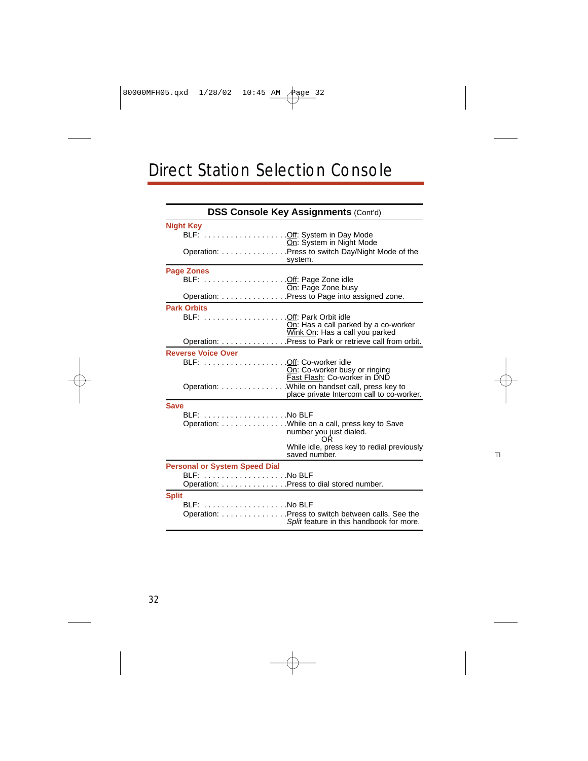# Direct Station Selection Console

| DSS Console Key Assignments (Cont'd) | |
|---|---|
| **Night Key** | |
| BLF: | Off: System in Day Mode<br>On: System in Night Mode |
| Operation: | Press to switch Day/Night Mode of the system. |
| **Page Zones** | |
| BLF: | Off: Page Zone idle<br>On: Page Zone busy |
| Operation: | Press to Page into assigned zone. |
| **Park Orbits** | |
| BLF: | Off: Park Orbit idle<br>On: Has a call parked by a co-worker<br>Wink On: Has a call you parked |
| Operation: | Press to Park or retrieve call from orbit. |
| **Reverse Voice Over** | |
| BLF: | Off: Co-worker idle<br>On: Co-worker busy or ringing<br>Fast Flash: Co-worker in DND |
| Operation: | While on handset call, press key to place private Intercom call to co-worker. |
| **Save** | |
| BLF: | No BLF |
| Operation: | While on a call, press key to Save number you just dialed.<br>OR<br>While idle, press key to redial previously saved number. |
| **Personal or System Speed Dial** | |
| BLF: | No BLF |
| Operation: | Press to dial stored number. |
| **Split** | |
| BLF: | No BLF |
| Operation: | Press to switch between calls. See the *Split* feature in this handbook for more. |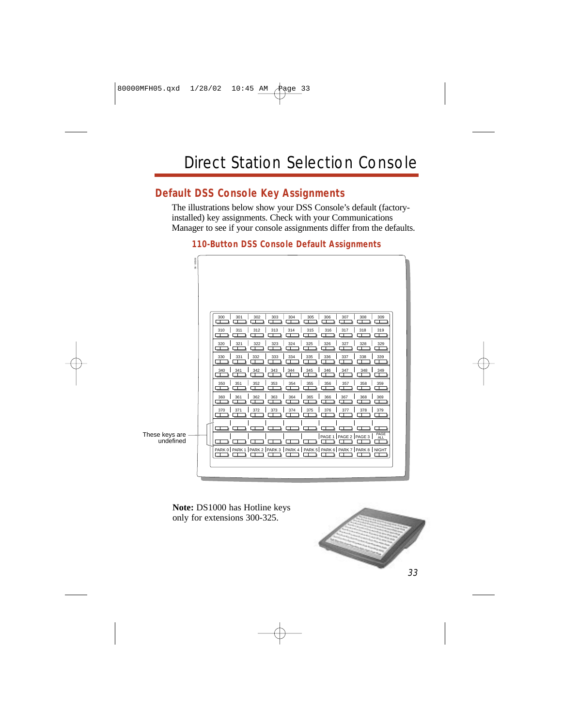# Direct Station Selection Console

## Default DSS Console Key Assignments

The illustrations below show your DSS Console's default (factory-installed) key assignments. Check with your Communications Manager to see if your console assignments differ from the defaults.

### 110-Button DSS Console Default Assignments

| | | | | | | | | | |
|---|---|---|---|---|---|---|---|---|---|
| 300 | 301 | 302 | 303 | 304 | 305 | 306 | 307 | 308 | 309 |
| 310 | 311 | 312 | 313 | 314 | 315 | 316 | 317 | 318 | 319 |
| 320 | 321 | 322 | 323 | 324 | 325 | 326 | 327 | 328 | 329 |
| 330 | 331 | 332 | 333 | 334 | 335 | 336 | 337 | 338 | 339 |
| 340 | 341 | 342 | 343 | 344 | 345 | 346 | 347 | 348 | 349 |
| 350 | 351 | 352 | 353 | 354 | 355 | 356 | 357 | 358 | 359 |
| 360 | 361 | 362 | 363 | 364 | 365 | 366 | 367 | 368 | 369 |
| 370 | 371 | 372 | 373 | 374 | 375 | 376 | 377 | 378 | 379 |
| | | | | | | | | | |
| | | | | | | PAGE 1 | PAGE 2 | PAGE 3 | PAGE ALL |
| PARK 0 | PARK 1 | PARK 2 | PARK 3 | PARK 4 | PARK 5 | PARK 6 | PARK 7 | PARK 8 | NIGHT |

These keys are undefined

**Note:** DS1000 has Hotline keys only for extensions 300-325.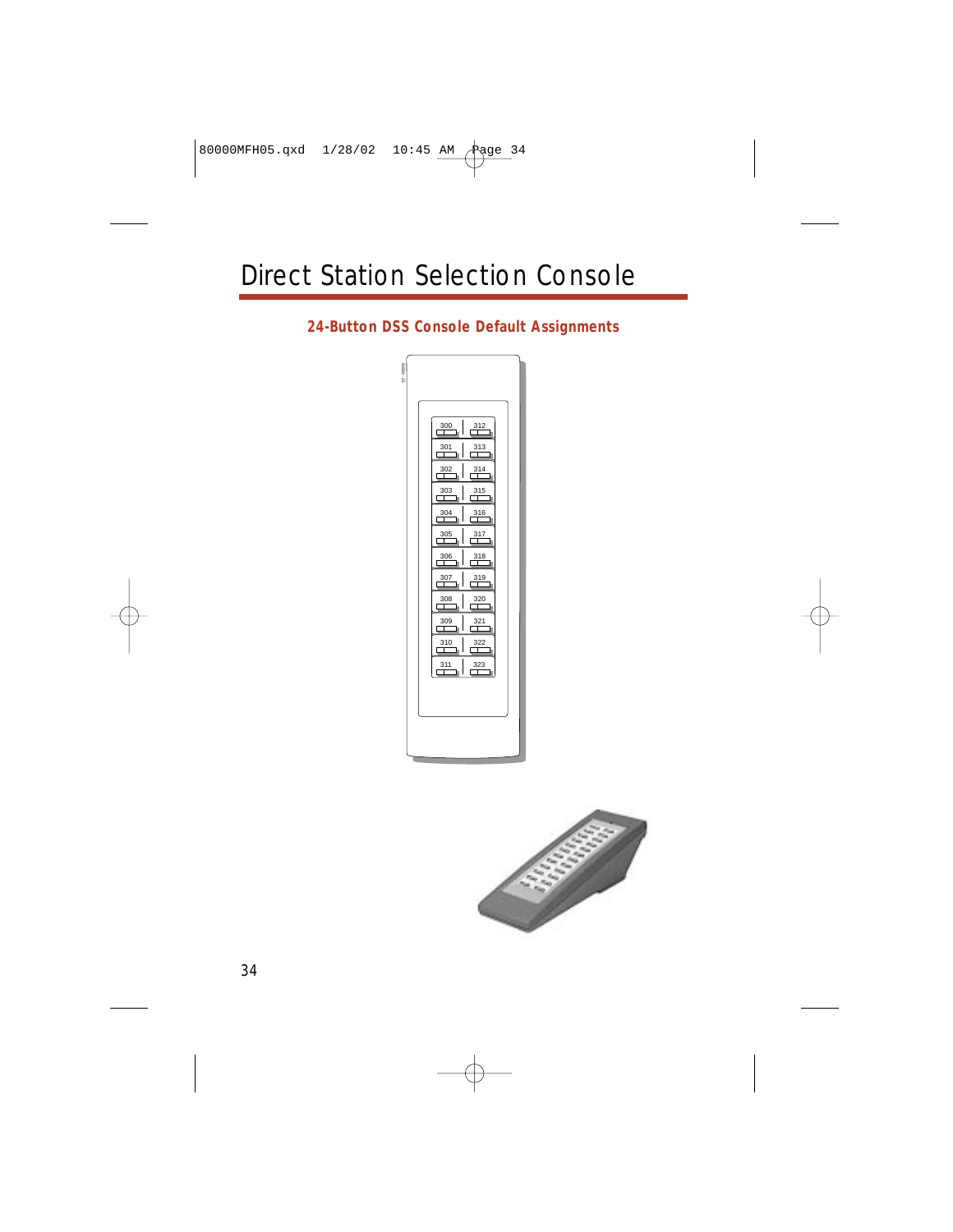# Direct Station Selection Console

## 24-Button DSS Console Default Assignments

300
312
301
313
302
314
303
315
304
316
305
317
306
318
307
319
308
320
309
321
310
322
311
323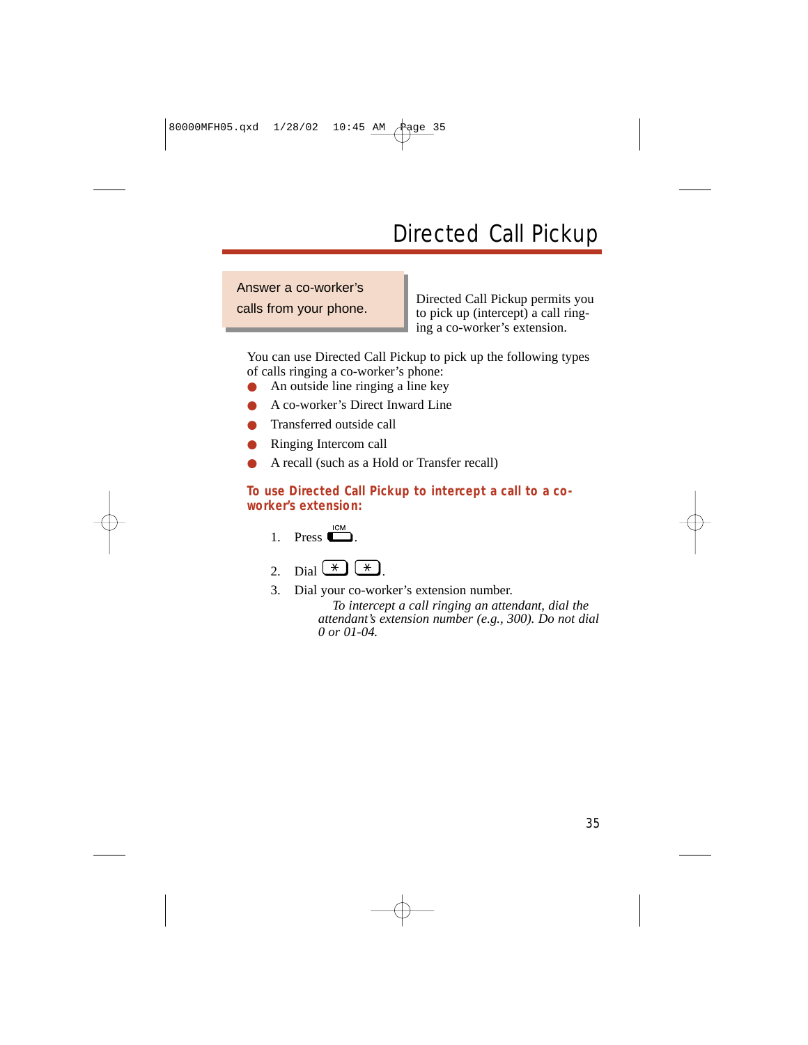# Directed Call Pickup

**Answer a co-worker's calls from your phone.**

Directed Call Pickup permits you to pick up (intercept) a call ringing a co-worker's extension.

You can use Directed Call Pickup to pick up the following types of calls ringing a co-worker's phone:

- An outside line ringing a line key
- A co-worker's Direct Inward Line
- Transferred outside call
- Ringing Intercom call
- A recall (such as a Hold or Transfer recall)

**To use Directed Call Pickup to intercept a call to a co-worker's extension:**

1. Press ICM.
2. Dial * *.
3. Dial your co-worker's extension number.

   *To intercept a call ringing an attendant, dial the attendant's extension number (e.g., 300). Do not dial 0 or 01-04.*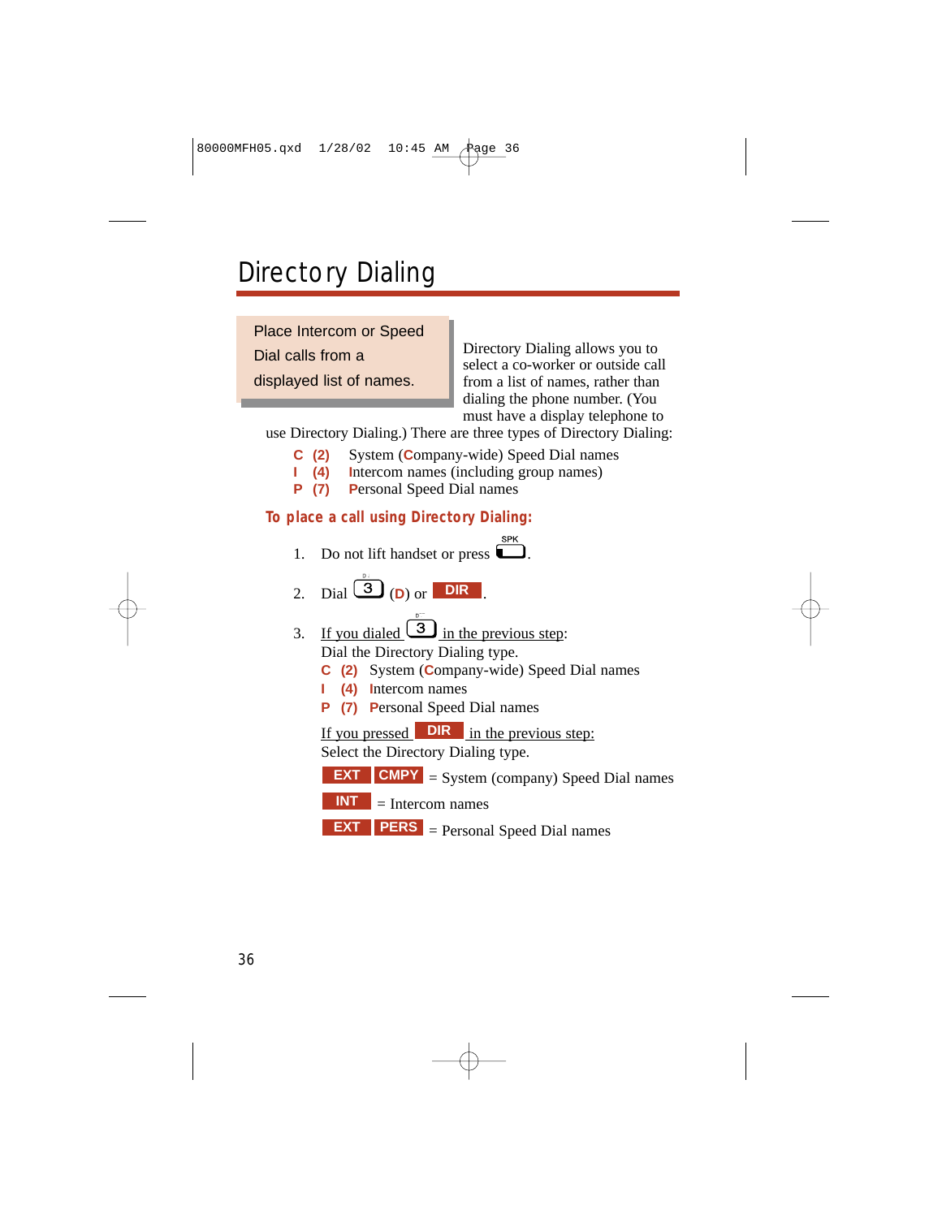# Directory Dialing

Place Intercom or Speed Dial calls from a displayed list of names.

Directory Dialing allows you to select a co-worker or outside call from a list of names, rather than dialing the phone number. (You must have a display telephone to use Directory Dialing.) There are three types of Directory Dialing:

- **C (2)** System (Company-wide) Speed Dial names
- **I (4)** Intercom names (including group names)
- **P (7)** Personal Speed Dial names

## To place a call using Directory Dialing:

1. Do not lift handset or press SPK.
2. Dial 3 (D) or DIR.
3. If you dialed 3 in the previous step:
   Dial the Directory Dialing type.
   - **C (2)** System (Company-wide) Speed Dial names
   - **I (4)** Intercom names
   - **P (7)** Personal Speed Dial names

   If you pressed DIR in the previous step:
   Select the Directory Dialing type.
   - **EXT** **CMPY** = System (company) Speed Dial names
   - **INT** = Intercom names
   - **EXT** **PERS** = Personal Speed Dial names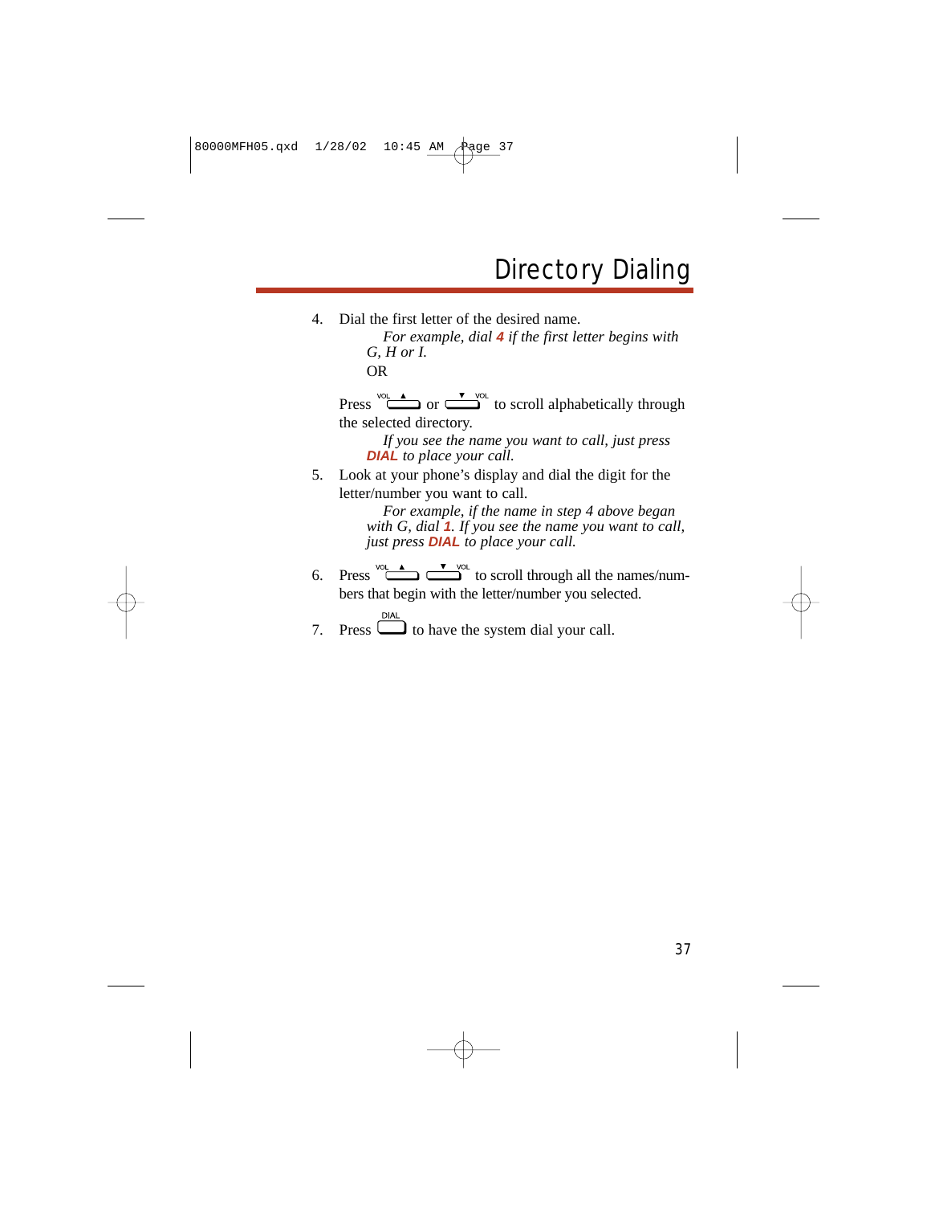# Directory Dialing

4. Dial the first letter of the desired name.

   *For example, dial **4** if the first letter begins with G, H or I.*

   OR

   Press VOL ▲ or ▼ VOL to scroll alphabetically through the selected directory.

   *If you see the name you want to call, just press **DIAL** to place your call.*

5. Look at your phone's display and dial the digit for the letter/number you want to call.

   *For example, if the name in step 4 above began with G, dial **1**. If you see the name you want to call, just press **DIAL** to place your call.*

6. Press VOL ▲ ▼ VOL to scroll through all the names/numbers that begin with the letter/number you selected.

7. Press DIAL to have the system dial your call.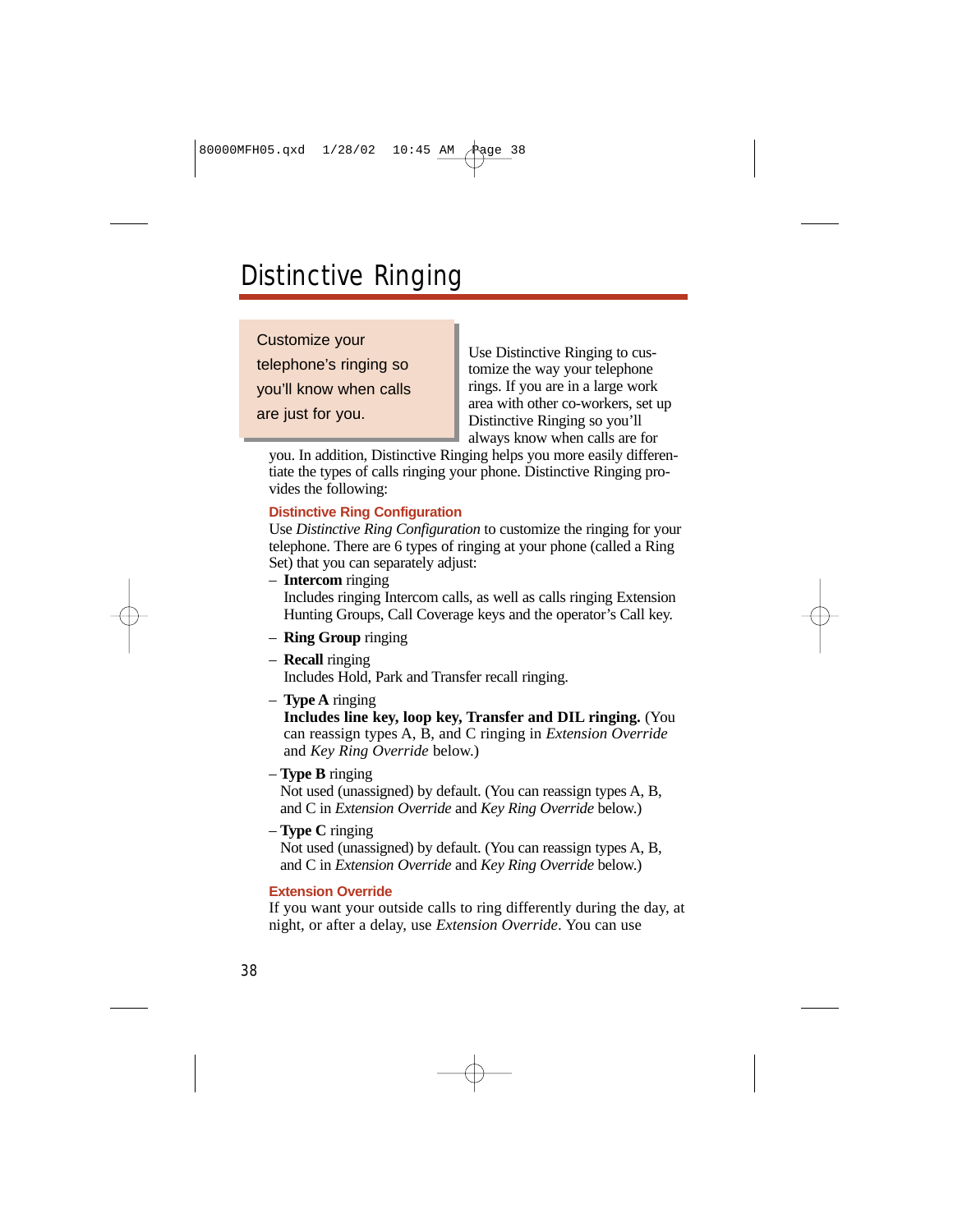# Distinctive Ringing

> Customize your telephone's ringing so you'll know when calls are just for you.

Use Distinctive Ringing to customize the way your telephone rings. If you are in a large work area with other co-workers, set up Distinctive Ringing so you'll always know when calls are for you. In addition, Distinctive Ringing helps you more easily differentiate the types of calls ringing your phone. Distinctive Ringing provides the following:

## Distinctive Ring Configuration

Use *Distinctive Ring Configuration* to customize the ringing for your telephone. There are 6 types of ringing at your phone (called a Ring Set) that you can separately adjust:

- **Intercom** ringing
  Includes ringing Intercom calls, as well as calls ringing Extension Hunting Groups, Call Coverage keys and the operator's Call key.
- **Ring Group** ringing
- **Recall** ringing
  Includes Hold, Park and Transfer recall ringing.
- **Type A** ringing
  **Includes line key, loop key, Transfer and DIL ringing.** (You can reassign types A, B, and C ringing in *Extension Override* and *Key Ring Override* below.)
- **Type B** ringing
  Not used (unassigned) by default. (You can reassign types A, B, and C in *Extension Override* and *Key Ring Override* below.)
- **Type C** ringing
  Not used (unassigned) by default. (You can reassign types A, B, and C in *Extension Override* and *Key Ring Override* below.)

## Extension Override

If you want your outside calls to ring differently during the day, at night, or after a delay, use *Extension Override*. You can use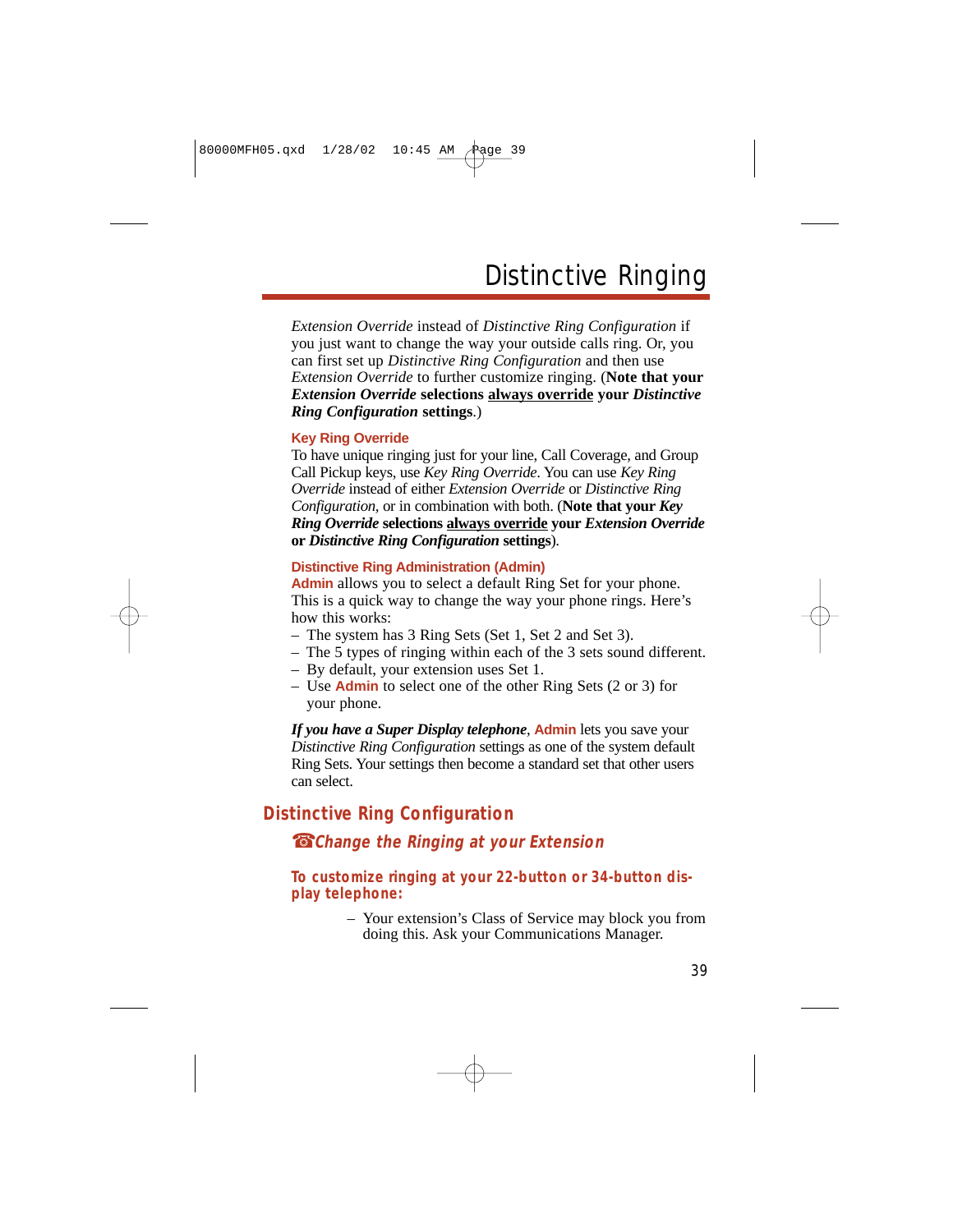*Extension Override* instead of *Distinctive Ring Configuration* if you just want to change the way your outside calls ring. Or, you can first set up *Distinctive Ring Configuration* and then use *Extension Override* to further customize ringing. (**Note that your *Extension Override* selections <u>always override</u> your *Distinctive Ring Configuration* settings**.)

### Key Ring Override

To have unique ringing just for your line, Call Coverage, and Group Call Pickup keys, use *Key Ring Override*. You can use *Key Ring Override* instead of either *Extension Override* or *Distinctive Ring Configuration*, or in combination with both. (**Note that your *Key Ring Override* selections <u>always override</u> your *Extension Override* or *Distinctive Ring Configuration* settings**).

### Distinctive Ring Administration (Admin)

**Admin** allows you to select a default Ring Set for your phone. This is a quick way to change the way your phone rings. Here's how this works:

- The system has 3 Ring Sets (Set 1, Set 2 and Set 3).
- The 5 types of ringing within each of the 3 sets sound different.
- By default, your extension uses Set 1.
- Use **Admin** to select one of the other Ring Sets (2 or 3) for your phone.

***If you have a Super Display telephone***, **Admin** lets you save your *Distinctive Ring Configuration* settings as one of the system default Ring Sets. Your settings then become a standard set that other users can select.

## Distinctive Ring Configuration

### ☎Change the Ringing at your Extension

#### To customize ringing at your 22-button or 34-button display telephone:

- Your extension's Class of Service may block you from doing this. Ask your Communications Manager.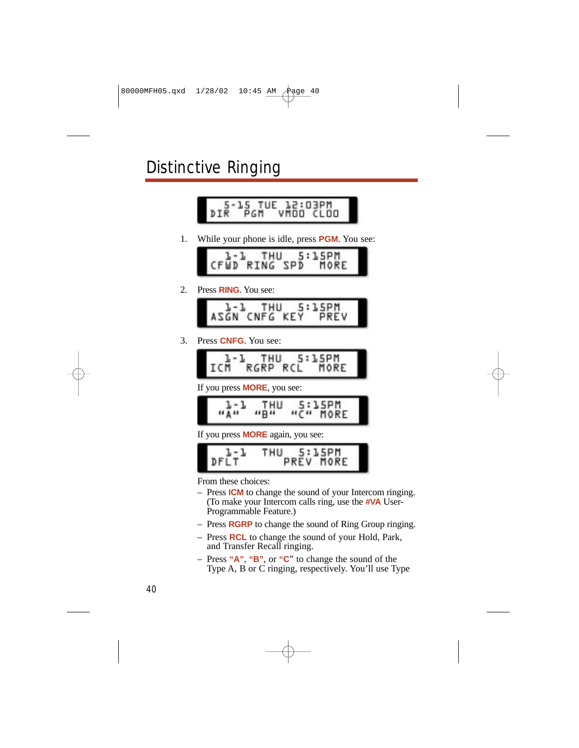# Distinctive Ringing

```
 5-15 TUE 12:03PM
DIR  PGM  VMOO CLOO
```

1. While your phone is idle, press **PGM**. You see:

```
 1-1   THU   5:15PM
CFWD RING SPD   MORE
```

2. Press **RING**. You see:

```
 1-1   THU   5:15PM
ASGN CNFG KEY   PREV
```

3. Press **CNFG**. You see:

```
 1-1   THU   5:15PM
ICM   RGRP RCL   MORE
```

If you press **MORE**, you see:

```
 1-1   THU   5:15PM
"A"   "B"   "C"  MORE
```

If you press **MORE** again, you see:

```
 1-1   THU   5:15PM
DFLT        PREV MORE
```

From these choices:

- Press **ICM** to change the sound of your Intercom ringing. (To make your Intercom calls ring, use the **#VA** User-Programmable Feature.)
- Press **RGRP** to change the sound of Ring Group ringing.
- Press **RCL** to change the sound of your Hold, Park, and Transfer Recall ringing.
- Press **"A"**, **"B"**, or **"C"** to change the sound of the Type A, B or C ringing, respectively. You'll use Type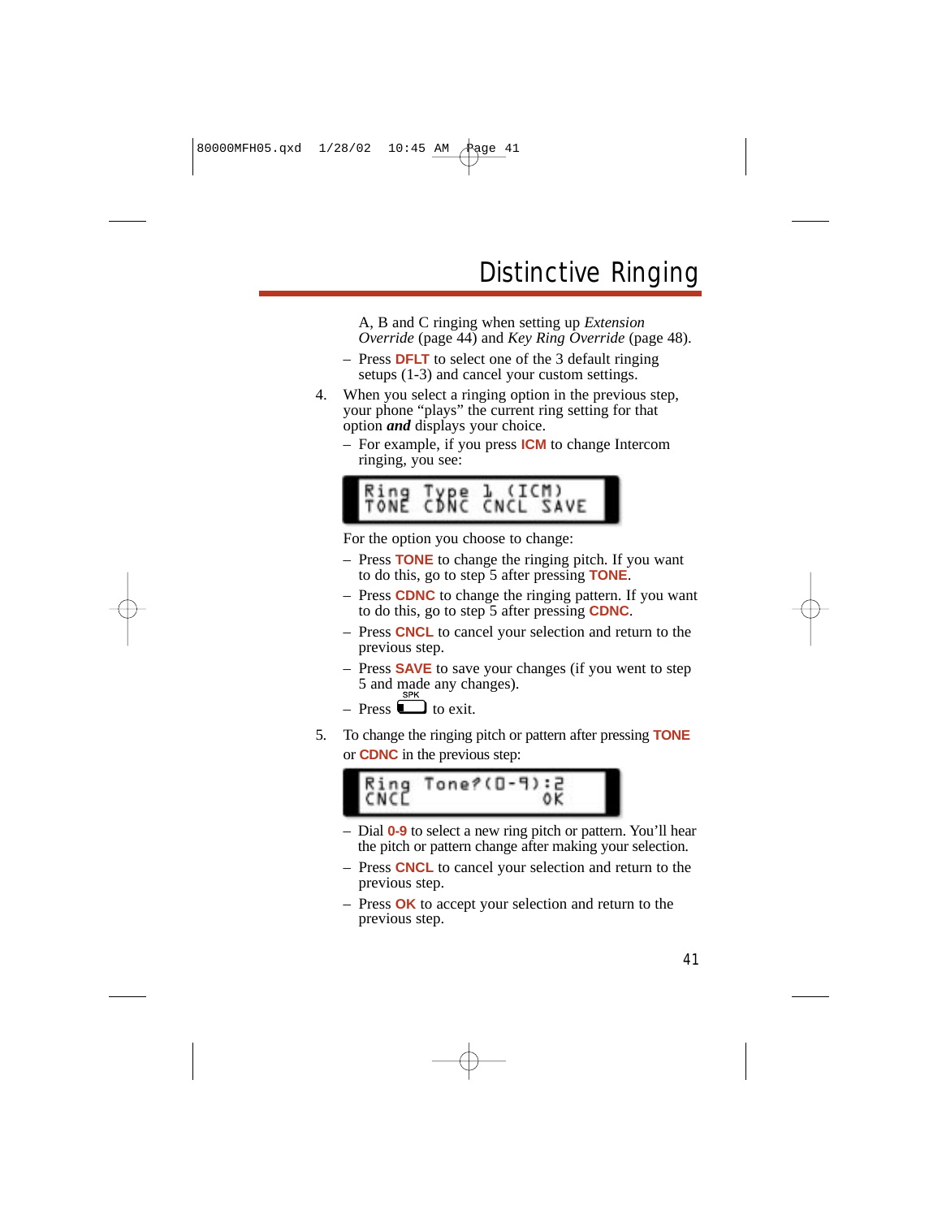# Distinctive Ringing

A, B and C ringing when setting up *Extension Override* (page 44) and *Key Ring Override* (page 48).

- Press **DFLT** to select one of the 3 default ringing setups (1-3) and cancel your custom settings.

4. When you select a ringing option in the previous step, your phone "plays" the current ring setting for that option ***and*** displays your choice.
   - For example, if you press **ICM** to change Intercom ringing, you see:

```
Ring Type 1 (ICM)
TONE CDNC CNCL SAVE
```

   For the option you choose to change:

   - Press **TONE** to change the ringing pitch. If you want to do this, go to step 5 after pressing **TONE**.
   - Press **CDNC** to change the ringing pattern. If you want to do this, go to step 5 after pressing **CDNC**.
   - Press **CNCL** to cancel your selection and return to the previous step.
   - Press **SAVE** to save your changes (if you went to step 5 and made any changes).
   - Press SPK to exit.

5. To change the ringing pitch or pattern after pressing **TONE** or **CDNC** in the previous step:

```
Ring Tone?(0-9):2
CNCL           OK
```

   - Dial **0-9** to select a new ring pitch or pattern. You'll hear the pitch or pattern change after making your selection.
   - Press **CNCL** to cancel your selection and return to the previous step.
   - Press **OK** to accept your selection and return to the previous step.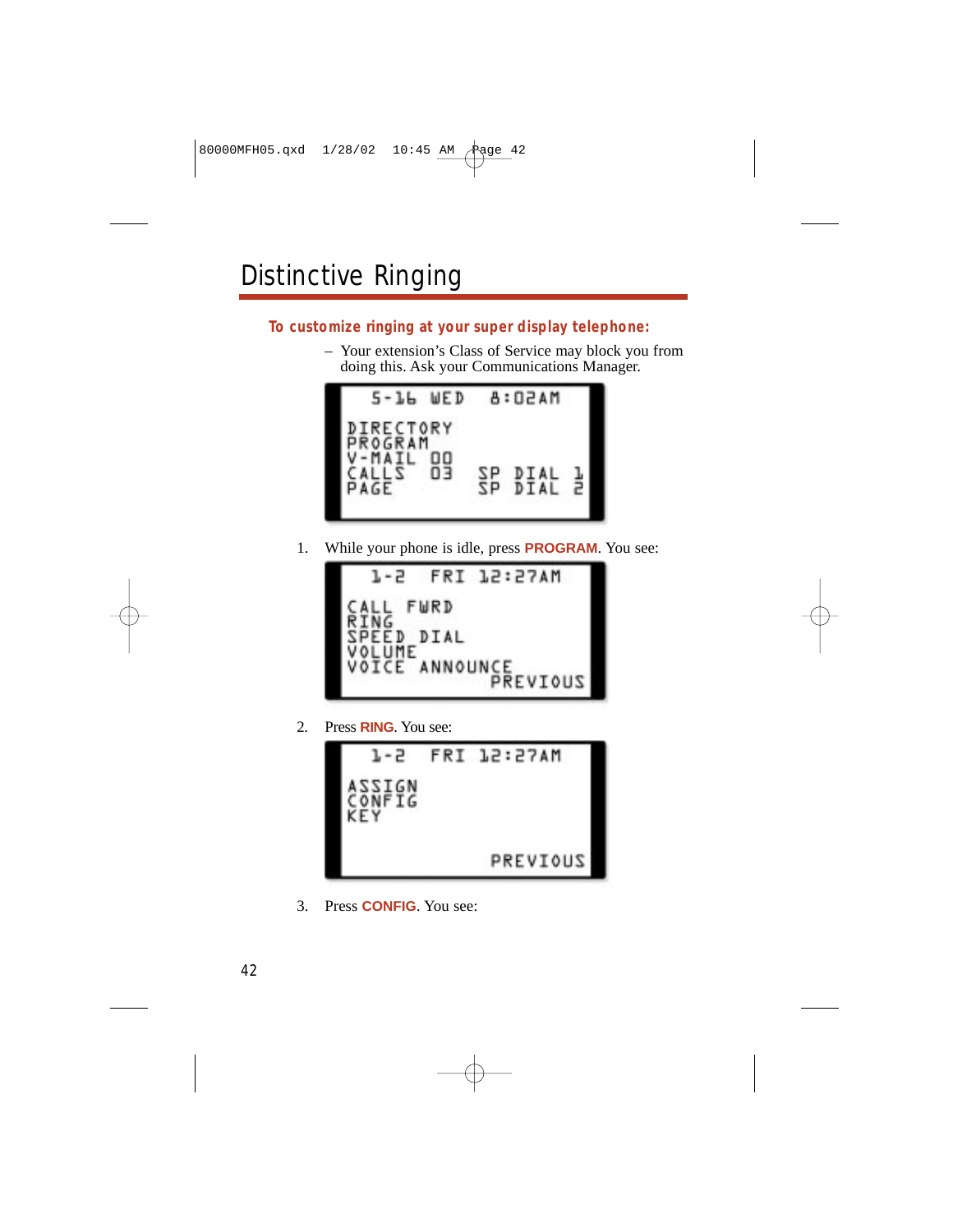# Distinctive Ringing

**To customize ringing at your super display telephone:**

– Your extension's Class of Service may block you from doing this. Ask your Communications Manager.

```
  5-16 WED   8:02AM

DIRECTORY
PROGRAM
V-MAIL 00
CALLS  03    SP DIAL 1
PAGE         SP DIAL 2
```

1. While your phone is idle, press **PROGRAM**. You see:

```
  1-2  FRI 12:27AM

CALL FWRD
RING
SPEED DIAL
VOLUME
VOICE ANNOUNCE
             PREVIOUS
```

2. Press **RING**. You see:

```
  1-2  FRI 12:27AM

ASSIGN
CONFIG
KEY


             PREVIOUS
```

3. Press **CONFIG**. You see: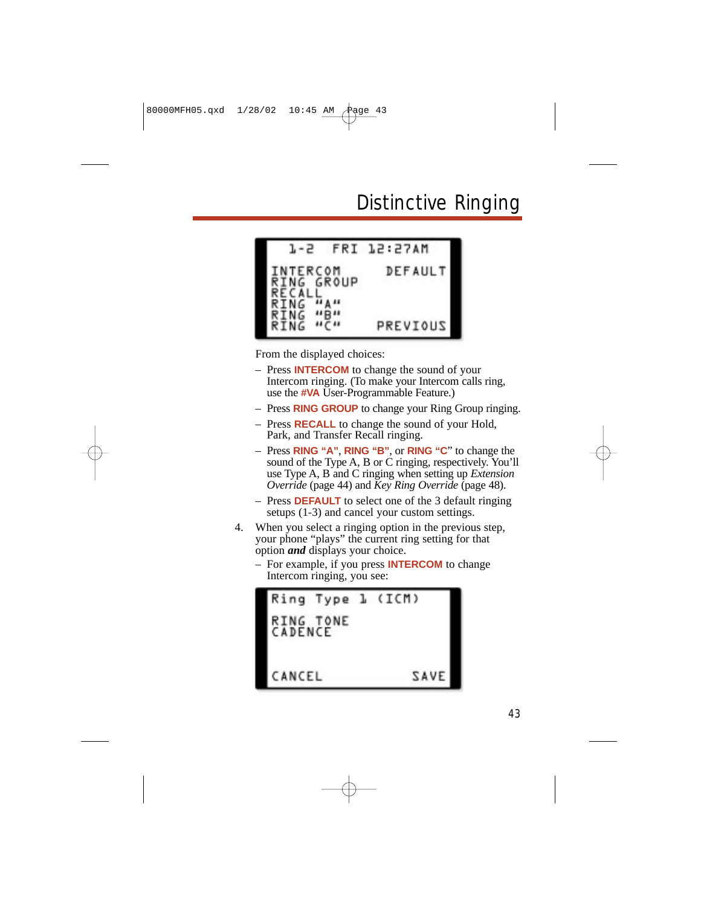# Distinctive Ringing

```
  1-2   FRI  12:27AM

INTERCOM        DEFAULT
RING GROUP
RECALL
RING "A"
RING "B"
RING "C"       PREVIOUS
```

From the displayed choices:

- Press **INTERCOM** to change the sound of your Intercom ringing. (To make your Intercom calls ring, use the **#VA** User-Programmable Feature.)
- Press **RING GROUP** to change your Ring Group ringing.
- Press **RECALL** to change the sound of your Hold, Park, and Transfer Recall ringing.
- Press **RING "A"**, **RING "B"**, or **RING "C"** to change the sound of the Type A, B or C ringing, respectively. You'll use Type A, B and C ringing when setting up *Extension Override* (page 44) and *Key Ring Override* (page 48).
- Press **DEFAULT** to select one of the 3 default ringing setups (1-3) and cancel your custom settings.

4. When you select a ringing option in the previous step, your phone "plays" the current ring setting for that option ***and*** displays your choice.
   - For example, if you press **INTERCOM** to change Intercom ringing, you see:

```
Ring Type 1 (ICM)

RING TONE
CADENCE



CANCEL              SAVE
```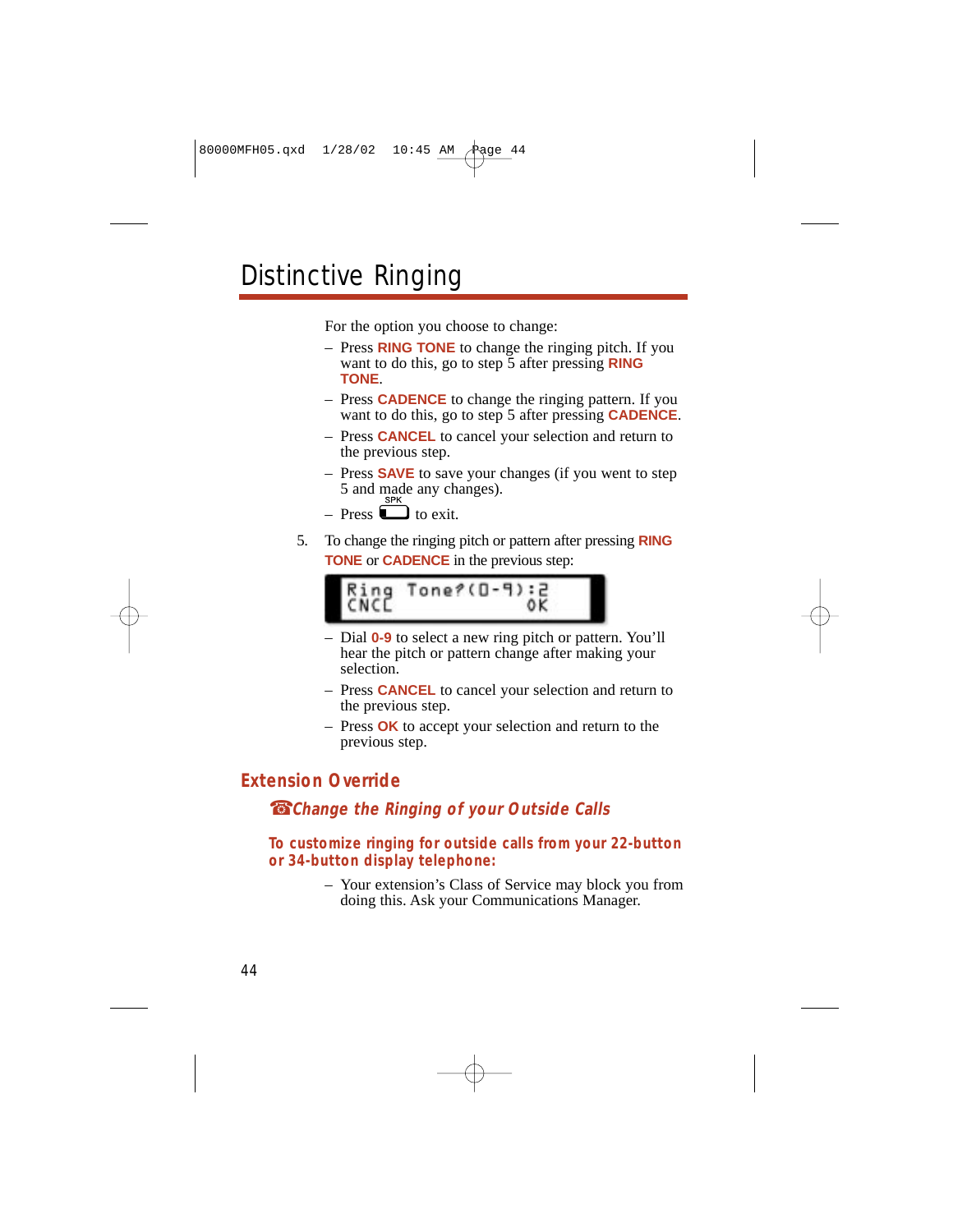# Distinctive Ringing

For the option you choose to change:

- Press **RING TONE** to change the ringing pitch. If you want to do this, go to step 5 after pressing **RING TONE**.
- Press **CADENCE** to change the ringing pattern. If you want to do this, go to step 5 after pressing **CADENCE**.
- Press **CANCEL** to cancel your selection and return to the previous step.
- Press **SAVE** to save your changes (if you went to step 5 and made any changes).
- Press SPK to exit.

5. To change the ringing pitch or pattern after pressing **RING TONE** or **CADENCE** in the previous step:

```
Ring Tone?(0-9):2
CNCL           OK
```

- Dial **0-9** to select a new ring pitch or pattern. You'll hear the pitch or pattern change after making your selection.
- Press **CANCEL** to cancel your selection and return to the previous step.
- Press **OK** to accept your selection and return to the previous step.

## Extension Override

### ☎*Change the Ringing of your Outside Calls*

#### To customize ringing for outside calls from your 22-button or 34-button display telephone:

- Your extension's Class of Service may block you from doing this. Ask your Communications Manager.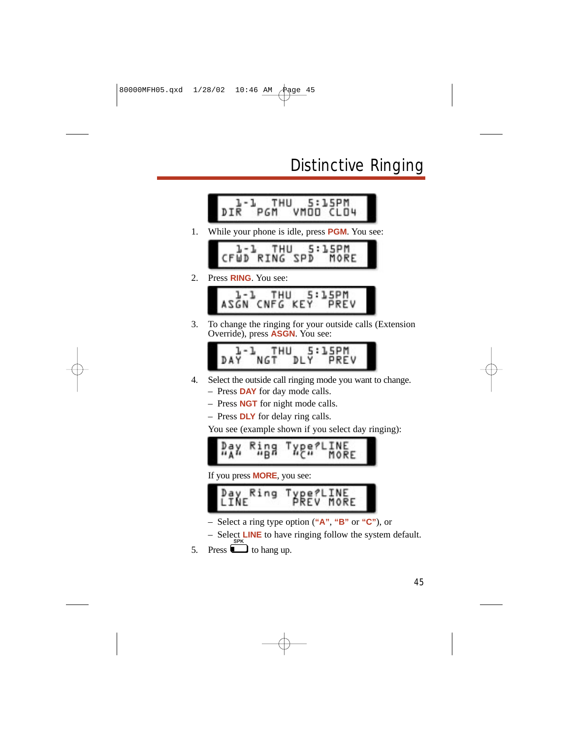# Distinctive Ringing

```
 1-1   THU   5:15PM
DIR  PGM  VMOD CLO4
```

1. While your phone is idle, press **PGM**. You see:

```
 1-1   THU   5:15PM
CFWD RING SPD  MORE
```

2. Press **RING**. You see:

```
 1-1   THU   5:15PM
ASGN CNFG KEY  PREV
```

3. To change the ringing for your outside calls (Extension Override), press **ASGN**. You see:

```
 1-1   THU   5:15PM
DAY  NGT  DLY  PREV
```

4. Select the outside call ringing mode you want to change.
   – Press **DAY** for day mode calls.
   – Press **NGT** for night mode calls.
   – Press **DLY** for delay ring calls.

   You see (example shown if you select day ringing):

```
Day Ring Type?LINE
"A"  "B"  "C"  MORE
```

   If you press **MORE**, you see:

```
Day Ring Type?LINE
LINE      PREV MORE
```

   – Select a ring type option (**"A"**, **"B"** or **"C"**), or
   – Select **LINE** to have ringing follow the system default.

5. Press SPK to hang up.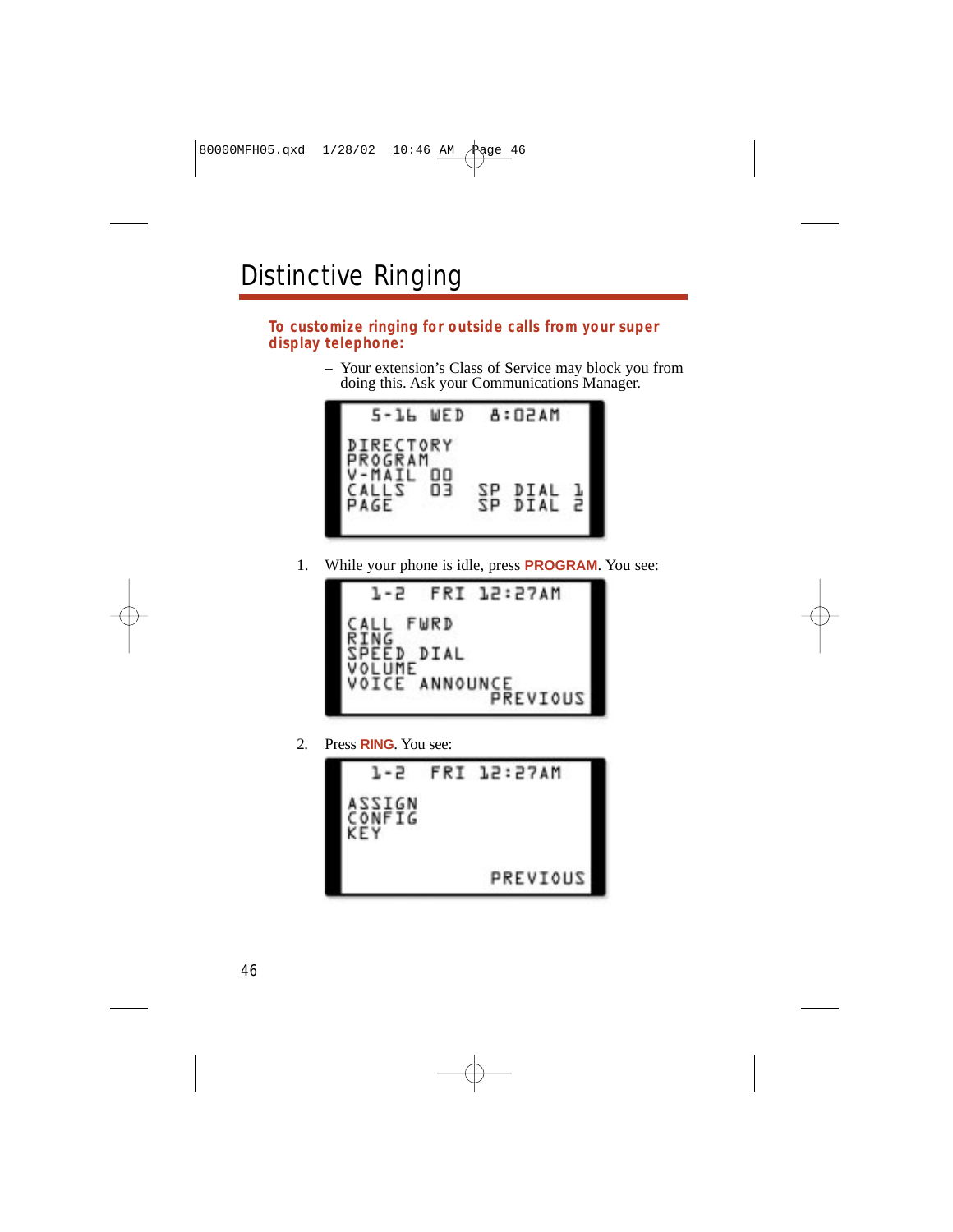# Distinctive Ringing

**To customize ringing for outside calls from your super display telephone:**

– Your extension's Class of Service may block you from doing this. Ask your Communications Manager.

```
  5-16 WED    8:02AM

DIRECTORY
PROGRAM
V-MAIL  00
CALLS   03    SP DIAL 1
PAGE          SP DIAL 2
```

1. While your phone is idle, press **PROGRAM**. You see:

```
  1-2  FRI 12:27AM

CALL FWRD
RING
SPEED DIAL
VOLUME
VOICE ANNOUNCE
              PREVIOUS
```

2. Press **RING**. You see:

```
  1-2  FRI 12:27AM

ASSIGN
CONFIG
KEY


              PREVIOUS
```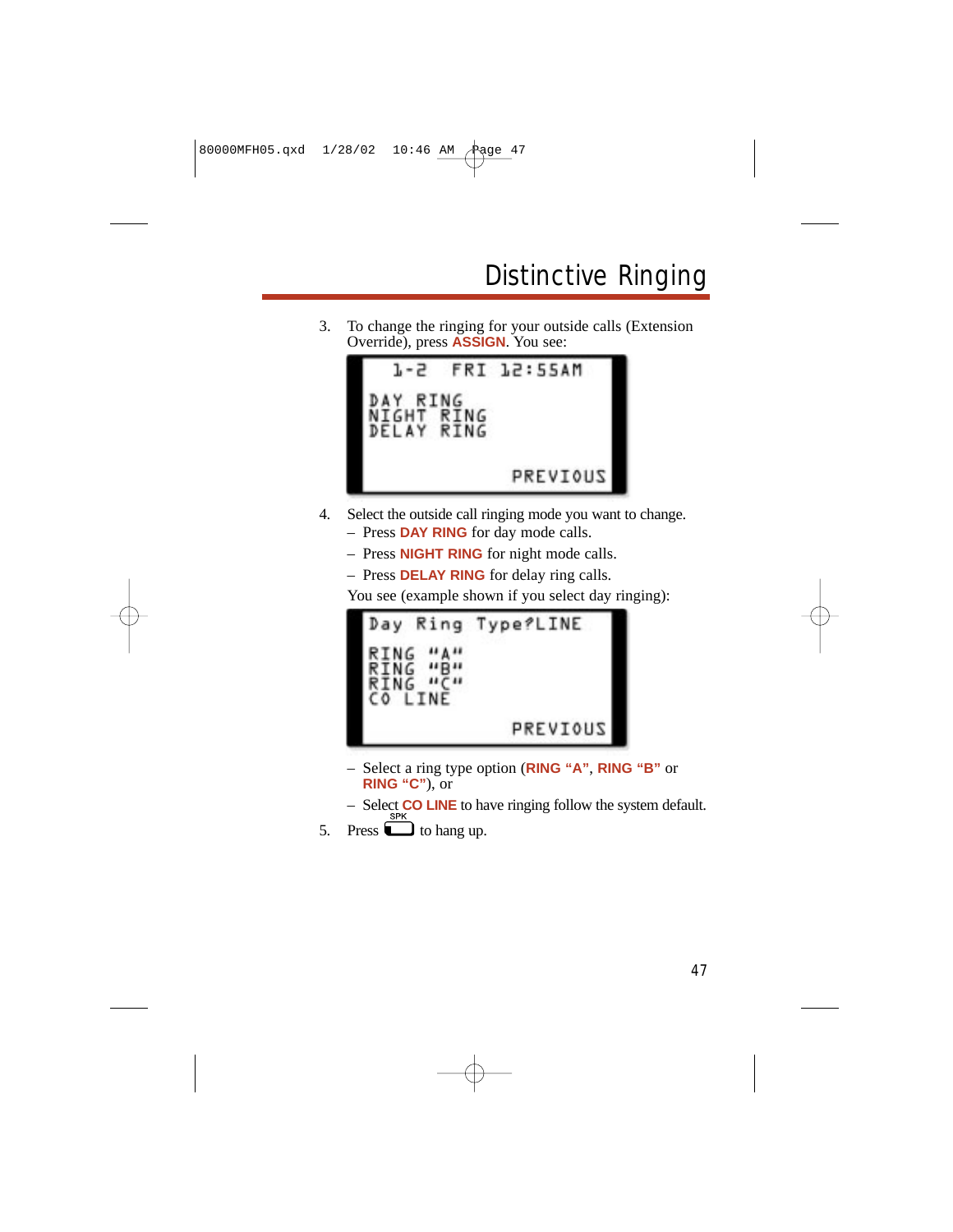# Distinctive Ringing

3. To change the ringing for your outside calls (Extension Override), press **ASSIGN**. You see:

```
 1-2   FRI 12:55AM

DAY RING
NIGHT RING
DELAY RING

              PREVIOUS
```

4. Select the outside call ringing mode you want to change.
   - Press **DAY RING** for day mode calls.
   - Press **NIGHT RING** for night mode calls.
   - Press **DELAY RING** for delay ring calls.

   You see (example shown if you select day ringing):

```
Day Ring Type?LINE

RING "A"
RING "B"
RING "C"
CO LINE
              PREVIOUS
```

   - Select a ring type option (**RING "A"**, **RING "B"** or **RING "C"**), or
   - Select **CO LINE** to have ringing follow the system default.

5. Press SPK to hang up.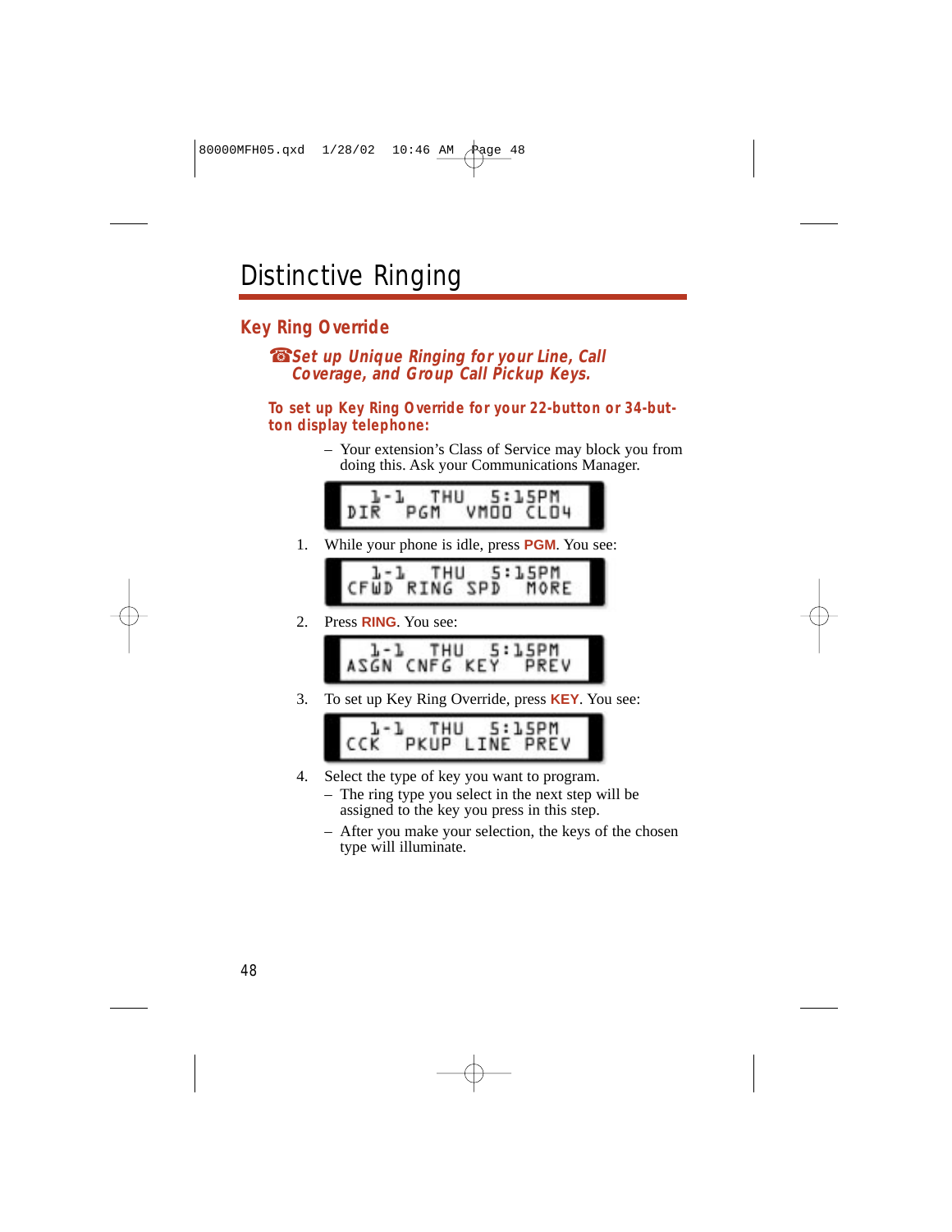# Distinctive Ringing

## Key Ring Override

### ☎*Set up Unique Ringing for your Line, Call Coverage, and Group Call Pickup Keys.*

**To set up Key Ring Override for your 22-button or 34-button display telephone:**

– Your extension's Class of Service may block you from doing this. Ask your Communications Manager.

```
 1-1   THU   5:15PM
DIR  PGM  VMOD CLO4
```

1. While your phone is idle, press **PGM**. You see:

```
 1-1   THU   5:15PM
CFWD RING SPD  MORE
```

2. Press **RING**. You see:

```
 1-1   THU   5:15PM
ASGN CNFG KEY  PREV
```

3. To set up Key Ring Override, press **KEY**. You see:

```
 1-1   THU   5:15PM
CCK  PKUP LINE PREV
```

4. Select the type of key you want to program.
   – The ring type you select in the next step will be assigned to the key you press in this step.
   – After you make your selection, the keys of the chosen type will illuminate.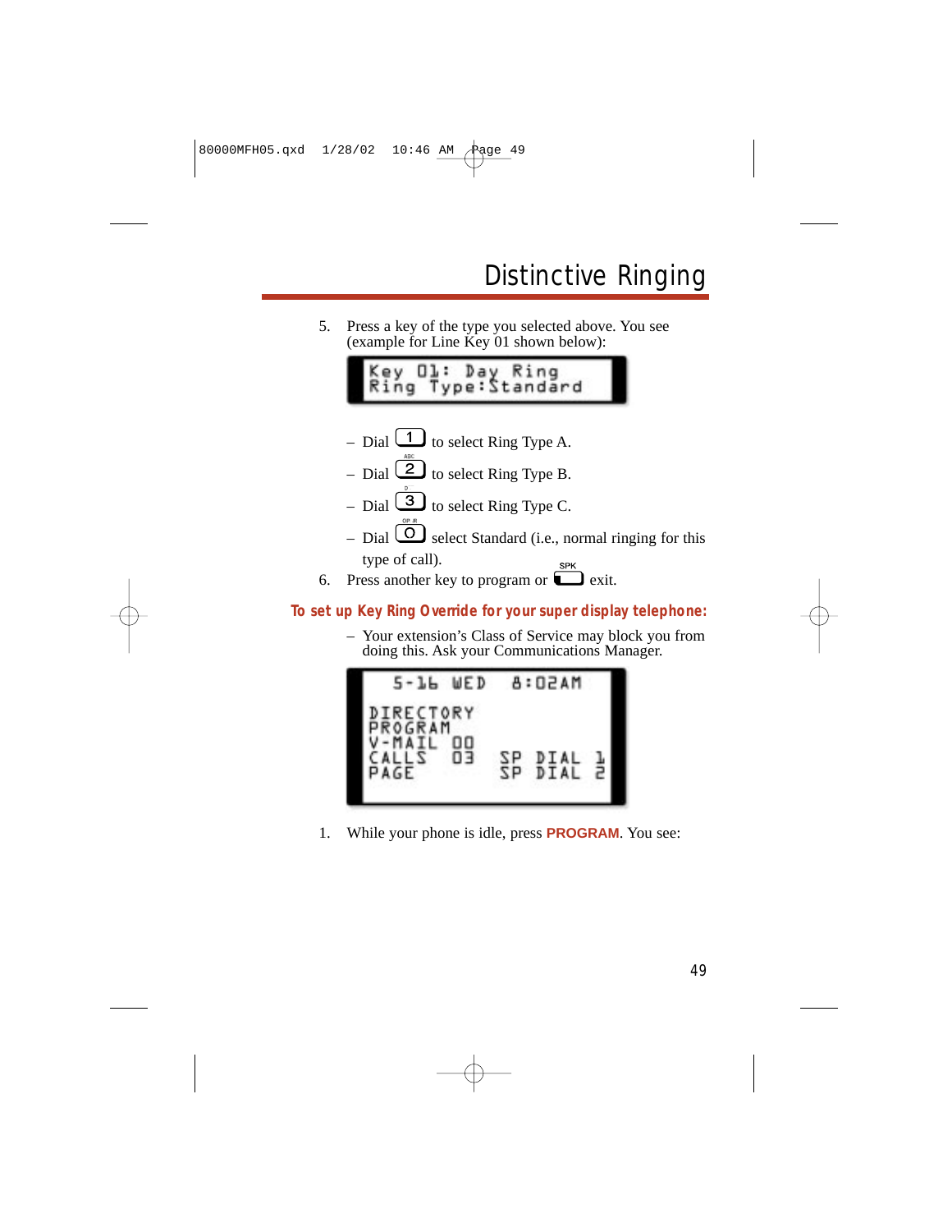# Distinctive Ringing

5. Press a key of the type you selected above. You see (example for Line Key 01 shown below):

```
Key 01: Day Ring
Ring Type:Standard
```

   – Dial 1 to select Ring Type A.

   – Dial 2 to select Ring Type B.

   – Dial 3 to select Ring Type C.

   – Dial 0 select Standard (i.e., normal ringing for this type of call).

6. Press another key to program or SPK exit.

### To set up Key Ring Override for your super display telephone:

– Your extension's Class of Service may block you from doing this. Ask your Communications Manager.

```
   5-16 WED   8:02AM

DIRECTORY
PROGRAM
V-MAIL  00
CALLS   03    SP DIAL 1
PAGE          SP DIAL 2
```

1. While your phone is idle, press **PROGRAM**. You see: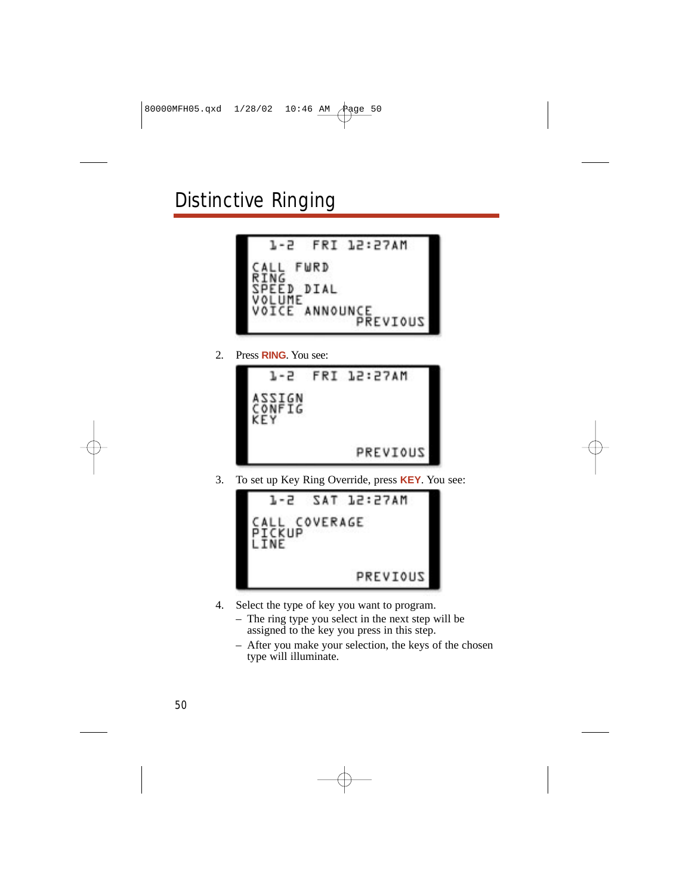# Distinctive Ringing

```
   1-2   FRI 12:27AM

CALL FWRD
RING
SPEED DIAL
VOLUME
VOICE ANNOUNCE
              PREVIOUS
```

2. Press **RING**. You see:

```
   1-2   FRI 12:27AM

ASSIGN
CONFIG
KEY

              PREVIOUS
```

3. To set up Key Ring Override, press **KEY**. You see:

```
   1-2   SAT 12:27AM

CALL COVERAGE
PICKUP
LINE

              PREVIOUS
```

4. Select the type of key you want to program.
   - The ring type you select in the next step will be assigned to the key you press in this step.
   - After you make your selection, the keys of the chosen type will illuminate.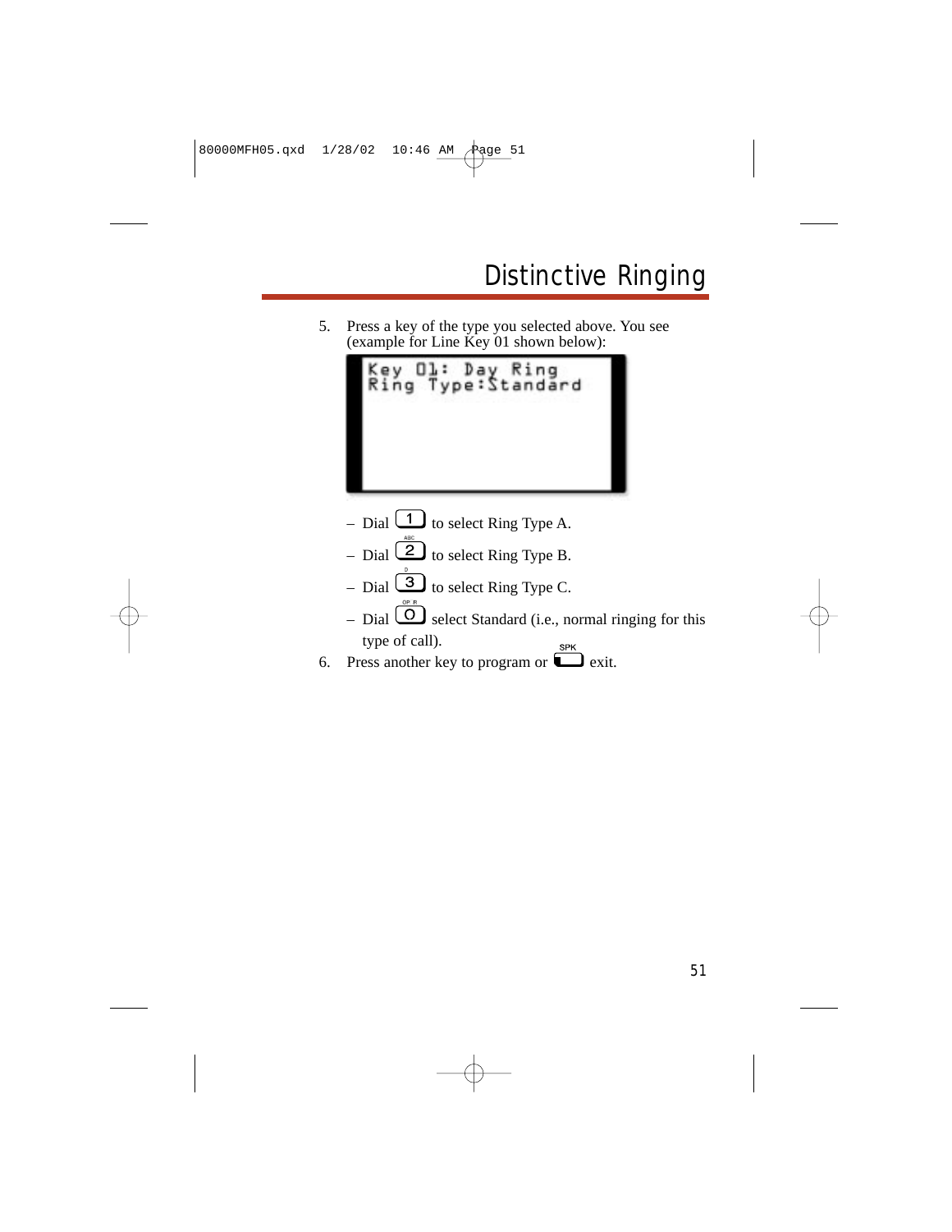# Distinctive Ringing

5. Press a key of the type you selected above. You see (example for Line Key 01 shown below):

```
Key 01: Day Ring
Ring Type:Standard
```

   – Dial 1 to select Ring Type A.

   – Dial 2 to select Ring Type B.

   – Dial 3 to select Ring Type C.

   – Dial 0 select Standard (i.e., normal ringing for this type of call).

6. Press another key to program or SPK exit.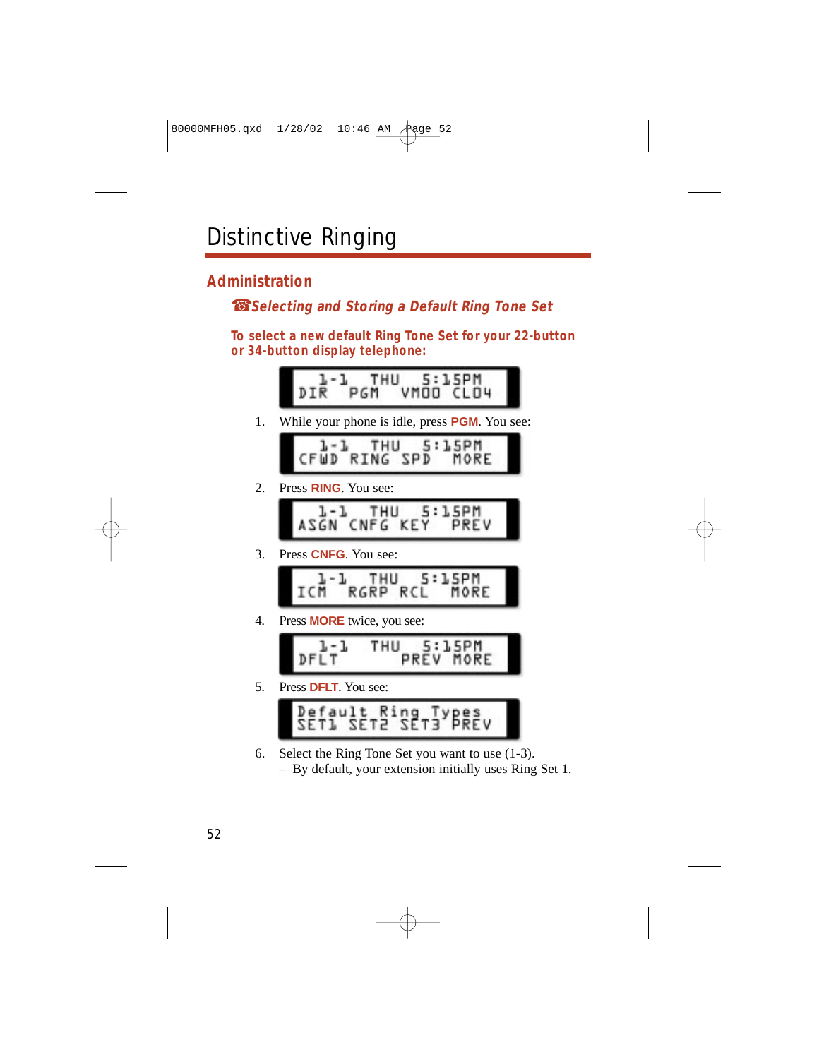# Distinctive Ringing

## Administration

### ☎Selecting and Storing a Default Ring Tone Set

**To select a new default Ring Tone Set for your 22-button or 34-button display telephone:**

```
 1-1  THU   5:15PM
DIR  PGM  VMOD CLO4
```

1. While your phone is idle, press **PGM**. You see:

```
 1-1  THU   5:15PM
CFWD RING SPD  MORE
```

2. Press **RING**. You see:

```
 1-1  THU   5:15PM
ASGN CNFG KEY  PREV
```

3. Press **CNFG**. You see:

```
 1-1  THU   5:15PM
ICM  RGRP RCL  MORE
```

4. Press **MORE** twice, you see:

```
 1-1  THU   5:15PM
DFLT           PREV MORE
```

5. Press **DFLT**. You see:

```
Default Ring Types
SET1 SET2 SET3 PREV
```

6. Select the Ring Tone Set you want to use (1-3).
   – By default, your extension initially uses Ring Set 1.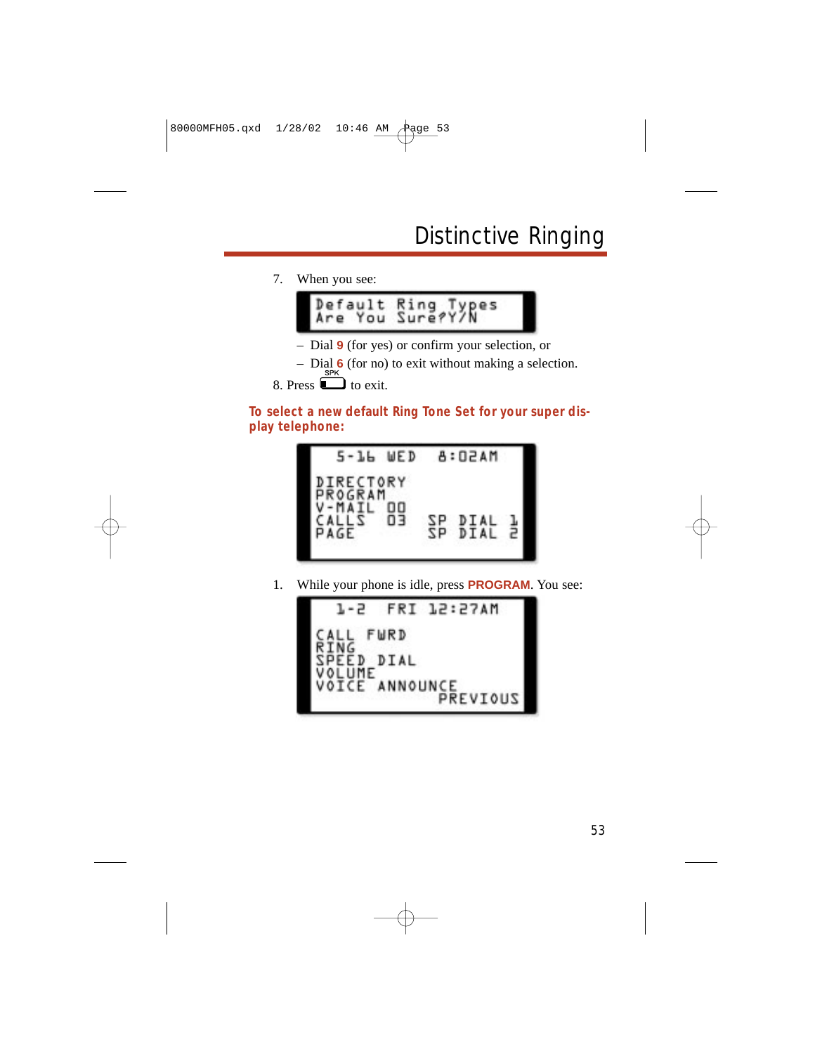# Distinctive Ringing

7. When you see:

```
Default Ring Types
Are You Sure?Y/N
```

   – Dial **9** (for yes) or confirm your selection, or
   – Dial **6** (for no) to exit without making a selection.

8. Press SPK to exit.

**To select a new default Ring Tone Set for your super display telephone:**

```
  5-16 WED   8:02AM

DIRECTORY
PROGRAM
V-MAIL  00
CALLS   03    SP DIAL 1
PAGE          SP DIAL 2
```

1. While your phone is idle, press **PROGRAM**. You see:

```
  1-2  FRI 12:27AM

CALL FWRD
RING
SPEED DIAL
VOLUME
VOICE ANNOUNCE
            PREVIOUS
```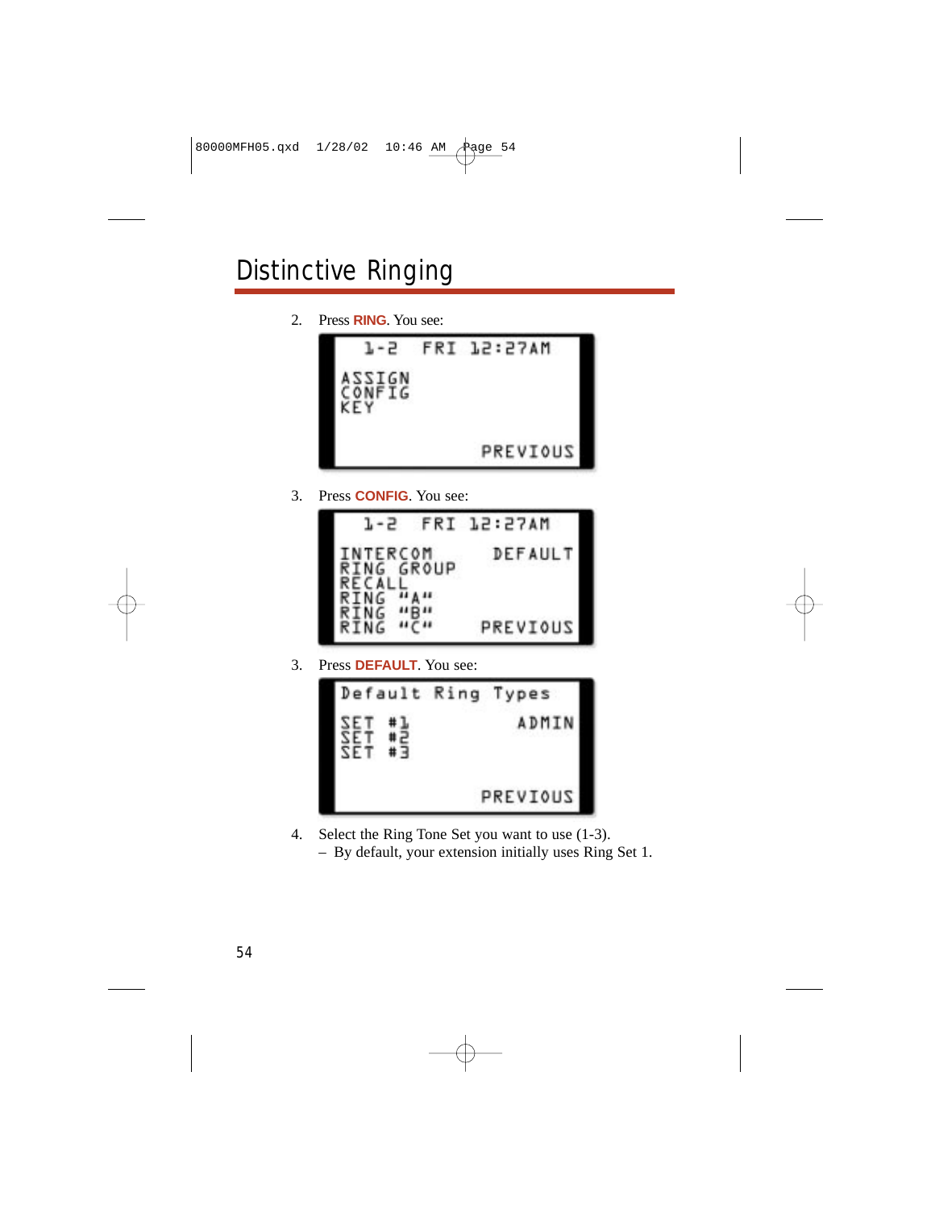# Distinctive Ringing

2. Press **RING**. You see:

```
   1-2   FRI 12:27AM

ASSIGN
CONFIG
KEY

                PREVIOUS
```

3. Press **CONFIG**. You see:

```
   1-2   FRI 12:27AM

INTERCOM         DEFAULT
RING GROUP
RECALL
RING "A"
RING "B"
RING "C"        PREVIOUS
```

3. Press **DEFAULT**. You see:

```
Default Ring Types

SET #1             ADMIN
SET #2
SET #3

                PREVIOUS
```

4. Select the Ring Tone Set you want to use (1-3).
   – By default, your extension initially uses Ring Set 1.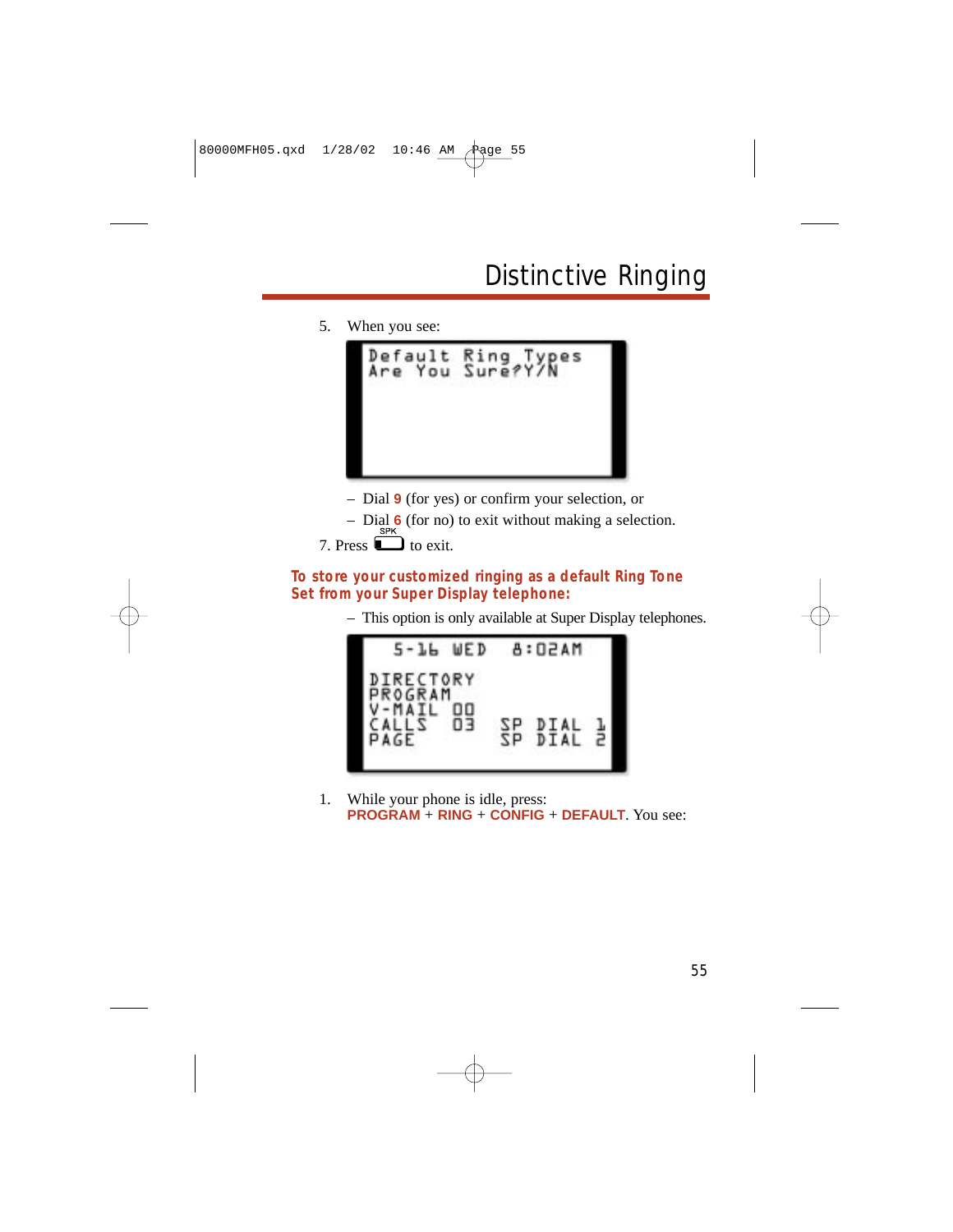# Distinctive Ringing

5. When you see:

```
Default Ring Types
Are You Sure?Y/N
```

   – Dial **9** (for yes) or confirm your selection, or
   – Dial **6** (for no) to exit without making a selection.

7. Press SPK to exit.

**To store your customized ringing as a default Ring Tone Set from your Super Display telephone:**

– This option is only available at Super Display telephones.

```
 5-16 WED   8:02AM

DIRECTORY
PROGRAM
V-MAIL  00
CALLS   03    SP DIAL 1
PAGE          SP DIAL 2
```

1. While your phone is idle, press:
   **PROGRAM** + **RING** + **CONFIG** + **DEFAULT**. You see: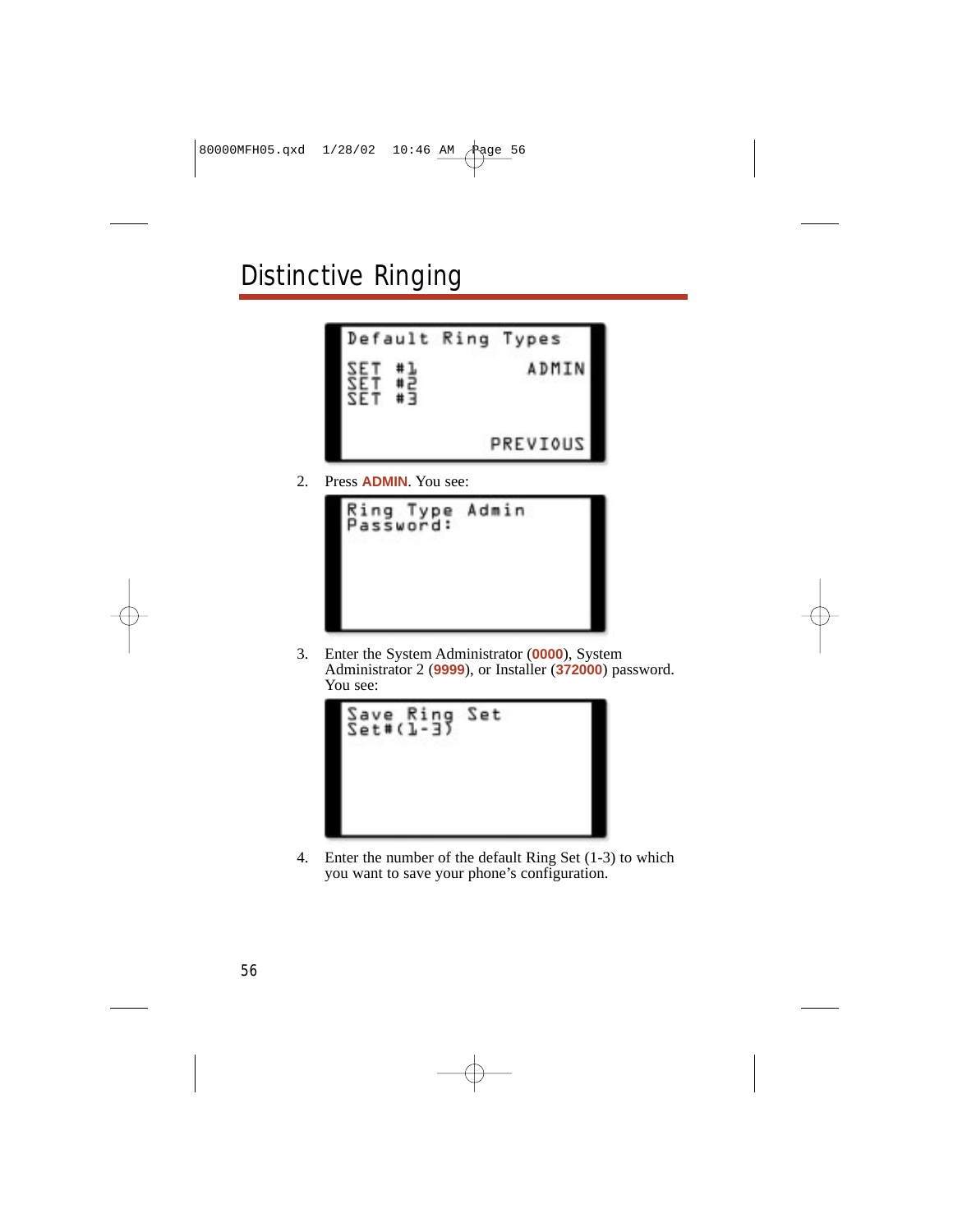# Distinctive Ringing

```
Default Ring Types

SET #1                    ADMIN
SET #2
SET #3

                       PREVIOUS
```

2. Press **ADMIN**. You see:

```
Ring Type Admin
Password:
```

3. Enter the System Administrator (**0000**), System Administrator 2 (**9999**), or Installer (**372000**) password. You see:

```
Save Ring Set
Set#(1-3)
```

4. Enter the number of the default Ring Set (1-3) to which you want to save your phone's configuration.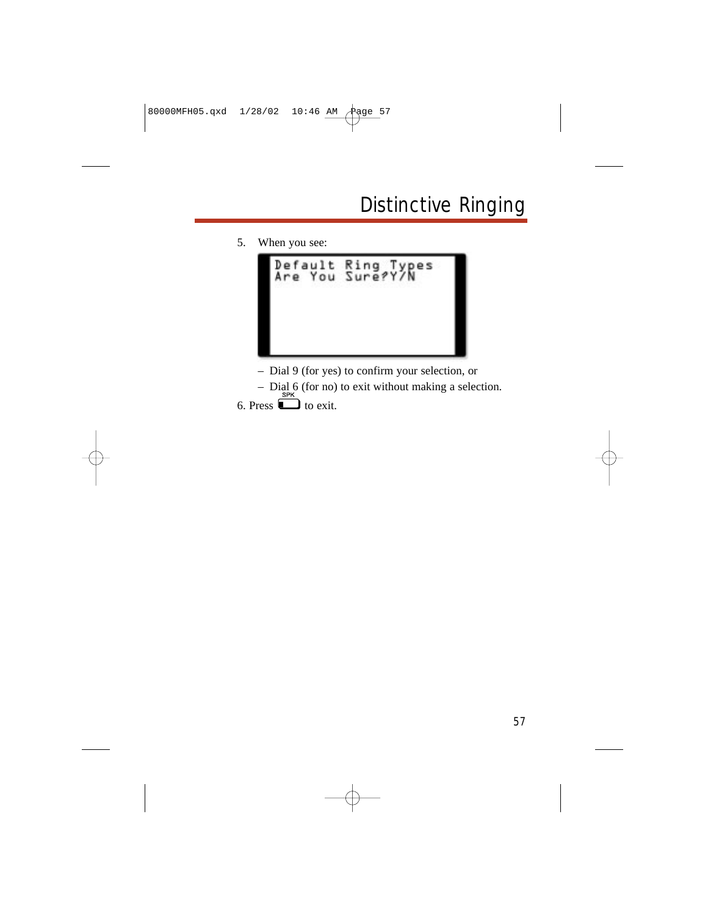# Distinctive Ringing

5. When you see:

```
Default Ring Types
Are You Sure?Y/N
```

   – Dial 9 (for yes) to confirm your selection, or

   – Dial 6 (for no) to exit without making a selection.

6. Press SPK to exit.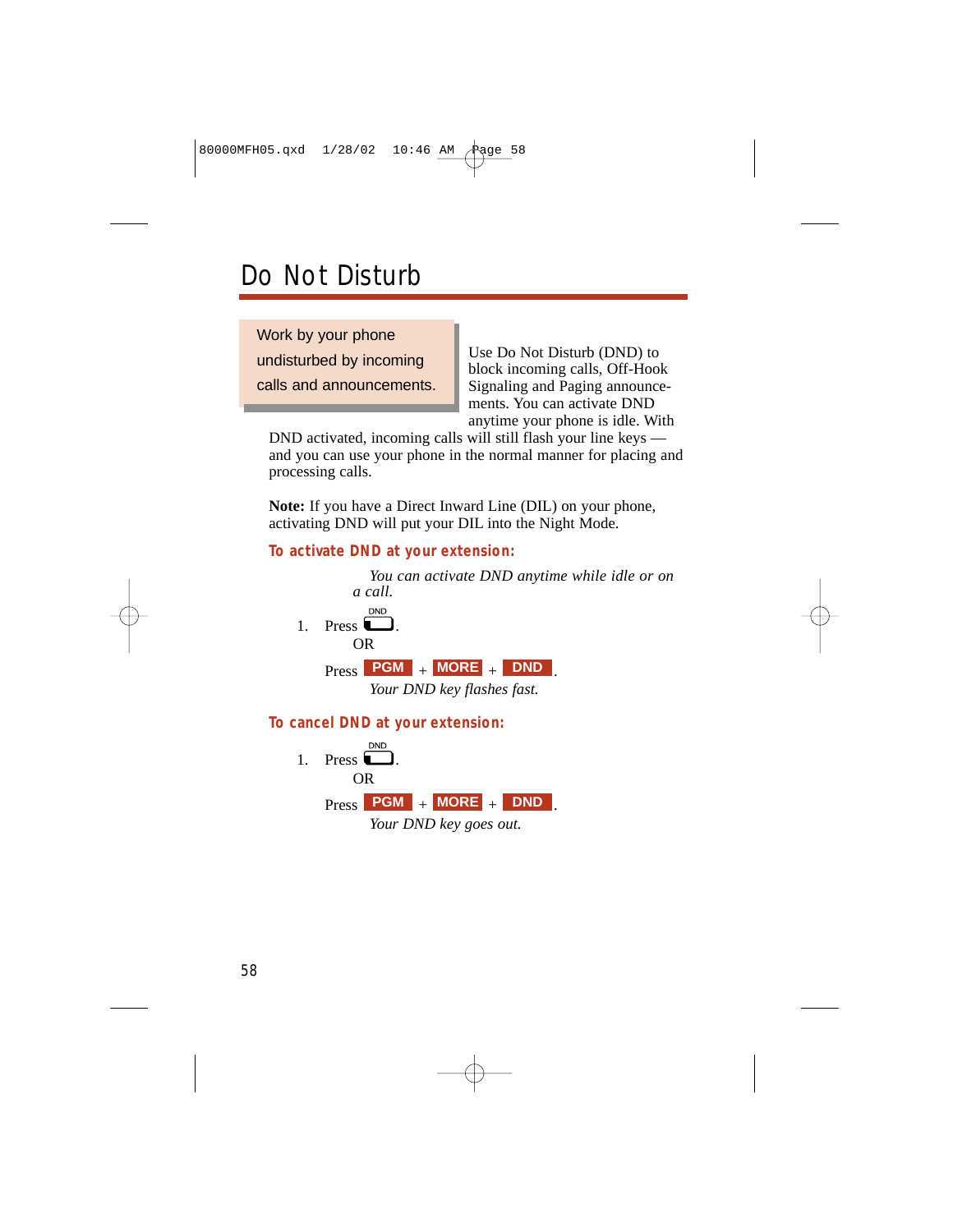# Do Not Disturb

Work by your phone undisturbed by incoming calls and announcements.

Use Do Not Disturb (DND) to block incoming calls, Off-Hook Signaling and Paging announcements. You can activate DND anytime your phone is idle. With DND activated, incoming calls will still flash your line keys — and you can use your phone in the normal manner for placing and processing calls.

**Note:** If you have a Direct Inward Line (DIL) on your phone, activating DND will put your DIL into the Night Mode.

### To activate DND at your extension:

*You can activate DND anytime while idle or on a call.*

1. Press DND.
   OR
   Press PGM + MORE + DND.
   *Your DND key flashes fast.*

### To cancel DND at your extension:

1. Press DND.
   OR
   Press PGM + MORE + DND.
   *Your DND key goes out.*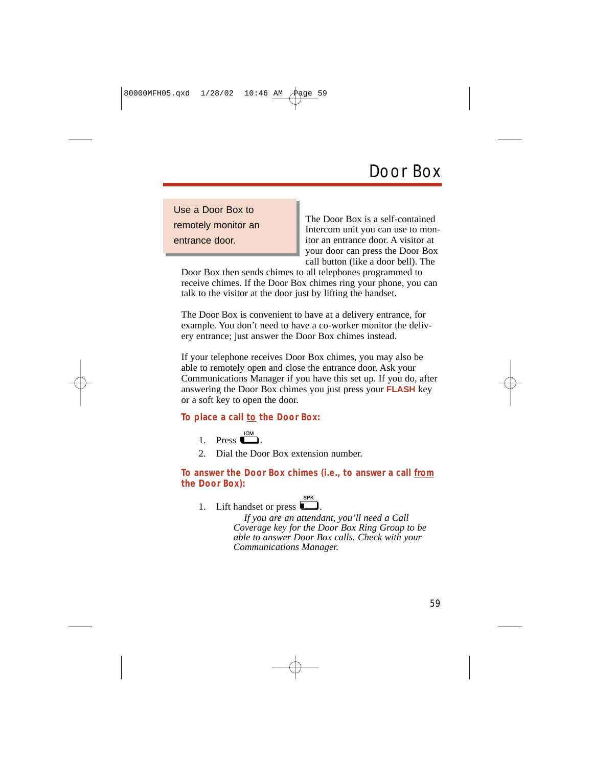# Door Box

Use a Door Box to remotely monitor an entrance door.

The Door Box is a self-contained Intercom unit you can use to monitor an entrance door. A visitor at your door can press the Door Box call button (like a door bell). The Door Box then sends chimes to all telephones programmed to receive chimes. If the Door Box chimes ring your phone, you can talk to the visitor at the door just by lifting the handset.

The Door Box is convenient to have at a delivery entrance, for example. You don't need to have a co-worker monitor the delivery entrance; just answer the Door Box chimes instead.

If your telephone receives Door Box chimes, you may also be able to remotely open and close the entrance door. Ask your Communications Manager if you have this set up. If you do, after answering the Door Box chimes you just press your **FLASH** key or a soft key to open the door.

### To place a call to the Door Box:

1. Press ICM.
2. Dial the Door Box extension number.

### To answer the Door Box chimes (i.e., to answer a call from the Door Box):

1. Lift handset or press SPK.

   *If you are an attendant, you'll need a Call Coverage key for the Door Box Ring Group to be able to answer Door Box calls. Check with your Communications Manager.*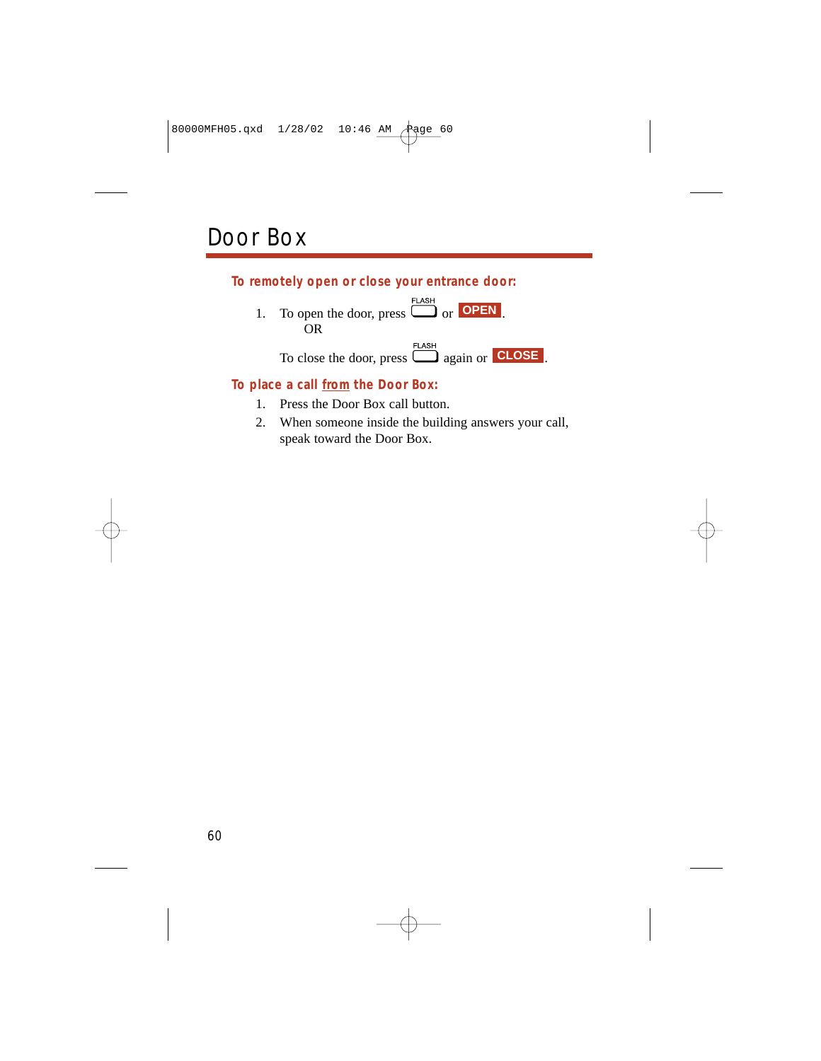# Door Box

### To remotely open or close your entrance door:

1. To open the door, press FLASH or **OPEN**.
   OR

   To close the door, press FLASH again or **CLOSE**.

### To place a call from the Door Box:

1. Press the Door Box call button.
2. When someone inside the building answers your call, speak toward the Door Box.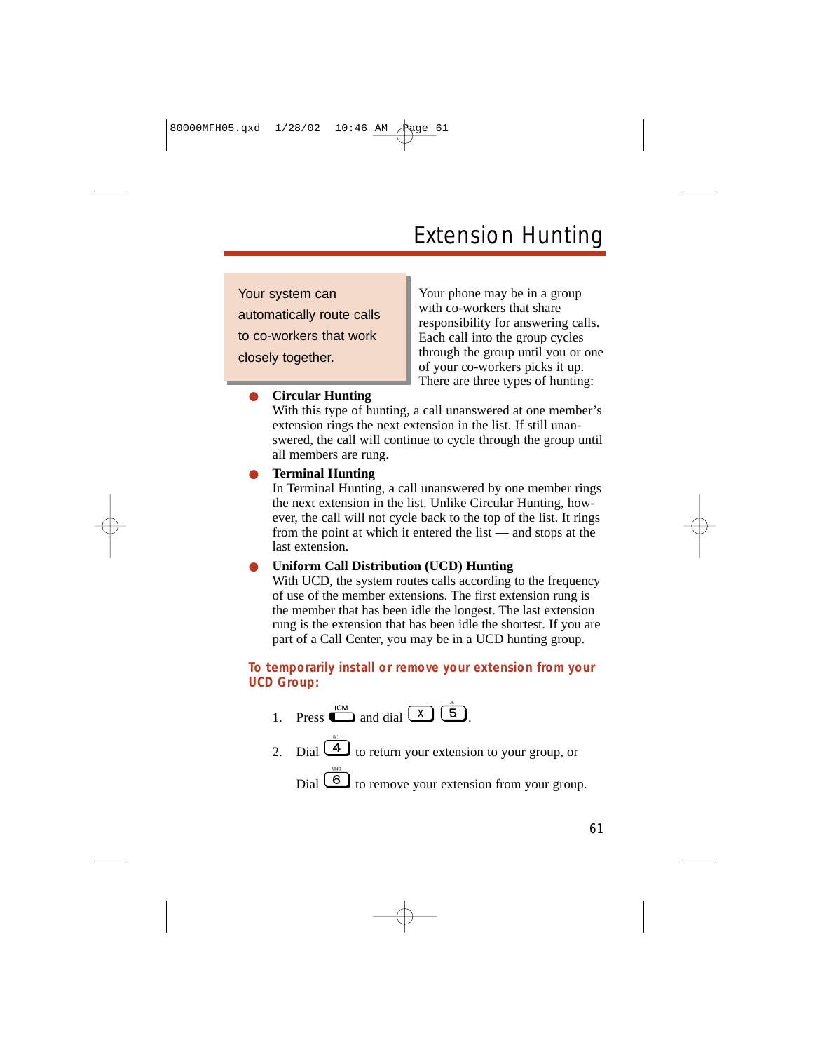# Extension Hunting

Your system can automatically route calls to co-workers that work closely together.

Your phone may be in a group with co-workers that share responsibility for answering calls. Each call into the group cycles through the group until you or one of your co-workers picks it up. There are three types of hunting:

- **Circular Hunting**
  With this type of hunting, a call unanswered at one member's extension rings the next extension in the list. If still unanswered, the call will continue to cycle through the group until all members are rung.
- **Terminal Hunting**
  In Terminal Hunting, a call unanswered by one member rings the next extension in the list. Unlike Circular Hunting, however, the call will not cycle back to the top of the list. It rings from the point at which it entered the list — and stops at the last extension.
- **Uniform Call Distribution (UCD) Hunting**
  With UCD, the system routes calls according to the frequency of use of the member extensions. The first extension rung is the member that has been idle the longest. The last extension rung is the extension that has been idle the shortest. If you are part of a Call Center, you may be in a UCD hunting group.

### To temporarily install or remove your extension from your UCD Group:

1. Press ICM and dial * 5.
2. Dial 4 to return your extension to your group, or

   Dial 6 to remove your extension from your group.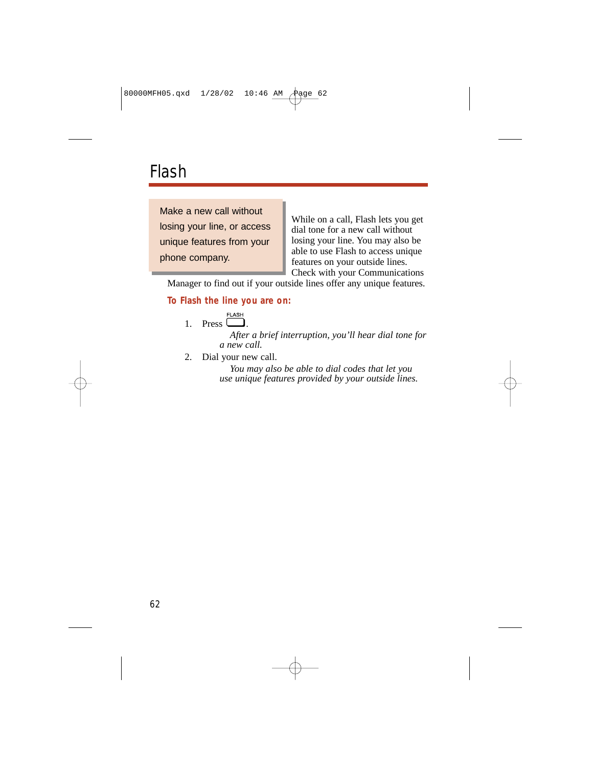# Flash

Make a new call without losing your line, or access unique features from your phone company.

While on a call, Flash lets you get dial tone for a new call without losing your line. You may also be able to use Flash to access unique features on your outside lines. Check with your Communications Manager to find out if your outside lines offer any unique features.

**To Flash the line you are on:**

1. Press FLASH.

   *After a brief interruption, you'll hear dial tone for a new call.*

2. Dial your new call.

   *You may also be able to dial codes that let you use unique features provided by your outside lines.*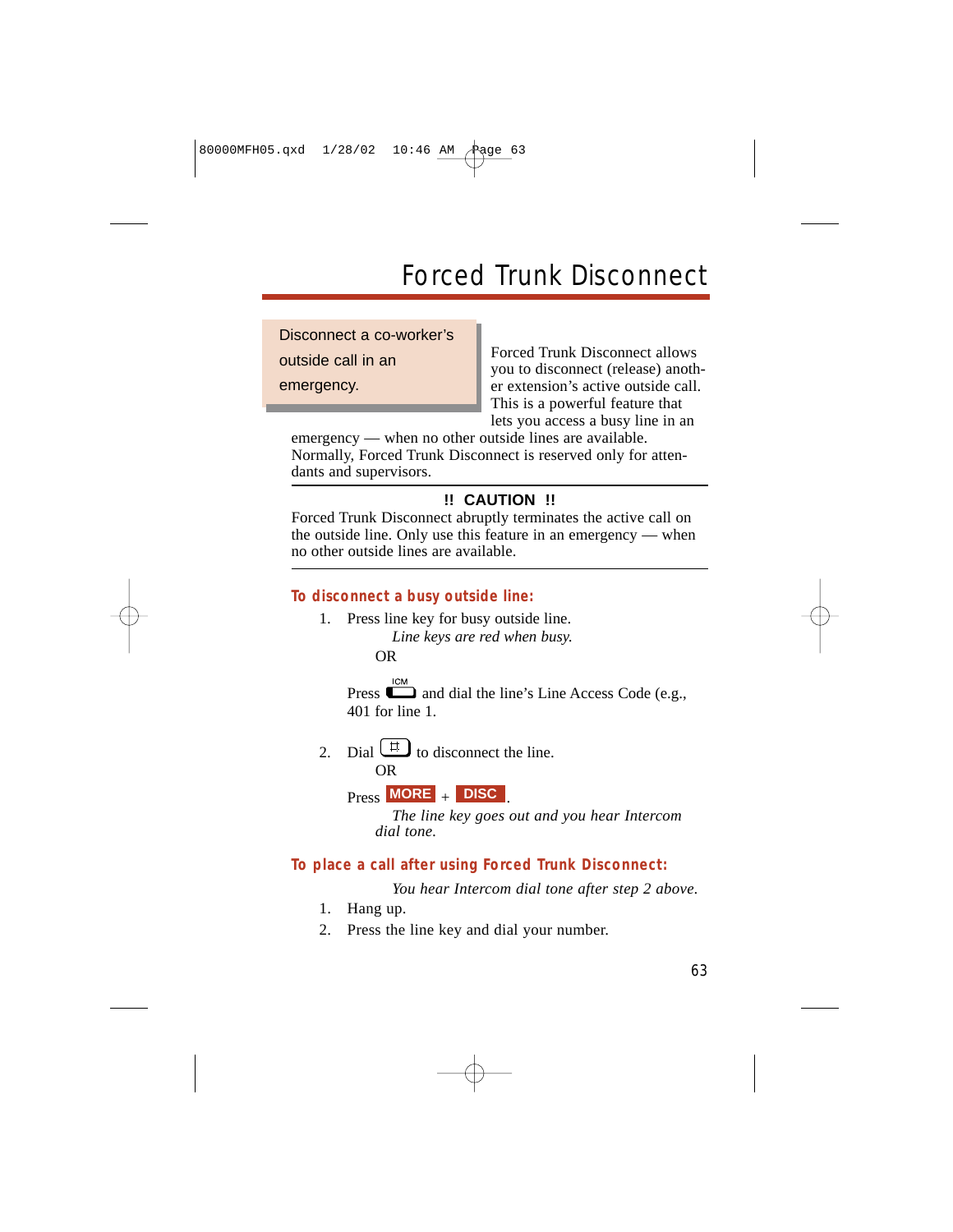# Forced Trunk Disconnect

Disconnect a co-worker's outside call in an emergency.

Forced Trunk Disconnect allows you to disconnect (release) another extension's active outside call. This is a powerful feature that lets you access a busy line in an emergency — when no other outside lines are available. Normally, Forced Trunk Disconnect is reserved only for attendants and supervisors.

---

**!! CAUTION !!**

Forced Trunk Disconnect abruptly terminates the active call on the outside line. Only use this feature in an emergency — when no other outside lines are available.

---

### To disconnect a busy outside line:

1. Press line key for busy outside line.

   *Line keys are red when busy.*

   OR

   Press ICM and dial the line's Line Access Code (e.g., 401 for line 1.

2. Dial # to disconnect the line.

   OR

   Press **MORE** + **DISC**.

   *The line key goes out and you hear Intercom dial tone.*

### To place a call after using Forced Trunk Disconnect:

*You hear Intercom dial tone after step 2 above.*

1. Hang up.
2. Press the line key and dial your number.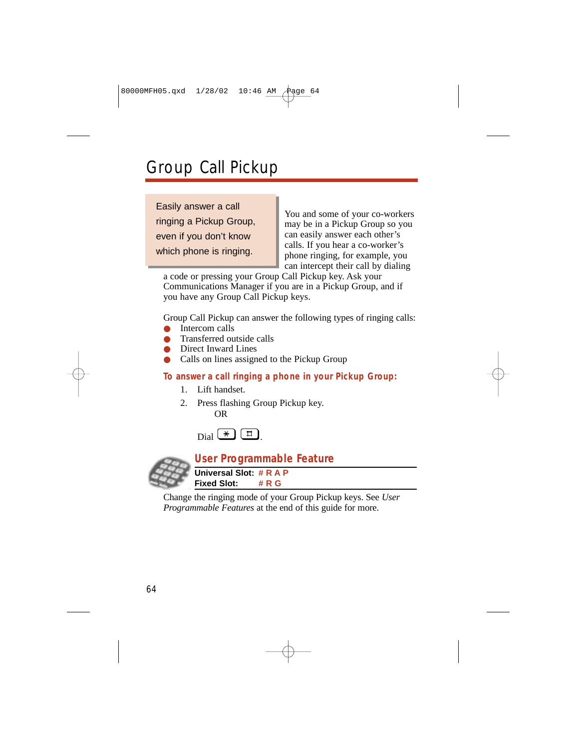# Group Call Pickup

Easily answer a call ringing a Pickup Group, even if you don't know which phone is ringing.

You and some of your co-workers may be in a Pickup Group so you can easily answer each other's calls. If you hear a co-worker's phone ringing, for example, you can intercept their call by dialing a code or pressing your Group Call Pickup key. Ask your Communications Manager if you are in a Pickup Group, and if you have any Group Call Pickup keys.

Group Call Pickup can answer the following types of ringing calls:

- Intercom calls
- Transferred outside calls
- Direct Inward Lines
- Calls on lines assigned to the Pickup Group

### To answer a call ringing a phone in your Pickup Group:

1. Lift handset.
2. Press flashing Group Pickup key.
   OR

   Dial * #.

### User Programmable Feature

**Universal Slot:** # R A P
**Fixed Slot:** # R G

Change the ringing mode of your Group Pickup keys. See *User Programmable Features* at the end of this guide for more.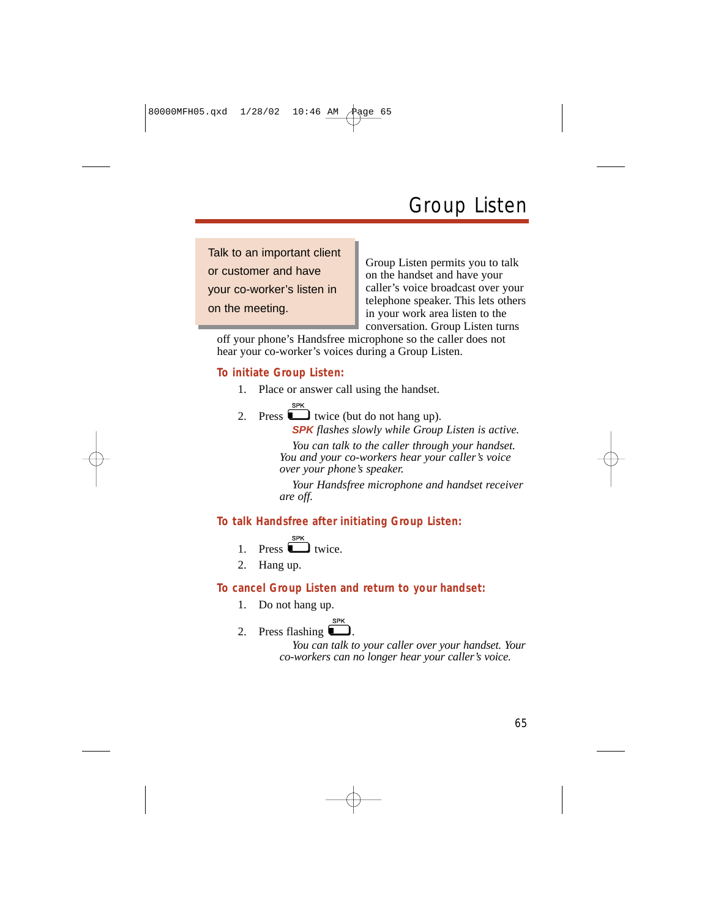# Group Listen

Talk to an important client or customer and have your co-worker's listen in on the meeting.

Group Listen permits you to talk on the handset and have your caller's voice broadcast over your telephone speaker. This lets others in your work area listen to the conversation. Group Listen turns off your phone's Handsfree microphone so the caller does not hear your co-worker's voices during a Group Listen.

### To initiate Group Listen:

1. Place or answer call using the handset.
2. Press SPK twice (but do not hang up).

   *SPK flashes slowly while Group Listen is active.*

   *You can talk to the caller through your handset. You and your co-workers hear your caller's voice over your phone's speaker.*

   *Your Handsfree microphone and handset receiver are off.*

### To talk Handsfree after initiating Group Listen:

1. Press SPK twice.
2. Hang up.

### To cancel Group Listen and return to your handset:

1. Do not hang up.
2. Press flashing SPK.

   *You can talk to your caller over your handset. Your co-workers can no longer hear your caller's voice.*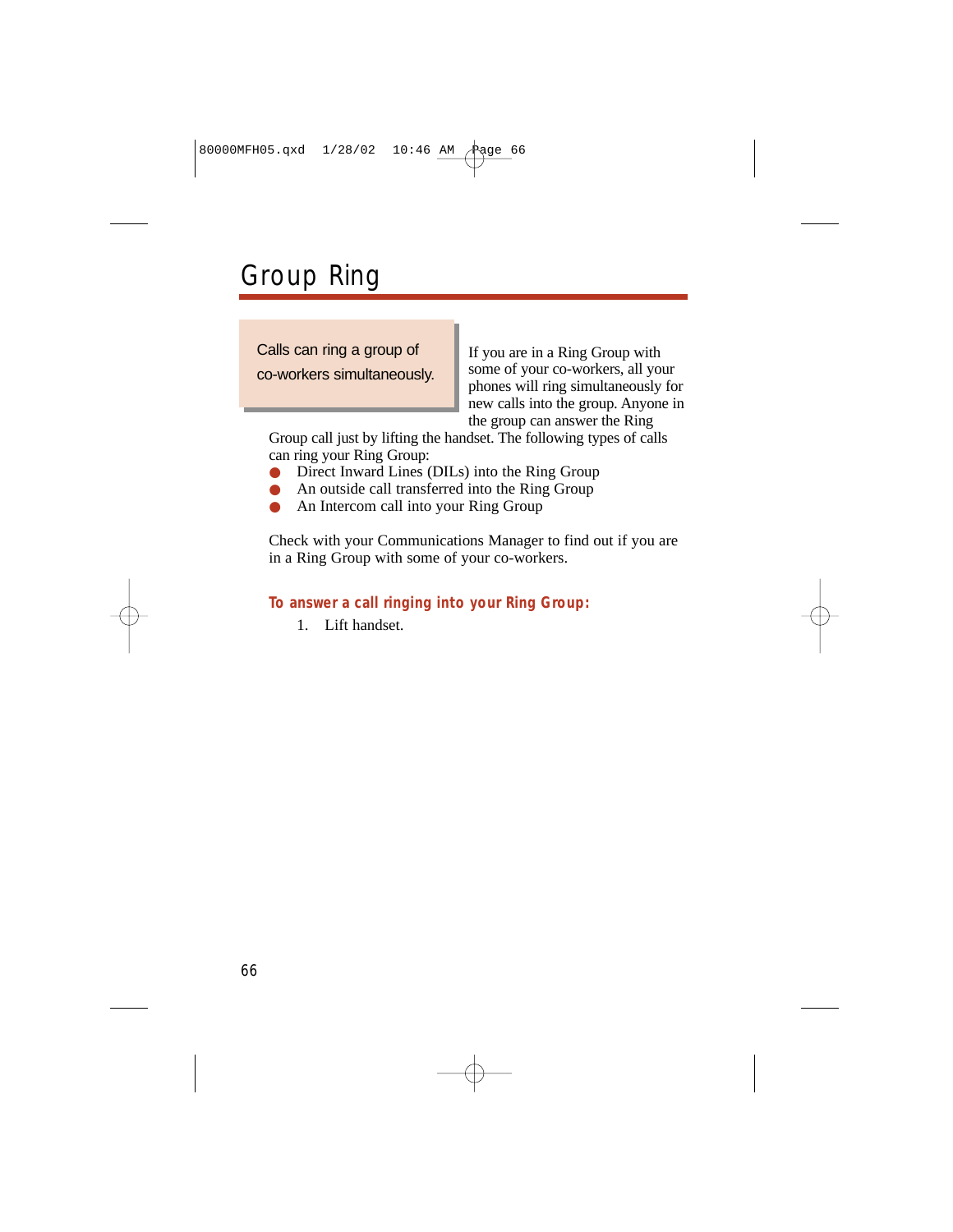# Group Ring

Calls can ring a group of co-workers simultaneously.

If you are in a Ring Group with some of your co-workers, all your phones will ring simultaneously for new calls into the group. Anyone in the group can answer the Ring Group call just by lifting the handset. The following types of calls can ring your Ring Group:

- Direct Inward Lines (DILs) into the Ring Group
- An outside call transferred into the Ring Group
- An Intercom call into your Ring Group

Check with your Communications Manager to find out if you are in a Ring Group with some of your co-workers.

### To answer a call ringing into your Ring Group:

1. Lift handset.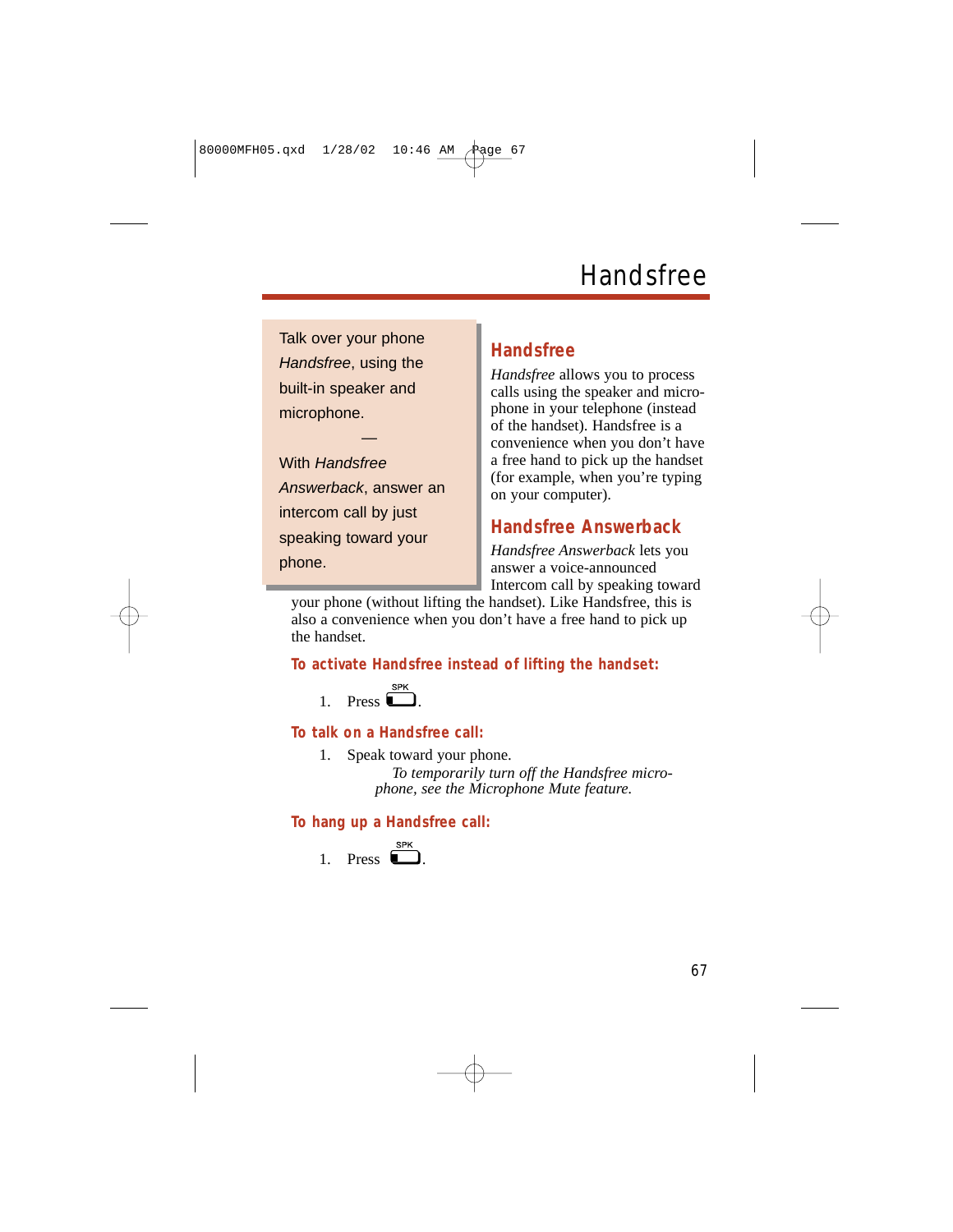# Handsfree

Talk over your phone *Handsfree*, using the built-in speaker and microphone.

—

With *Handsfree Answerback*, answer an intercom call by just speaking toward your phone.

## Handsfree

*Handsfree* allows you to process calls using the speaker and microphone in your telephone (instead of the handset). Handsfree is a convenience when you don't have a free hand to pick up the handset (for example, when you're typing on your computer).

## Handsfree Answerback

*Handsfree Answerback* lets you answer a voice-announced Intercom call by speaking toward your phone (without lifting the handset). Like Handsfree, this is also a convenience when you don't have a free hand to pick up the handset.

### To activate Handsfree instead of lifting the handset:

1. Press SPK.

### To talk on a Handsfree call:

1. Speak toward your phone.

   *To temporarily turn off the Handsfree microphone, see the Microphone Mute feature.*

### To hang up a Handsfree call:

1. Press SPK.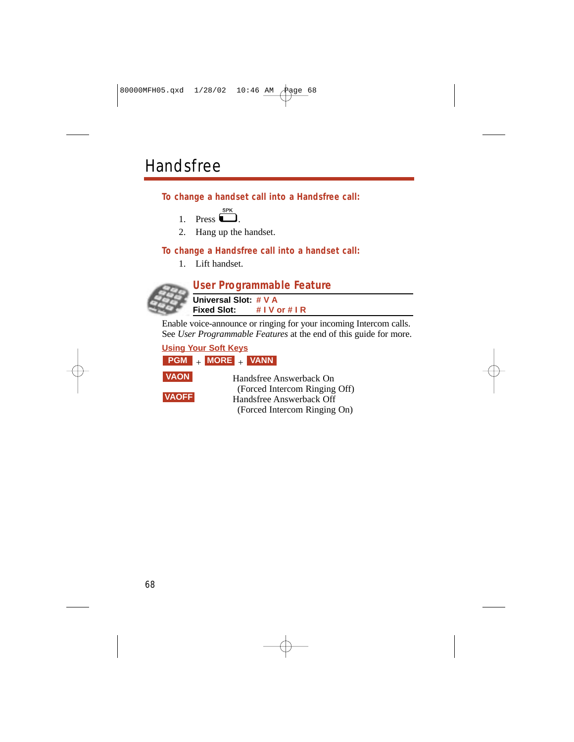# Handsfree

### To change a handset call into a Handsfree call:

1. Press SPK.
2. Hang up the handset.

### To change a Handsfree call into a handset call:

1. Lift handset.

## User Programmable Feature

**Universal Slot:** # V A
**Fixed Slot:** # I V or # I R

Enable voice-announce or ringing for your incoming Intercom calls. See *User Programmable Features* at the end of this guide for more.

**Using Your Soft Keys**

**PGM** + **MORE** + **VANN**

| | |
|---|---|
| **VAON** | Handsfree Answerback On (Forced Intercom Ringing Off) |
| **VAOFF** | Handsfree Answerback Off (Forced Intercom Ringing On) |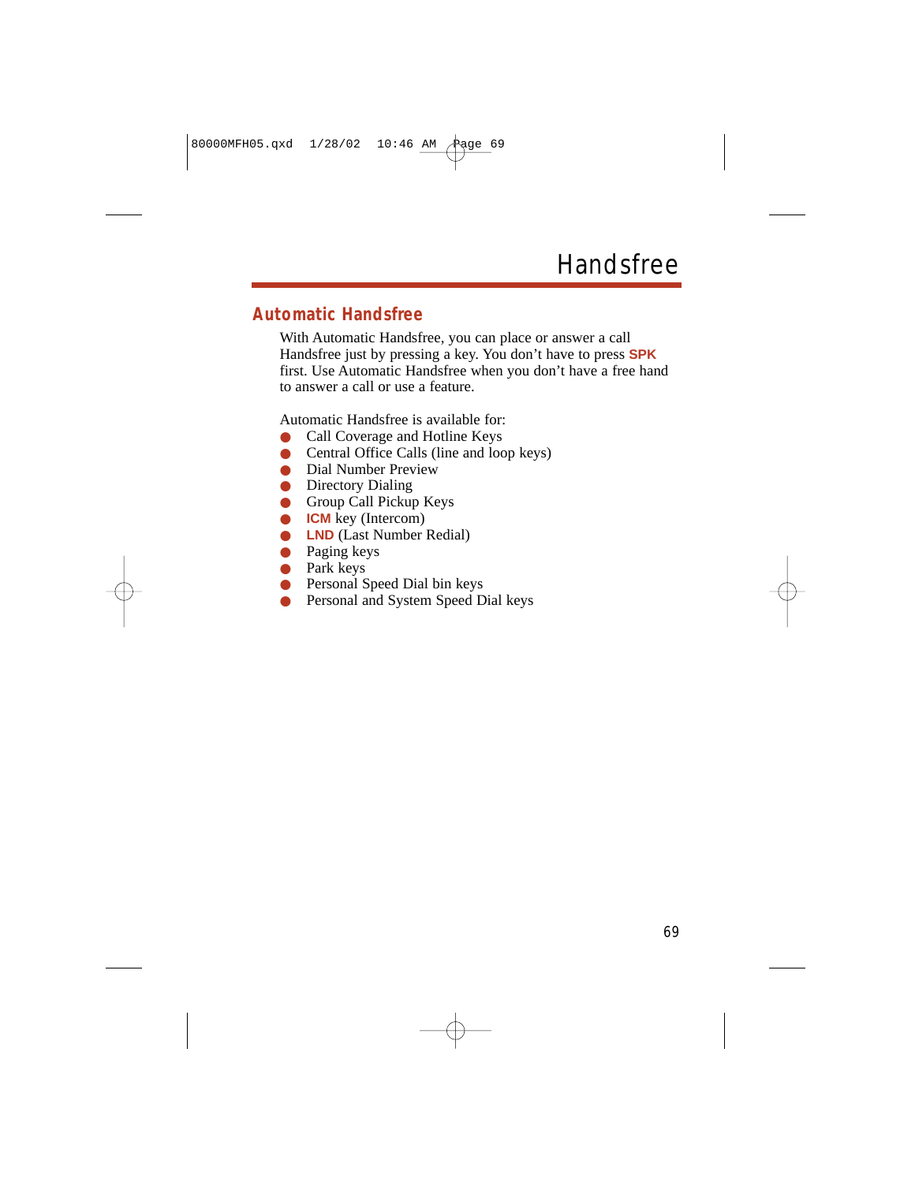# Handsfree

## Automatic Handsfree

With Automatic Handsfree, you can place or answer a call Handsfree just by pressing a key. You don't have to press **SPK** first. Use Automatic Handsfree when you don't have a free hand to answer a call or use a feature.

Automatic Handsfree is available for:

- Call Coverage and Hotline Keys
- Central Office Calls (line and loop keys)
- Dial Number Preview
- Directory Dialing
- Group Call Pickup Keys
- **ICM** key (Intercom)
- **LND** (Last Number Redial)
- Paging keys
- Park keys
- Personal Speed Dial bin keys
- Personal and System Speed Dial keys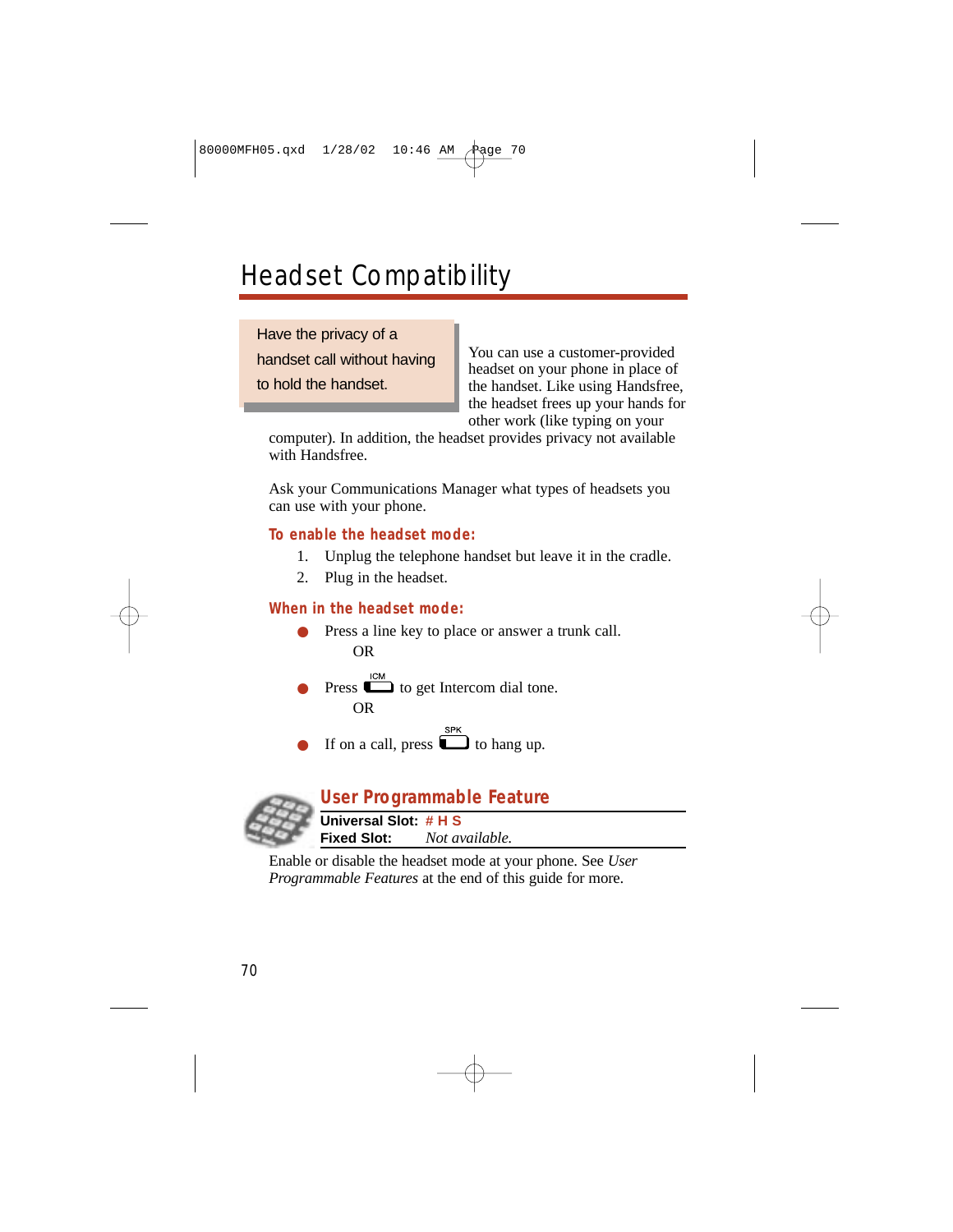# Headset Compatibility

> Have the privacy of a handset call without having to hold the handset.

You can use a customer-provided headset on your phone in place of the handset. Like using Handsfree, the headset frees up your hands for other work (like typing on your computer). In addition, the headset provides privacy not available with Handsfree.

Ask your Communications Manager what types of headsets you can use with your phone.

### To enable the headset mode:

1. Unplug the telephone handset but leave it in the cradle.
2. Plug in the headset.

### When in the headset mode:

- Press a line key to place or answer a trunk call.

  OR

- Press ICM to get Intercom dial tone.

  OR

- If on a call, press SPK to hang up.

## User Programmable Feature

**Universal Slot:** # H S

**Fixed Slot:** *Not available.*

Enable or disable the headset mode at your phone. See *User Programmable Features* at the end of this guide for more.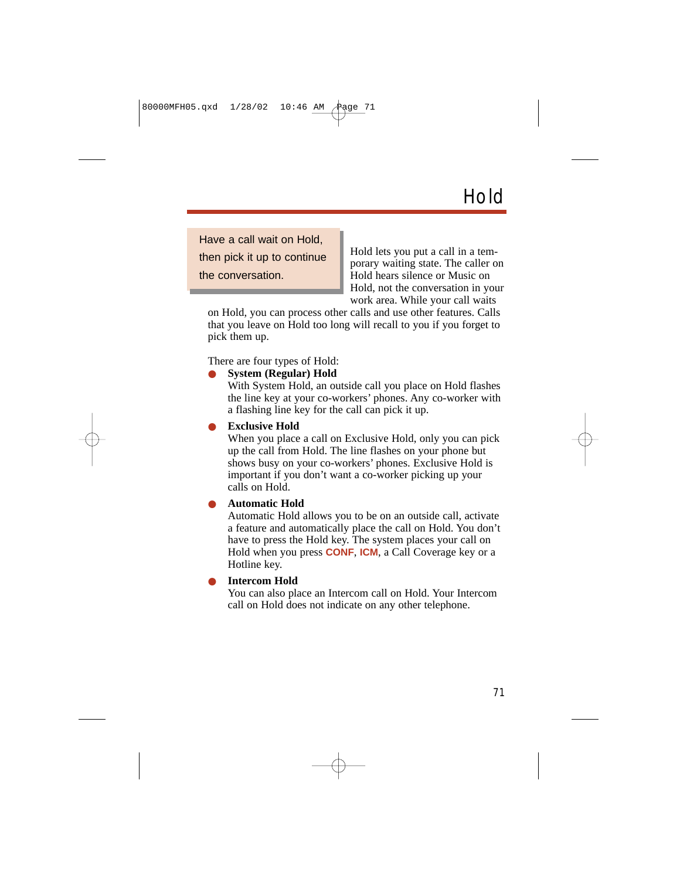# Hold

Have a call wait on Hold, then pick it up to continue the conversation.

Hold lets you put a call in a temporary waiting state. The caller on Hold hears silence or Music on Hold, not the conversation in your work area. While your call waits on Hold, you can process other calls and use other features. Calls that you leave on Hold too long will recall to you if you forget to pick them up.

There are four types of Hold:

- **System (Regular) Hold**
  With System Hold, an outside call you place on Hold flashes the line key at your co-workers' phones. Any co-worker with a flashing line key for the call can pick it up.
- **Exclusive Hold**
  When you place a call on Exclusive Hold, only you can pick up the call from Hold. The line flashes on your phone but shows busy on your co-workers' phones. Exclusive Hold is important if you don't want a co-worker picking up your calls on Hold.
- **Automatic Hold**
  Automatic Hold allows you to be on an outside call, activate a feature and automatically place the call on Hold. You don't have to press the Hold key. The system places your call on Hold when you press **CONF**, **ICM**, a Call Coverage key or a Hotline key.
- **Intercom Hold**
  You can also place an Intercom call on Hold. Your Intercom call on Hold does not indicate on any other telephone.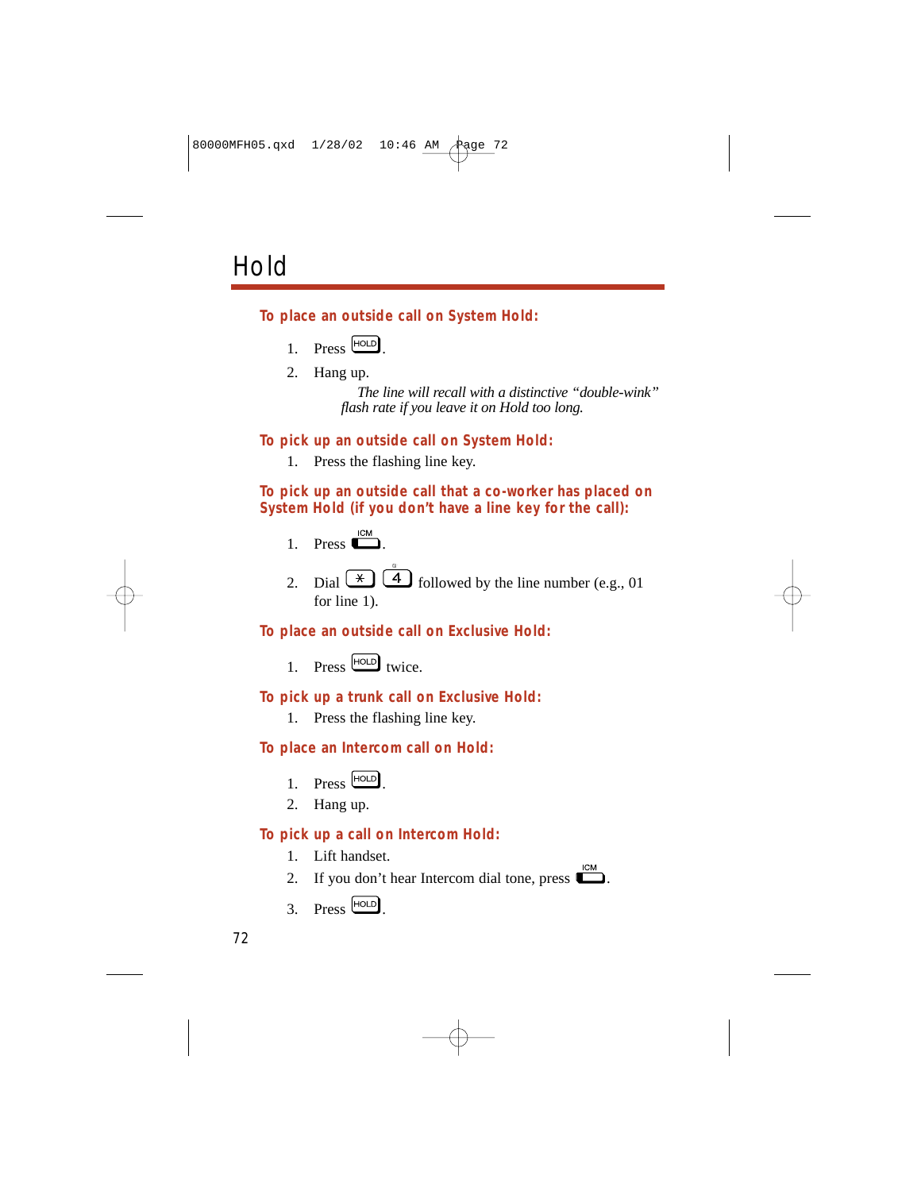# Hold

### To place an outside call on System Hold:

1. Press HOLD.
2. Hang up.

   *The line will recall with a distinctive "double-wink" flash rate if you leave it on Hold too long.*

### To pick up an outside call on System Hold:

1. Press the flashing line key.

### To pick up an outside call that a co-worker has placed on System Hold (if you don't have a line key for the call):

1. Press ICM.
2. Dial * 4 followed by the line number (e.g., 01 for line 1).

### To place an outside call on Exclusive Hold:

1. Press HOLD twice.

### To pick up a trunk call on Exclusive Hold:

1. Press the flashing line key.

### To place an Intercom call on Hold:

1. Press HOLD.
2. Hang up.

### To pick up a call on Intercom Hold:

1. Lift handset.
2. If you don't hear Intercom dial tone, press ICM.
3. Press HOLD.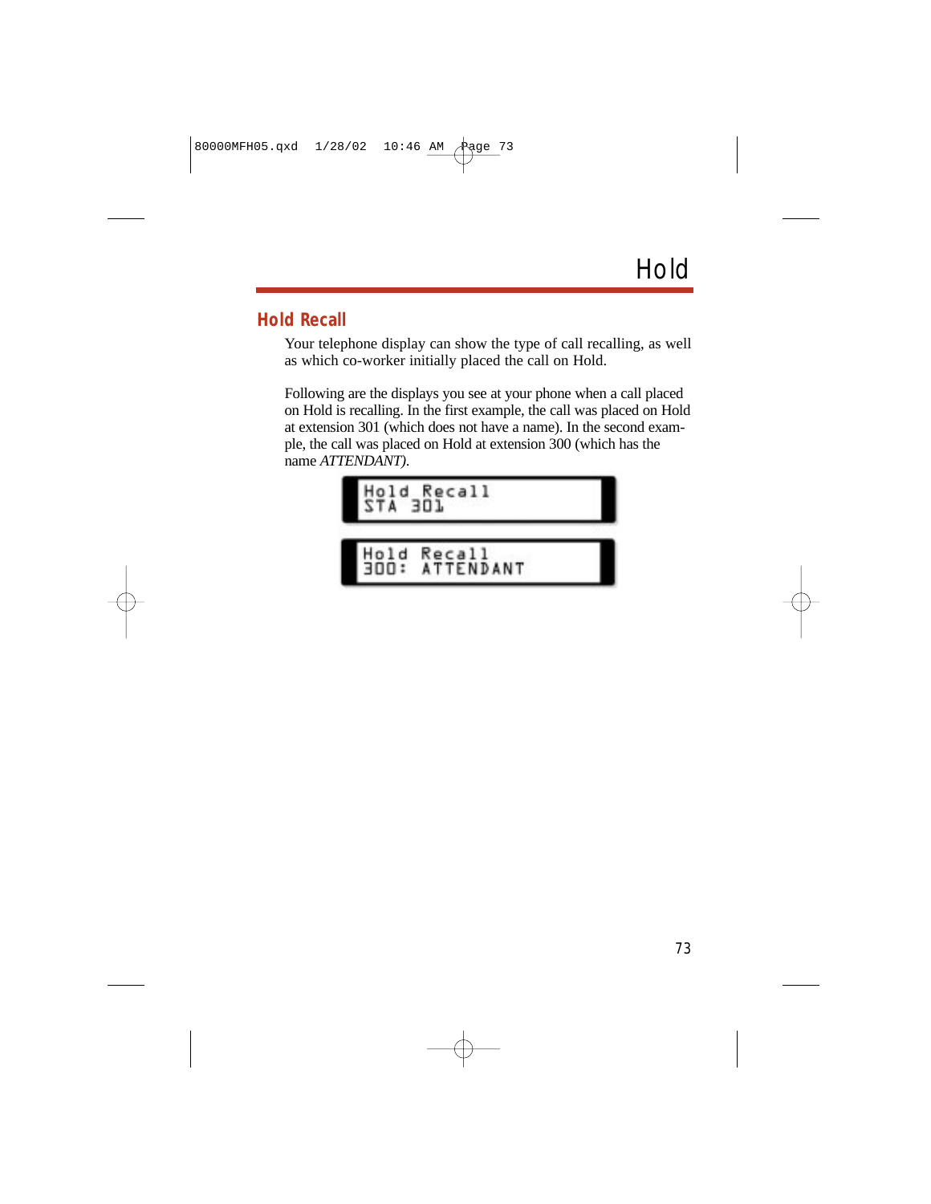# Hold

## Hold Recall

Your telephone display can show the type of call recalling, as well as which co-worker initially placed the call on Hold.

Following are the displays you see at your phone when a call placed on Hold is recalling. In the first example, the call was placed on Hold at extension 301 (which does not have a name). In the second example, the call was placed on Hold at extension 300 (which has the name *ATTENDANT*).

```
Hold Recall
STA 301
```

```
Hold Recall
300: ATTENDANT
```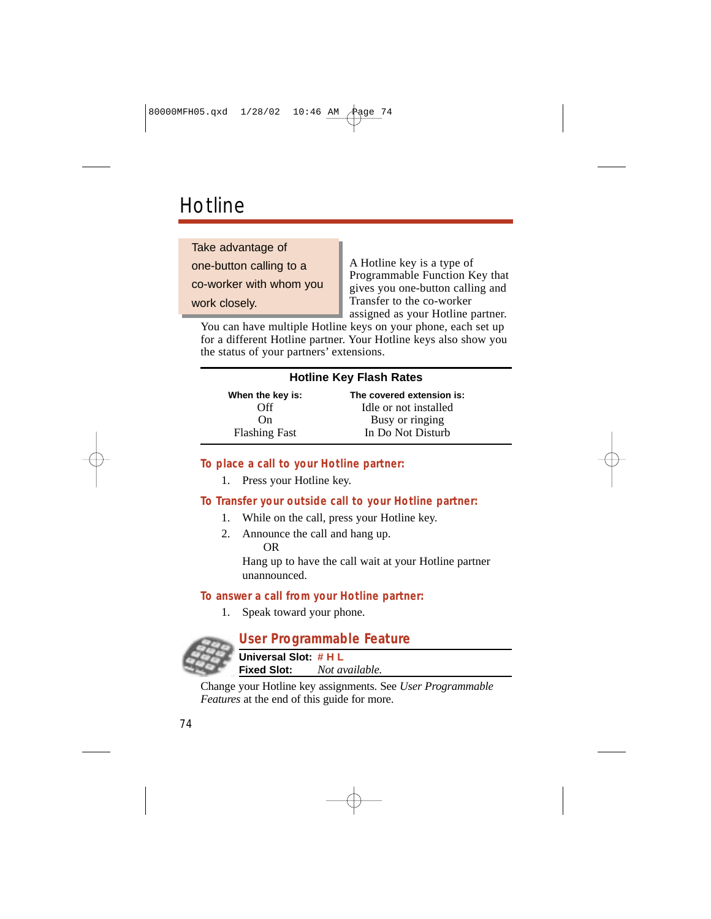# Hotline

Take advantage of one-button calling to a co-worker with whom you work closely.

A Hotline key is a type of Programmable Function Key that gives you one-button calling and Transfer to the co-worker assigned as your Hotline partner. You can have multiple Hotline keys on your phone, each set up for a different Hotline partner. Your Hotline keys also show you the status of your partners' extensions.

**Hotline Key Flash Rates**

| When the key is: | The covered extension is: |
|---|---|
| Off | Idle or not installed |
| On | Busy or ringing |
| Flashing Fast | In Do Not Disturb |

### To place a call to your Hotline partner:

1. Press your Hotline key.

### To Transfer your outside call to your Hotline partner:

1. While on the call, press your Hotline key.
2. Announce the call and hang up.
   OR
   Hang up to have the call wait at your Hotline partner unannounced.

### To answer a call from your Hotline partner:

1. Speak toward your phone.

### User Programmable Feature

**Universal Slot:** # H L
**Fixed Slot:** *Not available.*

Change your Hotline key assignments. See *User Programmable Features* at the end of this guide for more.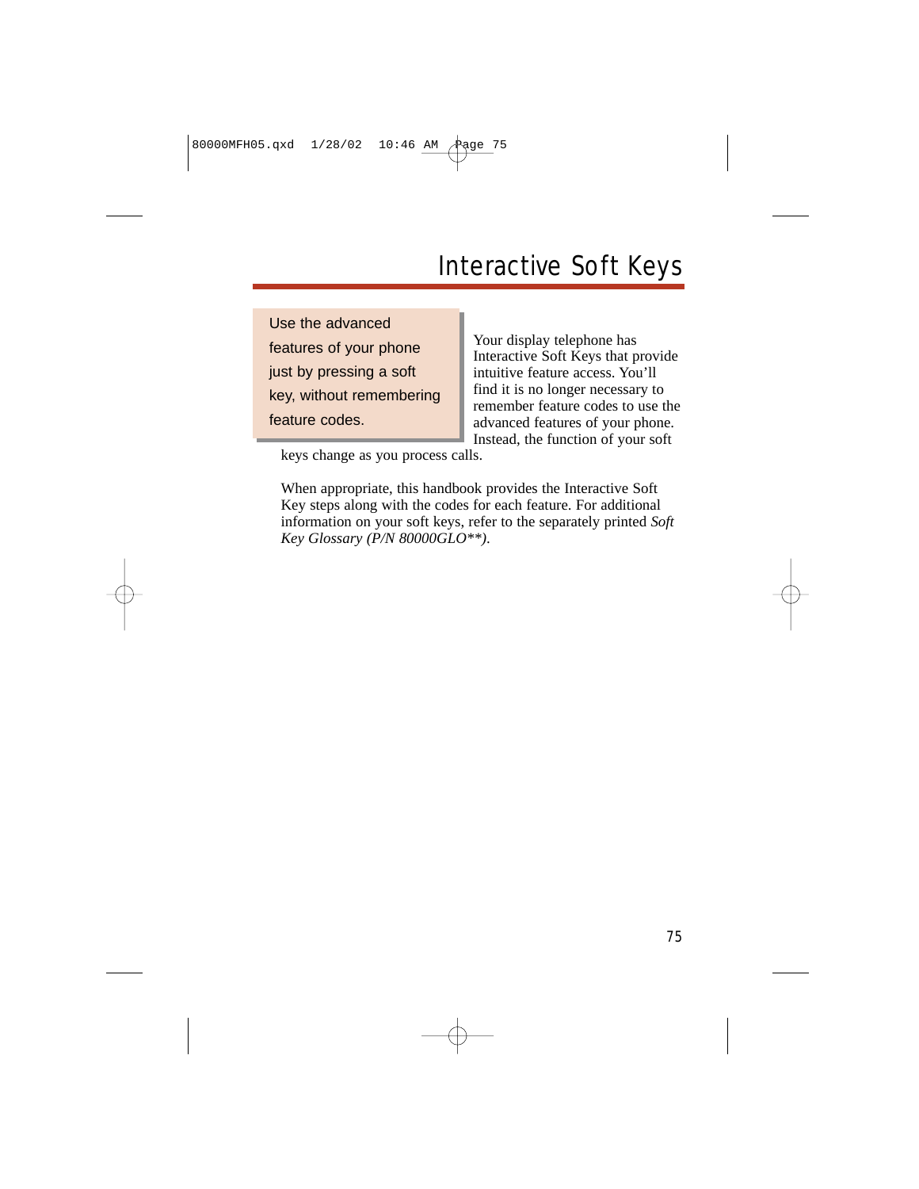# Interactive Soft Keys

> Use the advanced features of your phone just by pressing a soft key, without remembering feature codes.

Your display telephone has Interactive Soft Keys that provide intuitive feature access. You'll find it is no longer necessary to remember feature codes to use the advanced features of your phone. Instead, the function of your soft keys change as you process calls.

When appropriate, this handbook provides the Interactive Soft Key steps along with the codes for each feature. For additional information on your soft keys, refer to the separately printed *Soft Key Glossary (P/N 80000GLO**)*.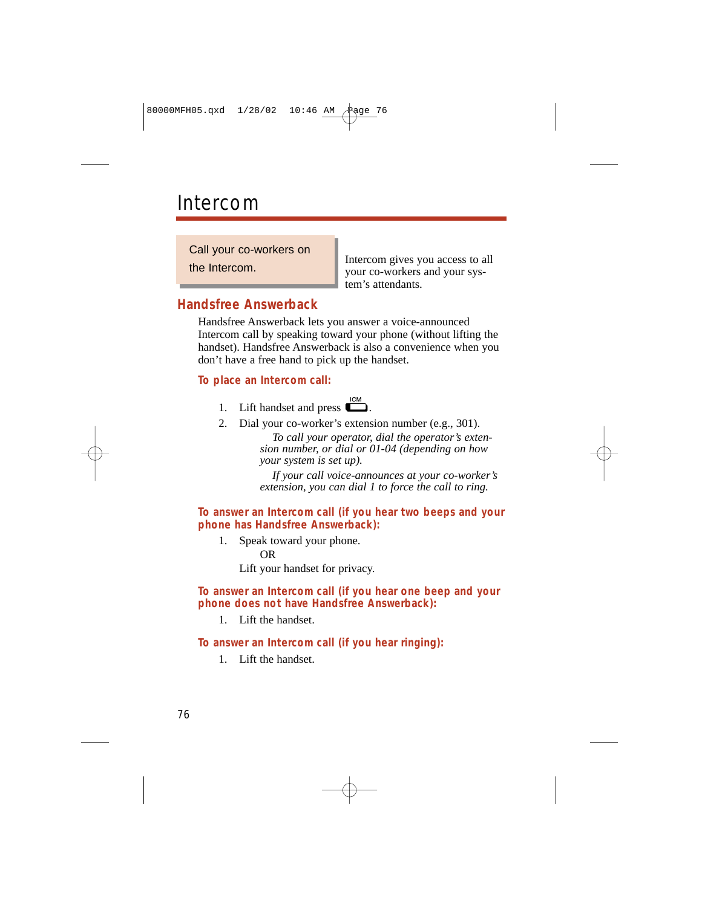# Intercom

Call your co-workers on the Intercom.

Intercom gives you access to all your co-workers and your system's attendants.

## Handsfree Answerback

Handsfree Answerback lets you answer a voice-announced Intercom call by speaking toward your phone (without lifting the handset). Handsfree Answerback is also a convenience when you don't have a free hand to pick up the handset.

### To place an Intercom call:

1. Lift handset and press ICM.
2. Dial your co-worker's extension number (e.g., 301).

   *To call your operator, dial the operator's extension number, or dial or 01-04 (depending on how your system is set up).*

   *If your call voice-announces at your co-worker's extension, you can dial 1 to force the call to ring.*

### To answer an Intercom call (if you hear two beeps and your phone has Handsfree Answerback):

1. Speak toward your phone.

   OR

   Lift your handset for privacy.

### To answer an Intercom call (if you hear one beep and your phone does not have Handsfree Answerback):

1. Lift the handset.

### To answer an Intercom call (if you hear ringing):

1. Lift the handset.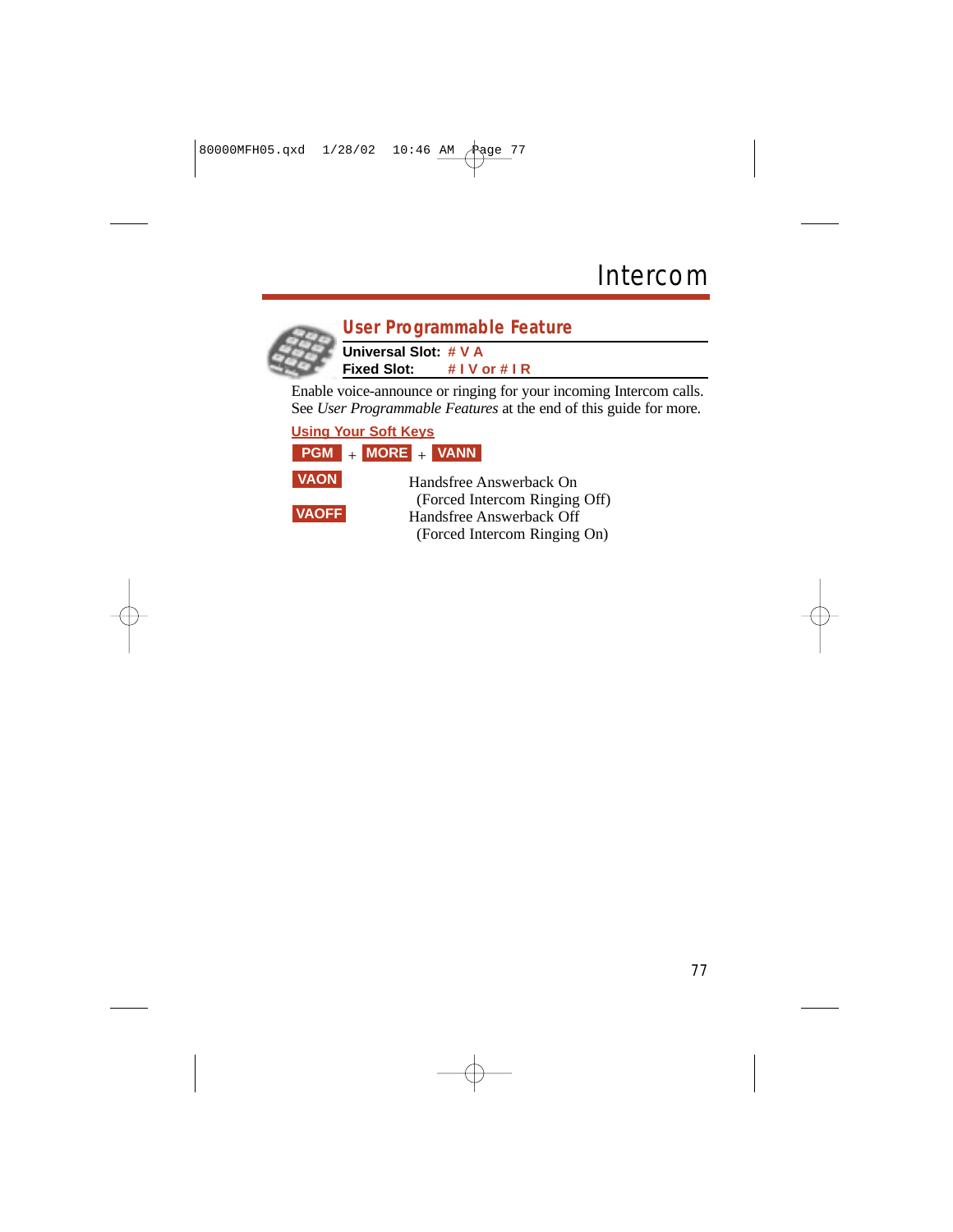# Intercom

## User Programmable Feature

**Universal Slot:** **# V A**
**Fixed Slot:** **# I V or # I R**

Enable voice-announce or ringing for your incoming Intercom calls. See *User Programmable Features* at the end of this guide for more.

### Using Your Soft Keys

**PGM** + **MORE** + **VANN**

| | |
|---|---|
| **VAON** | Handsfree Answerback On (Forced Intercom Ringing Off) |
| **VAOFF** | Handsfree Answerback Off (Forced Intercom Ringing On) |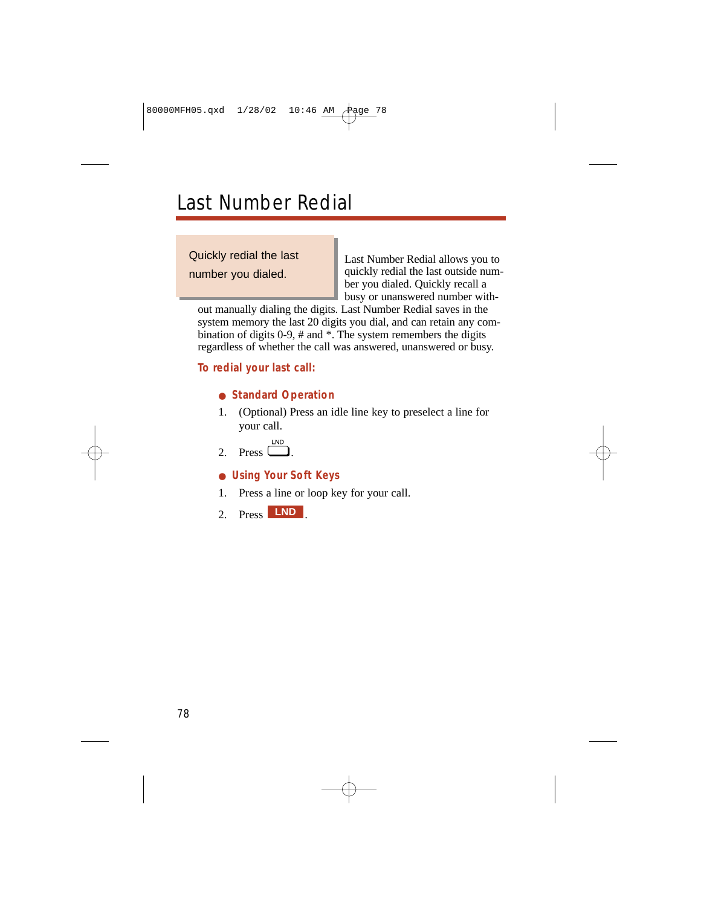# Last Number Redial

Quickly redial the last number you dialed.

Last Number Redial allows you to quickly redial the last outside number you dialed. Quickly recall a busy or unanswered number without manually dialing the digits. Last Number Redial saves in the system memory the last 20 digits you dial, and can retain any combination of digits 0-9, # and *. The system remembers the digits regardless of whether the call was answered, unanswered or busy.

**To redial your last call:**

- **Standard Operation**

1. (Optional) Press an idle line key to preselect a line for your call.
2. Press LND.

- **Using Your Soft Keys**

1. Press a line or loop key for your call.
2. Press **LND**.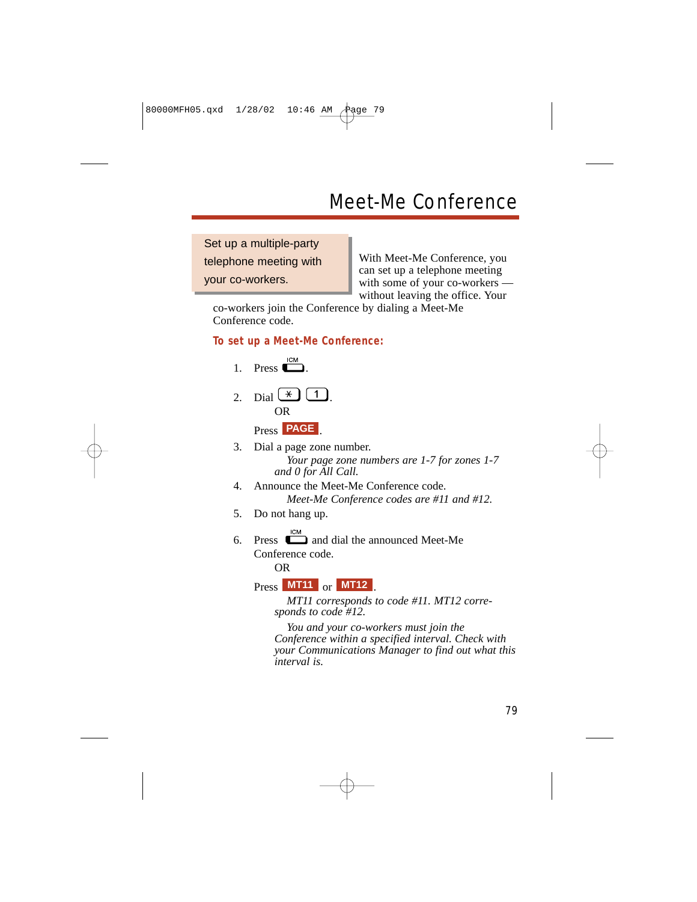# Meet-Me Conference

Set up a multiple-party telephone meeting with your co-workers.

With Meet-Me Conference, you can set up a telephone meeting with some of your co-workers — without leaving the office. Your co-workers join the Conference by dialing a Meet-Me Conference code.

### To set up a Meet-Me Conference:

1. Press ICM.
2. Dial * 1.

   OR

   Press PAGE.
3. Dial a page zone number.

   *Your page zone numbers are 1-7 for zones 1-7 and 0 for All Call.*
4. Announce the Meet-Me Conference code.

   *Meet-Me Conference codes are #11 and #12.*
5. Do not hang up.
6. Press ICM and dial the announced Meet-Me Conference code.

   OR

   Press MT11 or MT12.

   *MT11 corresponds to code #11. MT12 corresponds to code #12.*

   *You and your co-workers must join the Conference within a specified interval. Check with your Communications Manager to find out what this interval is.*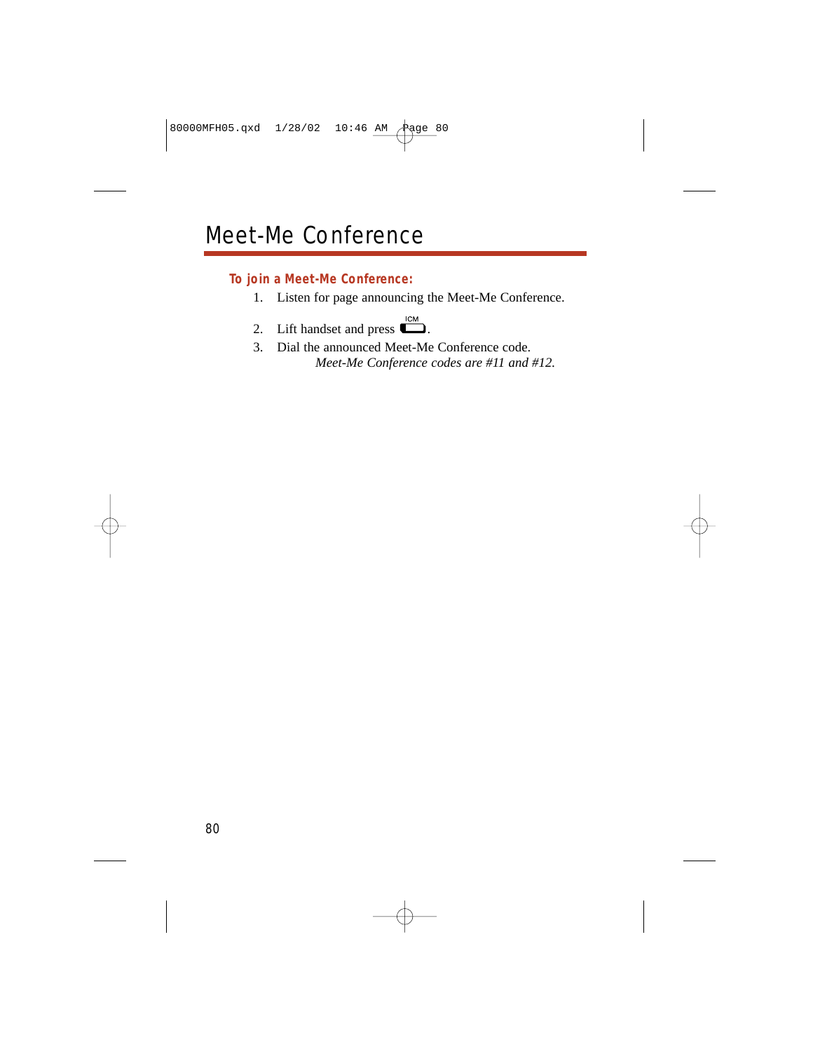# Meet-Me Conference

**To join a Meet-Me Conference:**

1. Listen for page announcing the Meet-Me Conference.
2. Lift handset and press ICM.
3. Dial the announced Meet-Me Conference code.

   *Meet-Me Conference codes are #11 and #12.*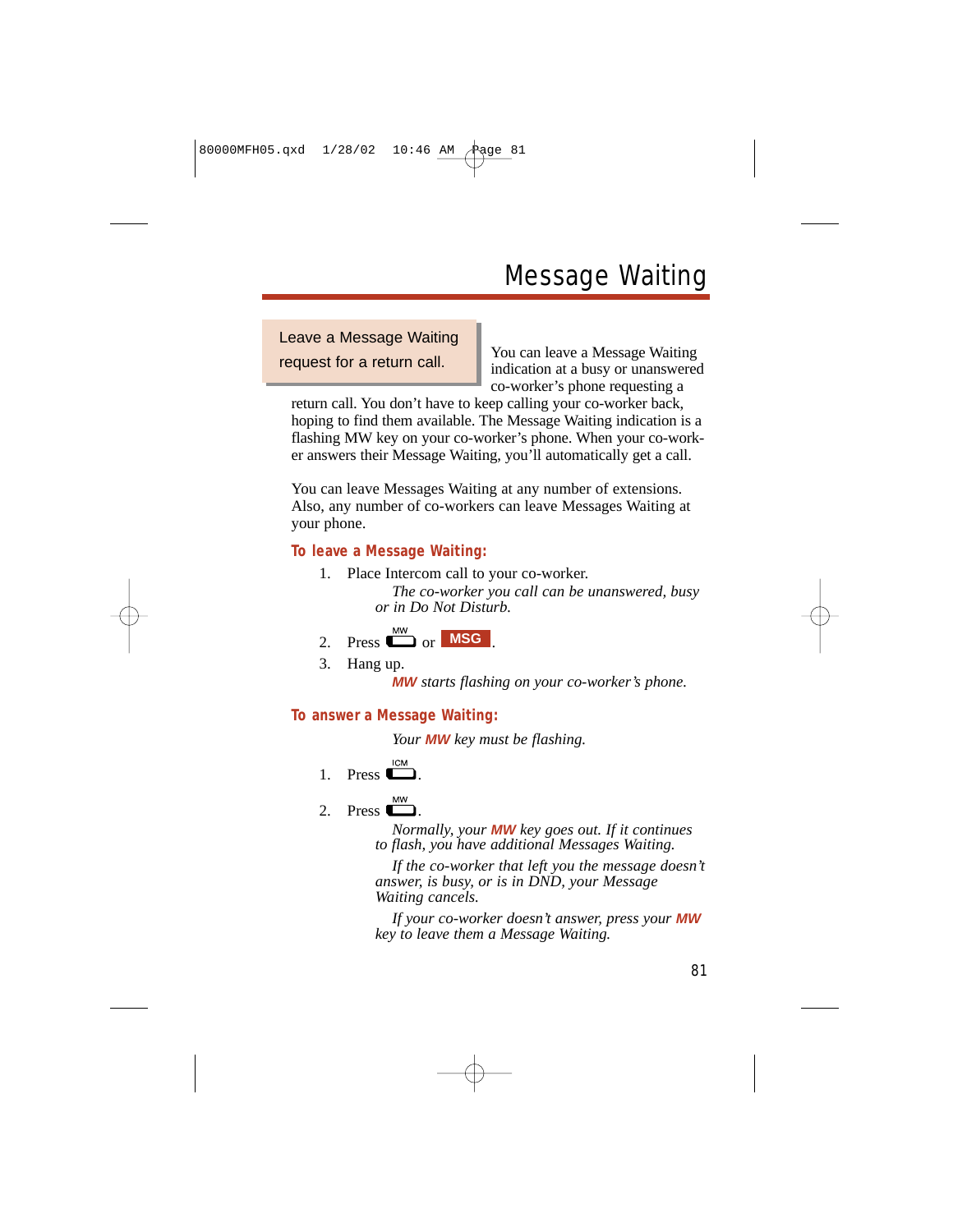# Message Waiting

**Leave a Message Waiting request for a return call.**

You can leave a Message Waiting indication at a busy or unanswered co-worker's phone requesting a return call. You don't have to keep calling your co-worker back, hoping to find them available. The Message Waiting indication is a flashing MW key on your co-worker's phone. When your co-worker answers their Message Waiting, you'll automatically get a call.

You can leave Messages Waiting at any number of extensions. Also, any number of co-workers can leave Messages Waiting at your phone.

### To leave a Message Waiting:

1. Place Intercom call to your co-worker.
   *The co-worker you call can be unanswered, busy or in Do Not Disturb.*
2. Press MW or MSG.
3. Hang up.
   ***MW** starts flashing on your co-worker's phone.*

### To answer a Message Waiting:

*Your **MW** key must be flashing.*

1. Press ICM.
2. Press MW.
   *Normally, your **MW** key goes out. If it continues to flash, you have additional Messages Waiting.*

   *If the co-worker that left you the message doesn't answer, is busy, or is in DND, your Message Waiting cancels.*

   *If your co-worker doesn't answer, press your **MW** key to leave them a Message Waiting.*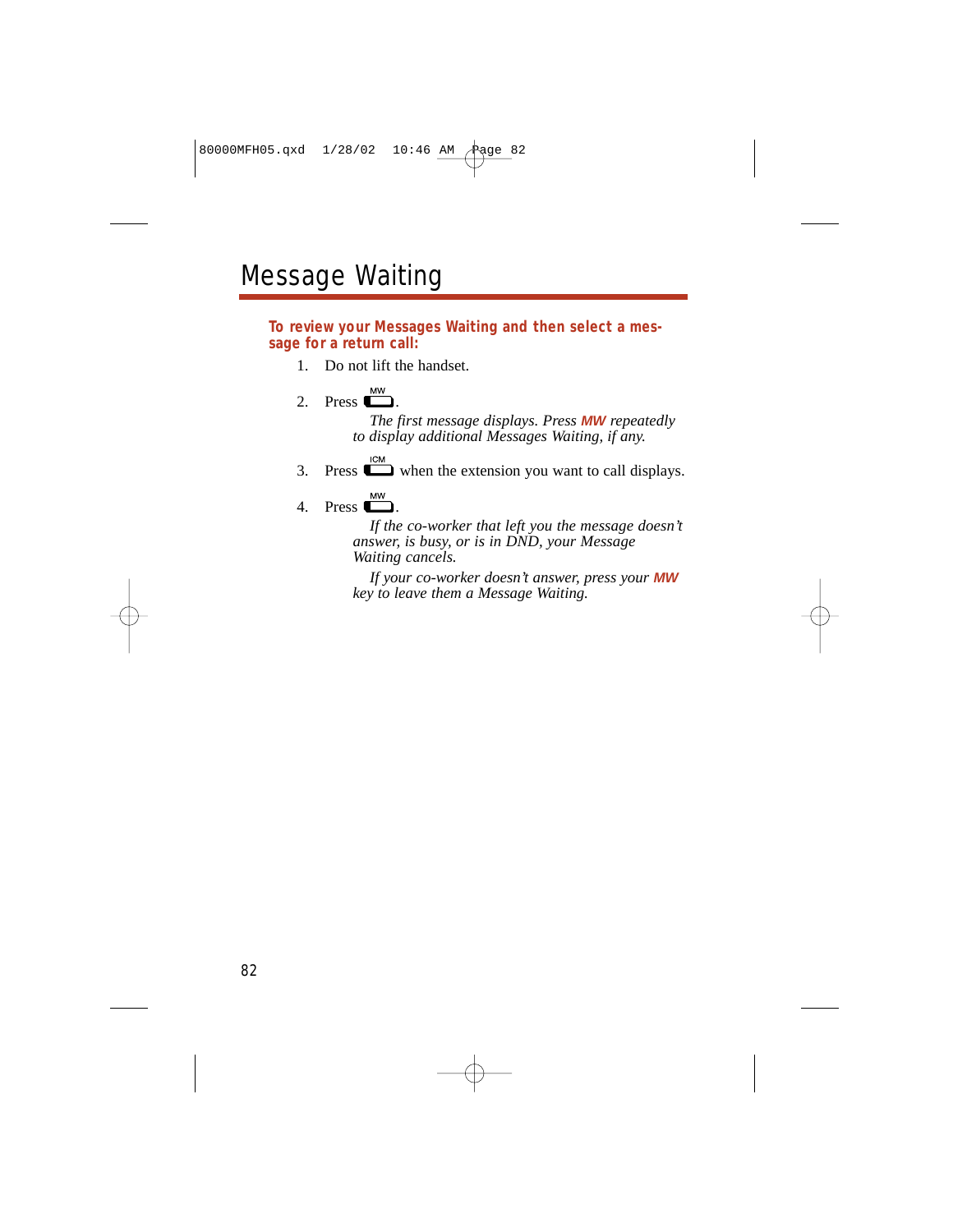# Message Waiting

**To review your Messages Waiting and then select a message for a return call:**

1. Do not lift the handset.
2. Press MW.

   *The first message displays. Press **MW** repeatedly to display additional Messages Waiting, if any.*

3. Press ICM when the extension you want to call displays.
4. Press MW.

   *If the co-worker that left you the message doesn't answer, is busy, or is in DND, your Message Waiting cancels.*

   *If your co-worker doesn't answer, press your **MW** key to leave them a Message Waiting.*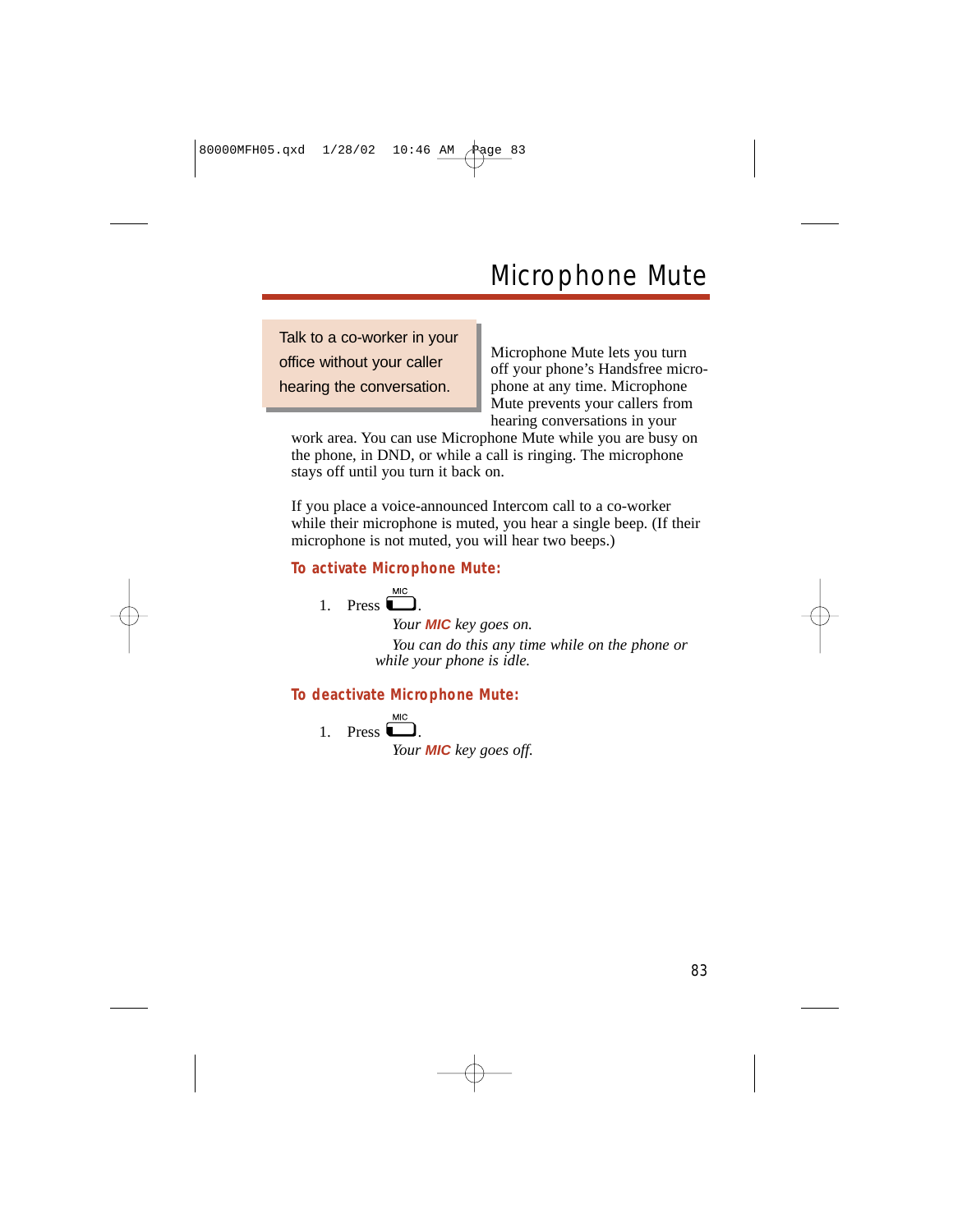# Microphone Mute

> Talk to a co-worker in your office without your caller hearing the conversation.

Microphone Mute lets you turn off your phone's Handsfree microphone at any time. Microphone Mute prevents your callers from hearing conversations in your work area. You can use Microphone Mute while you are busy on the phone, in DND, or while a call is ringing. The microphone stays off until you turn it back on.

If you place a voice-announced Intercom call to a co-worker while their microphone is muted, you hear a single beep. (If their microphone is not muted, you will hear two beeps.)

### To activate Microphone Mute:

1. Press MIC.

   *Your **MIC** key goes on.*

   *You can do this any time while on the phone or while your phone is idle.*

### To deactivate Microphone Mute:

1. Press MIC.

   *Your **MIC** key goes off.*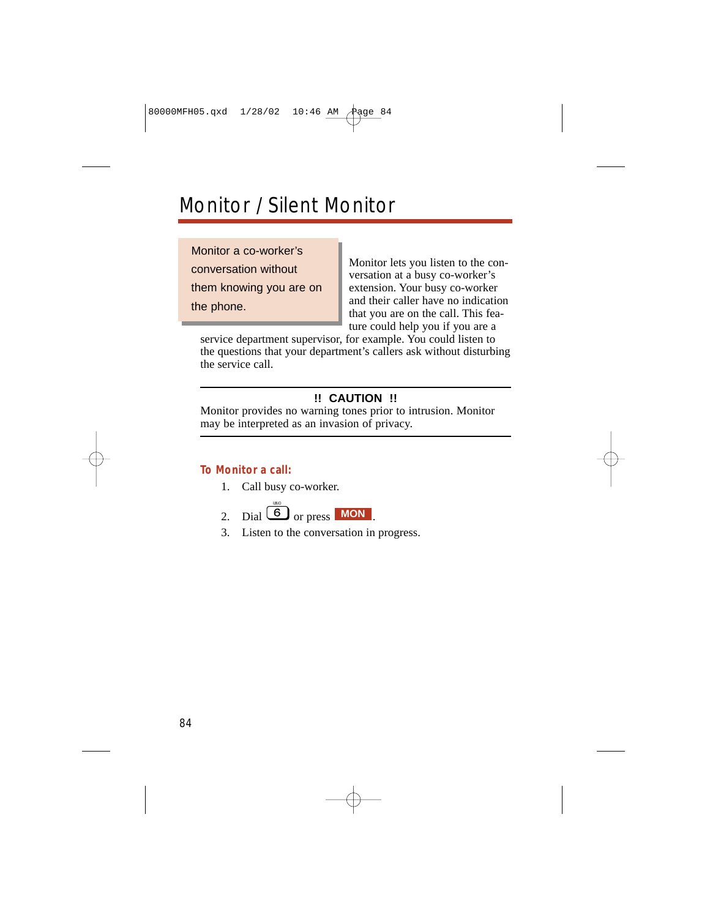# Monitor / Silent Monitor

> Monitor a co-worker's conversation without them knowing you are on the phone.

Monitor lets you listen to the conversation at a busy co-worker's extension. Your busy co-worker and their caller have no indication that you are on the call. This feature could help you if you are a service department supervisor, for example. You could listen to the questions that your department's callers ask without disturbing the service call.

---

**!! CAUTION !!**

Monitor provides no warning tones prior to intrusion. Monitor may be interpreted as an invasion of privacy.

---

### To Monitor a call:

1. Call busy co-worker.
2. Dial 6 or press **MON**.
3. Listen to the conversation in progress.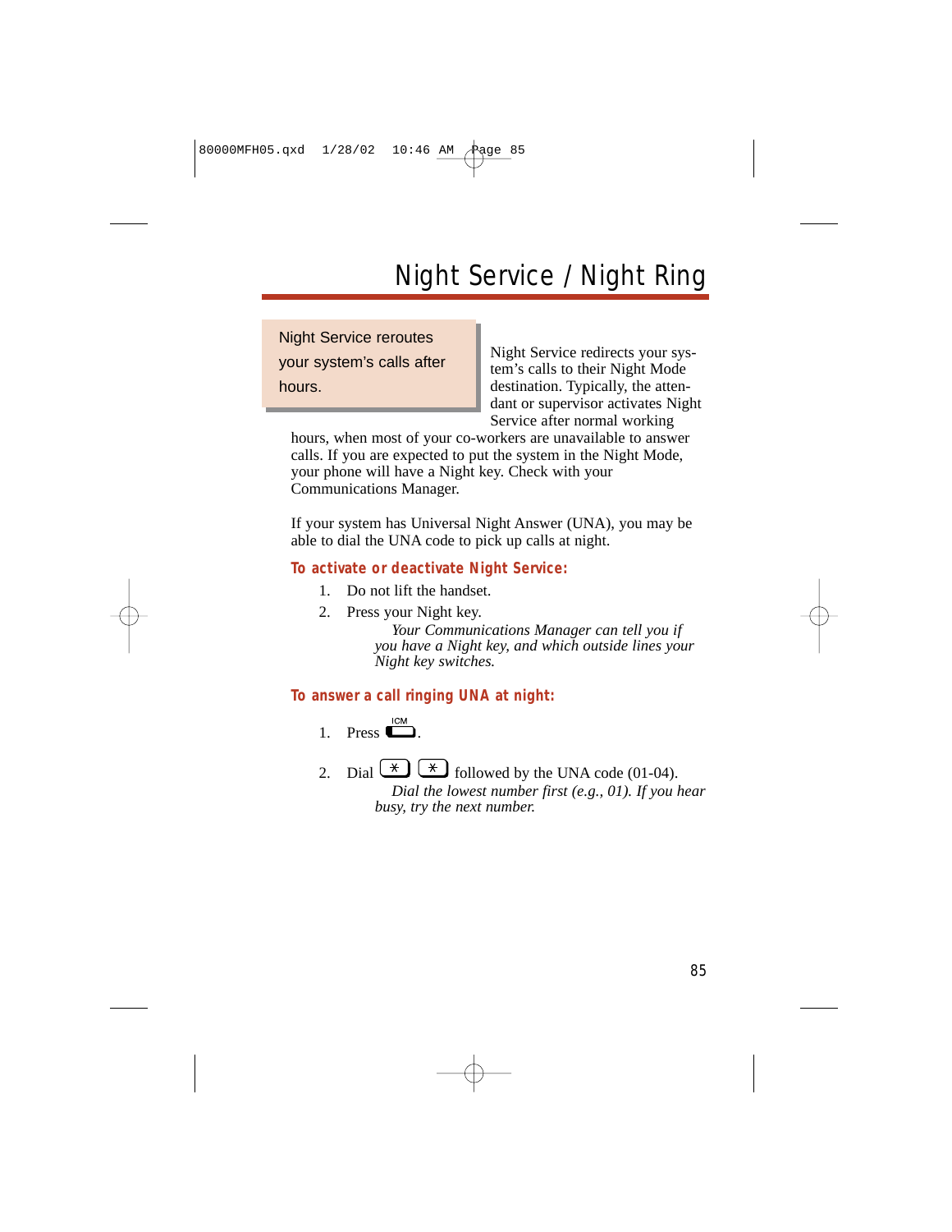# Night Service / Night Ring

Night Service reroutes your system's calls after hours.

Night Service redirects your system's calls to their Night Mode destination. Typically, the attendant or supervisor activates Night Service after normal working hours, when most of your co-workers are unavailable to answer calls. If you are expected to put the system in the Night Mode, your phone will have a Night key. Check with your Communications Manager.

If your system has Universal Night Answer (UNA), you may be able to dial the UNA code to pick up calls at night.

### To activate or deactivate Night Service:

1. Do not lift the handset.
2. Press your Night key.

   *Your Communications Manager can tell you if you have a Night key, and which outside lines your Night key switches.*

### To answer a call ringing UNA at night:

1. Press ICM.
2. Dial * * followed by the UNA code (01-04).

   *Dial the lowest number first (e.g., 01). If you hear busy, try the next number.*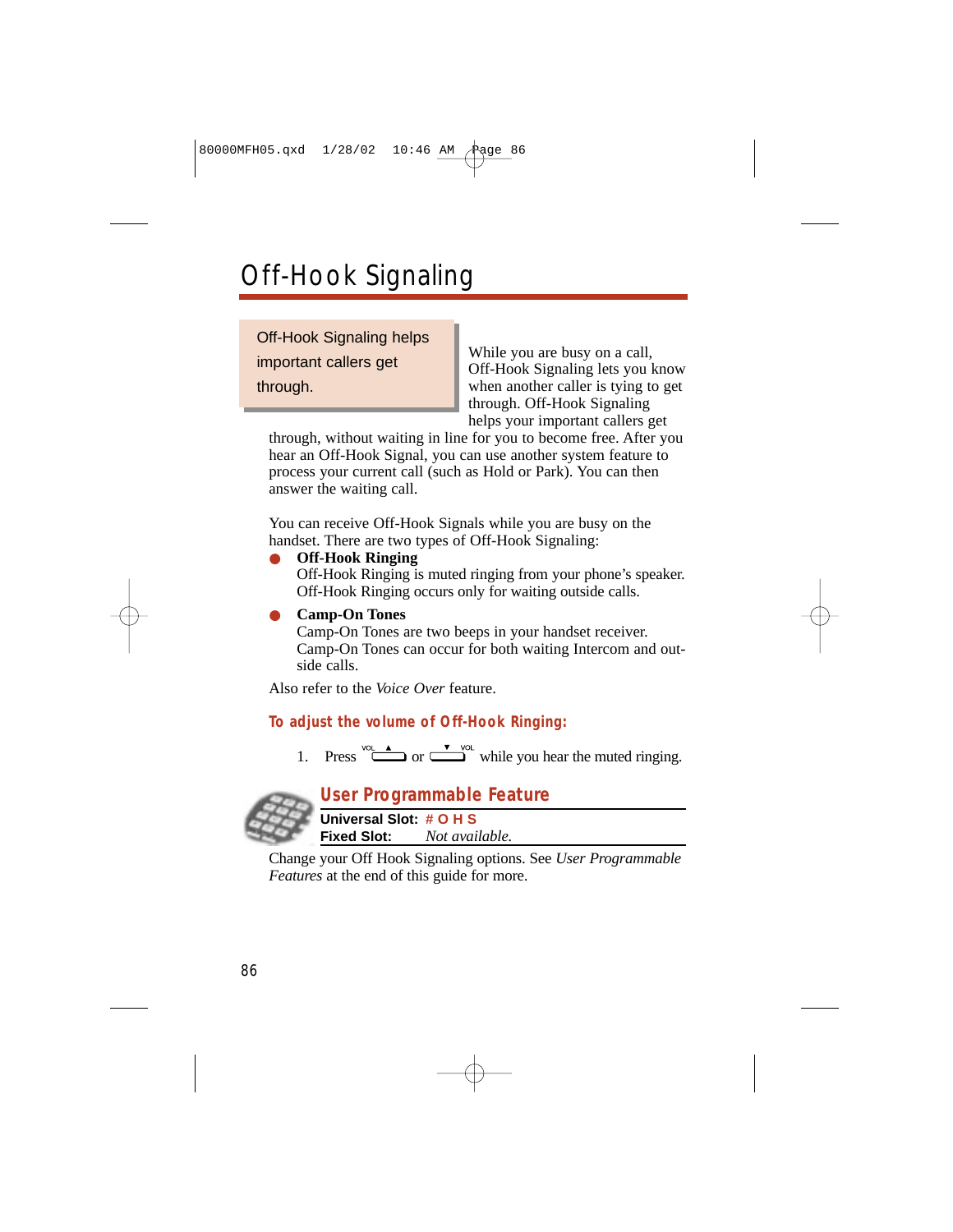# Off-Hook Signaling

Off-Hook Signaling helps important callers get through.

While you are busy on a call, Off-Hook Signaling lets you know when another caller is tying to get through. Off-Hook Signaling helps your important callers get through, without waiting in line for you to become free. After you hear an Off-Hook Signal, you can use another system feature to process your current call (such as Hold or Park). You can then answer the waiting call.

You can receive Off-Hook Signals while you are busy on the handset. There are two types of Off-Hook Signaling:

- **Off-Hook Ringing**
  Off-Hook Ringing is muted ringing from your phone's speaker. Off-Hook Ringing occurs only for waiting outside calls.
- **Camp-On Tones**
  Camp-On Tones are two beeps in your handset receiver. Camp-On Tones can occur for both waiting Intercom and outside calls.

Also refer to the *Voice Over* feature.

### To adjust the volume of Off-Hook Ringing:

1. Press VOL ▲ or ▼ VOL while you hear the muted ringing.

### User Programmable Feature

**Universal Slot:** # O H S
**Fixed Slot:** *Not available.*

Change your Off Hook Signaling options. See *User Programmable Features* at the end of this guide for more.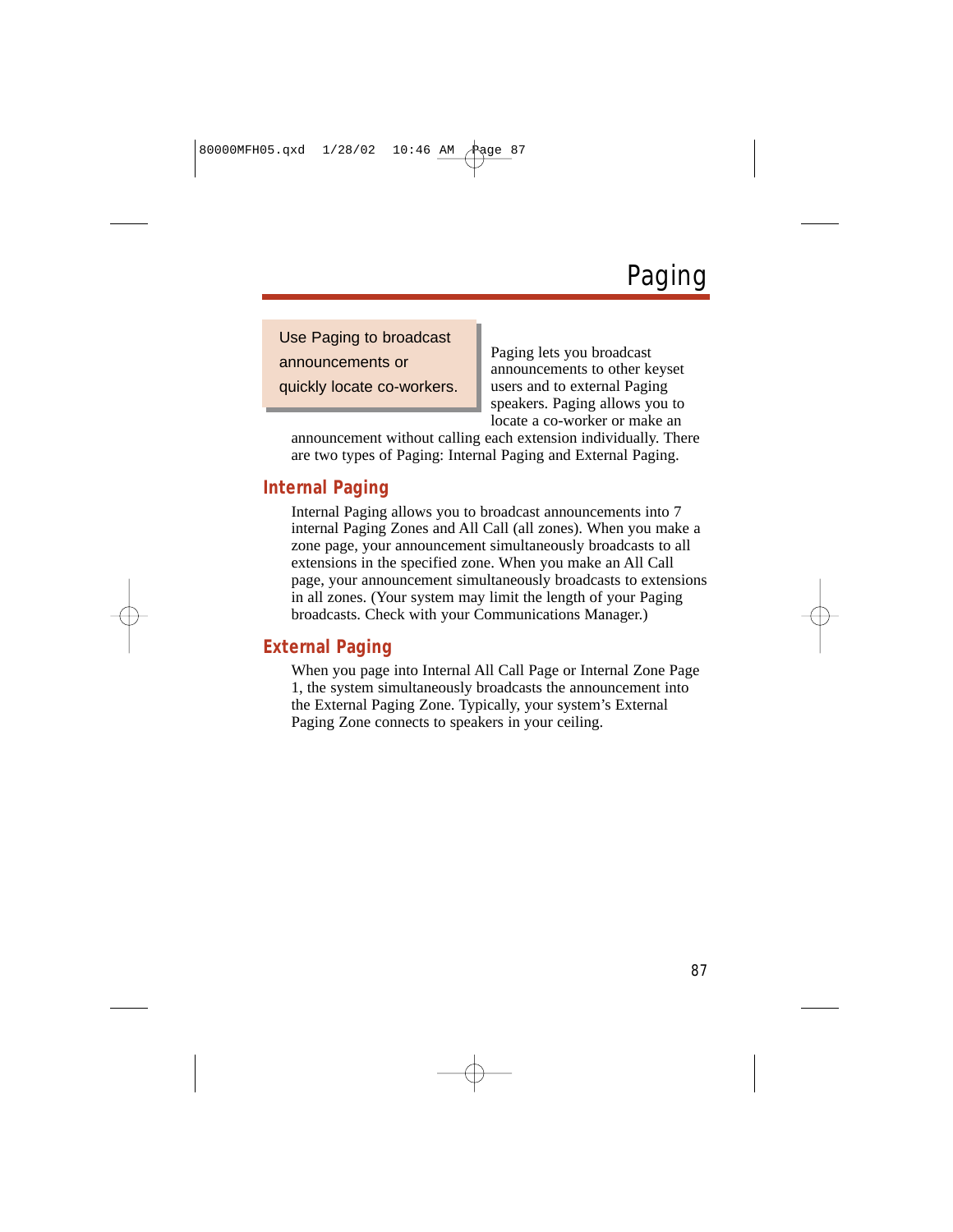# Paging

Use Paging to broadcast announcements or quickly locate co-workers.

Paging lets you broadcast announcements to other keyset users and to external Paging speakers. Paging allows you to locate a co-worker or make an announcement without calling each extension individually. There are two types of Paging: Internal Paging and External Paging.

## Internal Paging

Internal Paging allows you to broadcast announcements into 7 internal Paging Zones and All Call (all zones). When you make a zone page, your announcement simultaneously broadcasts to all extensions in the specified zone. When you make an All Call page, your announcement simultaneously broadcasts to extensions in all zones. (Your system may limit the length of your Paging broadcasts. Check with your Communications Manager.)

## External Paging

When you page into Internal All Call Page or Internal Zone Page 1, the system simultaneously broadcasts the announcement into the External Paging Zone. Typically, your system's External Paging Zone connects to speakers in your ceiling.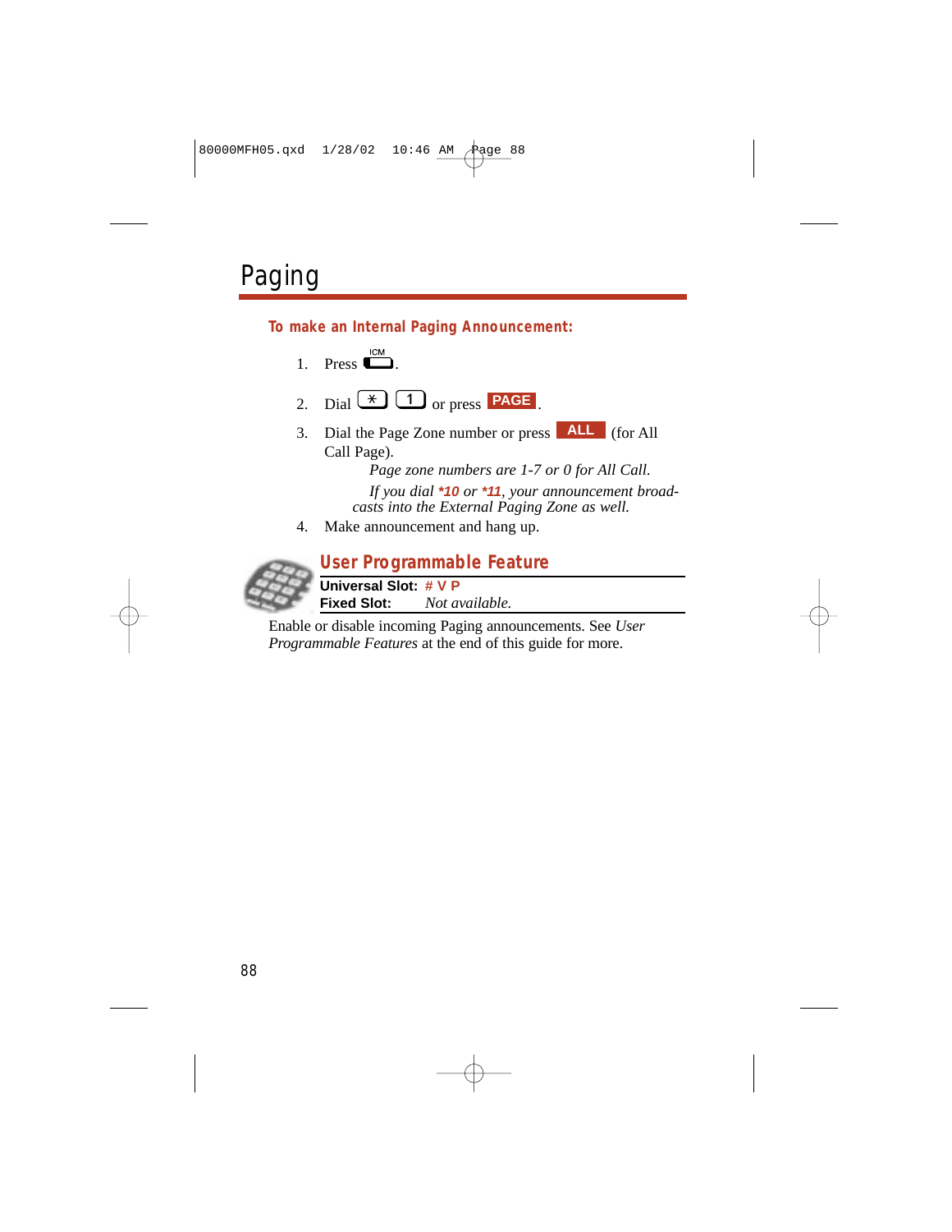# Paging

### To make an Internal Paging Announcement:

1. Press ICM.
2. Dial * 1 or press **PAGE**.
3. Dial the Page Zone number or press **ALL** (for All Call Page).

   *Page zone numbers are 1-7 or 0 for All Call.*

   *If you dial* ***\*10*** *or* ***\*11****, your announcement broadcasts into the External Paging Zone as well.*
4. Make announcement and hang up.

## User Programmable Feature

**Universal Slot:** # V P
**Fixed Slot:** *Not available.*

Enable or disable incoming Paging announcements. See *User Programmable Features* at the end of this guide for more.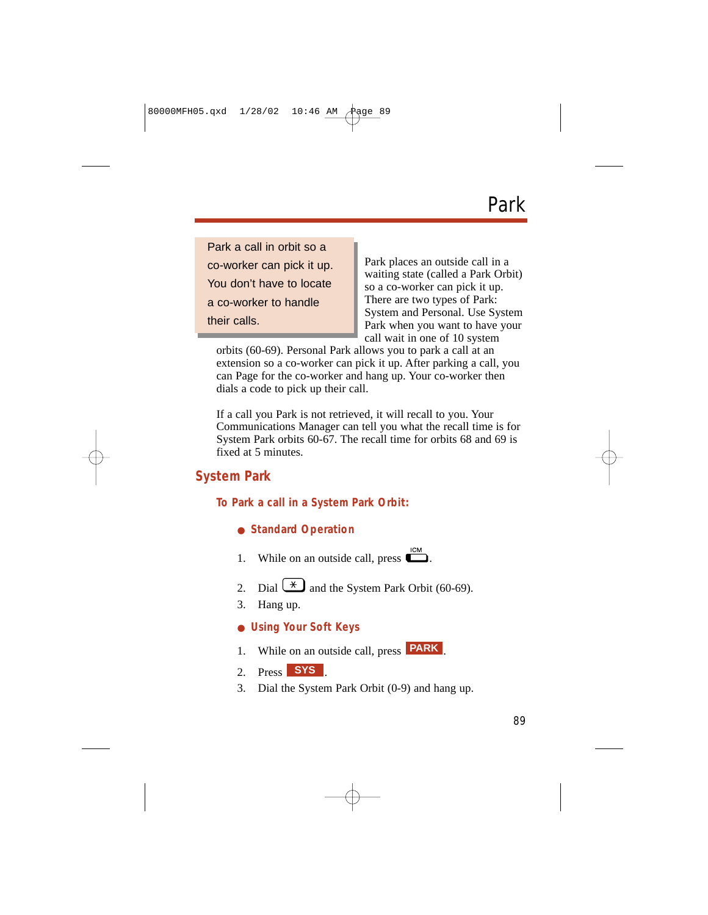# Park

Park a call in orbit so a co-worker can pick it up. You don't have to locate a co-worker to handle their calls.

Park places an outside call in a waiting state (called a Park Orbit) so a co-worker can pick it up. There are two types of Park: System and Personal. Use System Park when you want to have your call wait in one of 10 system orbits (60-69). Personal Park allows you to park a call at an extension so a co-worker can pick it up. After parking a call, you can Page for the co-worker and hang up. Your co-worker then dials a code to pick up their call.

If a call you Park is not retrieved, it will recall to you. Your Communications Manager can tell you what the recall time is for System Park orbits 60-67. The recall time for orbits 68 and 69 is fixed at 5 minutes.

## System Park

### To Park a call in a System Park Orbit:

- **Standard Operation**

1. While on an outside call, press ICM.
2. Dial * and the System Park Orbit (60-69).
3. Hang up.

- **Using Your Soft Keys**

1. While on an outside call, press PARK.
2. Press SYS.
3. Dial the System Park Orbit (0-9) and hang up.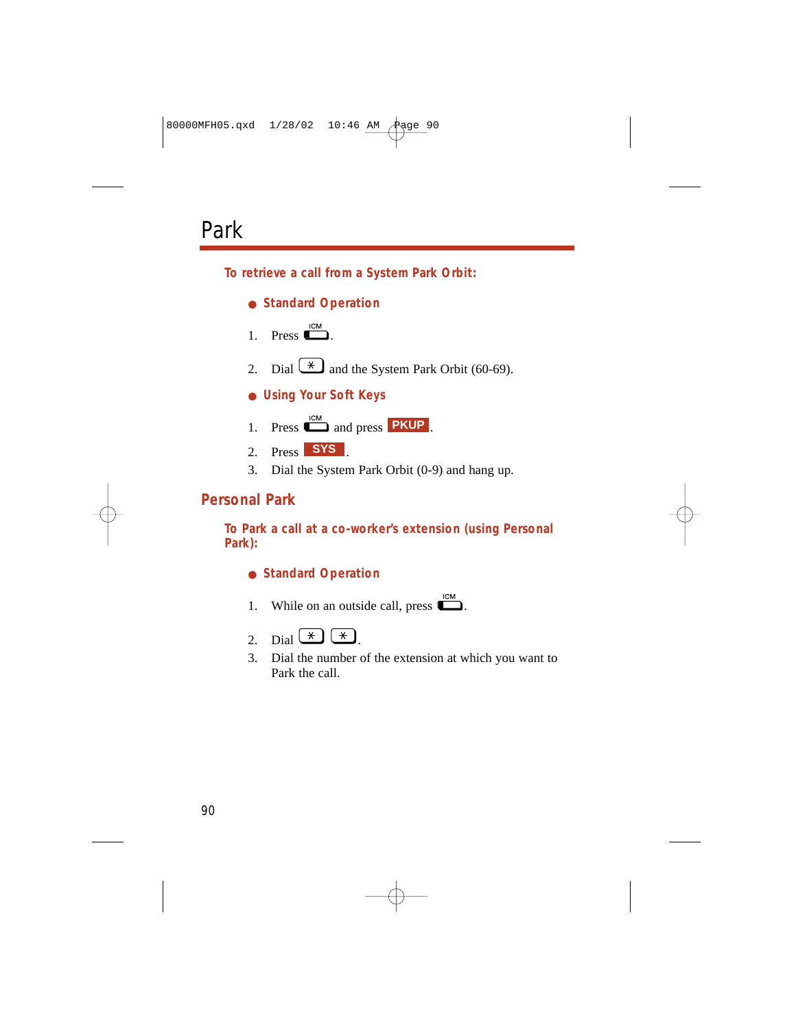# Park

### To retrieve a call from a System Park Orbit:

- **Standard Operation**

1. Press ICM.
2. Dial * and the System Park Orbit (60-69).

- **Using Your Soft Keys**

1. Press ICM and press PKUP.
2. Press SYS.
3. Dial the System Park Orbit (0-9) and hang up.

## Personal Park

### To Park a call at a co-worker's extension (using Personal Park):

- **Standard Operation**

1. While on an outside call, press ICM.
2. Dial * *.
3. Dial the number of the extension at which you want to Park the call.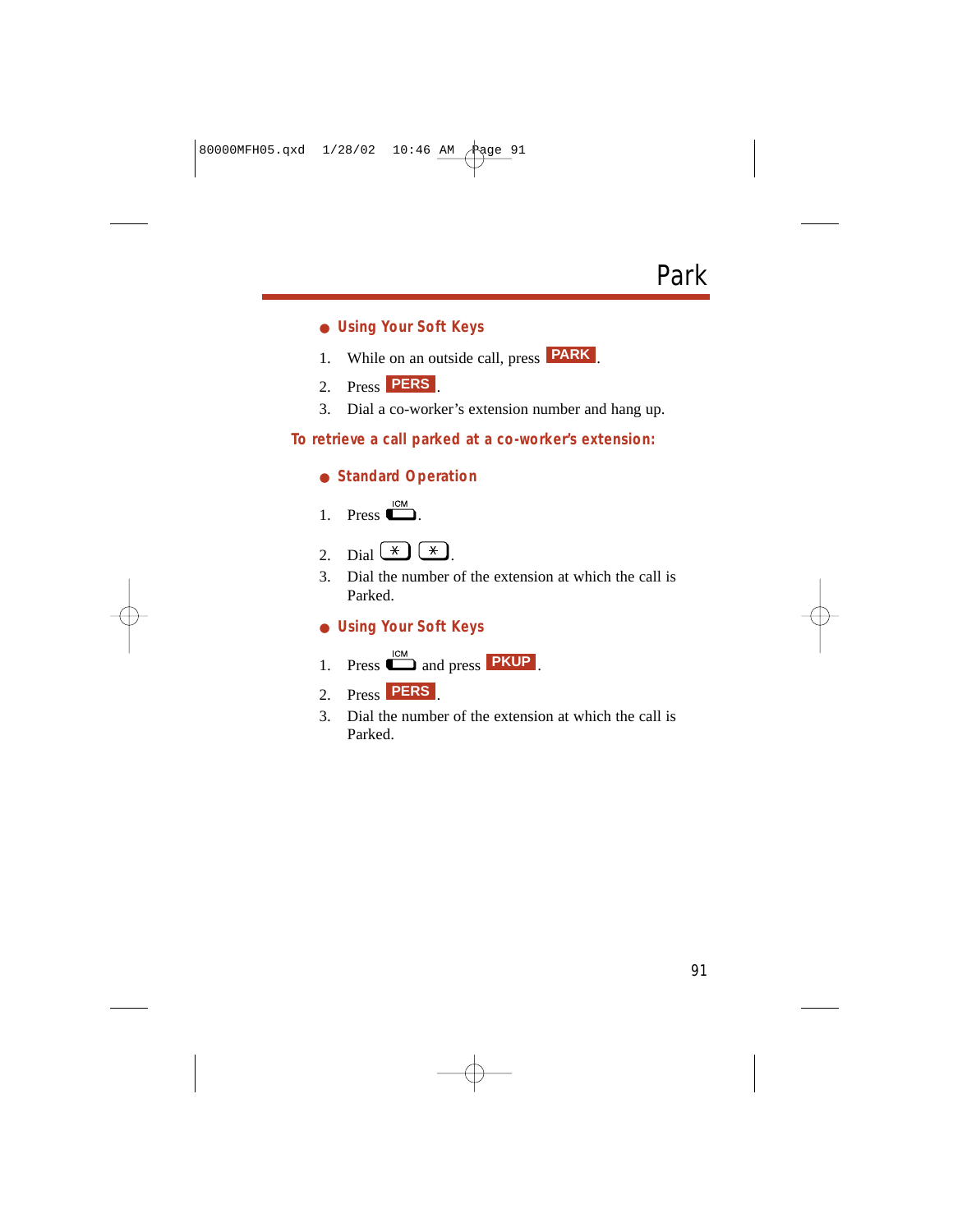# Park

- **Using Your Soft Keys**

1. While on an outside call, press PARK.
2. Press PERS.
3. Dial a co-worker's extension number and hang up.

## To retrieve a call parked at a co-worker's extension:

- **Standard Operation**

1. Press ICM.
2. Dial * *.
3. Dial the number of the extension at which the call is Parked.

- **Using Your Soft Keys**

1. Press ICM and press PKUP.
2. Press PERS.
3. Dial the number of the extension at which the call is Parked.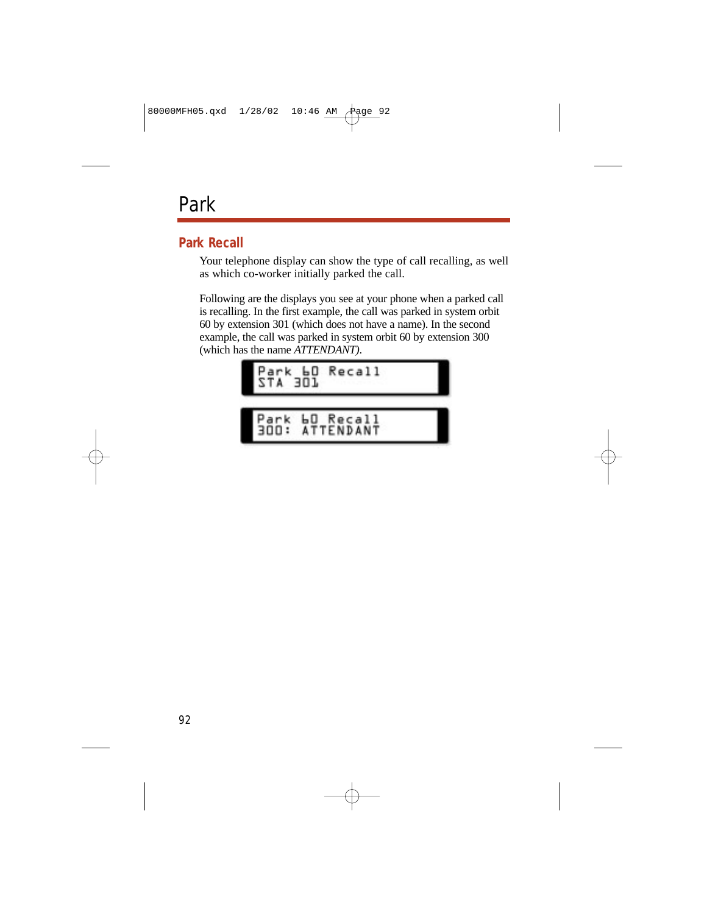# Park

## Park Recall

Your telephone display can show the type of call recalling, as well as which co-worker initially parked the call.

Following are the displays you see at your phone when a parked call is recalling. In the first example, the call was parked in system orbit 60 by extension 301 (which does not have a name). In the second example, the call was parked in system orbit 60 by extension 300 (which has the name *ATTENDANT*).

```
Park 60 Recall
STA 301
```

```
Park 60 Recall
300: ATTENDANT
```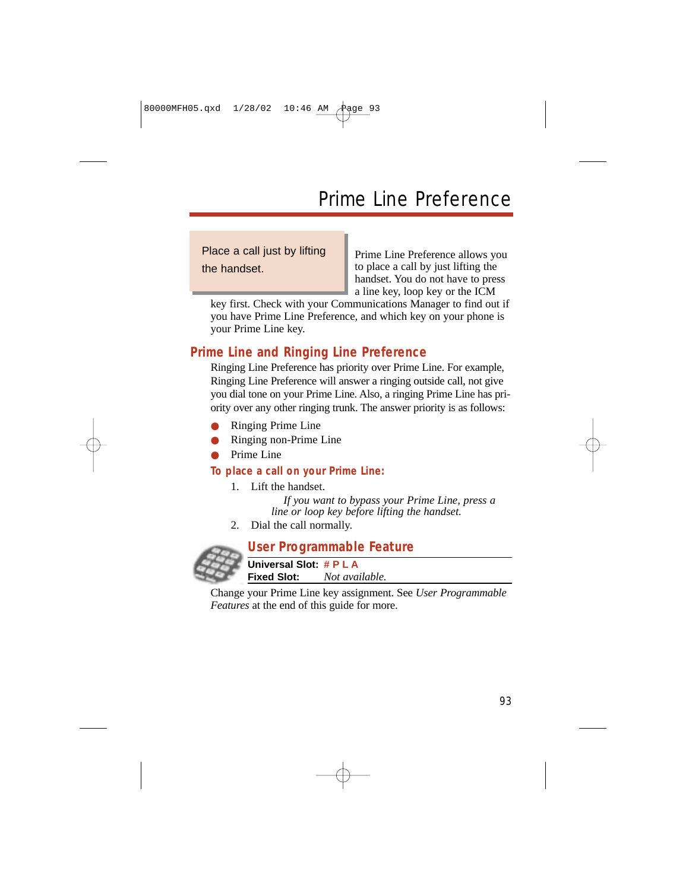# Prime Line Preference

Place a call just by lifting the handset.

Prime Line Preference allows you to place a call by just lifting the handset. You do not have to press a line key, loop key or the ICM key first. Check with your Communications Manager to find out if you have Prime Line Preference, and which key on your phone is your Prime Line key.

## Prime Line and Ringing Line Preference

Ringing Line Preference has priority over Prime Line. For example, Ringing Line Preference will answer a ringing outside call, not give you dial tone on your Prime Line. Also, a ringing Prime Line has priority over any other ringing trunk. The answer priority is as follows:

- Ringing Prime Line
- Ringing non-Prime Line
- Prime Line

### To place a call on your Prime Line:

1. Lift the handset.

   *If you want to bypass your Prime Line, press a line or loop key before lifting the handset.*

2. Dial the call normally.

## User Programmable Feature

**Universal Slot:** # P L A
**Fixed Slot:** *Not available.*

Change your Prime Line key assignment. See *User Programmable Features* at the end of this guide for more.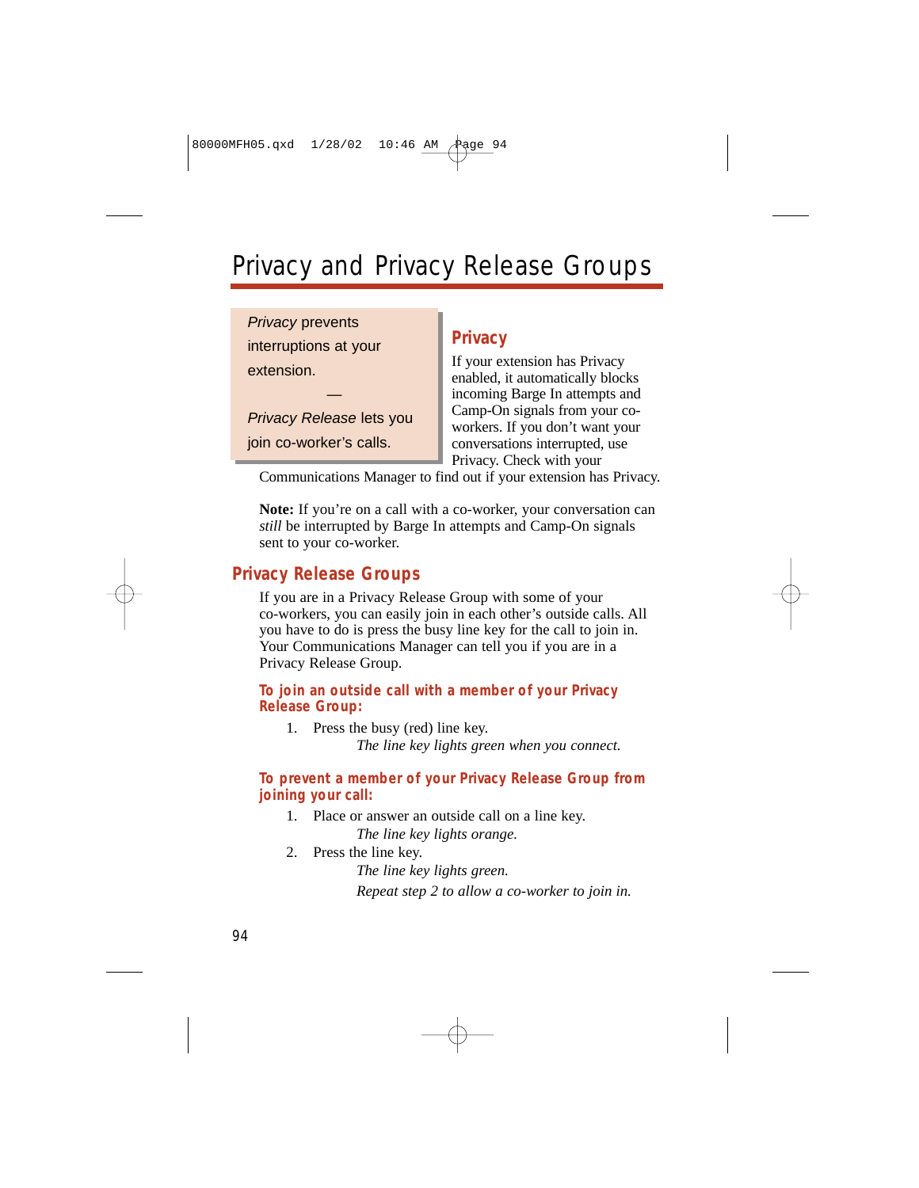# Privacy and Privacy Release Groups

*Privacy* prevents interruptions at your extension.

—

*Privacy Release* lets you join co-worker's calls.

## Privacy

If your extension has Privacy enabled, it automatically blocks incoming Barge In attempts and Camp-On signals from your co-workers. If you don't want your conversations interrupted, use Privacy. Check with your Communications Manager to find out if your extension has Privacy.

**Note:** If you're on a call with a co-worker, your conversation can *still* be interrupted by Barge In attempts and Camp-On signals sent to your co-worker.

## Privacy Release Groups

If you are in a Privacy Release Group with some of your co-workers, you can easily join in each other's outside calls. All you have to do is press the busy line key for the call to join in. Your Communications Manager can tell you if you are in a Privacy Release Group.

### To join an outside call with a member of your Privacy Release Group:

1. Press the busy (red) line key.

   *The line key lights green when you connect.*

### To prevent a member of your Privacy Release Group from joining your call:

1. Place or answer an outside call on a line key.

   *The line key lights orange.*

2. Press the line key.

   *The line key lights green.*

   *Repeat step 2 to allow a co-worker to join in.*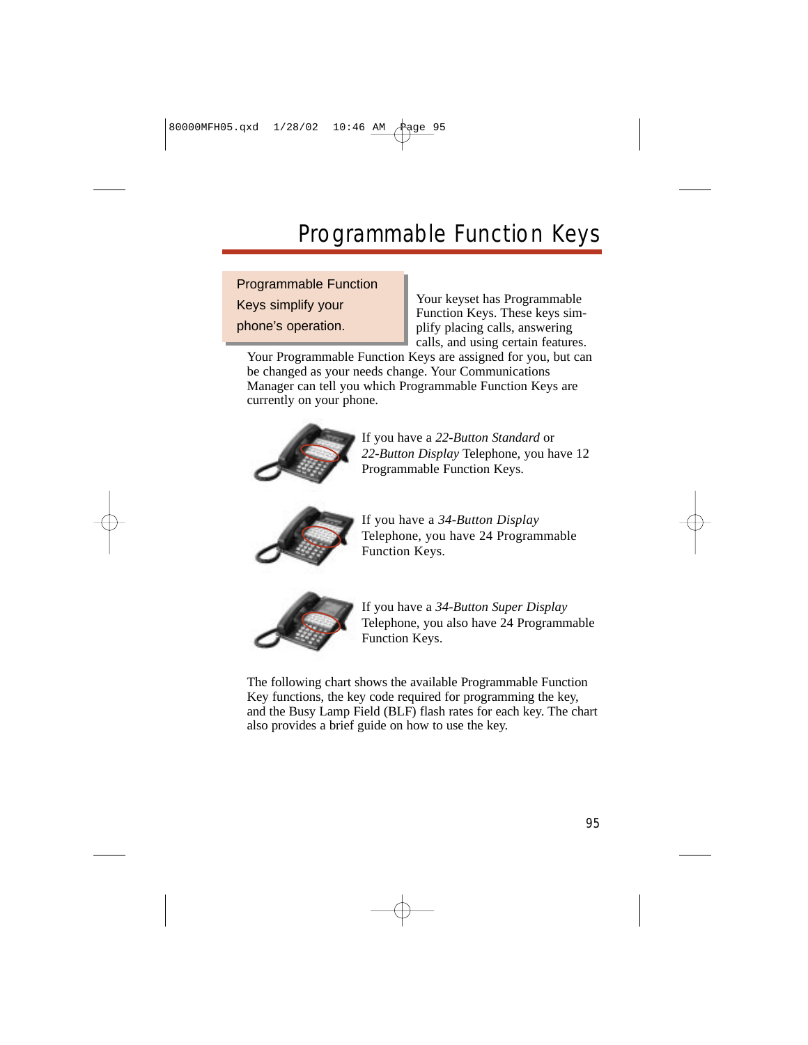# Programmable Function Keys

Programmable Function Keys simplify your phone's operation.

Your keyset has Programmable Function Keys. These keys simplify placing calls, answering calls, and using certain features. Your Programmable Function Keys are assigned for you, but can be changed as your needs change. Your Communications Manager can tell you which Programmable Function Keys are currently on your phone.

If you have a *22-Button Standard* or *22-Button Display* Telephone, you have 12 Programmable Function Keys.

If you have a *34-Button Display* Telephone, you have 24 Programmable Function Keys.

If you have a *34-Button Super Display* Telephone, you also have 24 Programmable Function Keys.

The following chart shows the available Programmable Function Key functions, the key code required for programming the key, and the Busy Lamp Field (BLF) flash rates for each key. The chart also provides a brief guide on how to use the key.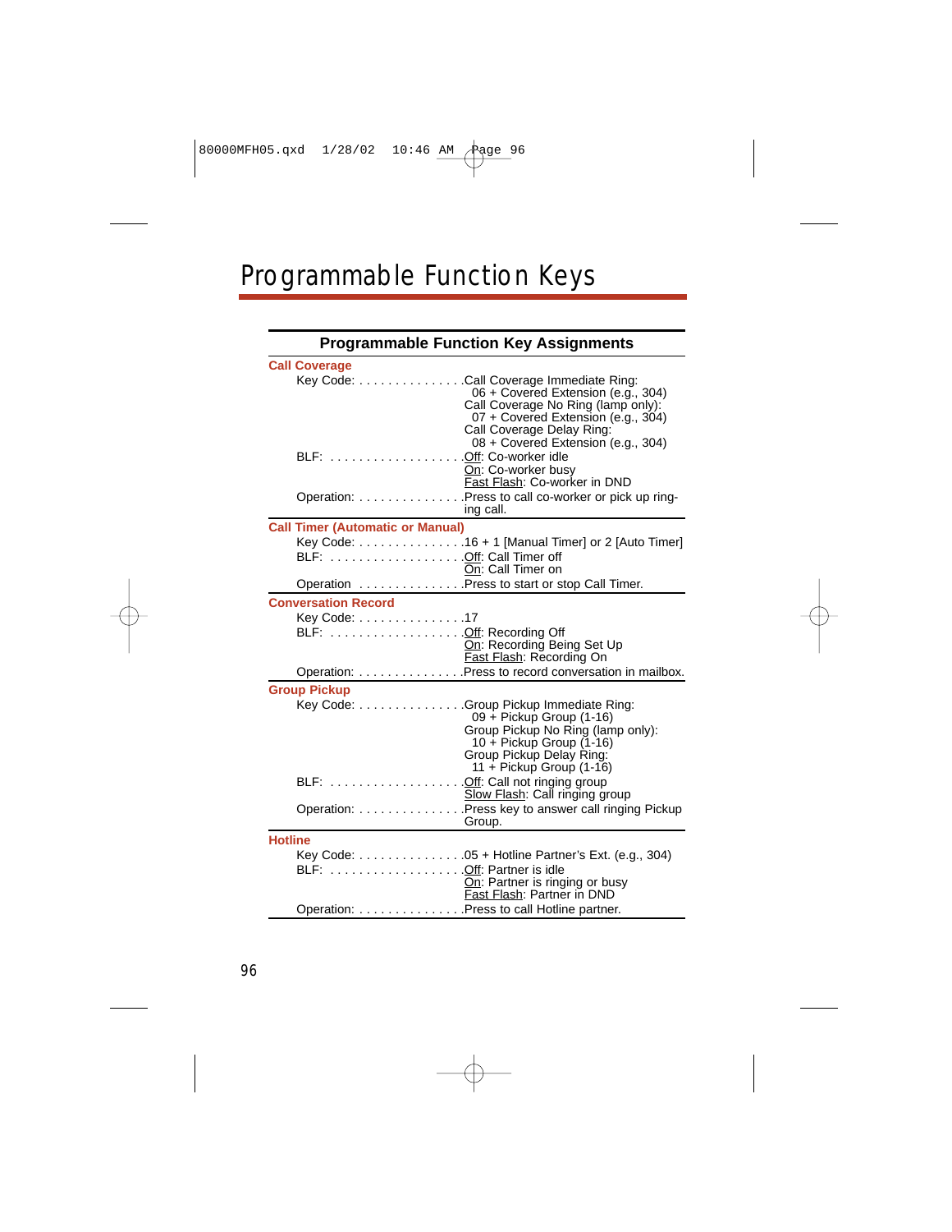# Programmable Function Keys

## Programmable Function Key Assignments

| | |
|---|---|
| **Call Coverage** | |
| Key Code: | Call Coverage Immediate Ring: 06 + Covered Extension (e.g., 304)<br>Call Coverage No Ring (lamp only): 07 + Covered Extension (e.g., 304)<br>Call Coverage Delay Ring: 08 + Covered Extension (e.g., 304) |
| BLF: | Off: Co-worker idle<br>On: Co-worker busy<br>Fast Flash: Co-worker in DND |
| Operation: | Press to call co-worker or pick up ringing call. |
| **Call Timer (Automatic or Manual)** | |
| Key Code: | 16 + 1 [Manual Timer] or 2 [Auto Timer] |
| BLF: | Off: Call Timer off<br>On: Call Timer on |
| Operation | Press to start or stop Call Timer. |
| **Conversation Record** | |
| Key Code: | 17 |
| BLF: | Off: Recording Off<br>On: Recording Being Set Up<br>Fast Flash: Recording On |
| Operation: | Press to record conversation in mailbox. |
| **Group Pickup** | |
| Key Code: | Group Pickup Immediate Ring: 09 + Pickup Group (1-16)<br>Group Pickup No Ring (lamp only): 10 + Pickup Group (1-16)<br>Group Pickup Delay Ring: 11 + Pickup Group (1-16) |
| BLF: | Off: Call not ringing group<br>Slow Flash: Call ringing group |
| Operation: | Press key to answer call ringing Pickup Group. |
| **Hotline** | |
| Key Code: | 05 + Hotline Partner's Ext. (e.g., 304) |
| BLF: | Off: Partner is idle<br>On: Partner is ringing or busy<br>Fast Flash: Partner in DND |
| Operation: | Press to call Hotline partner. |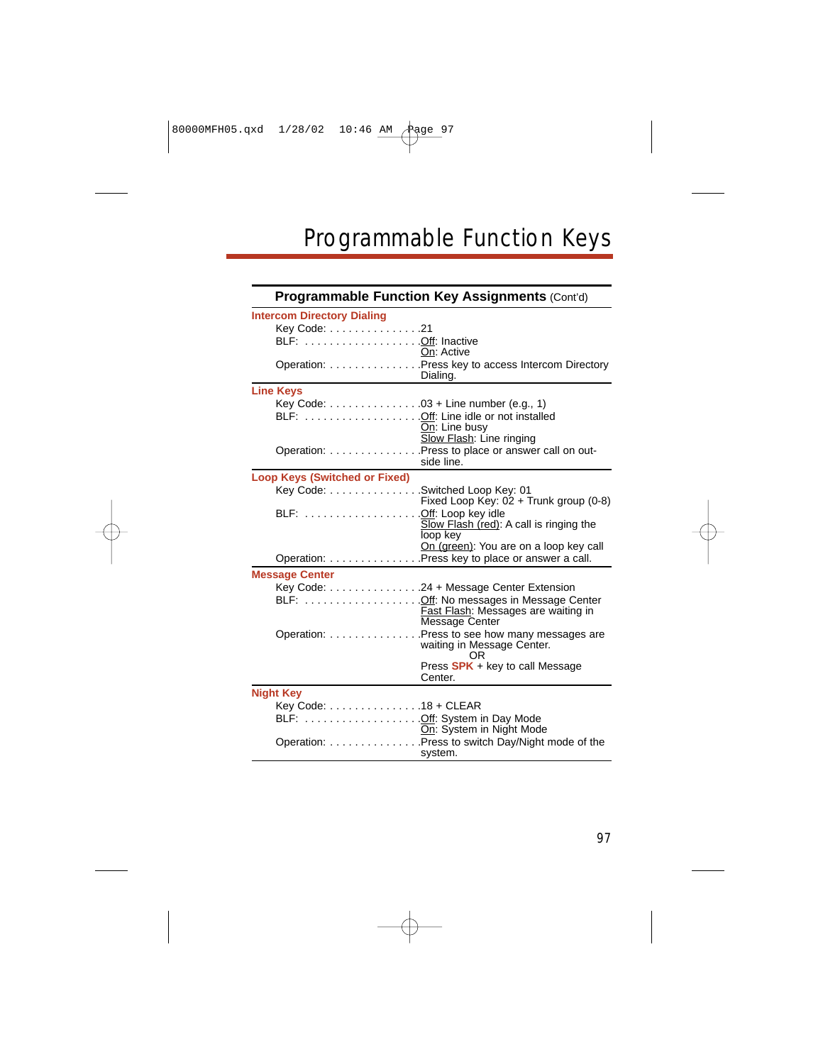# Programmable Function Keys

## Programmable Function Key Assignments (Cont'd)

### Intercom Directory Dialing

Key Code: . . . . . . . . . . . . . . . .21

BLF: . . . . . . . . . . . . . . . . . . . .Off: Inactive
On: Active

Operation: . . . . . . . . . . . . . . . .Press key to access Intercom Directory Dialing.

### Line Keys

Key Code: . . . . . . . . . . . . . . . .03 + Line number (e.g., 1)

BLF: . . . . . . . . . . . . . . . . . . . .Off: Line idle or not installed
On: Line busy
Slow Flash: Line ringing

Operation: . . . . . . . . . . . . . . . .Press to place or answer call on outside line.

### Loop Keys (Switched or Fixed)

Key Code: . . . . . . . . . . . . . . . .Switched Loop Key: 01
Fixed Loop Key: 02 + Trunk group (0-8)

BLF: . . . . . . . . . . . . . . . . . . . .Off: Loop key idle
Slow Flash (red): A call is ringing the loop key
On (green): You are on a loop key call

Operation: . . . . . . . . . . . . . . . .Press key to place or answer a call.

### Message Center

Key Code: . . . . . . . . . . . . . . . .24 + Message Center Extension

BLF: . . . . . . . . . . . . . . . . . . . .Off: No messages in Message Center
Fast Flash: Messages are waiting in Message Center

Operation: . . . . . . . . . . . . . . . .Press to see how many messages are waiting in Message Center.
OR
Press **SPK** + key to call Message Center.

### Night Key

Key Code: . . . . . . . . . . . . . . . .18 + CLEAR

BLF: . . . . . . . . . . . . . . . . . . . .Off: System in Day Mode
On: System in Night Mode

Operation: . . . . . . . . . . . . . . . .Press to switch Day/Night mode of the system.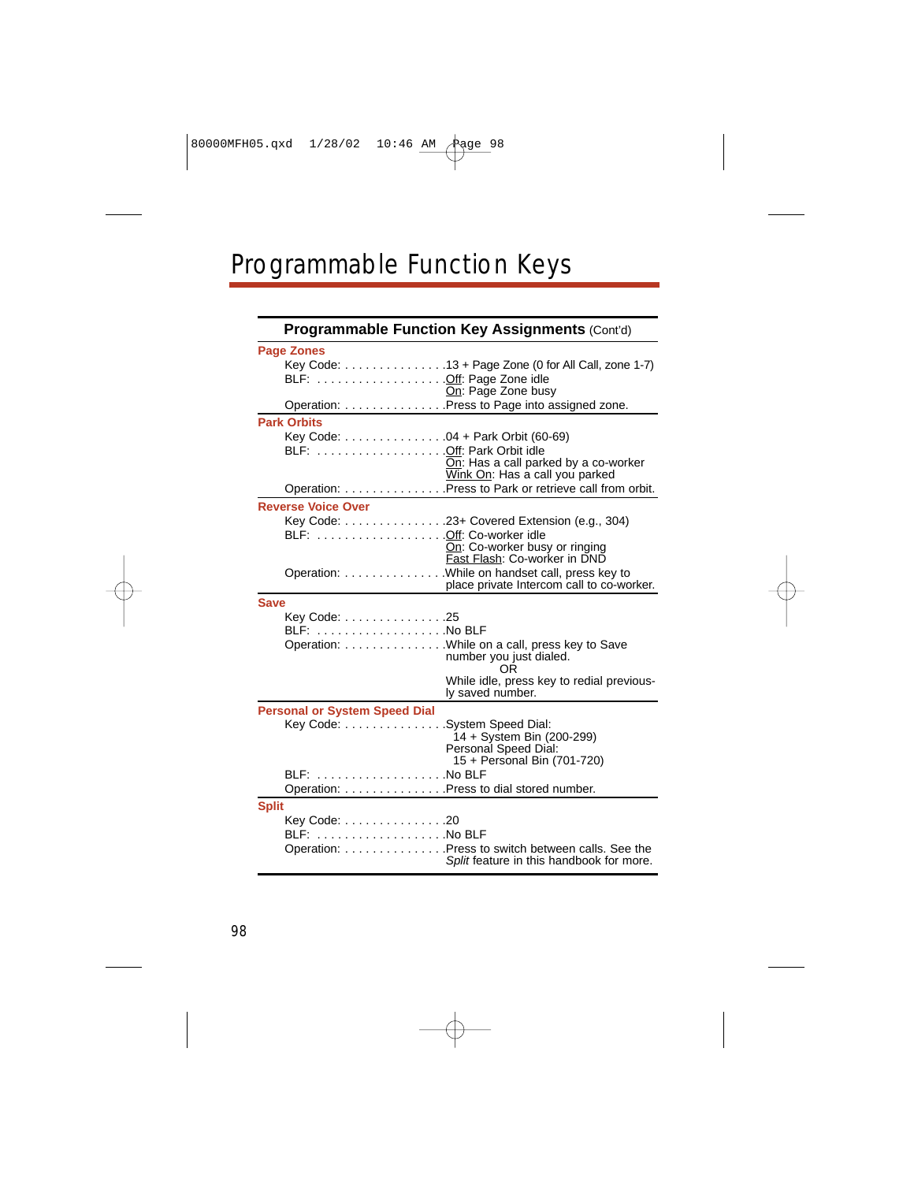# Programmable Function Keys

## Programmable Function Key Assignments (Cont'd)

### Page Zones

Key Code: . . . . . . . . . . . . . . .13 + Page Zone (0 for All Call, zone 1-7)
BLF: . . . . . . . . . . . . . . . . . . .Off: Page Zone idle
On: Page Zone busy
Operation: . . . . . . . . . . . . . . .Press to Page into assigned zone.

### Park Orbits

Key Code: . . . . . . . . . . . . . . .04 + Park Orbit (60-69)
BLF: . . . . . . . . . . . . . . . . . . .Off: Park Orbit idle
On: Has a call parked by a co-worker
Wink On: Has a call you parked
Operation: . . . . . . . . . . . . . . .Press to Park or retrieve call from orbit.

### Reverse Voice Over

Key Code: . . . . . . . . . . . . . . .23+ Covered Extension (e.g., 304)
BLF: . . . . . . . . . . . . . . . . . . .Off: Co-worker idle
On: Co-worker busy or ringing
Fast Flash: Co-worker in DND
Operation: . . . . . . . . . . . . . . .While on handset call, press key to place private Intercom call to co-worker.

### Save

Key Code: . . . . . . . . . . . . . . .25
BLF: . . . . . . . . . . . . . . . . . . .No BLF
Operation: . . . . . . . . . . . . . . .While on a call, press key to Save number you just dialed.
OR
While idle, press key to redial previously saved number.

### Personal or System Speed Dial

Key Code: . . . . . . . . . . . . . . .System Speed Dial:
14 + System Bin (200-299)
Personal Speed Dial:
15 + Personal Bin (701-720)
BLF: . . . . . . . . . . . . . . . . . . .No BLF
Operation: . . . . . . . . . . . . . . .Press to dial stored number.

### Split

Key Code: . . . . . . . . . . . . . . .20
BLF: . . . . . . . . . . . . . . . . . . .No BLF
Operation: . . . . . . . . . . . . . . .Press to switch between calls. See the *Split* feature in this handbook for more.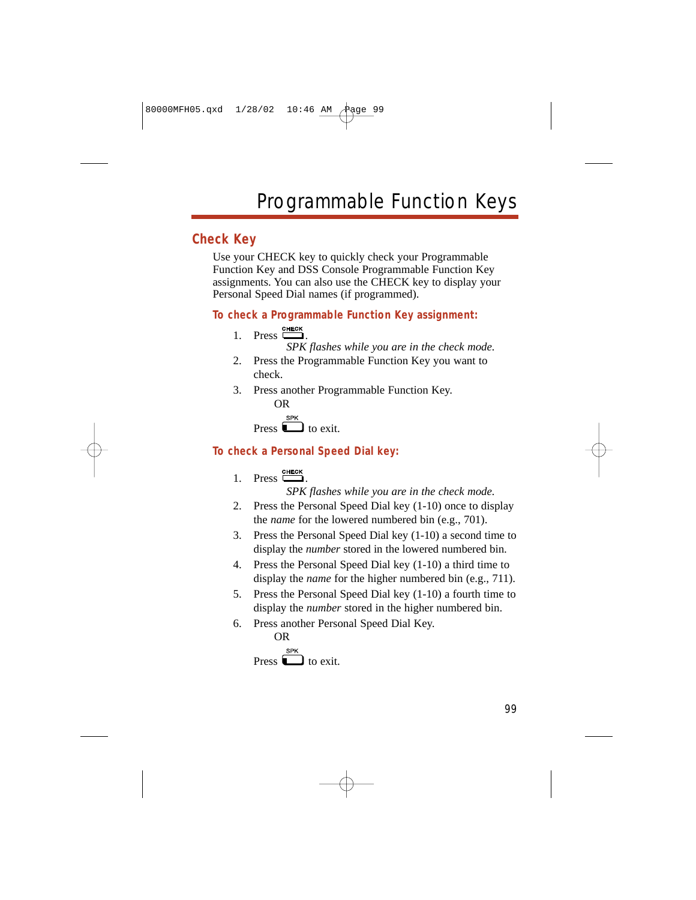# Programmable Function Keys

## Check Key

Use your CHECK key to quickly check your Programmable Function Key and DSS Console Programmable Function Key assignments. You can also use the CHECK key to display your Personal Speed Dial names (if programmed).

### To check a Programmable Function Key assignment:

1. Press CHECK.
   *SPK flashes while you are in the check mode.*
2. Press the Programmable Function Key you want to check.
3. Press another Programmable Function Key.
   OR
   Press SPK to exit.

### To check a Personal Speed Dial key:

1. Press CHECK.
   *SPK flashes while you are in the check mode.*
2. Press the Personal Speed Dial key (1-10) once to display the *name* for the lowered numbered bin (e.g., 701).
3. Press the Personal Speed Dial key (1-10) a second time to display the *number* stored in the lowered numbered bin.
4. Press the Personal Speed Dial key (1-10) a third time to display the *name* for the higher numbered bin (e.g., 711).
5. Press the Personal Speed Dial key (1-10) a fourth time to display the *number* stored in the higher numbered bin.
6. Press another Personal Speed Dial Key.
   OR
   Press SPK to exit.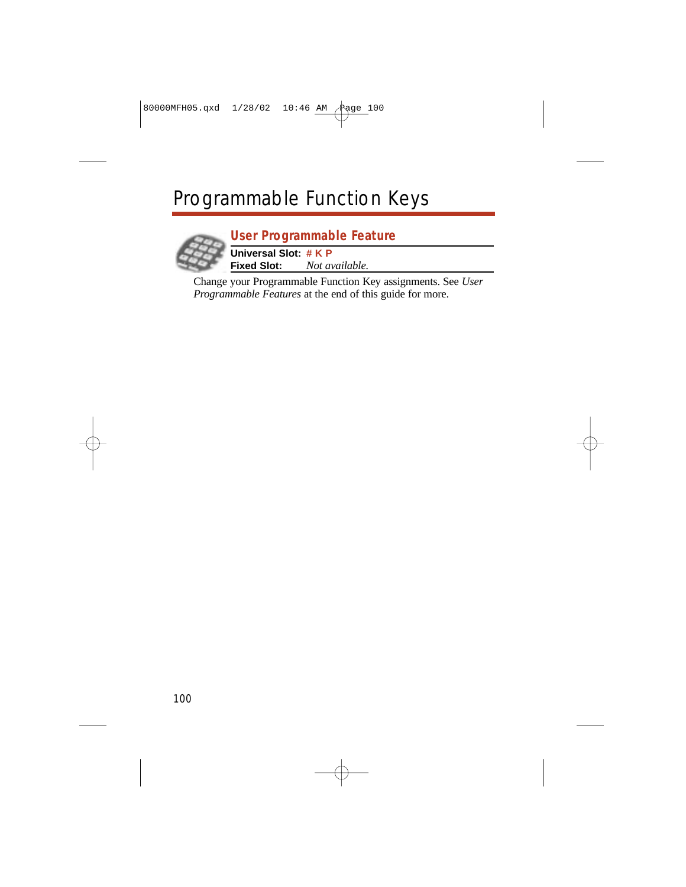# Programmable Function Keys

## User Programmable Feature

**Universal Slot:** **# K P**
**Fixed Slot:** *Not available.*

Change your Programmable Function Key assignments. See *User Programmable Features* at the end of this guide for more.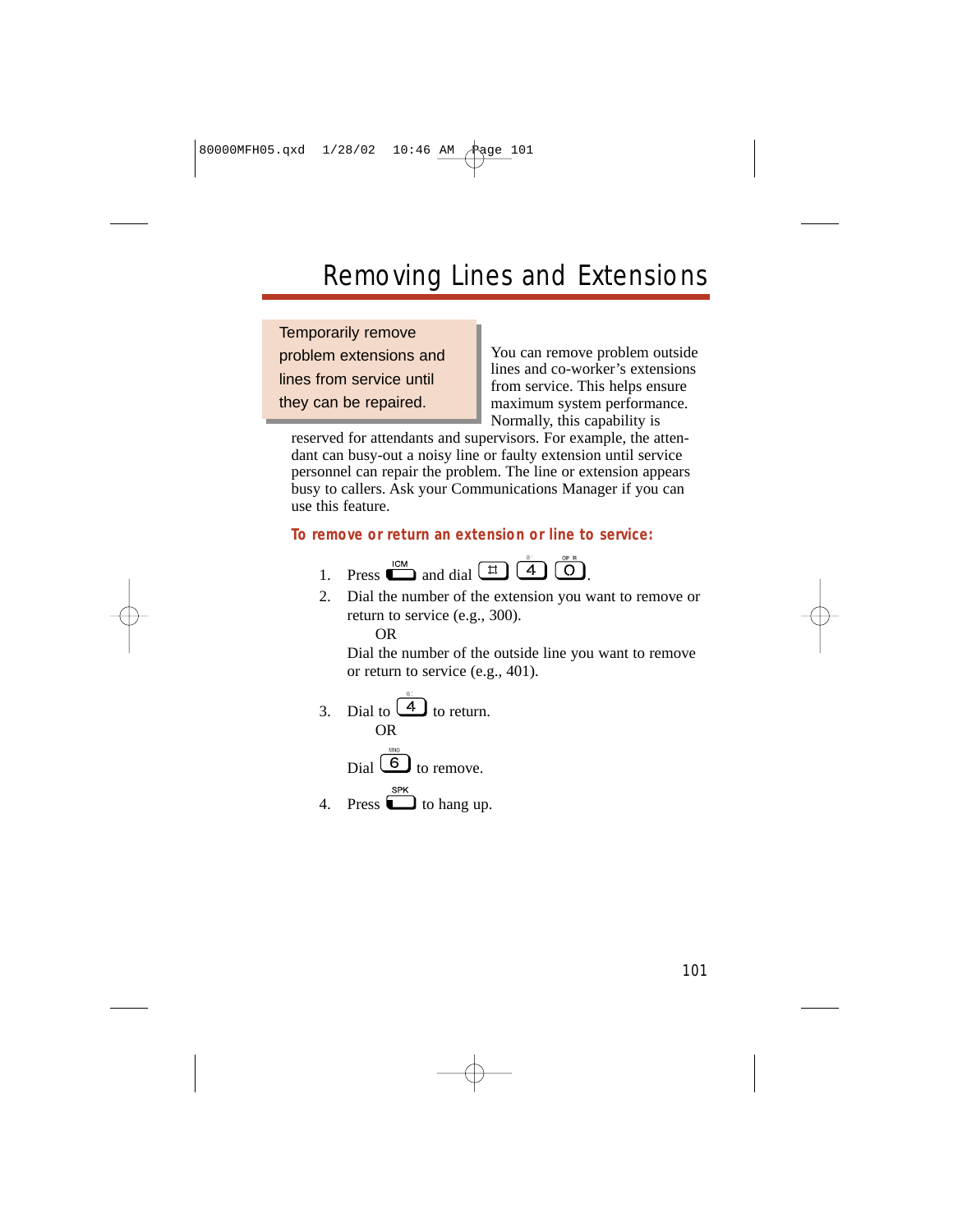# Removing Lines and Extensions

Temporarily remove problem extensions and lines from service until they can be repaired.

You can remove problem outside lines and co-worker's extensions from service. This helps ensure maximum system performance. Normally, this capability is reserved for attendants and supervisors. For example, the attendant can busy-out a noisy line or faulty extension until service personnel can repair the problem. The line or extension appears busy to callers. Ask your Communications Manager if you can use this feature.

### To remove or return an extension or line to service:

1. Press ICM and dial # 4 0.
2. Dial the number of the extension you want to remove or return to service (e.g., 300).
   
   OR
   
   Dial the number of the outside line you want to remove or return to service (e.g., 401).
3. Dial to 4 to return.
   
   OR
   
   Dial 6 to remove.
4. Press SPK to hang up.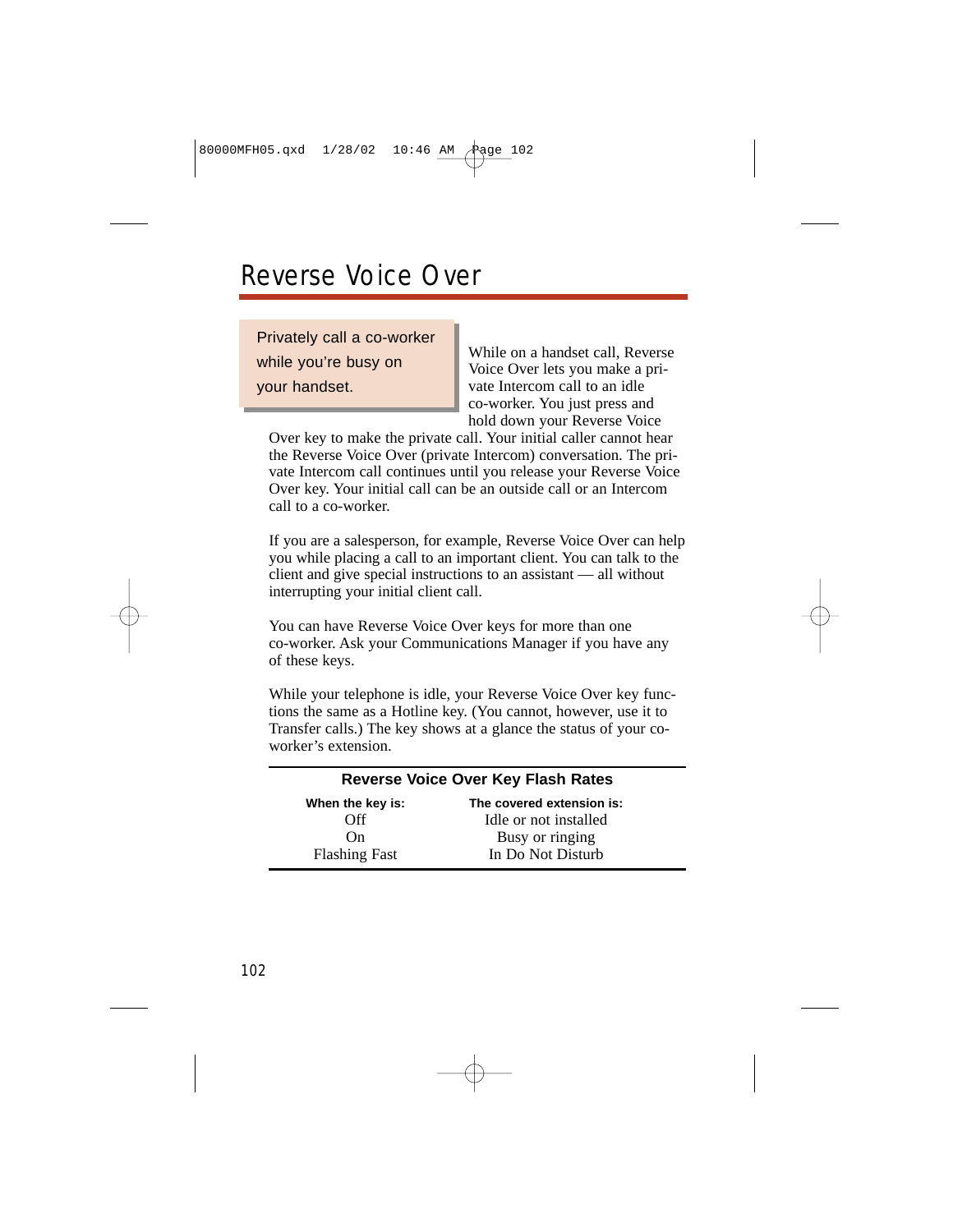// Reverse Voice Over

Privately call a co-worker while you're busy on your handset.

While on a handset call, Reverse Voice Over lets you make a private Intercom call to an idle co-worker. You just press and hold down your Reverse Voice Over key to make the private call. Your initial caller cannot hear the Reverse Voice Over (private Intercom) conversation. The private Intercom call continues until you release your Reverse Voice Over key. Your initial call can be an outside call or an Intercom call to a co-worker.

If you are a salesperson, for example, Reverse Voice Over can help you while placing a call to an important client. You can talk to the client and give special instructions to an assistant — all without interrupting your initial client call.

You can have Reverse Voice Over keys for more than one co-worker. Ask your Communications Manager if you have any of these keys.

While your telephone is idle, your Reverse Voice Over key functions the same as a Hotline key. (You cannot, however, use it to Transfer calls.) The key shows at a glance the status of your co-worker's extension.

**Reverse Voice Over Key Flash Rates**

| When the key is: | The covered extension is: |
|---|---|
| Off | Idle or not installed |
| On | Busy or ringing |
| Flashing Fast | In Do Not Disturb |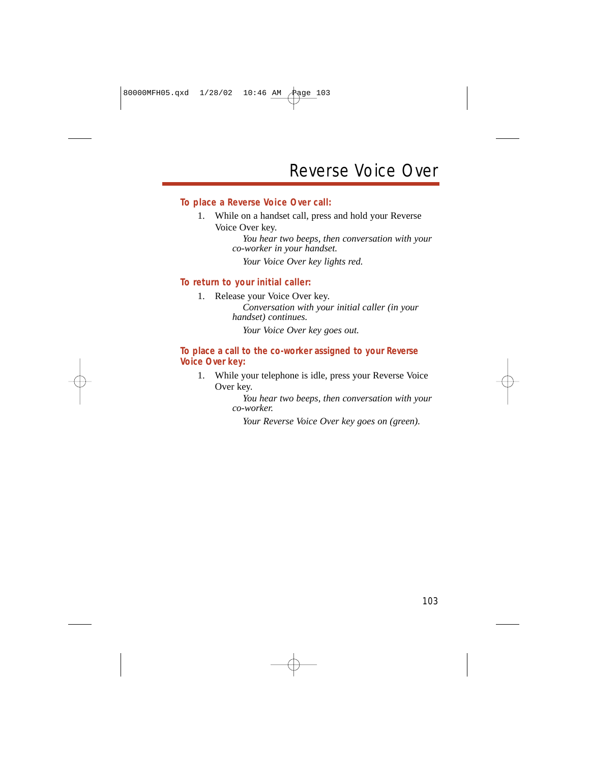# Reverse Voice Over

### To place a Reverse Voice Over call:

1. While on a handset call, press and hold your Reverse Voice Over key.

   *You hear two beeps, then conversation with your co-worker in your handset.*

   *Your Voice Over key lights red.*

### To return to your initial caller:

1. Release your Voice Over key.

   *Conversation with your initial caller (in your handset) continues.*

   *Your Voice Over key goes out.*

### To place a call to the co-worker assigned to your Reverse Voice Over key:

1. While your telephone is idle, press your Reverse Voice Over key.

   *You hear two beeps, then conversation with your co-worker.*

   *Your Reverse Voice Over key goes on (green).*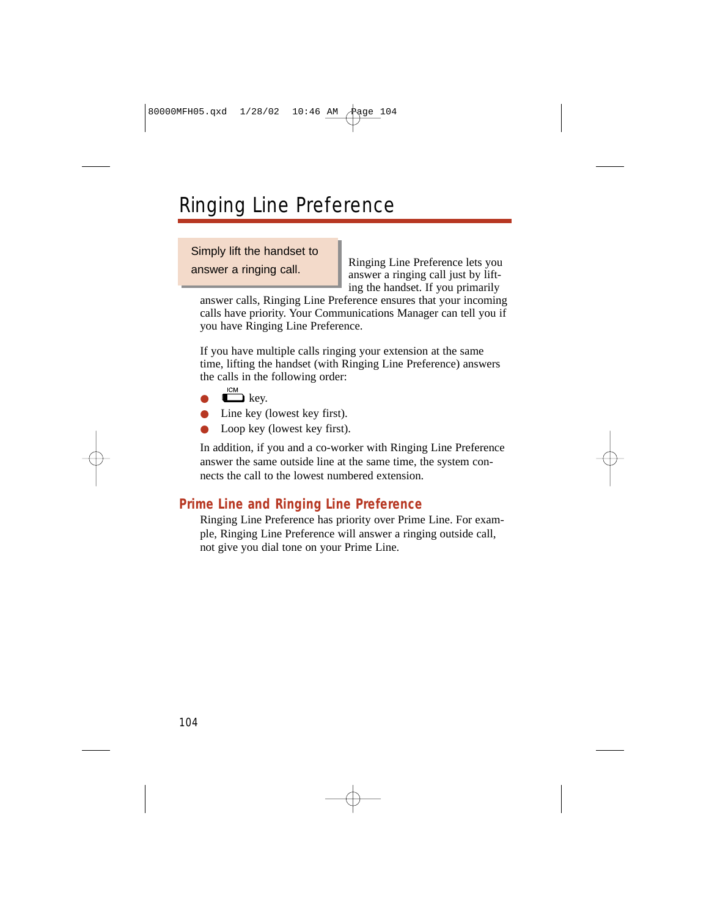# Ringing Line Preference

Simply lift the handset to answer a ringing call.

Ringing Line Preference lets you answer a ringing call just by lifting the handset. If you primarily answer calls, Ringing Line Preference ensures that your incoming calls have priority. Your Communications Manager can tell you if you have Ringing Line Preference.

If you have multiple calls ringing your extension at the same time, lifting the handset (with Ringing Line Preference) answers the calls in the following order:

- ICM key.
- Line key (lowest key first).
- Loop key (lowest key first).

In addition, if you and a co-worker with Ringing Line Preference answer the same outside line at the same time, the system connects the call to the lowest numbered extension.

## Prime Line and Ringing Line Preference

Ringing Line Preference has priority over Prime Line. For example, Ringing Line Preference will answer a ringing outside call, not give you dial tone on your Prime Line.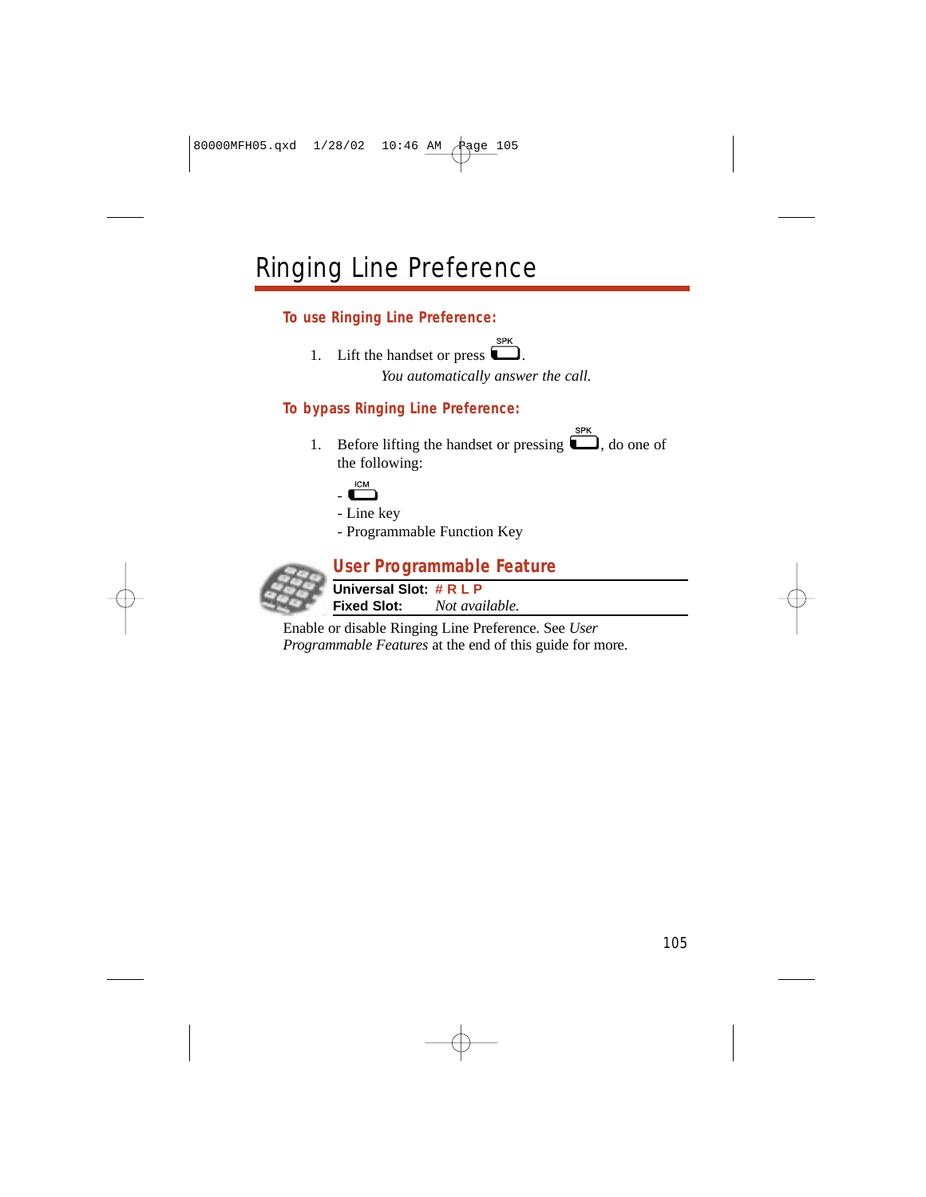# Ringing Line Preference

### To use Ringing Line Preference:

1. Lift the handset or press SPK.

   *You automatically answer the call.*

### To bypass Ringing Line Preference:

1. Before lifting the handset or pressing SPK, do one of the following:

   - ICM
   - Line key
   - Programmable Function Key

### User Programmable Feature

**Universal Slot:** # R L P
**Fixed Slot:** *Not available.*

Enable or disable Ringing Line Preference. See *User Programmable Features* at the end of this guide for more.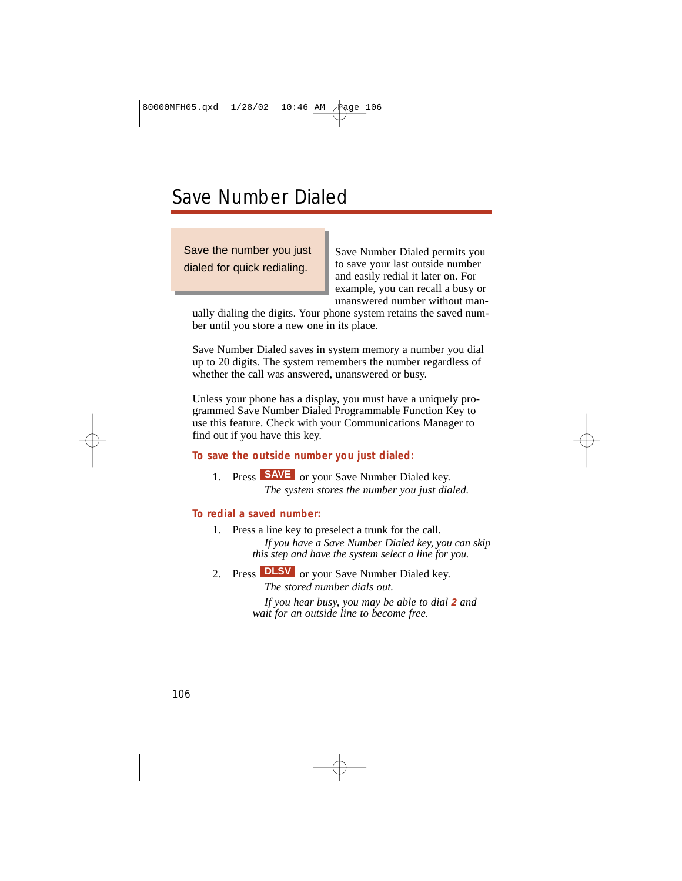# Save Number Dialed

Save the number you just dialed for quick redialing.

Save Number Dialed permits you to save your last outside number and easily redial it later on. For example, you can recall a busy or unanswered number without manually dialing the digits. Your phone system retains the saved number until you store a new one in its place.

Save Number Dialed saves in system memory a number you dial up to 20 digits. The system remembers the number regardless of whether the call was answered, unanswered or busy.

Unless your phone has a display, you must have a uniquely programmed Save Number Dialed Programmable Function Key to use this feature. Check with your Communications Manager to find out if you have this key.

### To save the outside number you just dialed:

1. Press **SAVE** or your Save Number Dialed key.
   *The system stores the number you just dialed.*

### To redial a saved number:

1. Press a line key to preselect a trunk for the call.
   *If you have a Save Number Dialed key, you can skip this step and have the system select a line for you.*

2. Press **DLSV** or your Save Number Dialed key.
   *The stored number dials out.*
   *If you hear busy, you may be able to dial* ***2*** *and wait for an outside line to become free.*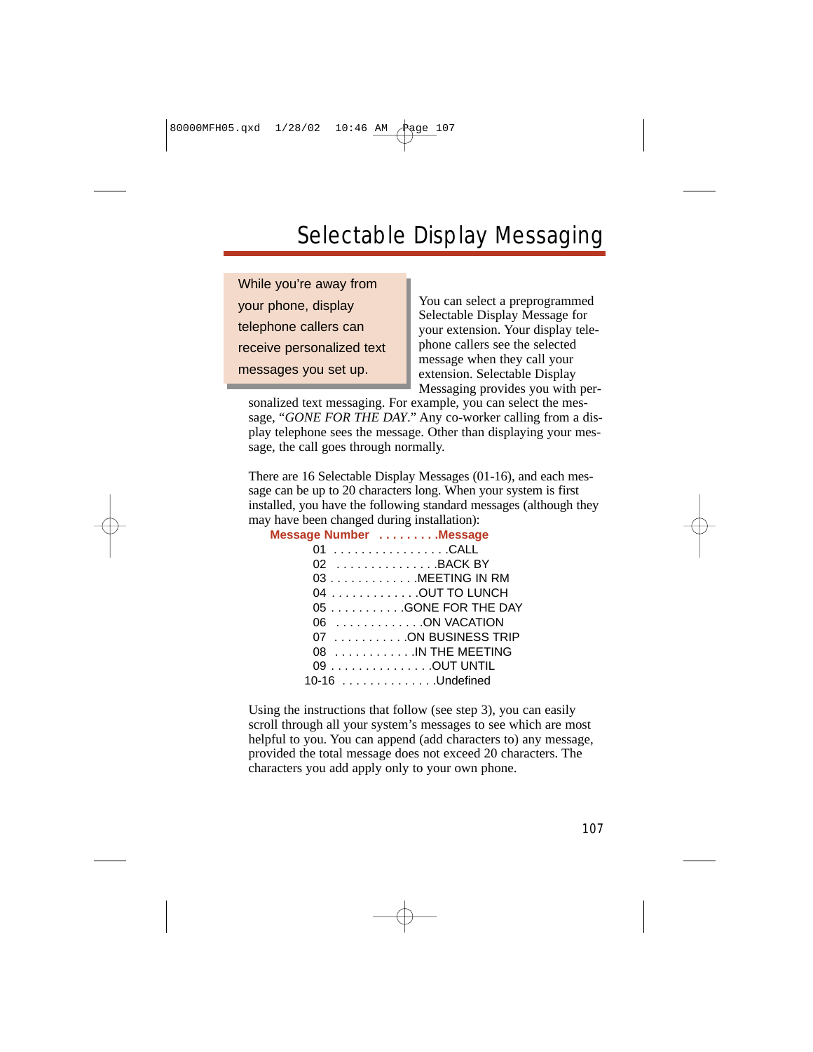# Selectable Display Messaging

While you're away from your phone, display telephone callers can receive personalized text messages you set up.

You can select a preprogrammed Selectable Display Message for your extension. Your display telephone callers see the selected message when they call your extension. Selectable Display Messaging provides you with personalized text messaging. For example, you can select the message, "*GONE FOR THE DAY*." Any co-worker calling from a display telephone sees the message. Other than displaying your message, the call goes through normally.

There are 16 Selectable Display Messages (01-16), and each message can be up to 20 characters long. When your system is first installed, you have the following standard messages (although they may have been changed during installation):

| Message Number | Message |
|---|---|
| 01 | CALL |
| 02 | BACK BY |
| 03 | MEETING IN RM |
| 04 | OUT TO LUNCH |
| 05 | GONE FOR THE DAY |
| 06 | ON VACATION |
| 07 | ON BUSINESS TRIP |
| 08 | IN THE MEETING |
| 09 | OUT UNTIL |
| 10-16 | Undefined |

Using the instructions that follow (see step 3), you can easily scroll through all your system's messages to see which are most helpful to you. You can append (add characters to) any message, provided the total message does not exceed 20 characters. The characters you add apply only to your own phone.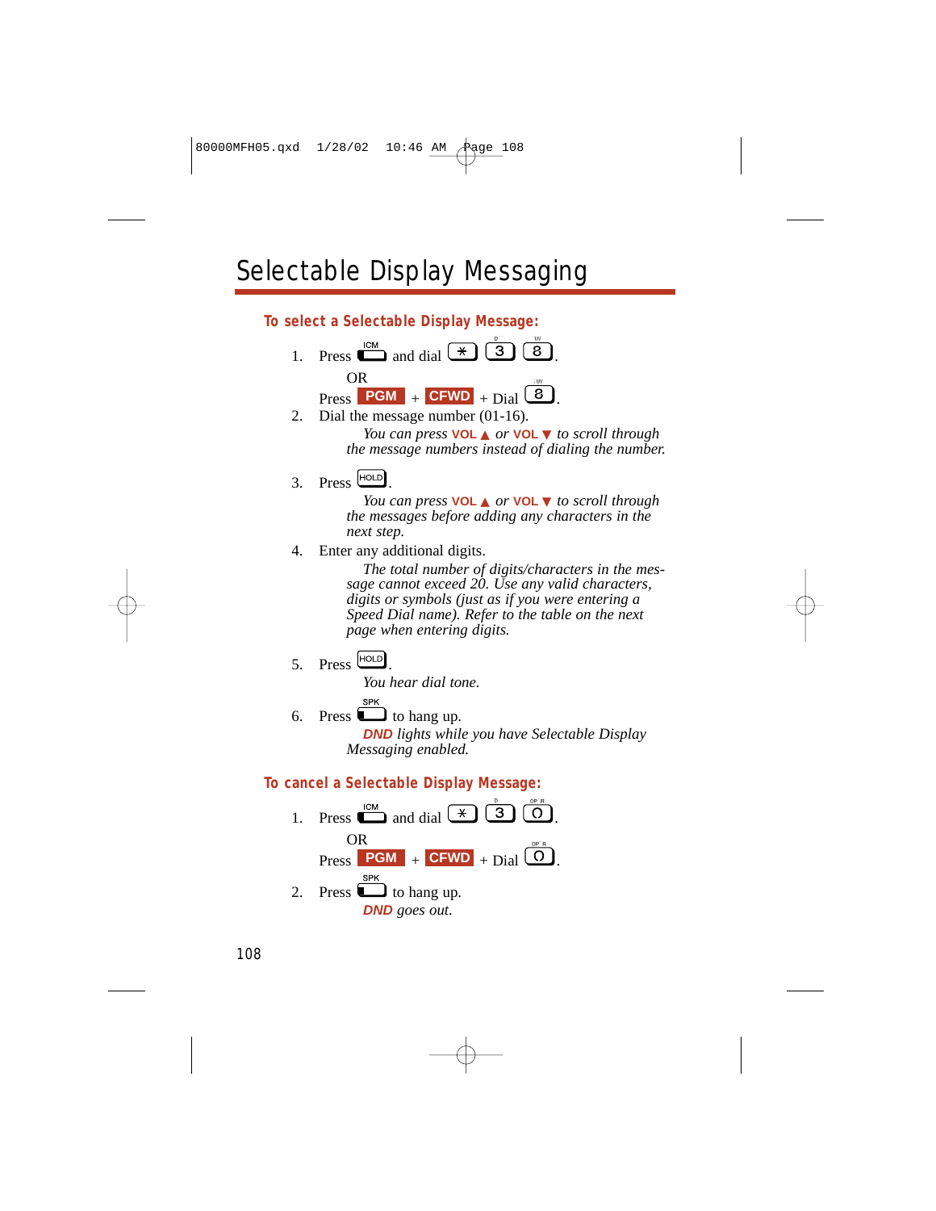# Selectable Display Messaging

## To select a Selectable Display Message:

1. Press ICM and dial * 3 8.

   OR

   Press **PGM** + **CFWD** + Dial 8.

2. Dial the message number (01-16).

   *You can press* **VOL ▲** *or* **VOL ▼** *to scroll through the message numbers instead of dialing the number.*

3. Press HOLD.

   *You can press* **VOL ▲** *or* **VOL ▼** *to scroll through the messages before adding any characters in the next step.*

4. Enter any additional digits.

   *The total number of digits/characters in the message cannot exceed 20. Use any valid characters, digits or symbols (just as if you were entering a Speed Dial name). Refer to the table on the next page when entering digits.*

5. Press HOLD.

   *You hear dial tone.*

6. Press SPK to hang up.

   ***DND*** *lights while you have Selectable Display Messaging enabled.*

## To cancel a Selectable Display Message:

1. Press ICM and dial * 3 0.

   OR

   Press **PGM** + **CFWD** + Dial 0.

2. Press SPK to hang up.

   ***DND*** *goes out.*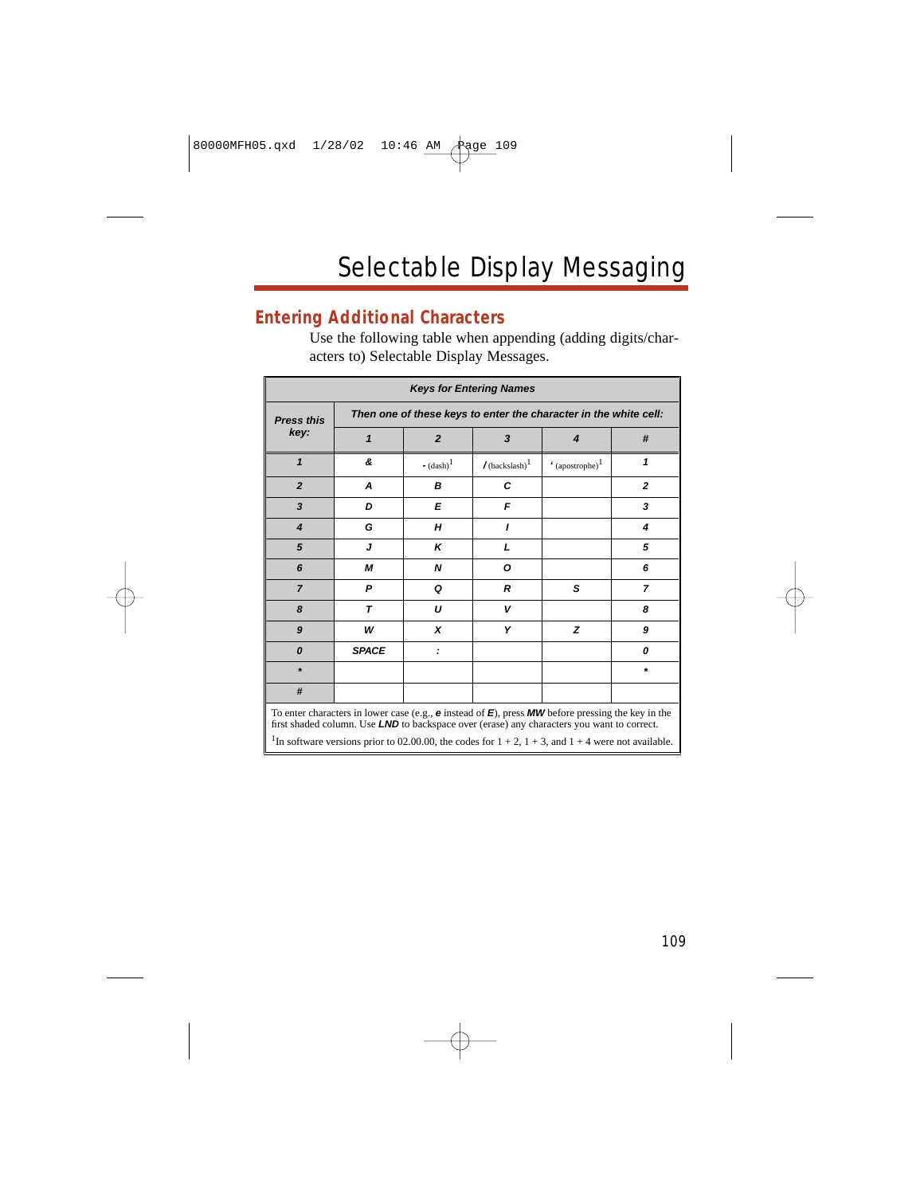# Selectable Display Messaging

## Entering Additional Characters

Use the following table when appending (adding digits/characters to) Selectable Display Messages.

| ***Keys for Entering Names*** | | | | | |
|---|---|---|---|---|---|
| ***Press this key:*** | ***Then one of these keys to enter the character in the white cell:*** | | | | |
| | ***1*** | ***2*** | ***3*** | ***4*** | ***#*** |
| ***1*** | ***&*** | - (dash)[1] | / (backslash)[1] | ' (apostrophe)[1] | ***1*** |
| ***2*** | ***A*** | ***B*** | ***C*** | | ***2*** |
| ***3*** | ***D*** | ***E*** | ***F*** | | ***3*** |
| ***4*** | ***G*** | ***H*** | ***I*** | | ***4*** |
| ***5*** | ***J*** | ***K*** | ***L*** | | ***5*** |
| ***6*** | ***M*** | ***N*** | ***O*** | | ***6*** |
| ***7*** | ***P*** | ***Q*** | ***R*** | ***S*** | ***7*** |
| ***8*** | ***T*** | ***U*** | ***V*** | | ***8*** |
| ***9*** | ***W*** | ***X*** | ***Y*** | ***Z*** | ***9*** |
| ***0*** | ***SPACE*** | ***:*** | | | ***0*** |
| ***** | | | | | ***** |
| ***#*** | | | | | |

To enter characters in lower case (e.g., ***e*** instead of ***E***), press ***MW*** before pressing the key in the first shaded column. Use ***LND*** to backspace over (erase) any characters you want to correct.

[1]In software versions prior to 02.00.00, the codes for 1 + 2, 1 + 3, and 1 + 4 were not available.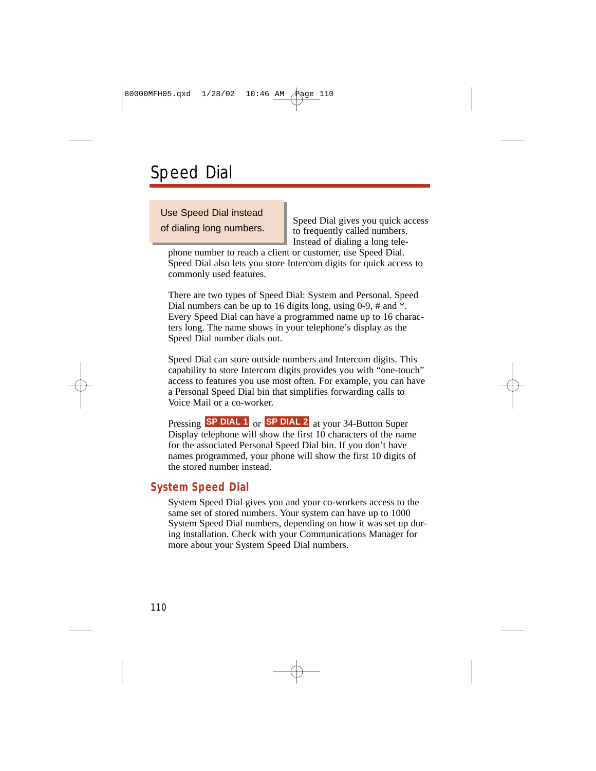# Speed Dial

> Use Speed Dial instead of dialing long numbers.

Speed Dial gives you quick access to frequently called numbers. Instead of dialing a long telephone number to reach a client or customer, use Speed Dial. Speed Dial also lets you store Intercom digits for quick access to commonly used features.

There are two types of Speed Dial: System and Personal. Speed Dial numbers can be up to 16 digits long, using 0-9, # and *. Every Speed Dial can have a programmed name up to 16 characters long. The name shows in your telephone's display as the Speed Dial number dials out.

Speed Dial can store outside numbers and Intercom digits. This capability to store Intercom digits provides you with "one-touch" access to features you use most often. For example, you can have a Personal Speed Dial bin that simplifies forwarding calls to Voice Mail or a co-worker.

Pressing **SP DIAL 1** or **SP DIAL 2** at your 34-Button Super Display telephone will show the first 10 characters of the name for the associated Personal Speed Dial bin. If you don't have names programmed, your phone will show the first 10 digits of the stored number instead.

## System Speed Dial

System Speed Dial gives you and your co-workers access to the same set of stored numbers. Your system can have up to 1000 System Speed Dial numbers, depending on how it was set up during installation. Check with your Communications Manager for more about your System Speed Dial numbers.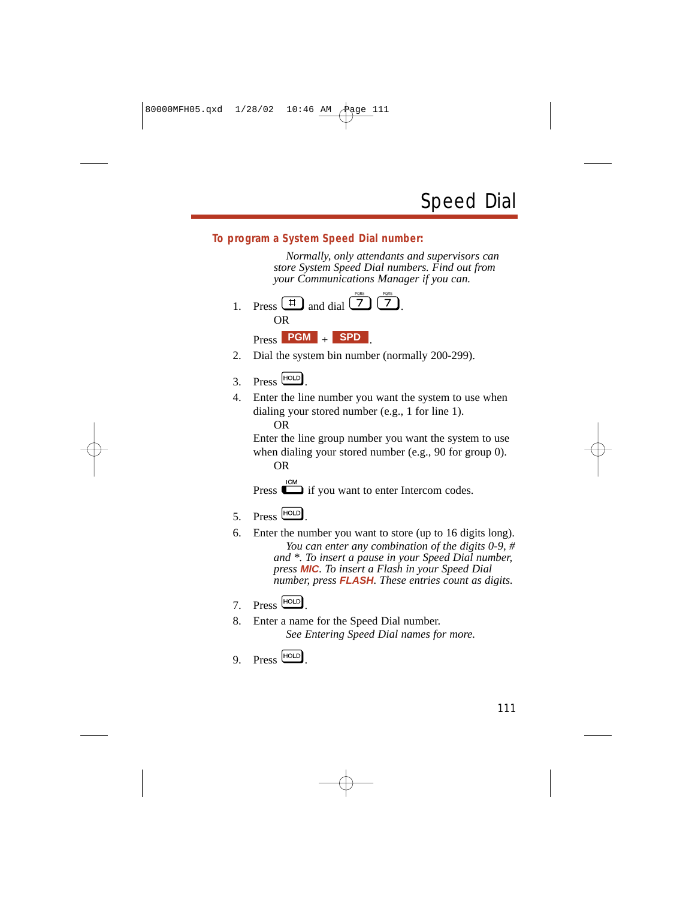# Speed Dial

## To program a System Speed Dial number:

*Normally, only attendants and supervisors can store System Speed Dial numbers. Find out from your Communications Manager if you can.*

1. Press [#] and dial [7] [7].
   OR
   Press **PGM** + **SPD**.
2. Dial the system bin number (normally 200-299).
3. Press [HOLD].
4. Enter the line number you want the system to use when dialing your stored number (e.g., 1 for line 1).
   OR
   Enter the line group number you want the system to use when dialing your stored number (e.g., 90 for group 0).
   OR
   Press [ICM] if you want to enter Intercom codes.
5. Press [HOLD].
6. Enter the number you want to store (up to 16 digits long).
   *You can enter any combination of the digits 0-9, # and *. To insert a pause in your Speed Dial number, press **MIC**. To insert a Flash in your Speed Dial number, press **FLASH**. These entries count as digits.*
7. Press [HOLD].
8. Enter a name for the Speed Dial number.
   *See Entering Speed Dial names for more.*
9. Press [HOLD].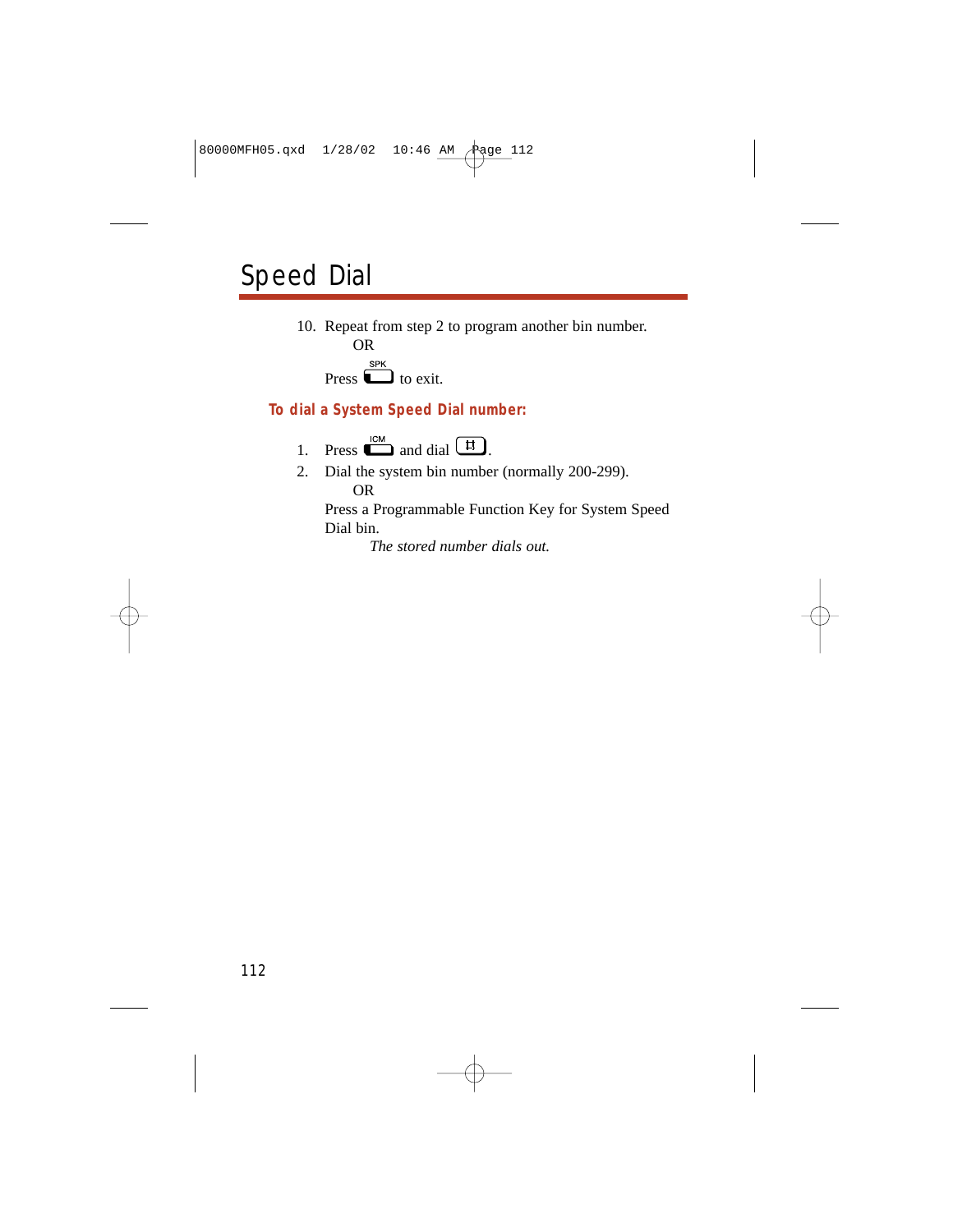# Speed Dial

10. Repeat from step 2 to program another bin number.
    OR
    Press SPK to exit.

### To dial a System Speed Dial number:

1. Press ICM and dial #.
2. Dial the system bin number (normally 200-299).
   OR
   Press a Programmable Function Key for System Speed Dial bin.

   *The stored number dials out.*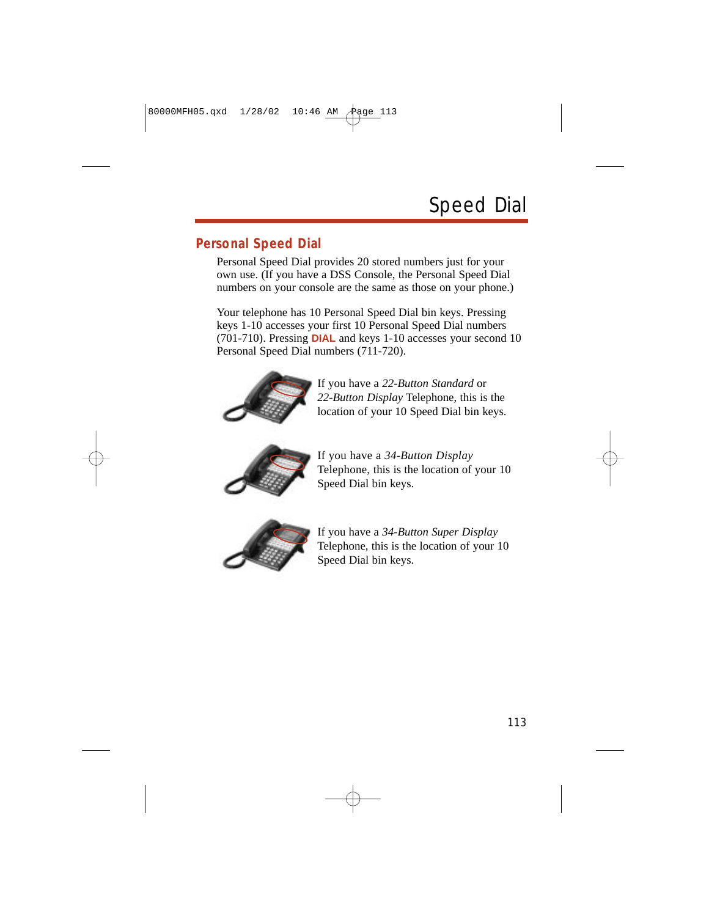# Speed Dial

## Personal Speed Dial

Personal Speed Dial provides 20 stored numbers just for your own use. (If you have a DSS Console, the Personal Speed Dial numbers on your console are the same as those on your phone.)

Your telephone has 10 Personal Speed Dial bin keys. Pressing keys 1-10 accesses your first 10 Personal Speed Dial numbers (701-710). Pressing **DIAL** and keys 1-10 accesses your second 10 Personal Speed Dial numbers (711-720).

If you have a *22-Button Standard* or *22-Button Display* Telephone, this is the location of your 10 Speed Dial bin keys.

If you have a *34-Button Display* Telephone, this is the location of your 10 Speed Dial bin keys.

If you have a *34-Button Super Display* Telephone, this is the location of your 10 Speed Dial bin keys.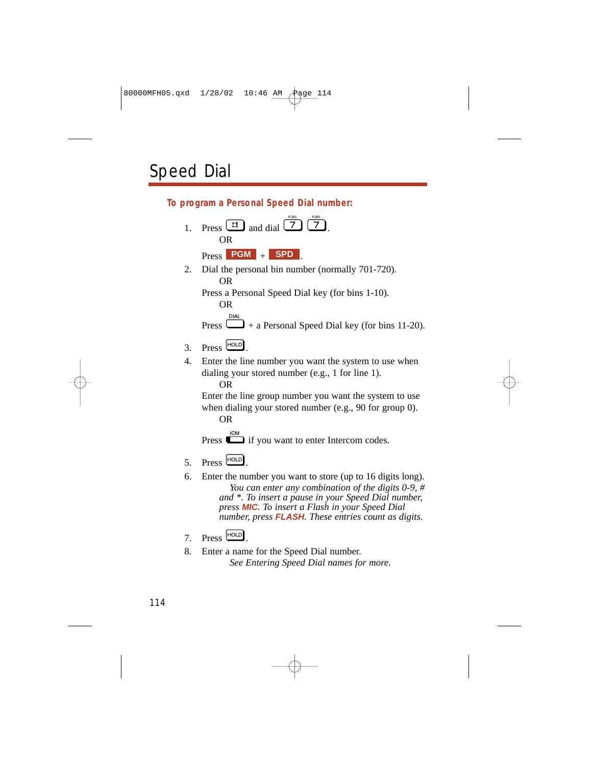# Speed Dial

### To program a Personal Speed Dial number:

1. Press [#] and dial [7] [7].
   OR
   Press **PGM** + **SPD**.
2. Dial the personal bin number (normally 701-720).
   OR
   Press a Personal Speed Dial key (for bins 1-10).
   OR
   Press [DIAL] + a Personal Speed Dial key (for bins 11-20).
3. Press [HOLD].
4. Enter the line number you want the system to use when dialing your stored number (e.g., 1 for line 1).
   OR
   Enter the line group number you want the system to use when dialing your stored number (e.g., 90 for group 0).
   OR
   Press [ICM] if you want to enter Intercom codes.
5. Press [HOLD].
6. Enter the number you want to store (up to 16 digits long).
   *You can enter any combination of the digits 0-9, # and *. To insert a pause in your Speed Dial number, press **MIC**. To insert a Flash in your Speed Dial number, press **FLASH**. These entries count as digits.*
7. Press [HOLD].
8. Enter a name for the Speed Dial number.
   *See Entering Speed Dial names for more.*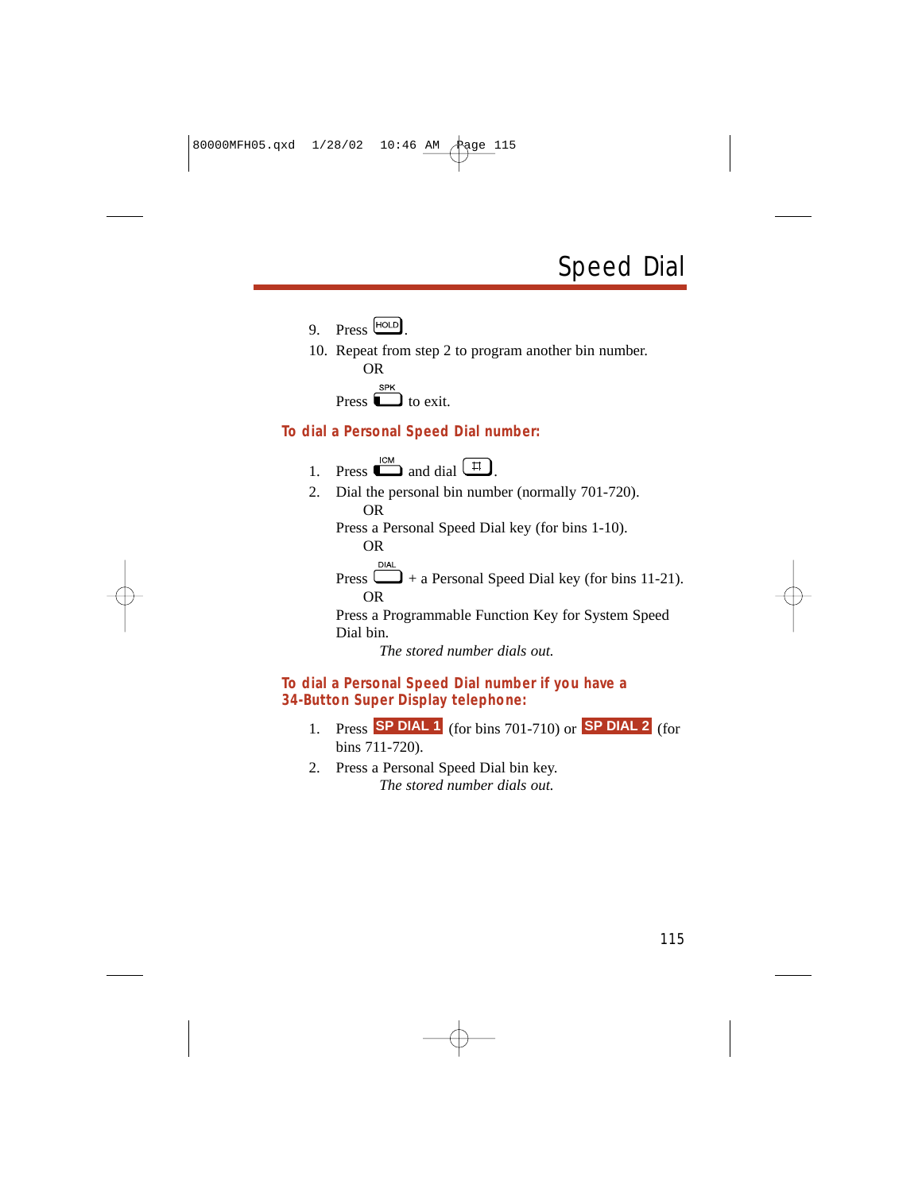# Speed Dial

9. Press HOLD.
10. Repeat from step 2 to program another bin number.
    OR
    Press SPK to exit.

### To dial a Personal Speed Dial number:

1. Press ICM and dial #.
2. Dial the personal bin number (normally 701-720).
   OR
   Press a Personal Speed Dial key (for bins 1-10).
   OR
   Press DIAL + a Personal Speed Dial key (for bins 11-21).
   OR
   Press a Programmable Function Key for System Speed Dial bin.
   *The stored number dials out.*

### To dial a Personal Speed Dial number if you have a 34-Button Super Display telephone:

1. Press **SP DIAL 1** (for bins 701-710) or **SP DIAL 2** (for bins 711-720).
2. Press a Personal Speed Dial bin key.
   *The stored number dials out.*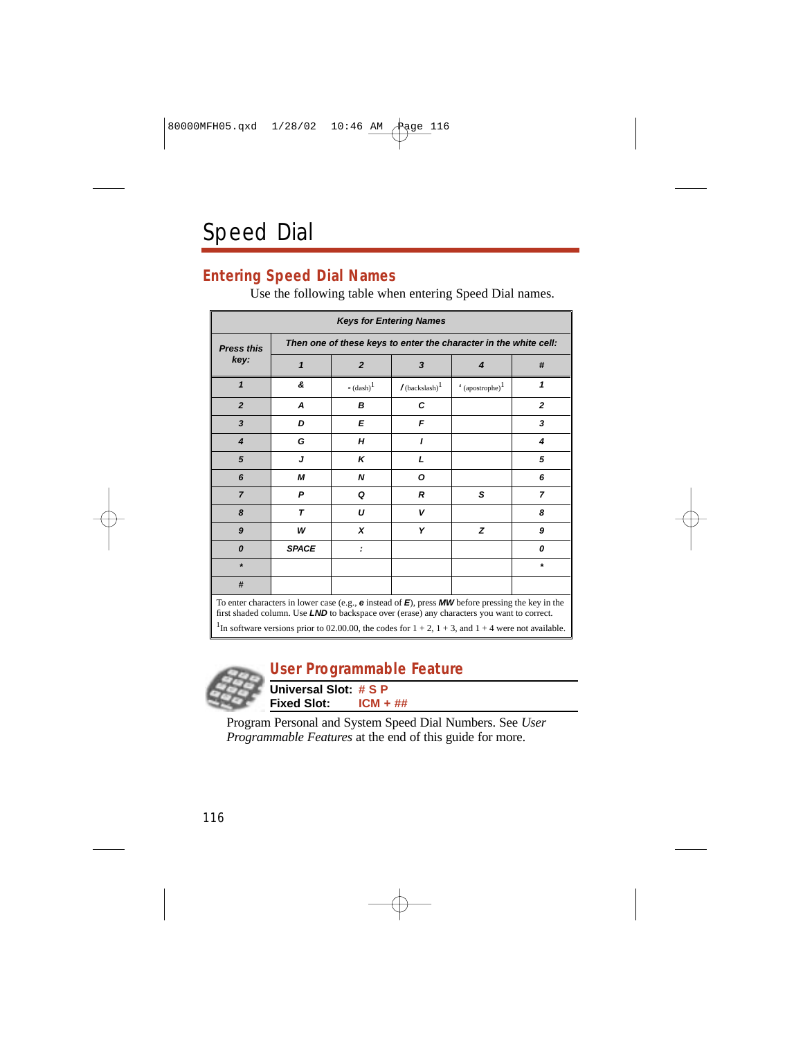# Speed Dial

## Entering Speed Dial Names

Use the following table when entering Speed Dial names.

| Keys for Entering Names | | | | | |
|---|---|---|---|---|---|
| **Press this key:** | *Then one of these keys to enter the character in the white cell:* | | | | |
| | **1** | **2** | **3** | **4** | **#** |
| **1** | **&** | **-** (dash)[1] | **/** (backslash)[1] | **'** (apostrophe)[1] | **1** |
| **2** | **A** | **B** | **C** | | **2** |
| **3** | **D** | **E** | **F** | | **3** |
| **4** | **G** | **H** | **I** | | **4** |
| **5** | **J** | **K** | **L** | | **5** |
| **6** | **M** | **N** | **O** | | **6** |
| **7** | **P** | **Q** | **R** | **S** | **7** |
| **8** | **T** | **U** | **V** | | **8** |
| **9** | **W** | **X** | **Y** | **Z** | **9** |
| **0** | **SPACE** | **:** | | | **0** |
| **\*** | | | | | **\*** |
| **#** | | | | | |

To enter characters in lower case (e.g., ***e*** instead of ***E***), press ***MW*** before pressing the key in the first shaded column. Use ***LND*** to backspace over (erase) any characters you want to correct.

[1]In software versions prior to 02.00.00, the codes for 1 + 2, 1 + 3, and 1 + 4 were not available.

### User Programmable Feature

**Universal Slot:** **# S P**
**Fixed Slot:** **ICM + ##**

Program Personal and System Speed Dial Numbers. See *User Programmable Features* at the end of this guide for more.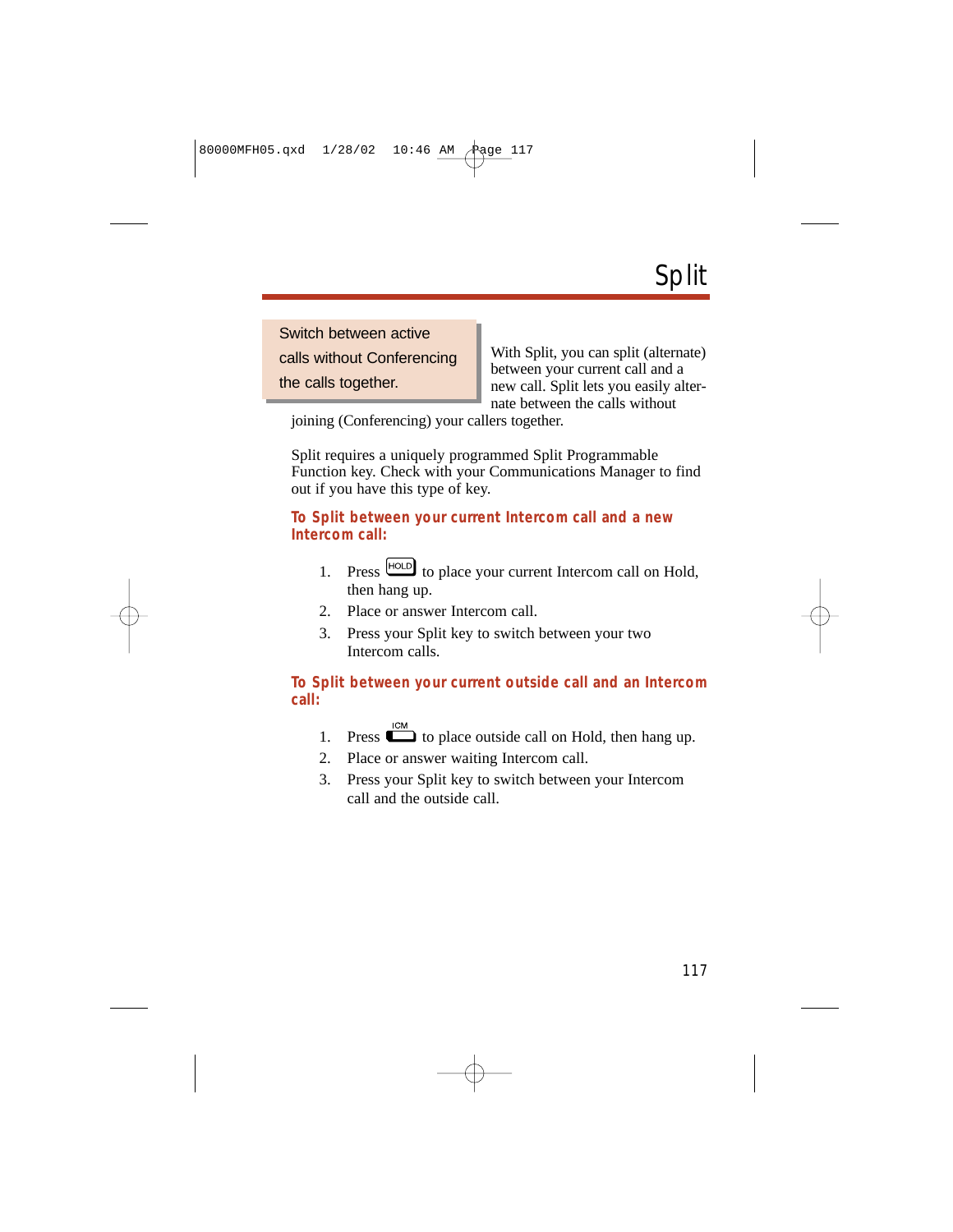# Split

Switch between active calls without Conferencing the calls together.

With Split, you can split (alternate) between your current call and a new call. Split lets you easily alternate between the calls without joining (Conferencing) your callers together.

Split requires a uniquely programmed Split Programmable Function key. Check with your Communications Manager to find out if you have this type of key.

### To Split between your current Intercom call and a new Intercom call:

1. Press HOLD to place your current Intercom call on Hold, then hang up.
2. Place or answer Intercom call.
3. Press your Split key to switch between your two Intercom calls.

### To Split between your current outside call and an Intercom call:

1. Press ICM to place outside call on Hold, then hang up.
2. Place or answer waiting Intercom call.
3. Press your Split key to switch between your Intercom call and the outside call.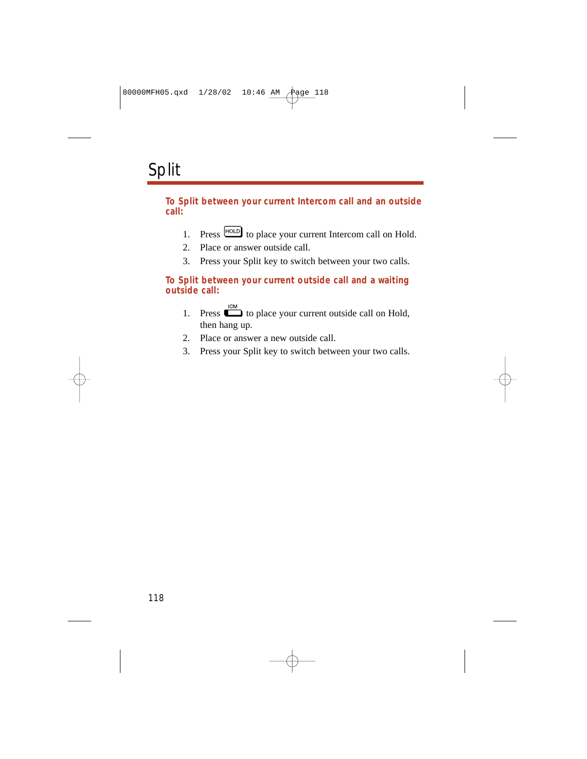# Split

### To Split between your current Intercom call and an outside call:

1. Press HOLD to place your current Intercom call on Hold.
2. Place or answer outside call.
3. Press your Split key to switch between your two calls.

### To Split between your current outside call and a waiting outside call:

1. Press ICM to place your current outside call on Hold, then hang up.
2. Place or answer a new outside call.
3. Press your Split key to switch between your two calls.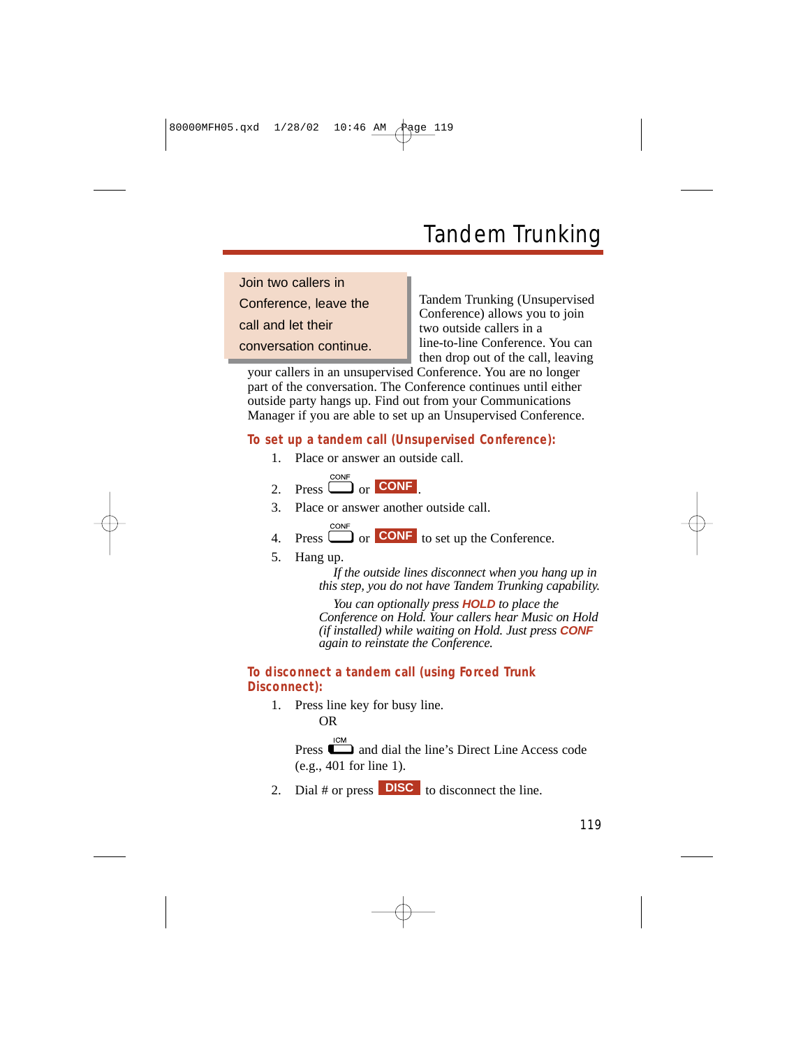# Tandem Trunking

Join two callers in Conference, leave the call and let their conversation continue.

Tandem Trunking (Unsupervised Conference) allows you to join two outside callers in a line-to-line Conference. You can then drop out of the call, leaving your callers in an unsupervised Conference. You are no longer part of the conversation. The Conference continues until either outside party hangs up. Find out from your Communications Manager if you are able to set up an Unsupervised Conference.

### To set up a tandem call (Unsupervised Conference):

1. Place or answer an outside call.
2. Press CONF or **CONF**.
3. Place or answer another outside call.
4. Press CONF or **CONF** to set up the Conference.
5. Hang up.

   *If the outside lines disconnect when you hang up in this step, you do not have Tandem Trunking capability.*

   *You can optionally press **HOLD** to place the Conference on Hold. Your callers hear Music on Hold (if installed) while waiting on Hold. Just press **CONF** again to reinstate the Conference.*

### To disconnect a tandem call (using Forced Trunk Disconnect):

1. Press line key for busy line.

   OR

   Press ICM and dial the line's Direct Line Access code (e.g., 401 for line 1).
2. Dial # or press **DISC** to disconnect the line.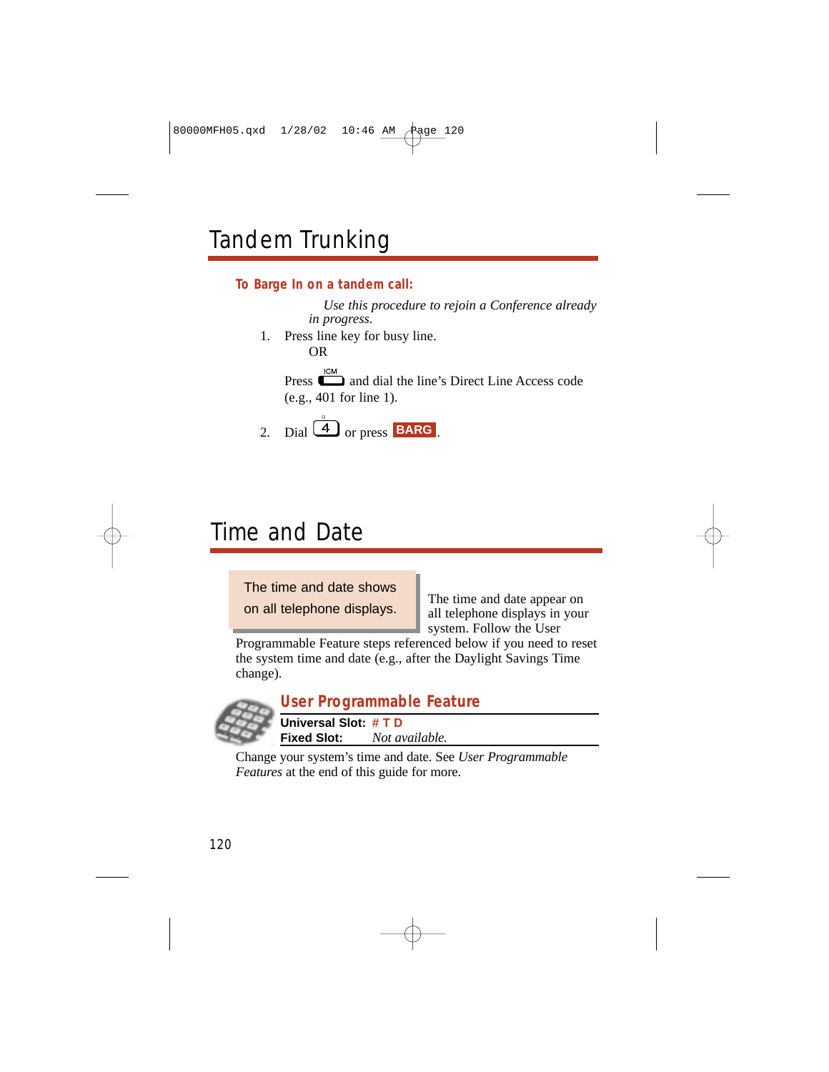# Tandem Trunking

### To Barge In on a tandem call:

*Use this procedure to rejoin a Conference already in progress.*

1. Press line key for busy line.
   OR
   Press ICM and dial the line's Direct Line Access code (e.g., 401 for line 1).
2. Dial 4 or press **BARG**.

# Time and Date

The time and date shows on all telephone displays.

The time and date appear on all telephone displays in your system. Follow the User Programmable Feature steps referenced below if you need to reset the system time and date (e.g., after the Daylight Savings Time change).

### User Programmable Feature

**Universal Slot:** # T D
**Fixed Slot:** *Not available.*

Change your system's time and date. See *User Programmable Features* at the end of this guide for more.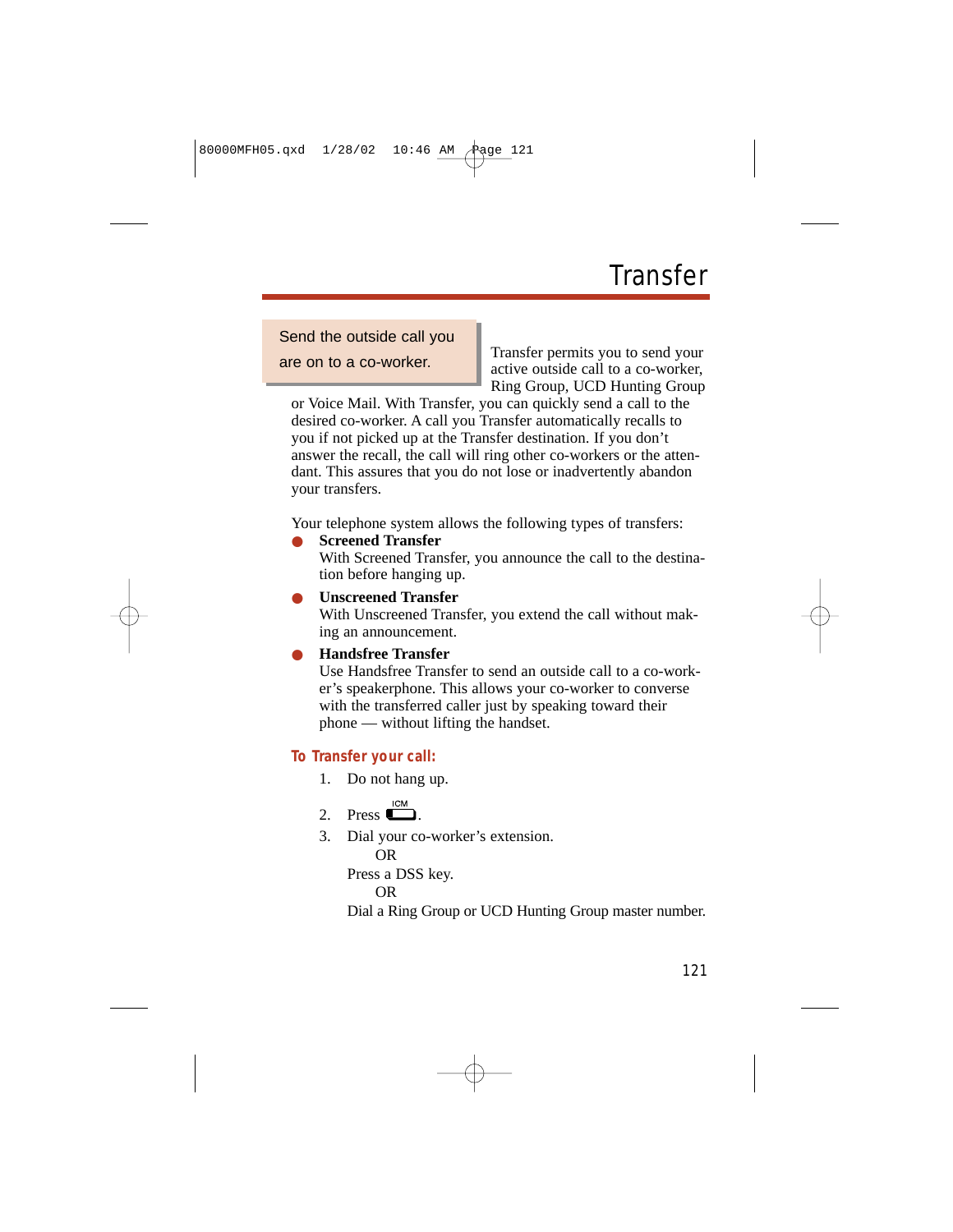# Transfer

Send the outside call you are on to a co-worker.

Transfer permits you to send your active outside call to a co-worker, Ring Group, UCD Hunting Group or Voice Mail. With Transfer, you can quickly send a call to the desired co-worker. A call you Transfer automatically recalls to you if not picked up at the Transfer destination. If you don't answer the recall, the call will ring other co-workers or the attendant. This assures that you do not lose or inadvertently abandon your transfers.

Your telephone system allows the following types of transfers:

- **Screened Transfer**
  With Screened Transfer, you announce the call to the destination before hanging up.
- **Unscreened Transfer**
  With Unscreened Transfer, you extend the call without making an announcement.
- **Handsfree Transfer**
  Use Handsfree Transfer to send an outside call to a co-worker's speakerphone. This allows your co-worker to converse with the transferred caller just by speaking toward their phone — without lifting the handset.

### To Transfer your call:

1. Do not hang up.
2. Press ICM.
3. Dial your co-worker's extension.
   OR
   Press a DSS key.
   OR
   Dial a Ring Group or UCD Hunting Group master number.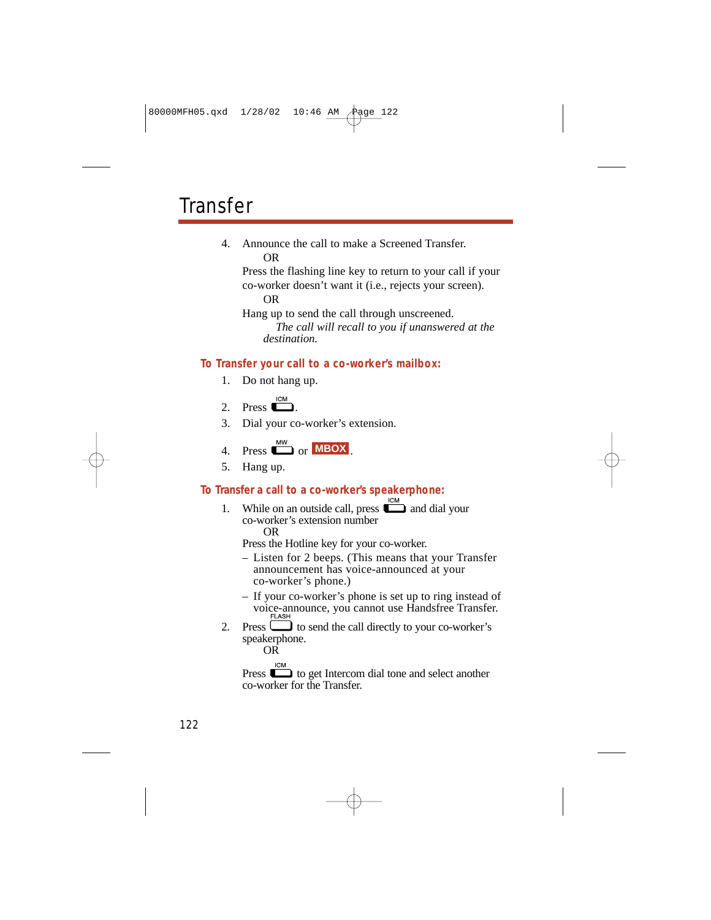# Transfer

4. Announce the call to make a Screened Transfer.
   OR
   Press the flashing line key to return to your call if your co-worker doesn't want it (i.e., rejects your screen).
   OR
   Hang up to send the call through unscreened.
   *The call will recall to you if unanswered at the destination.*

### To Transfer your call to a co-worker's mailbox:

1. Do not hang up.
2. Press ICM.
3. Dial your co-worker's extension.
4. Press MW or **MBOX**.
5. Hang up.

### To Transfer a call to a co-worker's speakerphone:

1. While on an outside call, press ICM and dial your co-worker's extension number
   OR
   Press the Hotline key for your co-worker.
   - Listen for 2 beeps. (This means that your Transfer announcement has voice-announced at your co-worker's phone.)
   - If your co-worker's phone is set up to ring instead of voice-announce, you cannot use Handsfree Transfer.
2. Press FLASH to send the call directly to your co-worker's speakerphone.
   OR
   Press ICM to get Intercom dial tone and select another co-worker for the Transfer.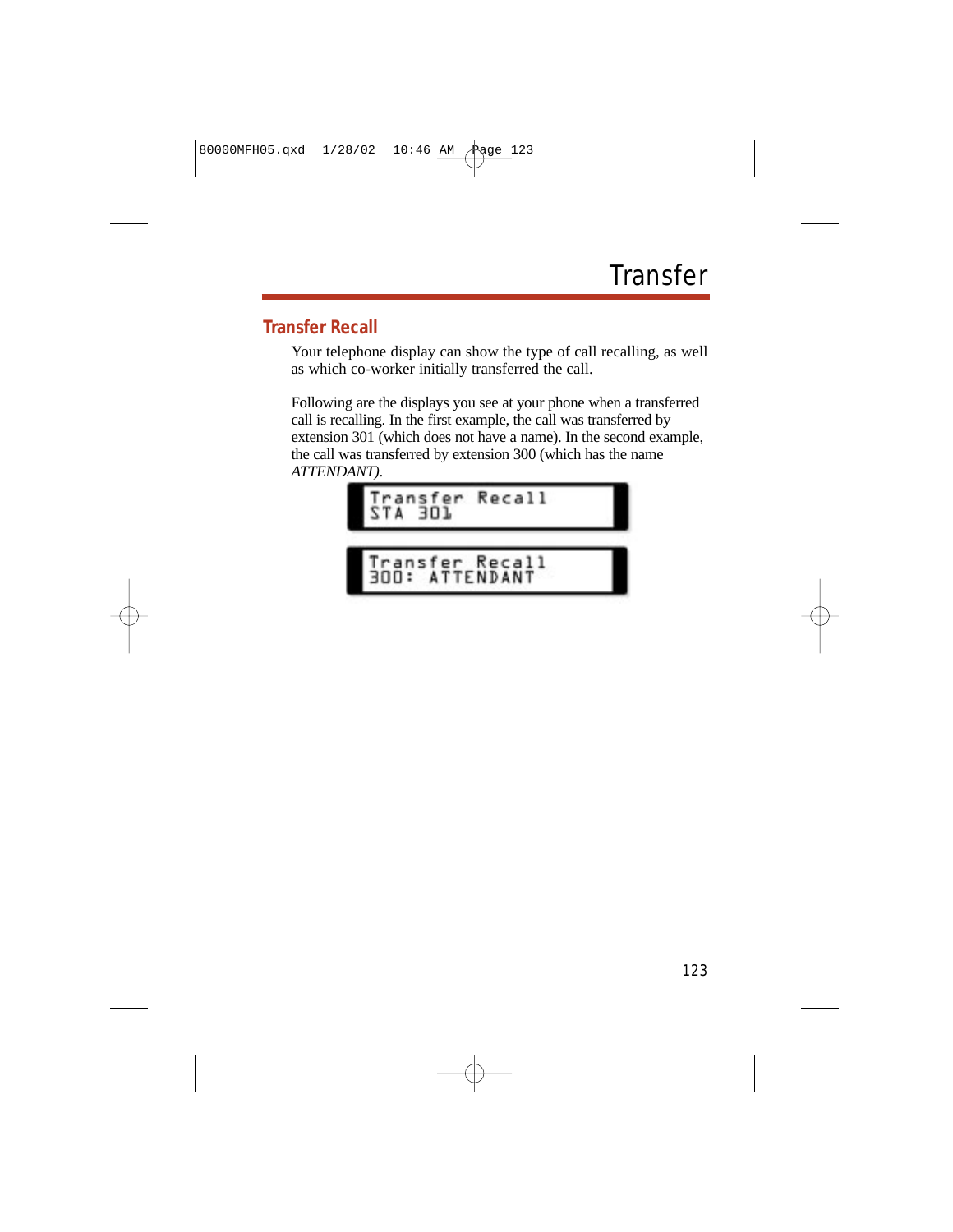# Transfer

## Transfer Recall

Your telephone display can show the type of call recalling, as well as which co-worker initially transferred the call.

Following are the displays you see at your phone when a transferred call is recalling. In the first example, the call was transferred by extension 301 (which does not have a name). In the second example, the call was transferred by extension 300 (which has the name *ATTENDANT).*

```
Transfer Recall
STA 301
```

```
Transfer Recall
300: ATTENDANT
```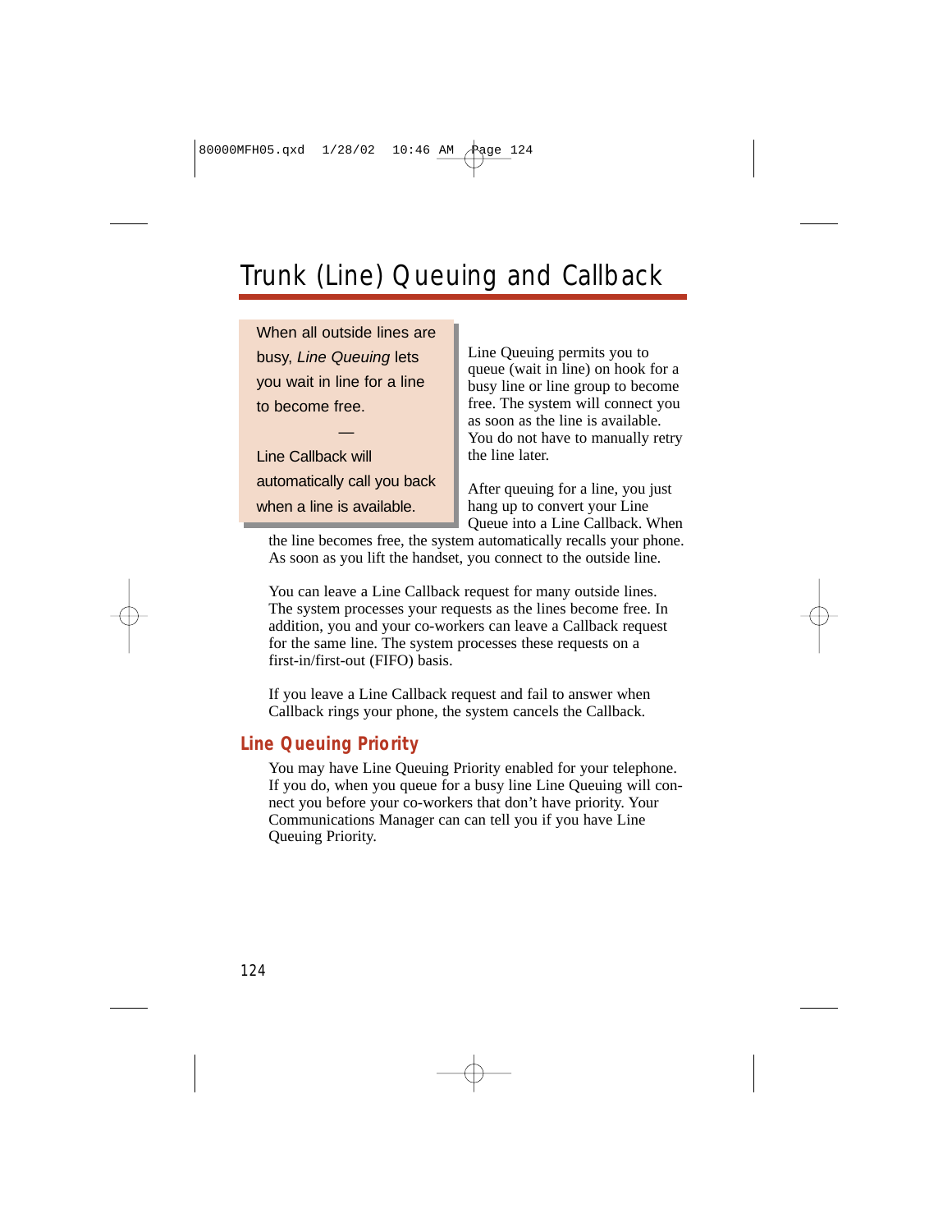# Trunk (Line) Queuing and Callback

When all outside lines are busy, *Line Queuing* lets you wait in line for a line to become free.

—

Line Callback will automatically call you back when a line is available.

Line Queuing permits you to queue (wait in line) on hook for a busy line or line group to become free. The system will connect you as soon as the line is available. You do not have to manually retry the line later.

After queuing for a line, you just hang up to convert your Line Queue into a Line Callback. When the line becomes free, the system automatically recalls your phone. As soon as you lift the handset, you connect to the outside line.

You can leave a Line Callback request for many outside lines. The system processes your requests as the lines become free. In addition, you and your co-workers can leave a Callback request for the same line. The system processes these requests on a first-in/first-out (FIFO) basis.

If you leave a Line Callback request and fail to answer when Callback rings your phone, the system cancels the Callback.

## Line Queuing Priority

You may have Line Queuing Priority enabled for your telephone. If you do, when you queue for a busy line Line Queuing will connect you before your co-workers that don't have priority. Your Communications Manager can can tell you if you have Line Queuing Priority.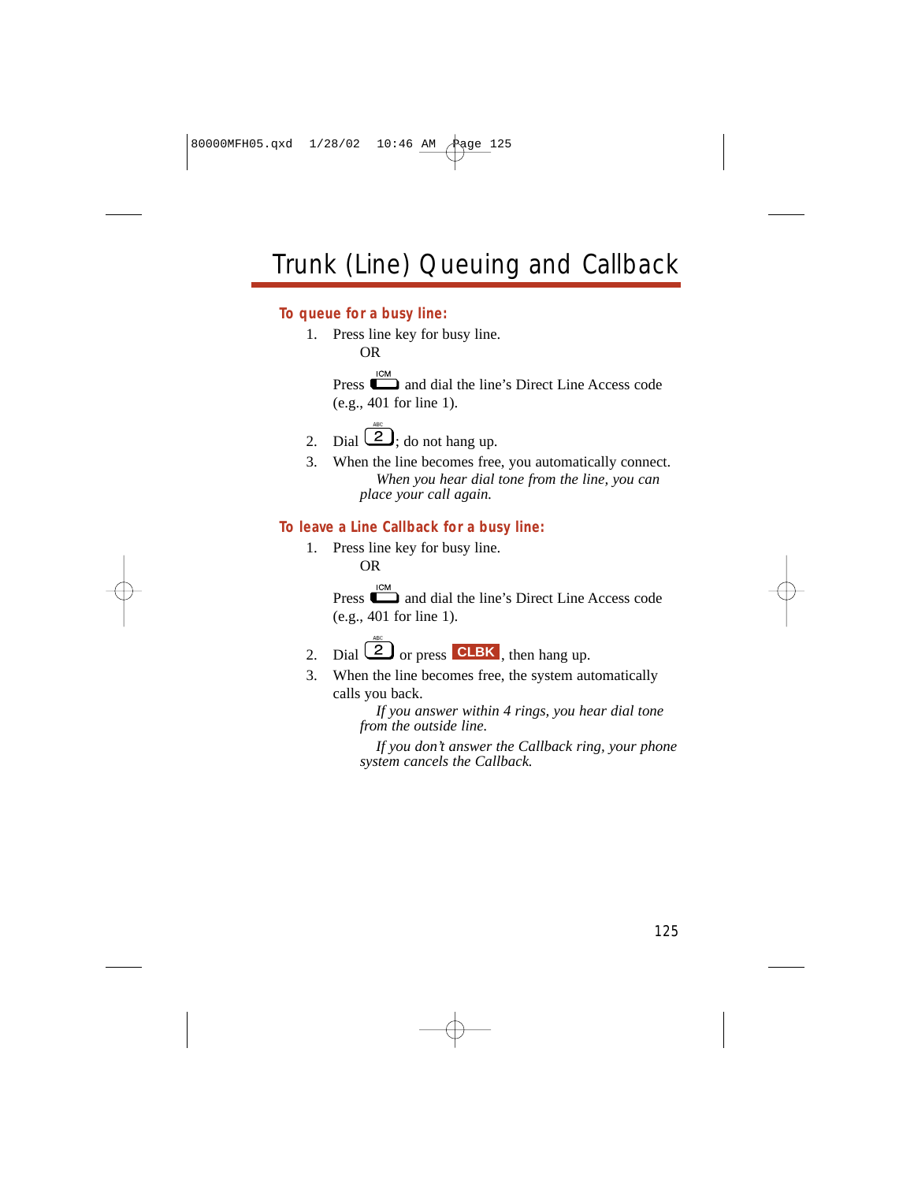# Trunk (Line) Queuing and Callback

### To queue for a busy line:

1. Press line key for busy line.

   OR

   Press ICM and dial the line's Direct Line Access code (e.g., 401 for line 1).

2. Dial 2; do not hang up.
3. When the line becomes free, you automatically connect.

   *When you hear dial tone from the line, you can place your call again.*

### To leave a Line Callback for a busy line:

1. Press line key for busy line.

   OR

   Press ICM and dial the line's Direct Line Access code (e.g., 401 for line 1).

2. Dial 2 or press CLBK, then hang up.
3. When the line becomes free, the system automatically calls you back.

   *If you answer within 4 rings, you hear dial tone from the outside line.*

   *If you don't answer the Callback ring, your phone system cancels the Callback.*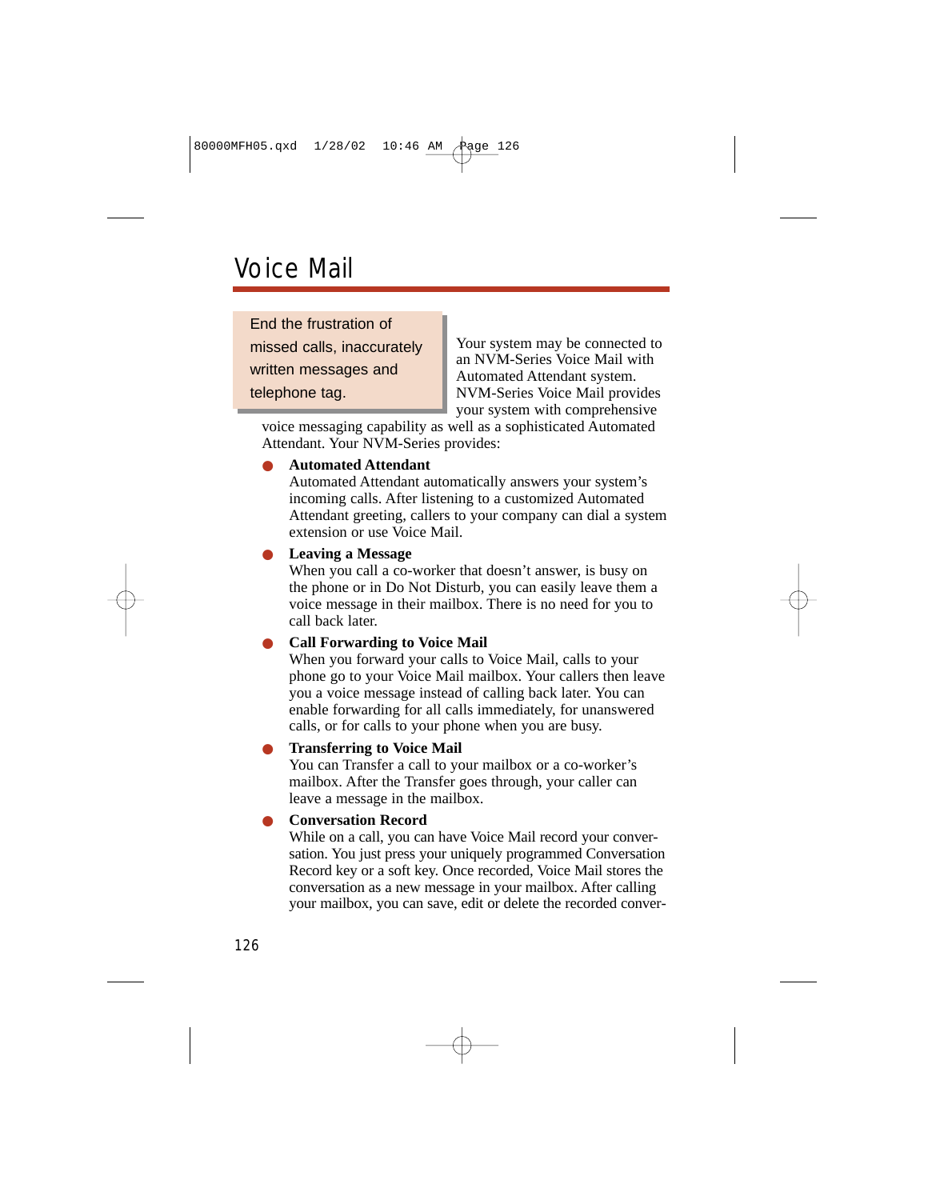# Voice Mail

End the frustration of missed calls, inaccurately written messages and telephone tag.

Your system may be connected to an NVM-Series Voice Mail with Automated Attendant system. NVM-Series Voice Mail provides your system with comprehensive voice messaging capability as well as a sophisticated Automated Attendant. Your NVM-Series provides:

- **Automated Attendant**
  Automated Attendant automatically answers your system's incoming calls. After listening to a customized Automated Attendant greeting, callers to your company can dial a system extension or use Voice Mail.
- **Leaving a Message**
  When you call a co-worker that doesn't answer, is busy on the phone or in Do Not Disturb, you can easily leave them a voice message in their mailbox. There is no need for you to call back later.
- **Call Forwarding to Voice Mail**
  When you forward your calls to Voice Mail, calls to your phone go to your Voice Mail mailbox. Your callers then leave you a voice message instead of calling back later. You can enable forwarding for all calls immediately, for unanswered calls, or for calls to your phone when you are busy.
- **Transferring to Voice Mail**
  You can Transfer a call to your mailbox or a co-worker's mailbox. After the Transfer goes through, your caller can leave a message in the mailbox.
- **Conversation Record**
  While on a call, you can have Voice Mail record your conversation. You just press your uniquely programmed Conversation Record key or a soft key. Once recorded, Voice Mail stores the conversation as a new message in your mailbox. After calling your mailbox, you can save, edit or delete the recorded conver-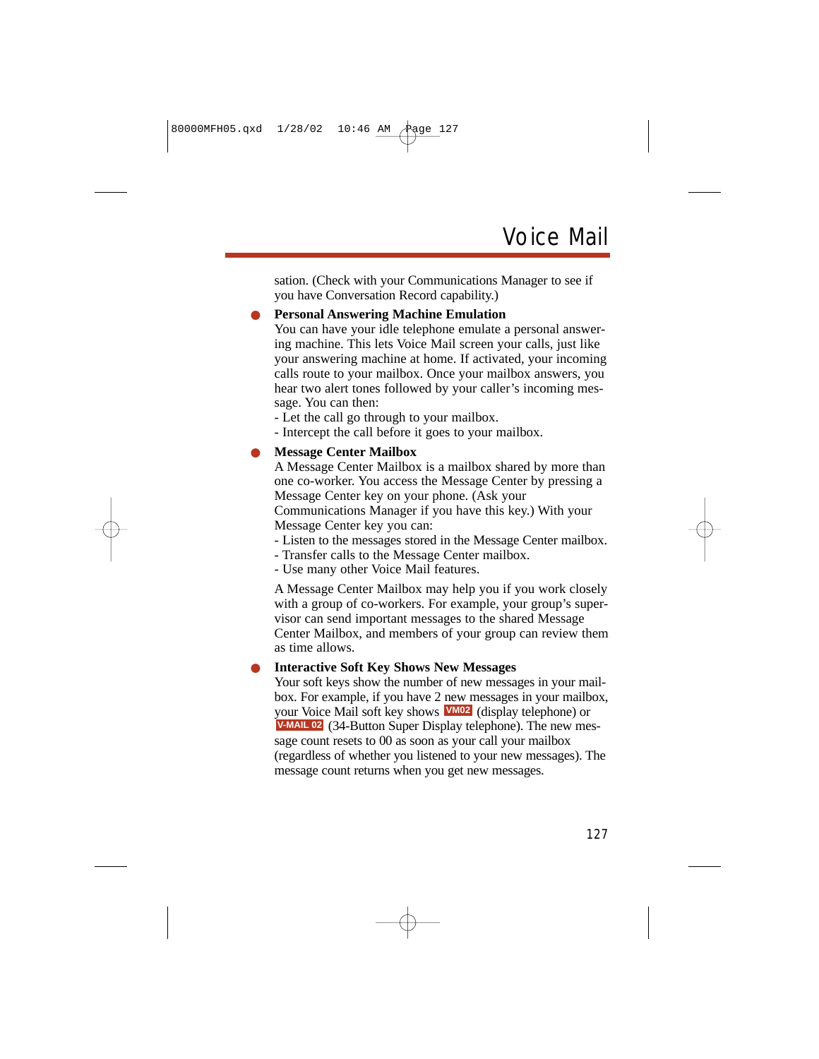sation. (Check with your Communications Manager to see if you have Conversation Record capability.)

- **Personal Answering Machine Emulation**
  You can have your idle telephone emulate a personal answering machine. This lets Voice Mail screen your calls, just like your answering machine at home. If activated, your incoming calls route to your mailbox. Once your mailbox answers, you hear two alert tones followed by your caller's incoming message. You can then:
  - Let the call go through to your mailbox.
  - Intercept the call before it goes to your mailbox.

- **Message Center Mailbox**
  A Message Center Mailbox is a mailbox shared by more than one co-worker. You access the Message Center by pressing a Message Center key on your phone. (Ask your Communications Manager if you have this key.) With your Message Center key you can:
  - Listen to the messages stored in the Message Center mailbox.
  - Transfer calls to the Message Center mailbox.
  - Use many other Voice Mail features.

  A Message Center Mailbox may help you if you work closely with a group of co-workers. For example, your group's supervisor can send important messages to the shared Message Center Mailbox, and members of your group can review them as time allows.

- **Interactive Soft Key Shows New Messages**
  Your soft keys show the number of new messages in your mailbox. For example, if you have 2 new messages in your mailbox, your Voice Mail soft key shows VM02 (display telephone) or V-MAIL 02 (34-Button Super Display telephone). The new message count resets to 00 as soon as your call your mailbox (regardless of whether you listened to your new messages). The message count returns when you get new messages.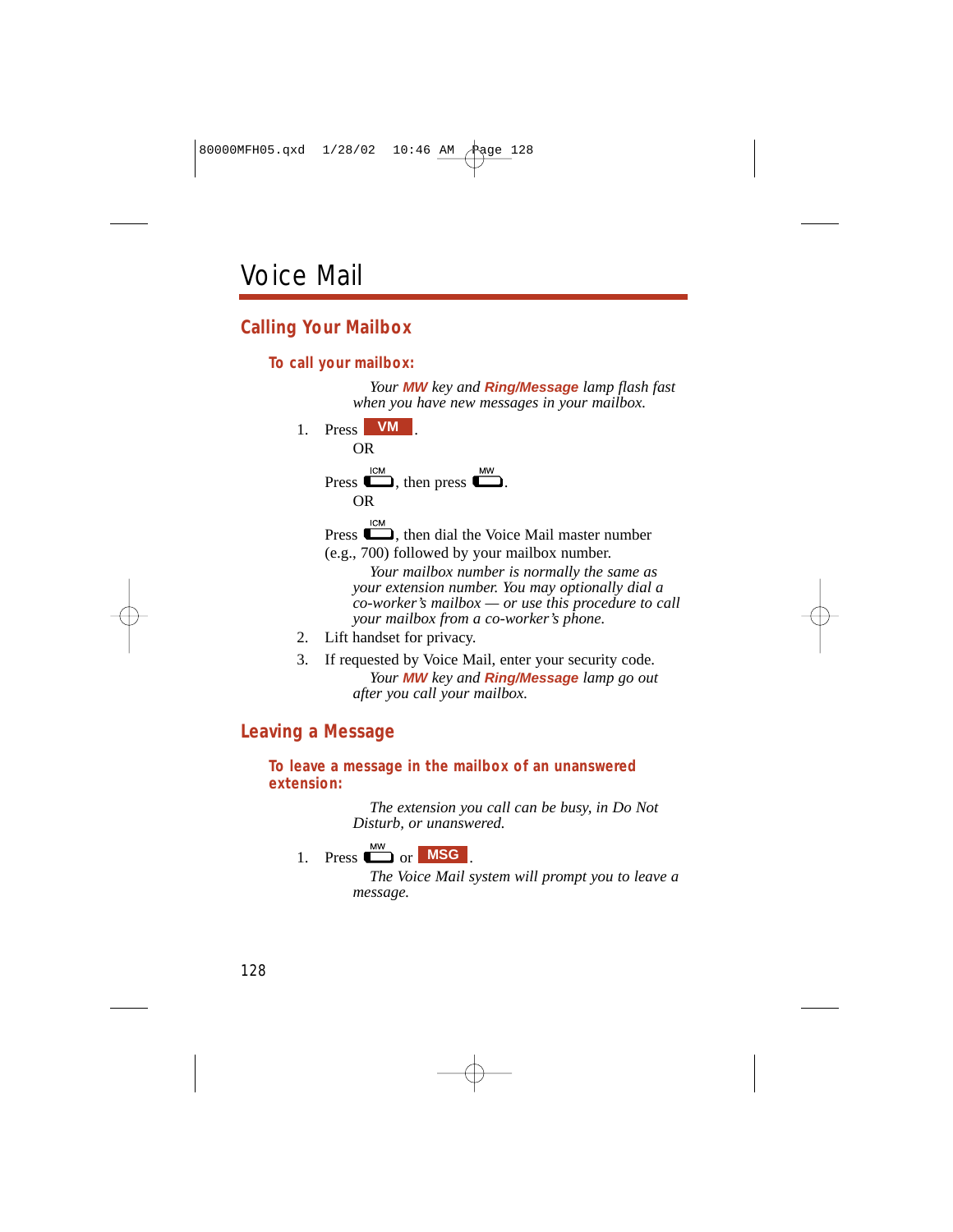# Voice Mail

## Calling Your Mailbox

### To call your mailbox:

*Your **MW** key and **Ring/Message** lamp flash fast when you have new messages in your mailbox.*

1. Press **VM**.

   OR

   Press ICM, then press MW.

   OR

   Press ICM, then dial the Voice Mail master number (e.g., 700) followed by your mailbox number.

   *Your mailbox number is normally the same as your extension number. You may optionally dial a co-worker's mailbox — or use this procedure to call your mailbox from a co-worker's phone.*

2. Lift handset for privacy.
3. If requested by Voice Mail, enter your security code.

   *Your **MW** key and **Ring/Message** lamp go out after you call your mailbox.*

## Leaving a Message

### To leave a message in the mailbox of an unanswered extension:

*The extension you call can be busy, in Do Not Disturb, or unanswered.*

1. Press MW or **MSG**.

   *The Voice Mail system will prompt you to leave a message.*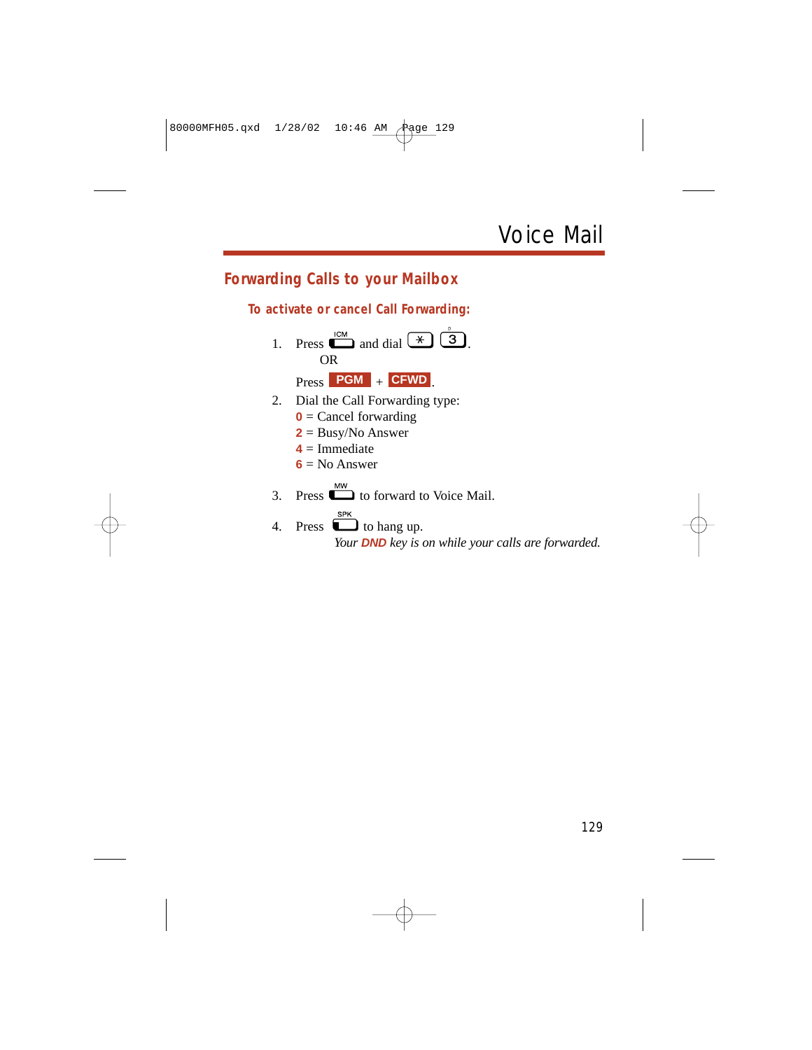# Voice Mail

## Forwarding Calls to your Mailbox

### To activate or cancel Call Forwarding:

1. Press ICM and dial * 3.
   
   OR
   
   Press **PGM** + **CFWD**.
2. Dial the Call Forwarding type:
   - **0** = Cancel forwarding
   - **2** = Busy/No Answer
   - **4** = Immediate
   - **6** = No Answer
3. Press MW to forward to Voice Mail.
4. Press SPK to hang up.
   
   *Your **DND** key is on while your calls are forwarded.*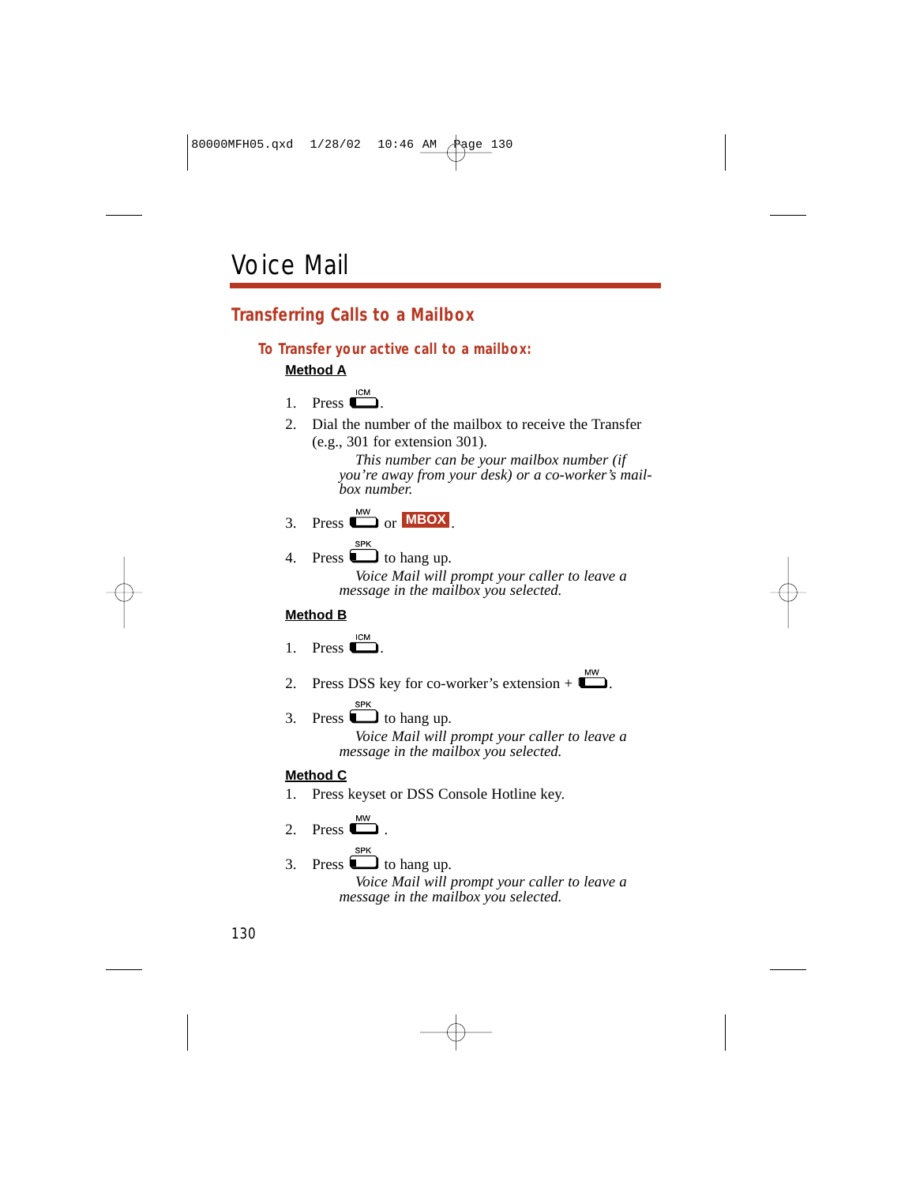# Voice Mail

## Transferring Calls to a Mailbox

### To Transfer your active call to a mailbox:

**Method A**

1. Press ICM.
2. Dial the number of the mailbox to receive the Transfer (e.g., 301 for extension 301).

   *This number can be your mailbox number (if you're away from your desk) or a co-worker's mailbox number.*

3. Press MW or **MBOX**.
4. Press SPK to hang up.

   *Voice Mail will prompt your caller to leave a message in the mailbox you selected.*

**Method B**

1. Press ICM.
2. Press DSS key for co-worker's extension + MW.
3. Press SPK to hang up.

   *Voice Mail will prompt your caller to leave a message in the mailbox you selected.*

**Method C**

1. Press keyset or DSS Console Hotline key.
2. Press MW .
3. Press SPK to hang up.

   *Voice Mail will prompt your caller to leave a message in the mailbox you selected.*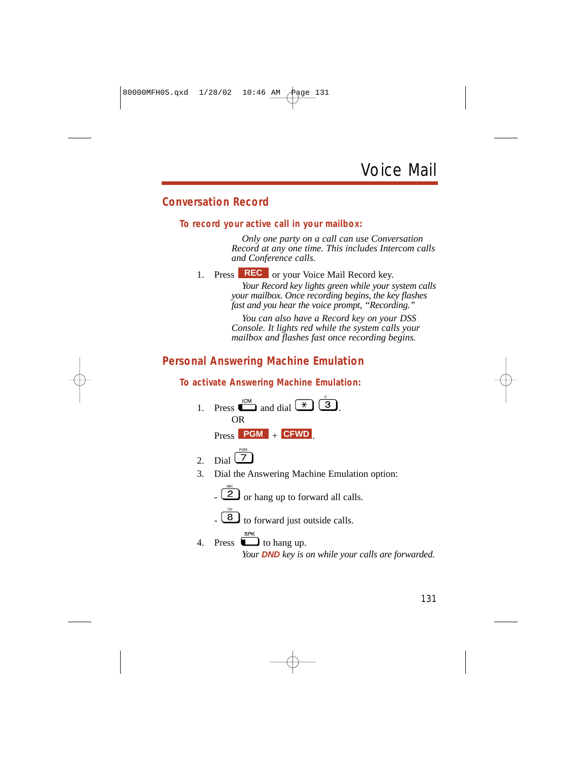# Voice Mail

## Conversation Record

### To record your active call in your mailbox:

*Only one party on a call can use Conversation Record at any one time. This includes Intercom calls and Conference calls.*

1. Press **REC** or your Voice Mail Record key.

   *Your Record key lights green while your system calls your mailbox. Once recording begins, the key flashes fast and you hear the voice prompt, "Recording."*

   *You can also have a Record key on your DSS Console. It lights red while the system calls your mailbox and flashes fast once recording begins.*

## Personal Answering Machine Emulation

### To activate Answering Machine Emulation:

1. Press ICM and dial * 3.

   OR

   Press **PGM** + **CFWD**.
2. Dial 7
3. Dial the Answering Machine Emulation option:
   - 2 or hang up to forward all calls.
   - 8 to forward just outside calls.
4. Press SPK to hang up.

   *Your* **DND** *key is on while your calls are forwarded.*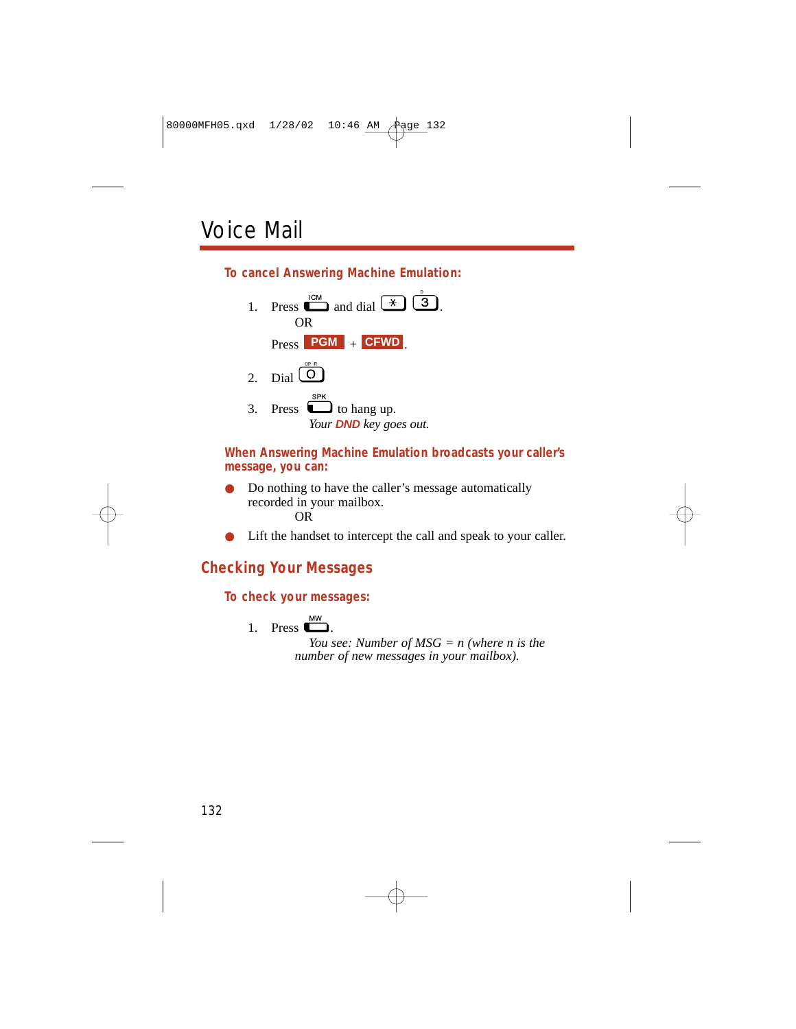# Voice Mail

### To cancel Answering Machine Emulation:

1. Press ICM and dial * 3.

   OR

   Press **PGM** + **CFWD**.

2. Dial 0

3. Press SPK to hang up.

   *Your* **DND** *key goes out.*

### When Answering Machine Emulation broadcasts your caller's message, you can:

- Do nothing to have the caller's message automatically recorded in your mailbox.

  OR

- Lift the handset to intercept the call and speak to your caller.

## Checking Your Messages

### To check your messages:

1. Press MW.

   *You see: Number of MSG = n (where n is the number of new messages in your mailbox).*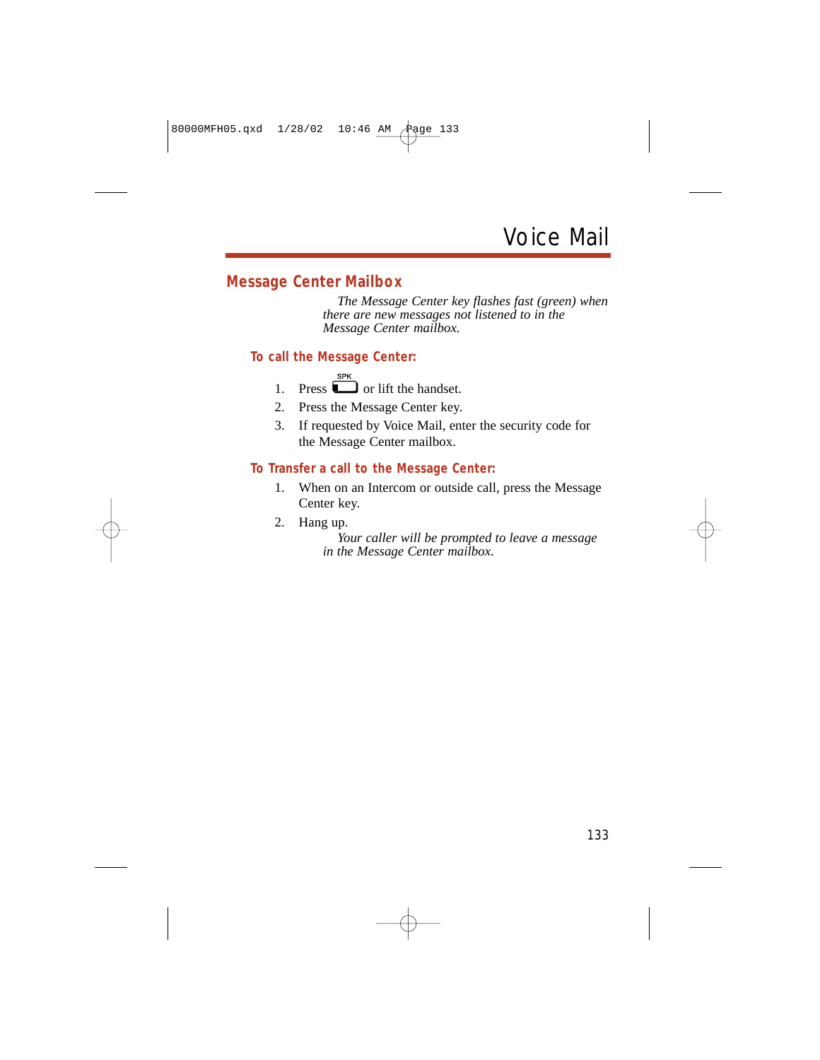# Voice Mail

## Message Center Mailbox

*The Message Center key flashes fast (green) when there are new messages not listened to in the Message Center mailbox.*

### To call the Message Center:

1. Press SPK or lift the handset.
2. Press the Message Center key.
3. If requested by Voice Mail, enter the security code for the Message Center mailbox.

### To Transfer a call to the Message Center:

1. When on an Intercom or outside call, press the Message Center key.
2. Hang up.

   *Your caller will be prompted to leave a message in the Message Center mailbox.*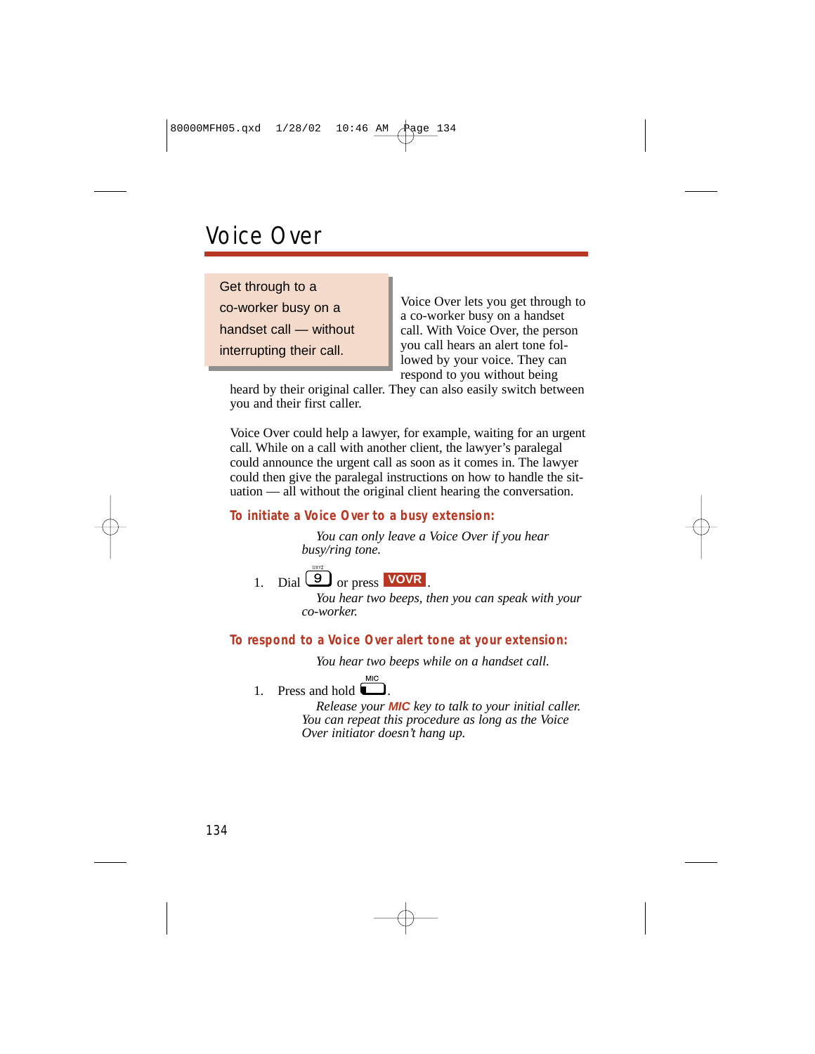# Voice Over

Get through to a co-worker busy on a handset call — without interrupting their call.

Voice Over lets you get through to a co-worker busy on a handset call. With Voice Over, the person you call hears an alert tone followed by your voice. They can respond to you without being heard by their original caller. They can also easily switch between you and their first caller.

Voice Over could help a lawyer, for example, waiting for an urgent call. While on a call with another client, the lawyer's paralegal could announce the urgent call as soon as it comes in. The lawyer could then give the paralegal instructions on how to handle the situation — all without the original client hearing the conversation.

## To initiate a Voice Over to a busy extension:

*You can only leave a Voice Over if you hear busy/ring tone.*

1. Dial 9 or press **VOVR**.

   *You hear two beeps, then you can speak with your co-worker.*

## To respond to a Voice Over alert tone at your extension:

*You hear two beeps while on a handset call.*

1. Press and hold MIC.

   *Release your **MIC** key to talk to your initial caller. You can repeat this procedure as long as the Voice Over initiator doesn't hang up.*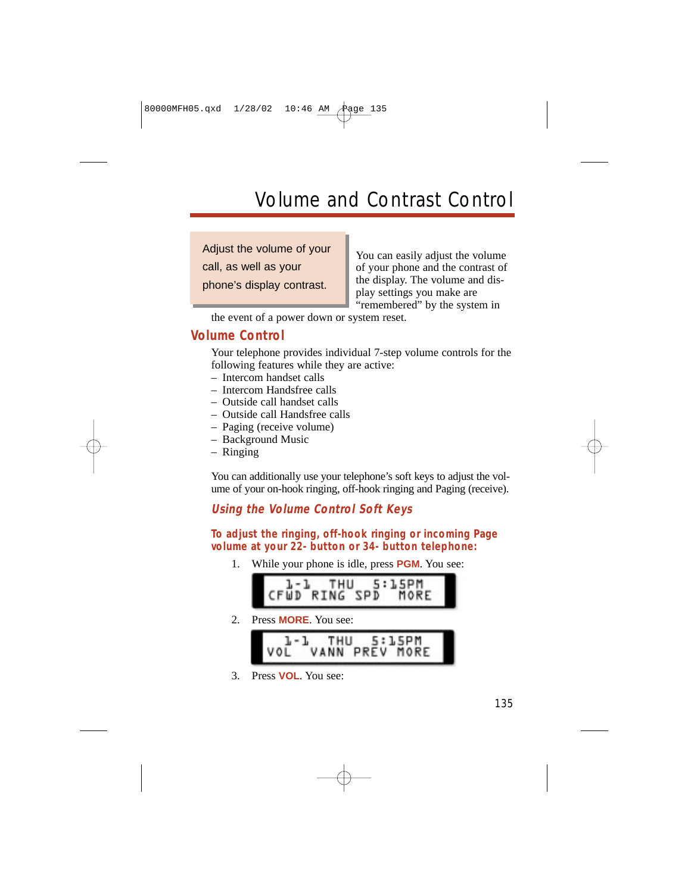# Volume and Contrast Control

> Adjust the volume of your call, as well as your phone's display contrast.

You can easily adjust the volume of your phone and the contrast of the display. The volume and display settings you make are "remembered" by the system in the event of a power down or system reset.

## Volume Control

Your telephone provides individual 7-step volume controls for the following features while they are active:

- Intercom handset calls
- Intercom Handsfree calls
- Outside call handset calls
- Outside call Handsfree calls
- Paging (receive volume)
- Background Music
- Ringing

You can additionally use your telephone's soft keys to adjust the volume of your on-hook ringing, off-hook ringing and Paging (receive).

### *Using the Volume Control Soft Keys*

#### To adjust the ringing, off-hook ringing or incoming Page volume at your 22- button or 34- button telephone:

1. While your phone is idle, press **PGM**. You see:

```
1-1   THU   5:15PM
CFWD RING SPD  MORE
```

2. Press **MORE**. You see:

```
1-1   THU   5:15PM
VOL  VANN PREV MORE
```

3. Press **VOL**. You see: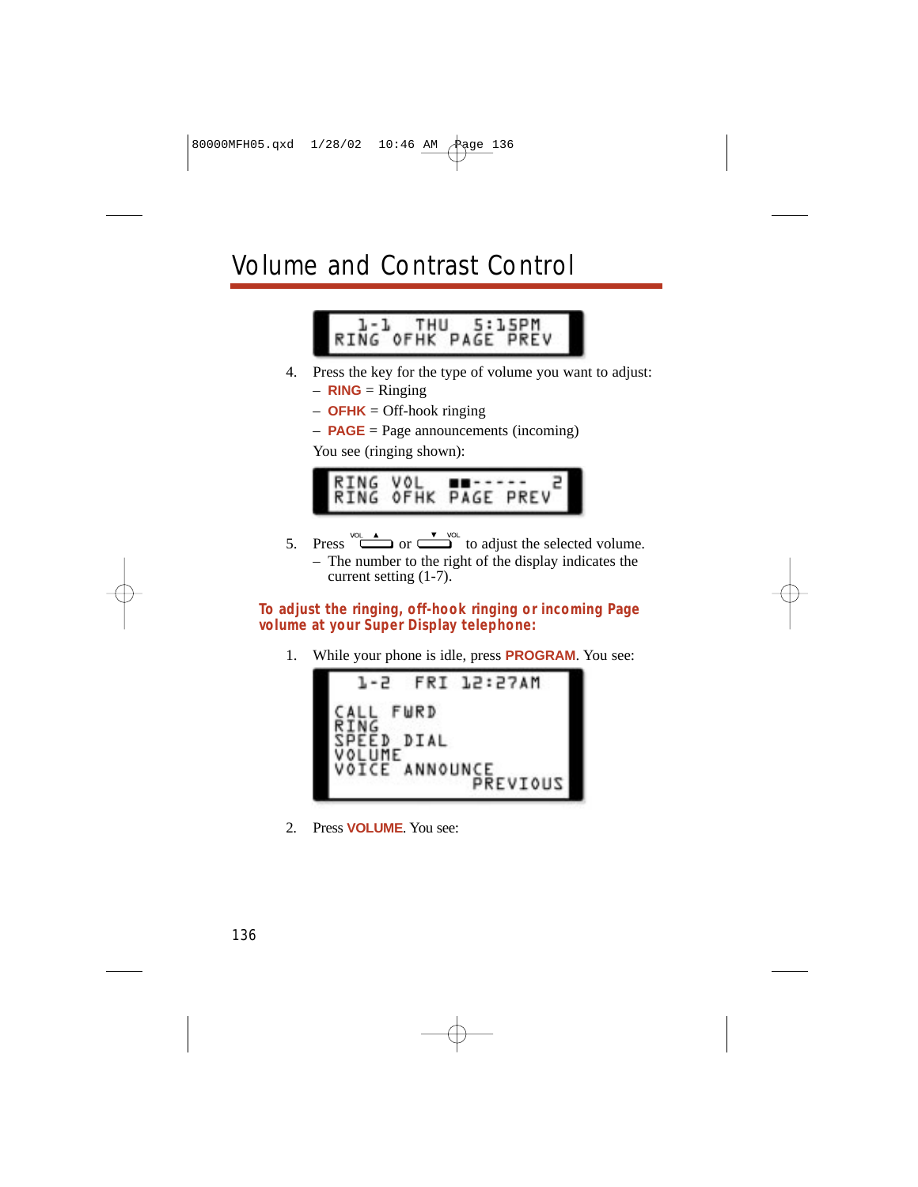# Volume and Contrast Control

```
 1-1   THU   5:15PM
RING OFHK PAGE PREV
```

4. Press the key for the type of volume you want to adjust:
   - **RING** = Ringing
   - **OFHK** = Off-hook ringing
   - **PAGE** = Page announcements (incoming)

   You see (ringing shown):

```
RING VOL  ■■-----  2
RING OFHK PAGE PREV
```

5. Press VOL ▲ or ▼ VOL to adjust the selected volume.
   - The number to the right of the display indicates the current setting (1-7).

**To adjust the ringing, off-hook ringing or incoming Page volume at your Super Display telephone:**

1. While your phone is idle, press **PROGRAM**. You see:

```
  1-2   FRI 12:27AM

CALL FWRD
RING
SPEED DIAL
VOLUME
VOICE ANNOUNCE
               PREVIOUS
```

2. Press **VOLUME**. You see: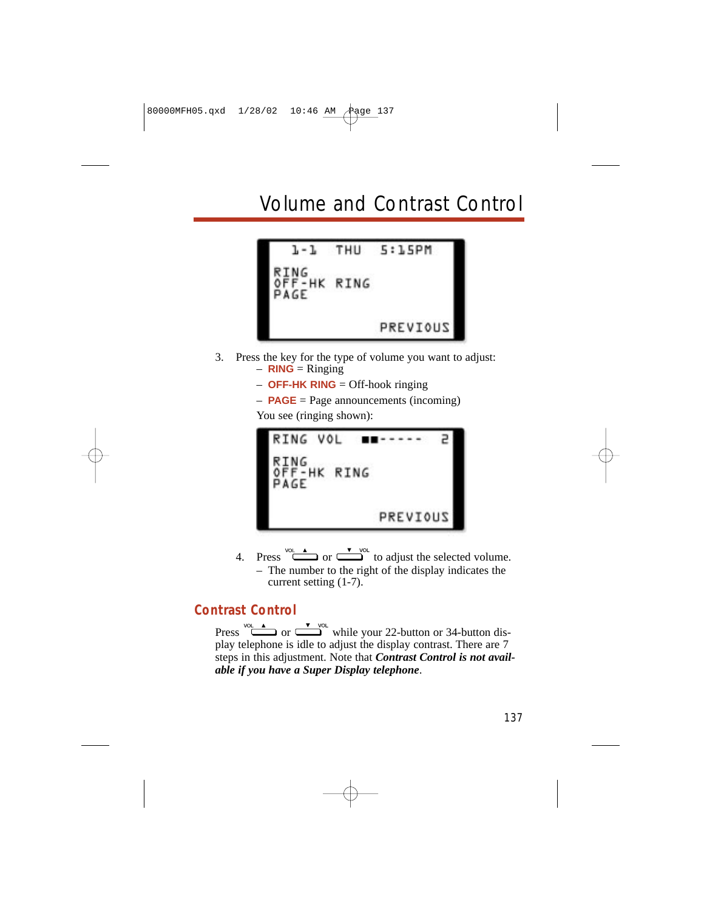# Volume and Contrast Control

```
  1-1   THU   5:15PM
RING
OFF-HK RING
PAGE

              PREVIOUS
```

3. Press the key for the type of volume you want to adjust:
   - **RING** = Ringing
   - **OFF-HK RING** = Off-hook ringing
   - **PAGE** = Page announcements (incoming)

   You see (ringing shown):

```
RING VOL  ■■-----  2
RING
OFF-HK RING
PAGE

              PREVIOUS
```

4. Press VOL ▲ or ▼ VOL to adjust the selected volume.
   - The number to the right of the display indicates the current setting (1-7).

## Contrast Control

Press VOL ▲ or ▼ VOL while your 22-button or 34-button display telephone is idle to adjust the display contrast. There are 7 steps in this adjustment. Note that ***Contrast Control is not available if you have a Super Display telephone***.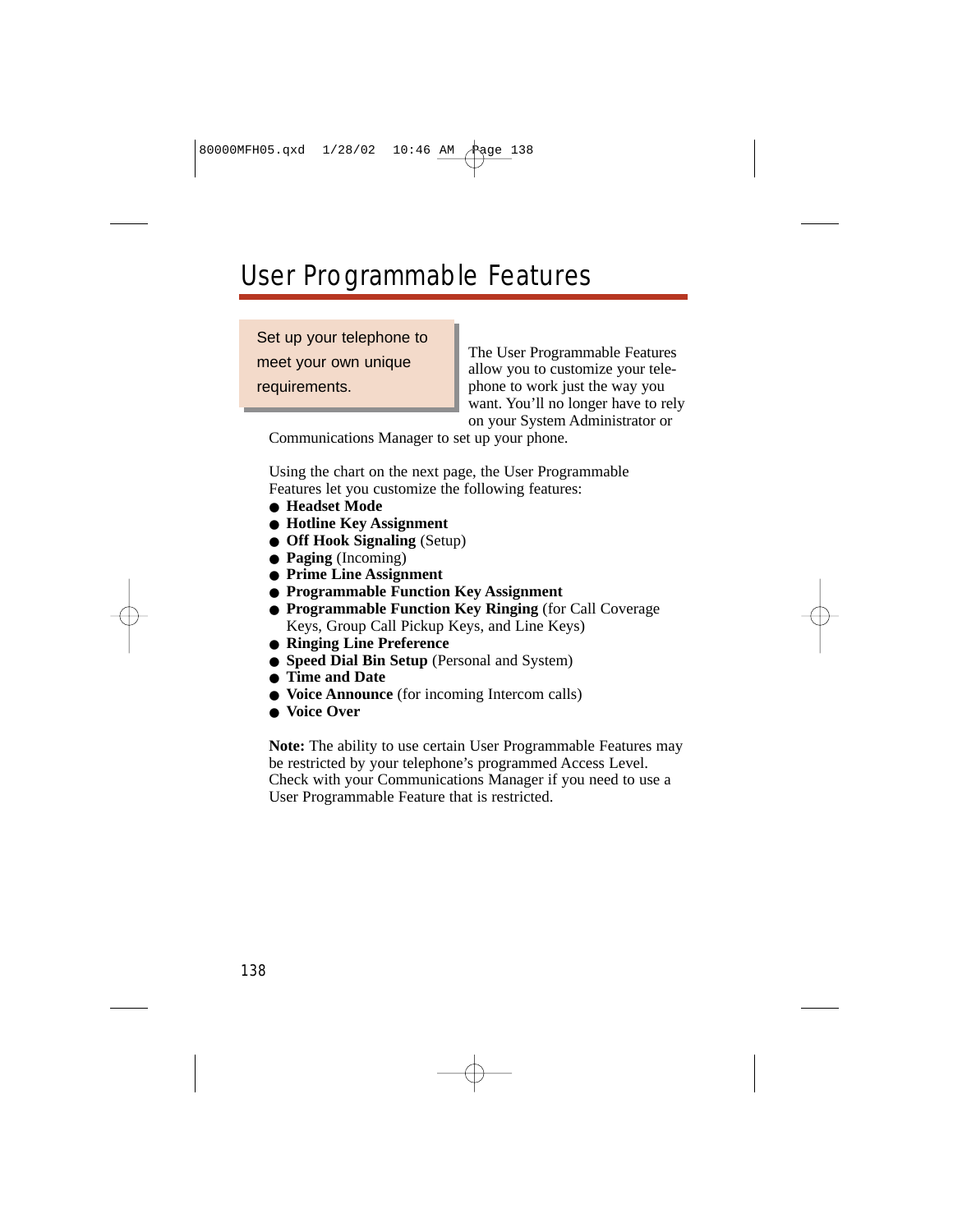# User Programmable Features

Set up your telephone to meet your own unique requirements.

The User Programmable Features allow you to customize your telephone to work just the way you want. You'll no longer have to rely on your System Administrator or Communications Manager to set up your phone.

Using the chart on the next page, the User Programmable Features let you customize the following features:

- **Headset Mode**
- **Hotline Key Assignment**
- **Off Hook Signaling** (Setup)
- **Paging** (Incoming)
- **Prime Line Assignment**
- **Programmable Function Key Assignment**
- **Programmable Function Key Ringing** (for Call Coverage Keys, Group Call Pickup Keys, and Line Keys)
- **Ringing Line Preference**
- **Speed Dial Bin Setup** (Personal and System)
- **Time and Date**
- **Voice Announce** (for incoming Intercom calls)
- **Voice Over**

**Note:** The ability to use certain User Programmable Features may be restricted by your telephone's programmed Access Level. Check with your Communications Manager if you need to use a User Programmable Feature that is restricted.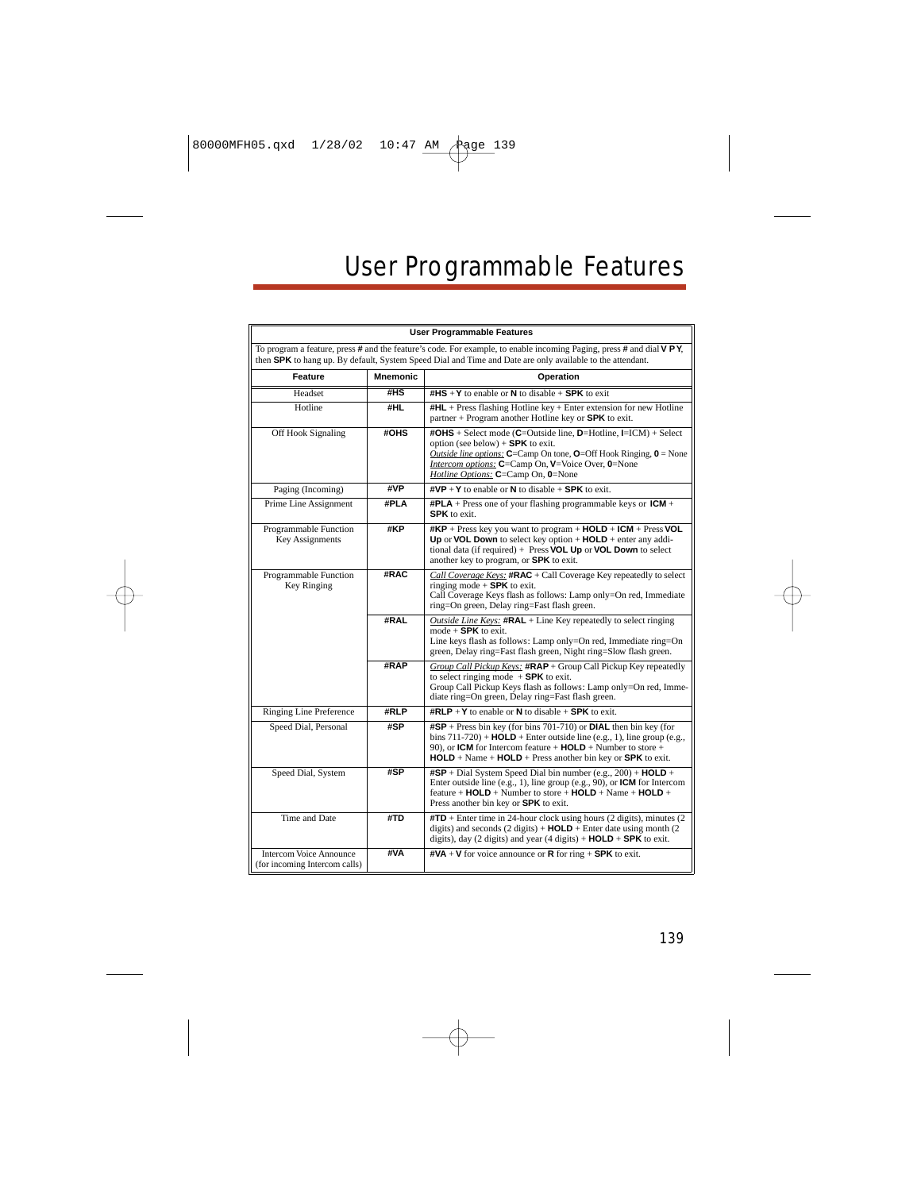# User Programmable Features

| User Programmable Features | | |
|---|---|---|
| To program a feature, press **#** and the feature's code. For example, to enable incoming Paging, press **#** and dial **V P Y**, then **SPK** to hang up. By default, System Speed Dial and Time and Date are only available to the attendant. | | |
| **Feature** | **Mnemonic** | **Operation** |
| Headset | **#HS** | **#HS** + **Y** to enable or **N** to disable + **SPK** to exit |
| Hotline | **#HL** | **#HL** + Press flashing Hotline key + Enter extension for new Hotline partner + Program another Hotline key or **SPK** to exit. |
| Off Hook Signaling | **#OHS** | **#OHS** + Select mode (**C**=Outside line, **D**=Hotline, **I**=ICM) + Select option (see below) + **SPK** to exit. *Outside line options:* **C**=Camp On tone, **O**=Off Hook Ringing, **0** = None *Intercom options:* **C**=Camp On, **V**=Voice Over, **0**=None *Hotline Options:* **C**=Camp On, **0**=None |
| Paging (Incoming) | **#VP** | **#VP** + **Y** to enable or **N** to disable + **SPK** to exit. |
| Prime Line Assignment | **#PLA** | **#PLA** + Press one of your flashing programmable keys or **ICM** + **SPK** to exit. |
| Programmable Function Key Assignments | **#KP** | **#KP** + Press key you want to program + **HOLD** + **ICM** + Press **VOL Up** or **VOL Down** to select key option + **HOLD** + enter any additional data (if required) + Press **VOL Up** or **VOL Down** to select another key to program, or **SPK** to exit. |
| Programmable Function Key Ringing | **#RAC** | *Call Coverage Keys:* **#RAC** + Call Coverage Key repeatedly to select ringing mode + **SPK** to exit. Call Coverage Keys flash as follows: Lamp only=On red, Immediate ring=On green, Delay ring=Fast flash green. |
| | **#RAL** | *Outside Line Keys:* **#RAL** + Line Key repeatedly to select ringing mode + **SPK** to exit. Line keys flash as follows: Lamp only=On red, Immediate ring=On green, Delay ring=Fast flash green, Night ring=Slow flash green. |
| | **#RAP** | *Group Call Pickup Keys:* **#RAP** + Group Call Pickup Key repeatedly to select ringing mode + **SPK** to exit. Group Call Pickup Keys flash as follows: Lamp only=On red, Immediate ring=On green, Delay ring=Fast flash green. |
| Ringing Line Preference | **#RLP** | **#RLP** + **Y** to enable or **N** to disable + **SPK** to exit. |
| Speed Dial, Personal | **#SP** | **#SP** + Press bin key (for bins 701-710) or **DIAL** then bin key (for bins 711-720) + **HOLD** + Enter outside line (e.g., 1), line group (e.g., 90), or **ICM** for Intercom feature + **HOLD** + Number to store + **HOLD** + Name + **HOLD** + Press another bin key or **SPK** to exit. |
| Speed Dial, System | **#SP** | **#SP** + Dial System Speed Dial bin number (e.g., 200) + **HOLD** + Enter outside line (e.g., 1), line group (e.g., 90), or **ICM** for Intercom feature + **HOLD** + Number to store + **HOLD** + Name + **HOLD** + Press another bin key or **SPK** to exit. |
| Time and Date | **#TD** | **#TD** + Enter time in 24-hour clock using hours (2 digits), minutes (2 digits) and seconds (2 digits) + **HOLD** + Enter date using month (2 digits), day (2 digits) and year (4 digits) + **HOLD** + **SPK** to exit. |
| Intercom Voice Announce (for incoming Intercom calls) | **#VA** | **#VA** + **V** for voice announce or **R** for ring + **SPK** to exit. |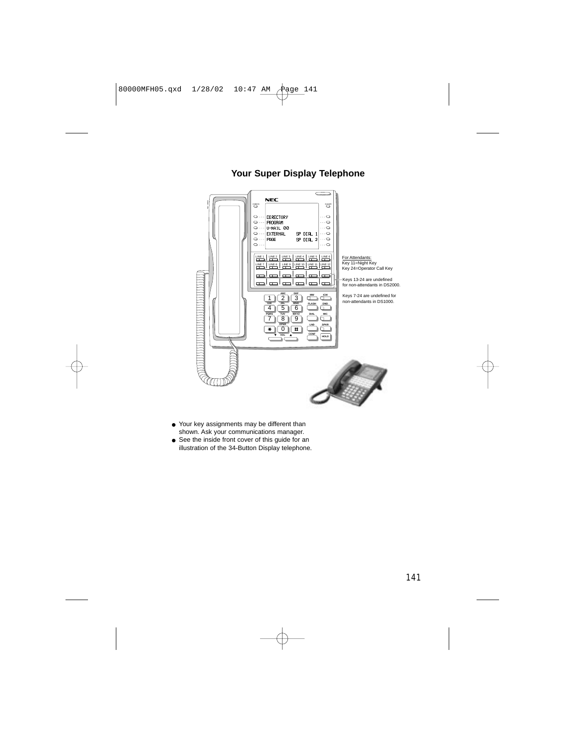# Your Super Display Telephone

For Attendants:
Key 11=Night Key
Key 24=Operator Call Key

Keys 13-24 are undefined for non-attendants in DS2000.

Keys 7-24 are undefined for non-attendants in DS1000.

- Your key assignments may be different than shown. Ask your communications manager.
- See the inside front cover of this guide for an illustration of the 34-Button Display telephone.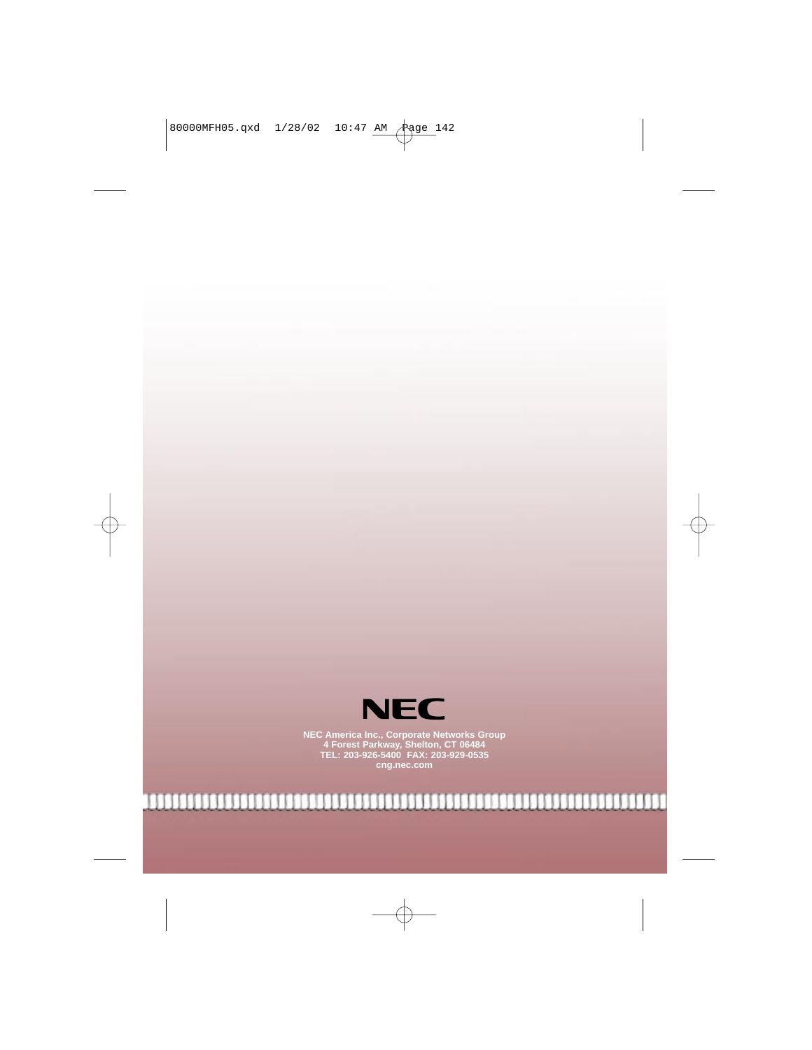NEC

**NEC America Inc., Corporate Networks Group**
**4 Forest Parkway, Shelton, CT 06484**
**TEL: 203-926-5400 FAX: 203-929-0535**
**cng.nec.com**